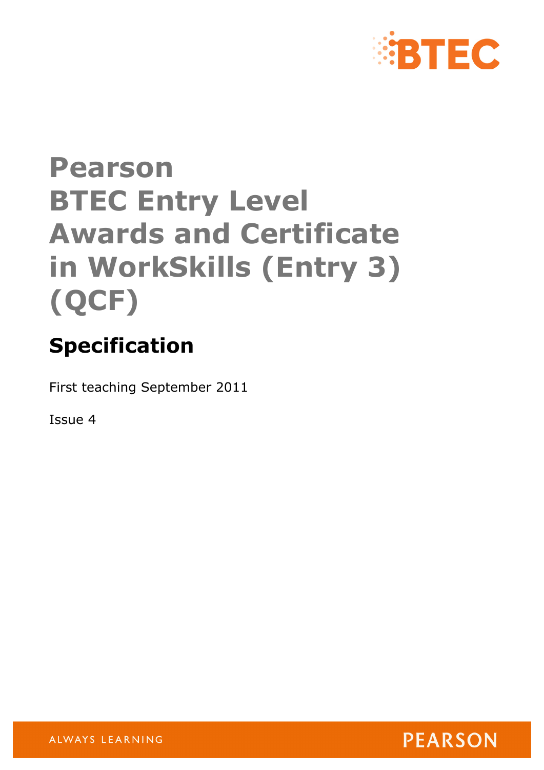# Pearson BTEC Entry Level Awards and Certificate in WorkSkills (Entry 3) (QCF)

## Specification

First teaching September 2011

Issue 4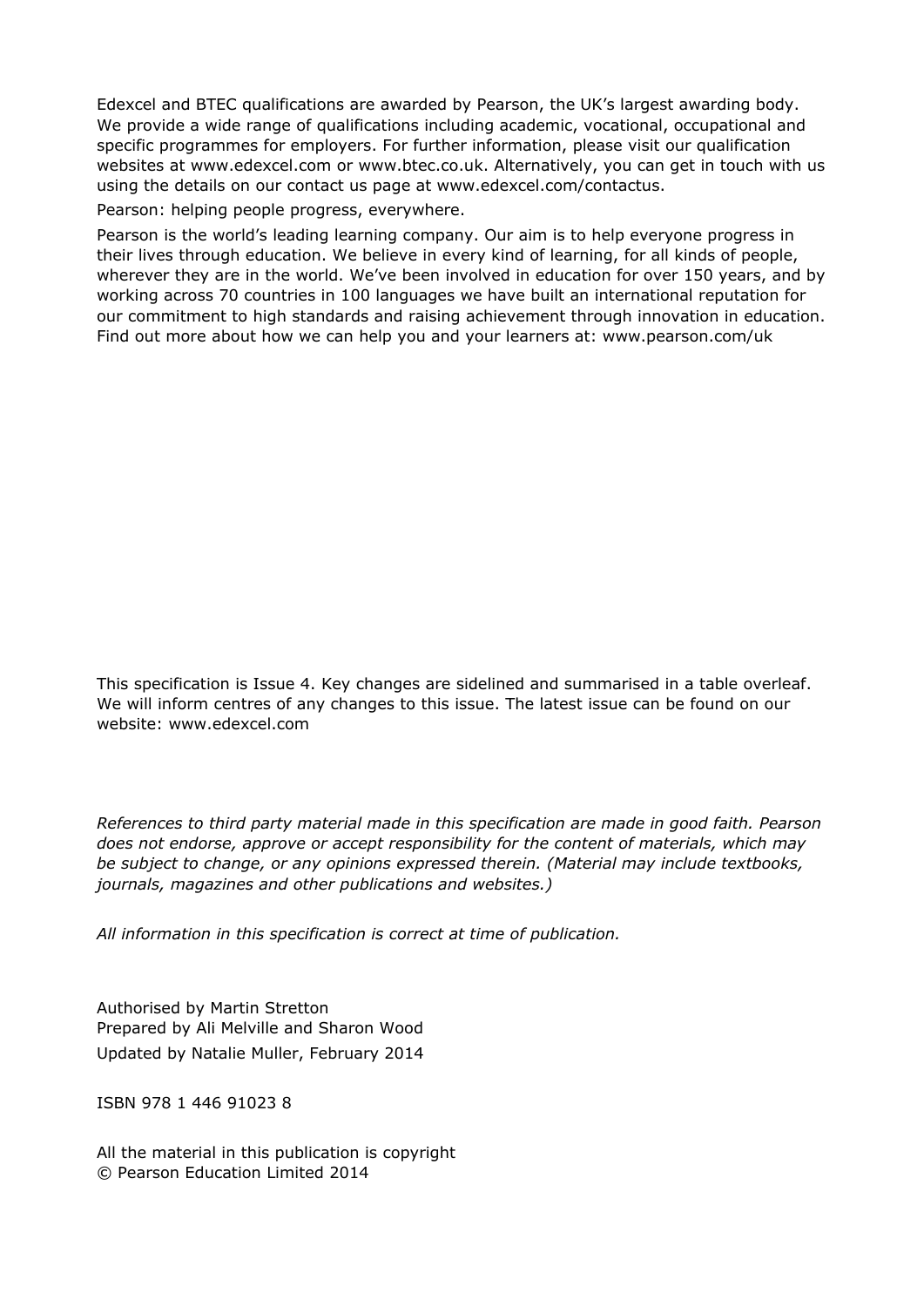Edexcel and BTEC qualifications are awarded by Pearson, the UK's largest awarding body. We provide a wide range of qualifications including academic, vocational, occupational and specific programmes for employers. For further information, please visit our qualification websites at www.edexcel.com or www.btec.co.uk. Alternatively, you can get in touch with us using the details on our contact us page at www.edexcel.com/contactus.

Pearson: helping people progress, everywhere.

Pearson is the world's leading learning company. Our aim is to help everyone progress in their lives through education. We believe in every kind of learning, for all kinds of people, wherever they are in the world. We've been involved in education for over 150 years, and by working across 70 countries in 100 languages we have built an international reputation for our commitment to high standards and raising achievement through innovation in education. Find out more about how we can help you and your learners at: www.pearson.com/uk

This specification is Issue 4. Key changes are sidelined and summarised in a table overleaf. We will inform centres of any changes to this issue. The latest issue can be found on our website: www.edexcel.com

*References to third party material made in this specification are made in good faith. Pearson does not endorse, approve or accept responsibility for the content of materials, which may be subject to change, or any opinions expressed therein. (Material may include textbooks, journals, magazines and other publications and websites.)*

*All information in this specification is correct at time of publication.*

Authorised by Martin Stretton
Prepared by Ali Melville and Sharon Wood
Updated by Natalie Muller, February 2014

ISBN 978 1 446 91023 8

All the material in this publication is copyright
© Pearson Education Limited 2014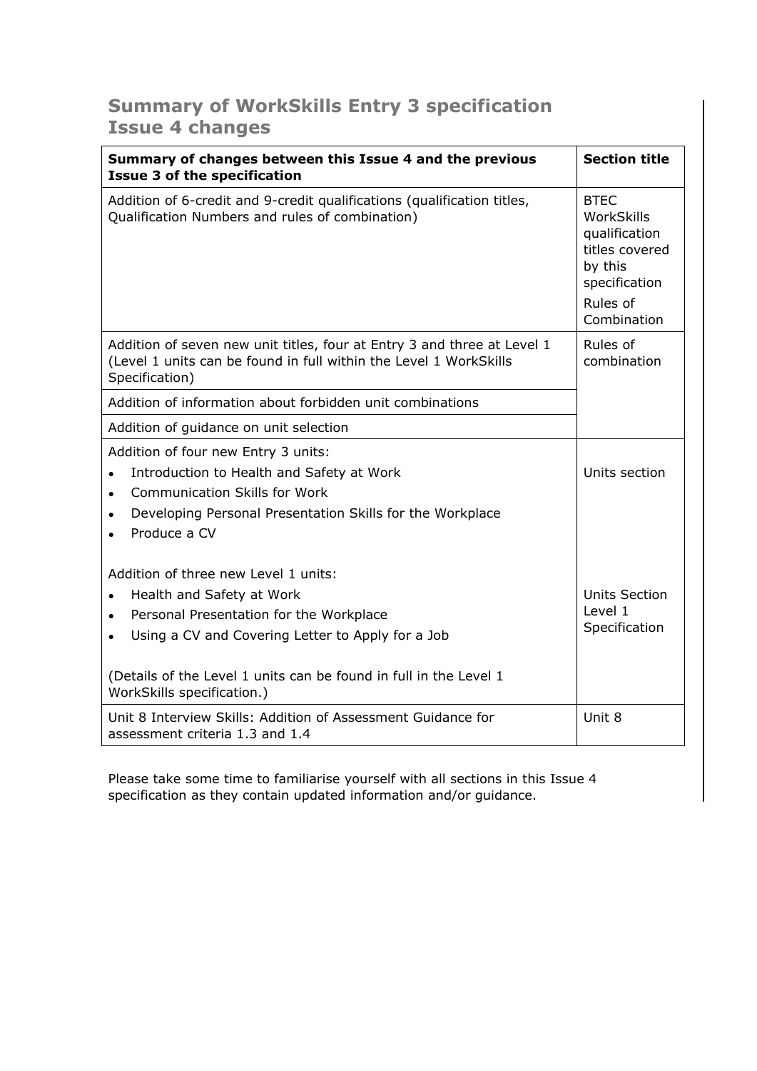# Summary of WorkSkills Entry 3 specification Issue 4 changes

| Summary of changes between this Issue 4 and the previous Issue 3 of the specification | Section title |
|---|---|
| Addition of 6-credit and 9-credit qualifications (qualification titles, Qualification Numbers and rules of combination) | BTEC WorkSkills qualification titles covered by this specification<br><br>Rules of Combination |
| Addition of seven new unit titles, four at Entry 3 and three at Level 1 (Level 1 units can be found in full within the Level 1 WorkSkills Specification) | Rules of combination |
| Addition of information about forbidden unit combinations | |
| Addition of guidance on unit selection | |
| Addition of four new Entry 3 units:<br>• Introduction to Health and Safety at Work<br>• Communication Skills for Work<br>• Developing Personal Presentation Skills for the Workplace<br>• Produce a CV | Units section |
| Addition of three new Level 1 units:<br>• Health and Safety at Work<br>• Personal Presentation for the Workplace<br>• Using a CV and Covering Letter to Apply for a Job<br><br>(Details of the Level 1 units can be found in full in the Level 1 WorkSkills specification.) | Units Section Level 1 Specification |
| Unit 8 Interview Skills: Addition of Assessment Guidance for assessment criteria 1.3 and 1.4 | Unit 8 |

Please take some time to familiarise yourself with all sections in this Issue 4 specification as they contain updated information and/or guidance.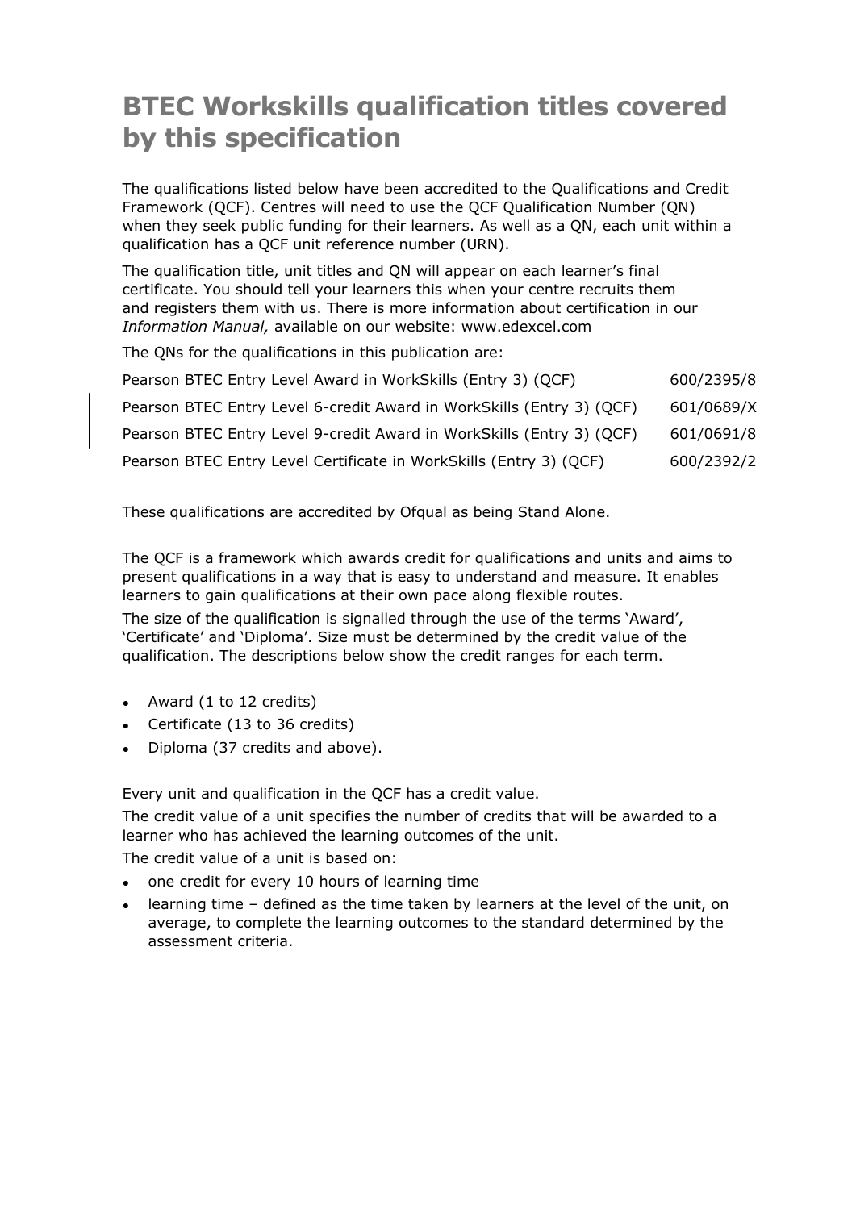# BTEC Workskills qualification titles covered by this specification

The qualifications listed below have been accredited to the Qualifications and Credit Framework (QCF). Centres will need to use the QCF Qualification Number (QN) when they seek public funding for their learners. As well as a QN, each unit within a qualification has a QCF unit reference number (URN).

The qualification title, unit titles and QN will appear on each learner's final certificate. You should tell your learners this when your centre recruits them and registers them with us. There is more information about certification in our *Information Manual,* available on our website: www.edexcel.com

The QNs for the qualifications in this publication are:

| | |
|---|---|
| Pearson BTEC Entry Level Award in WorkSkills (Entry 3) (QCF) | 600/2395/8 |
| Pearson BTEC Entry Level 6-credit Award in WorkSkills (Entry 3) (QCF) | 601/0689/X |
| Pearson BTEC Entry Level 9-credit Award in WorkSkills (Entry 3) (QCF) | 601/0691/8 |
| Pearson BTEC Entry Level Certificate in WorkSkills (Entry 3) (QCF) | 600/2392/2 |

These qualifications are accredited by Ofqual as being Stand Alone.

The QCF is a framework which awards credit for qualifications and units and aims to present qualifications in a way that is easy to understand and measure. It enables learners to gain qualifications at their own pace along flexible routes.

The size of the qualification is signalled through the use of the terms 'Award', 'Certificate' and 'Diploma'. Size must be determined by the credit value of the qualification. The descriptions below show the credit ranges for each term.

- Award (1 to 12 credits)
- Certificate (13 to 36 credits)
- Diploma (37 credits and above).

Every unit and qualification in the QCF has a credit value.

The credit value of a unit specifies the number of credits that will be awarded to a learner who has achieved the learning outcomes of the unit.

The credit value of a unit is based on:

- one credit for every 10 hours of learning time
- learning time – defined as the time taken by learners at the level of the unit, on average, to complete the learning outcomes to the standard determined by the assessment criteria.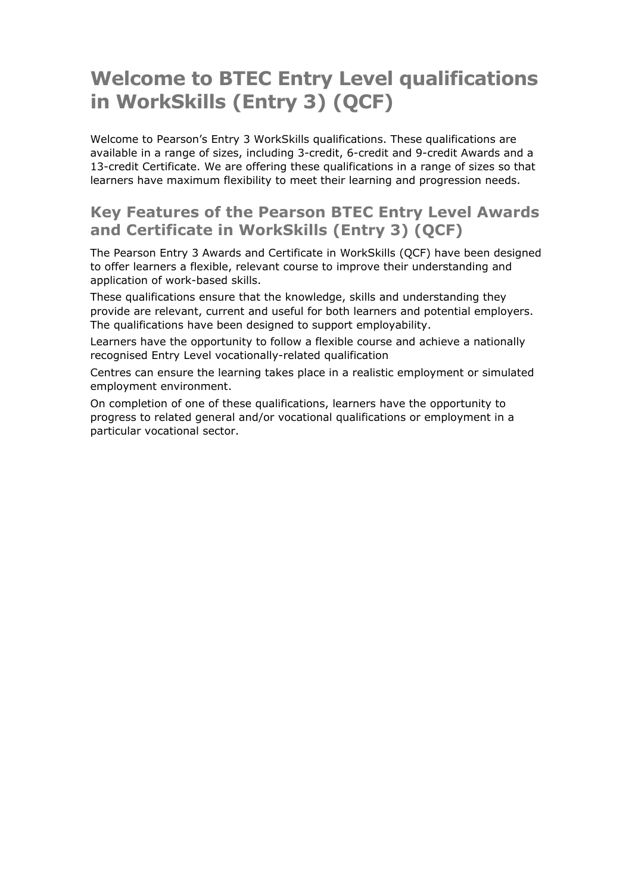# Welcome to BTEC Entry Level qualifications in WorkSkills (Entry 3) (QCF)

Welcome to Pearson's Entry 3 WorkSkills qualifications. These qualifications are available in a range of sizes, including 3-credit, 6-credit and 9-credit Awards and a 13-credit Certificate. We are offering these qualifications in a range of sizes so that learners have maximum flexibility to meet their learning and progression needs.

## Key Features of the Pearson BTEC Entry Level Awards and Certificate in WorkSkills (Entry 3) (QCF)

The Pearson Entry 3 Awards and Certificate in WorkSkills (QCF) have been designed to offer learners a flexible, relevant course to improve their understanding and application of work-based skills.

These qualifications ensure that the knowledge, skills and understanding they provide are relevant, current and useful for both learners and potential employers. The qualifications have been designed to support employability.

Learners have the opportunity to follow a flexible course and achieve a nationally recognised Entry Level vocationally-related qualification

Centres can ensure the learning takes place in a realistic employment or simulated employment environment.

On completion of one of these qualifications, learners have the opportunity to progress to related general and/or vocational qualifications or employment in a particular vocational sector.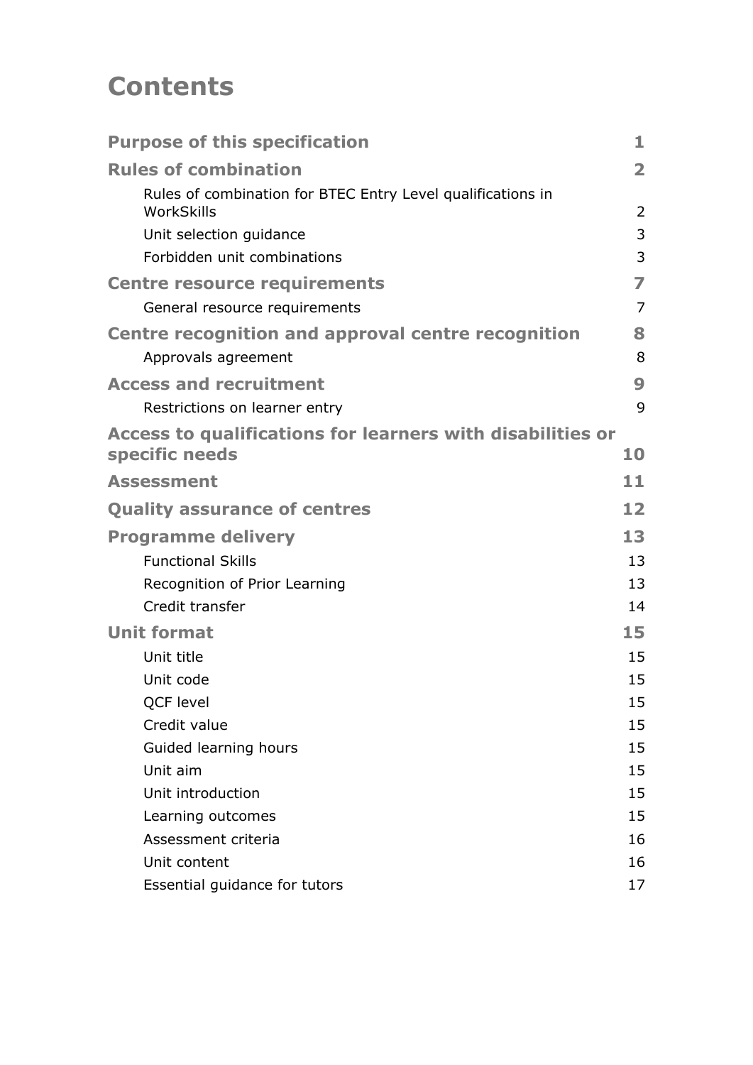# Contents

| | |
|---|---|
| **Purpose of this specification** | **1** |
| **Rules of combination** | **2** |
| Rules of combination for BTEC Entry Level qualifications in WorkSkills | 2 |
| Unit selection guidance | 3 |
| Forbidden unit combinations | 3 |
| **Centre resource requirements** | **7** |
| General resource requirements | 7 |
| **Centre recognition and approval centre recognition** | **8** |
| Approvals agreement | 8 |
| **Access and recruitment** | **9** |
| Restrictions on learner entry | 9 |
| **Access to qualifications for learners with disabilities or specific needs** | **10** |
| **Assessment** | **11** |
| **Quality assurance of centres** | **12** |
| **Programme delivery** | **13** |
| Functional Skills | 13 |
| Recognition of Prior Learning | 13 |
| Credit transfer | 14 |
| **Unit format** | **15** |
| Unit title | 15 |
| Unit code | 15 |
| QCF level | 15 |
| Credit value | 15 |
| Guided learning hours | 15 |
| Unit aim | 15 |
| Unit introduction | 15 |
| Learning outcomes | 15 |
| Assessment criteria | 16 |
| Unit content | 16 |
| Essential guidance for tutors | 17 |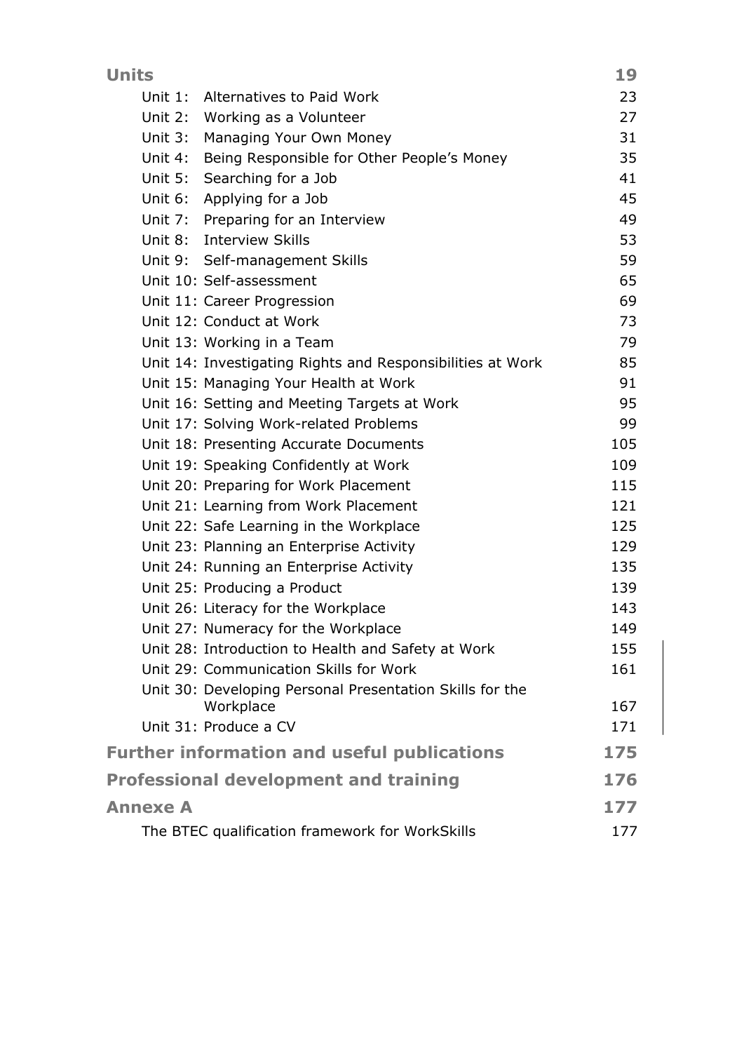| **Units** | **19** |
|---|---|
| Unit 1: Alternatives to Paid Work | 23 |
| Unit 2: Working as a Volunteer | 27 |
| Unit 3: Managing Your Own Money | 31 |
| Unit 4: Being Responsible for Other People's Money | 35 |
| Unit 5: Searching for a Job | 41 |
| Unit 6: Applying for a Job | 45 |
| Unit 7: Preparing for an Interview | 49 |
| Unit 8: Interview Skills | 53 |
| Unit 9: Self-management Skills | 59 |
| Unit 10: Self-assessment | 65 |
| Unit 11: Career Progression | 69 |
| Unit 12: Conduct at Work | 73 |
| Unit 13: Working in a Team | 79 |
| Unit 14: Investigating Rights and Responsibilities at Work | 85 |
| Unit 15: Managing Your Health at Work | 91 |
| Unit 16: Setting and Meeting Targets at Work | 95 |
| Unit 17: Solving Work-related Problems | 99 |
| Unit 18: Presenting Accurate Documents | 105 |
| Unit 19: Speaking Confidently at Work | 109 |
| Unit 20: Preparing for Work Placement | 115 |
| Unit 21: Learning from Work Placement | 121 |
| Unit 22: Safe Learning in the Workplace | 125 |
| Unit 23: Planning an Enterprise Activity | 129 |
| Unit 24: Running an Enterprise Activity | 135 |
| Unit 25: Producing a Product | 139 |
| Unit 26: Literacy for the Workplace | 143 |
| Unit 27: Numeracy for the Workplace | 149 |
| Unit 28: Introduction to Health and Safety at Work | 155 |
| Unit 29: Communication Skills for Work | 161 |
| Unit 30: Developing Personal Presentation Skills for the Workplace | 167 |
| Unit 31: Produce a CV | 171 |
| **Further information and useful publications** | **175** |
| **Professional development and training** | **176** |
| **Annexe A** | **177** |
| The BTEC qualification framework for WorkSkills | 177 |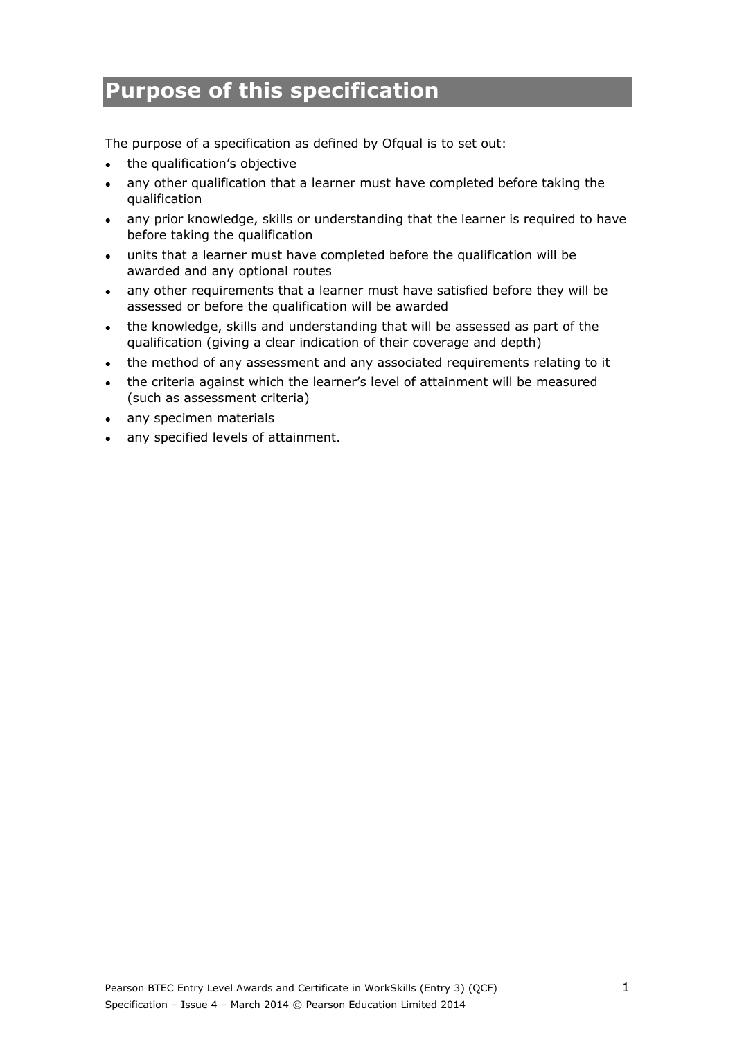# Purpose of this specification

The purpose of a specification as defined by Ofqual is to set out:

- the qualification's objective
- any other qualification that a learner must have completed before taking the qualification
- any prior knowledge, skills or understanding that the learner is required to have before taking the qualification
- units that a learner must have completed before the qualification will be awarded and any optional routes
- any other requirements that a learner must have satisfied before they will be assessed or before the qualification will be awarded
- the knowledge, skills and understanding that will be assessed as part of the qualification (giving a clear indication of their coverage and depth)
- the method of any assessment and any associated requirements relating to it
- the criteria against which the learner's level of attainment will be measured (such as assessment criteria)
- any specimen materials
- any specified levels of attainment.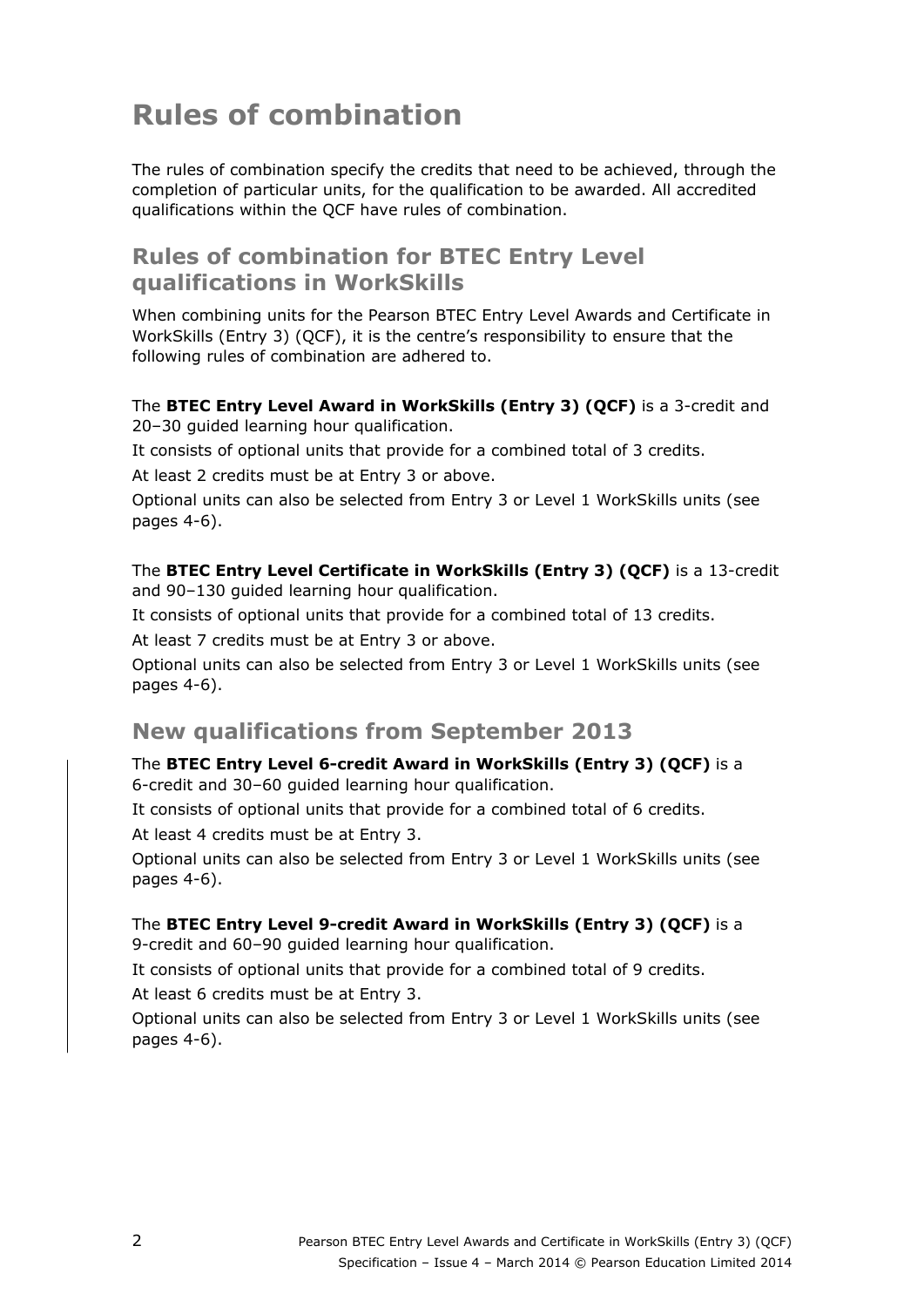# Rules of combination

The rules of combination specify the credits that need to be achieved, through the completion of particular units, for the qualification to be awarded. All accredited qualifications within the QCF have rules of combination.

## Rules of combination for BTEC Entry Level qualifications in WorkSkills

When combining units for the Pearson BTEC Entry Level Awards and Certificate in WorkSkills (Entry 3) (QCF), it is the centre's responsibility to ensure that the following rules of combination are adhered to.

The **BTEC Entry Level Award in WorkSkills (Entry 3) (QCF)** is a 3-credit and 20–30 guided learning hour qualification.

It consists of optional units that provide for a combined total of 3 credits.

At least 2 credits must be at Entry 3 or above.

Optional units can also be selected from Entry 3 or Level 1 WorkSkills units (see pages 4-6).

The **BTEC Entry Level Certificate in WorkSkills (Entry 3) (QCF)** is a 13-credit and 90–130 guided learning hour qualification.

It consists of optional units that provide for a combined total of 13 credits.

At least 7 credits must be at Entry 3 or above.

Optional units can also be selected from Entry 3 or Level 1 WorkSkills units (see pages 4-6).

## New qualifications from September 2013

The **BTEC Entry Level 6-credit Award in WorkSkills (Entry 3) (QCF)** is a 6-credit and 30–60 guided learning hour qualification.

It consists of optional units that provide for a combined total of 6 credits.

At least 4 credits must be at Entry 3.

Optional units can also be selected from Entry 3 or Level 1 WorkSkills units (see pages 4-6).

The **BTEC Entry Level 9-credit Award in WorkSkills (Entry 3) (QCF)** is a 9-credit and 60–90 guided learning hour qualification.

It consists of optional units that provide for a combined total of 9 credits.

At least 6 credits must be at Entry 3.

Optional units can also be selected from Entry 3 or Level 1 WorkSkills units (see pages 4-6).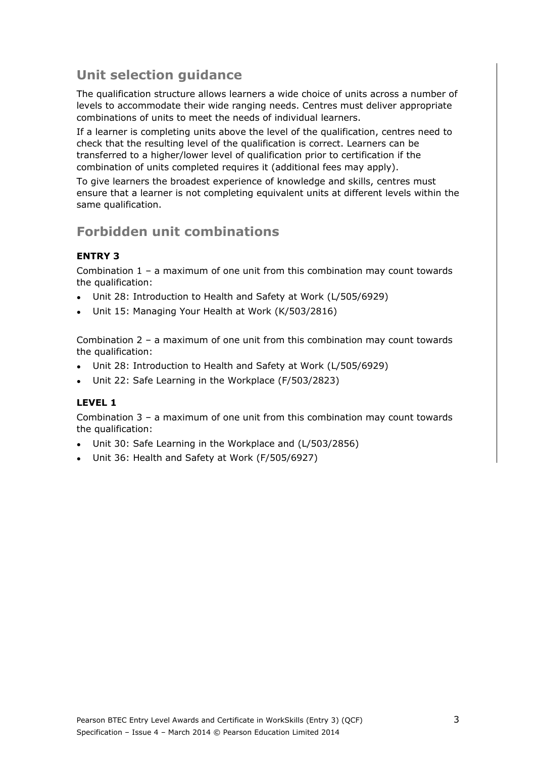## Unit selection guidance

The qualification structure allows learners a wide choice of units across a number of levels to accommodate their wide ranging needs. Centres must deliver appropriate combinations of units to meet the needs of individual learners.

If a learner is completing units above the level of the qualification, centres need to check that the resulting level of the qualification is correct. Learners can be transferred to a higher/lower level of qualification prior to certification if the combination of units completed requires it (additional fees may apply).

To give learners the broadest experience of knowledge and skills, centres must ensure that a learner is not completing equivalent units at different levels within the same qualification.

## Forbidden unit combinations

### ENTRY 3

Combination 1 – a maximum of one unit from this combination may count towards the qualification:

- Unit 28: Introduction to Health and Safety at Work (L/505/6929)
- Unit 15: Managing Your Health at Work (K/503/2816)

Combination 2 – a maximum of one unit from this combination may count towards the qualification:

- Unit 28: Introduction to Health and Safety at Work (L/505/6929)
- Unit 22: Safe Learning in the Workplace (F/503/2823)

### LEVEL 1

Combination 3 – a maximum of one unit from this combination may count towards the qualification:

- Unit 30: Safe Learning in the Workplace and (L/503/2856)
- Unit 36: Health and Safety at Work (F/505/6927)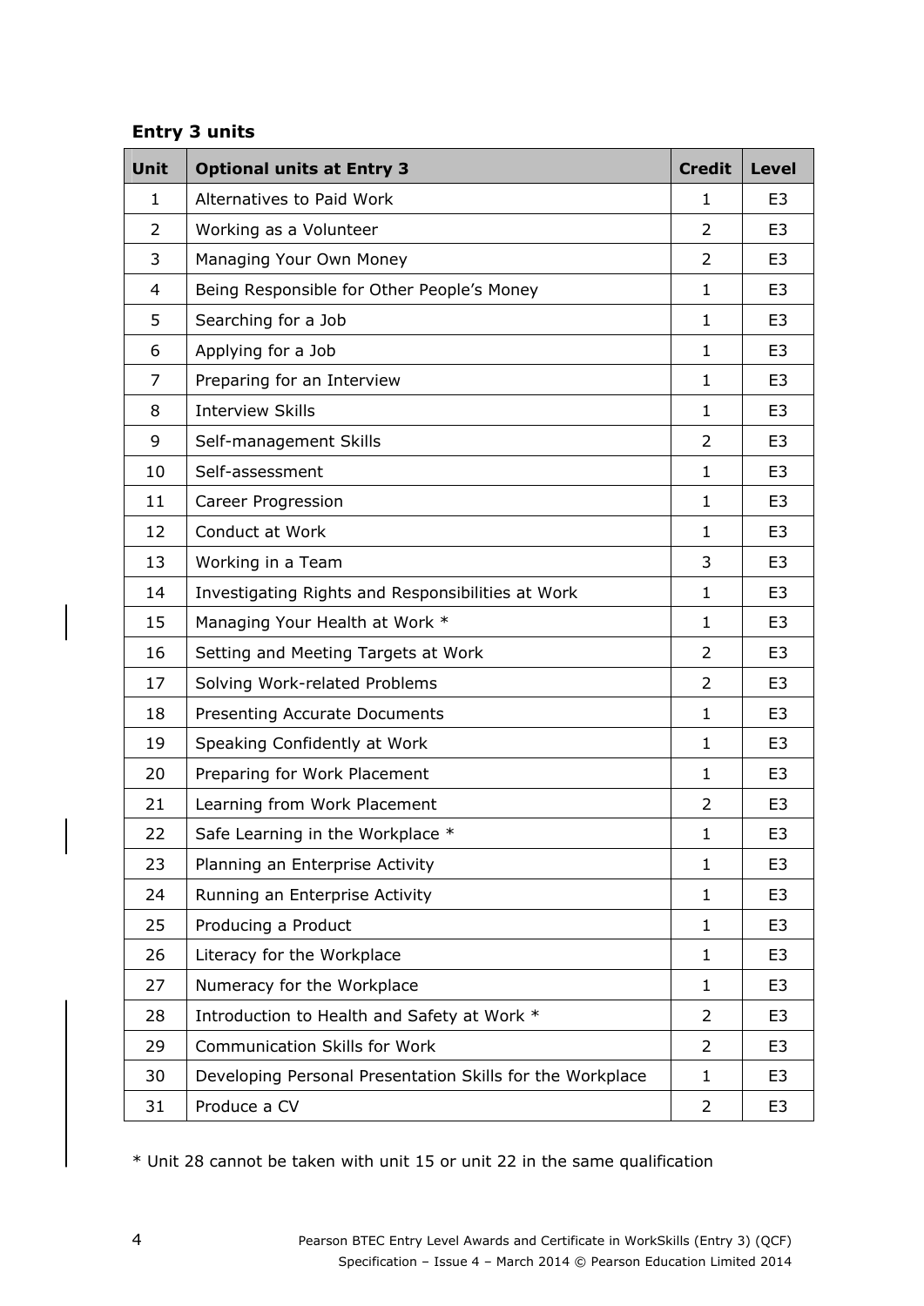**Entry 3 units**

| Unit | Optional units at Entry 3 | Credit | Level |
|---|---|---|---|
| 1 | Alternatives to Paid Work | 1 | E3 |
| 2 | Working as a Volunteer | 2 | E3 |
| 3 | Managing Your Own Money | 2 | E3 |
| 4 | Being Responsible for Other People's Money | 1 | E3 |
| 5 | Searching for a Job | 1 | E3 |
| 6 | Applying for a Job | 1 | E3 |
| 7 | Preparing for an Interview | 1 | E3 |
| 8 | Interview Skills | 1 | E3 |
| 9 | Self-management Skills | 2 | E3 |
| 10 | Self-assessment | 1 | E3 |
| 11 | Career Progression | 1 | E3 |
| 12 | Conduct at Work | 1 | E3 |
| 13 | Working in a Team | 3 | E3 |
| 14 | Investigating Rights and Responsibilities at Work | 1 | E3 |
| 15 | Managing Your Health at Work * | 1 | E3 |
| 16 | Setting and Meeting Targets at Work | 2 | E3 |
| 17 | Solving Work-related Problems | 2 | E3 |
| 18 | Presenting Accurate Documents | 1 | E3 |
| 19 | Speaking Confidently at Work | 1 | E3 |
| 20 | Preparing for Work Placement | 1 | E3 |
| 21 | Learning from Work Placement | 2 | E3 |
| 22 | Safe Learning in the Workplace * | 1 | E3 |
| 23 | Planning an Enterprise Activity | 1 | E3 |
| 24 | Running an Enterprise Activity | 1 | E3 |
| 25 | Producing a Product | 1 | E3 |
| 26 | Literacy for the Workplace | 1 | E3 |
| 27 | Numeracy for the Workplace | 1 | E3 |
| 28 | Introduction to Health and Safety at Work * | 2 | E3 |
| 29 | Communication Skills for Work | 2 | E3 |
| 30 | Developing Personal Presentation Skills for the Workplace | 1 | E3 |
| 31 | Produce a CV | 2 | E3 |

* Unit 28 cannot be taken with unit 15 or unit 22 in the same qualification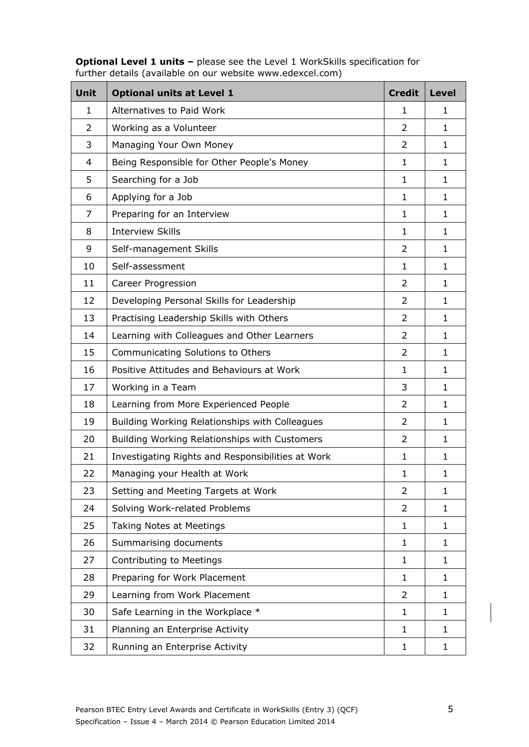**Optional Level 1 units –** please see the Level 1 WorkSkills specification for further details (available on our website www.edexcel.com)

| Unit | Optional units at Level 1 | Credit | Level |
|---|---|---|---|
| 1 | Alternatives to Paid Work | 1 | 1 |
| 2 | Working as a Volunteer | 2 | 1 |
| 3 | Managing Your Own Money | 2 | 1 |
| 4 | Being Responsible for Other People's Money | 1 | 1 |
| 5 | Searching for a Job | 1 | 1 |
| 6 | Applying for a Job | 1 | 1 |
| 7 | Preparing for an Interview | 1 | 1 |
| 8 | Interview Skills | 1 | 1 |
| 9 | Self-management Skills | 2 | 1 |
| 10 | Self-assessment | 1 | 1 |
| 11 | Career Progression | 2 | 1 |
| 12 | Developing Personal Skills for Leadership | 2 | 1 |
| 13 | Practising Leadership Skills with Others | 2 | 1 |
| 14 | Learning with Colleagues and Other Learners | 2 | 1 |
| 15 | Communicating Solutions to Others | 2 | 1 |
| 16 | Positive Attitudes and Behaviours at Work | 1 | 1 |
| 17 | Working in a Team | 3 | 1 |
| 18 | Learning from More Experienced People | 2 | 1 |
| 19 | Building Working Relationships with Colleagues | 2 | 1 |
| 20 | Building Working Relationships with Customers | 2 | 1 |
| 21 | Investigating Rights and Responsibilities at Work | 1 | 1 |
| 22 | Managing your Health at Work | 1 | 1 |
| 23 | Setting and Meeting Targets at Work | 2 | 1 |
| 24 | Solving Work-related Problems | 2 | 1 |
| 25 | Taking Notes at Meetings | 1 | 1 |
| 26 | Summarising documents | 1 | 1 |
| 27 | Contributing to Meetings | 1 | 1 |
| 28 | Preparing for Work Placement | 1 | 1 |
| 29 | Learning from Work Placement | 2 | 1 |
| 30 | Safe Learning in the Workplace * | 1 | 1 |
| 31 | Planning an Enterprise Activity | 1 | 1 |
| 32 | Running an Enterprise Activity | 1 | 1 |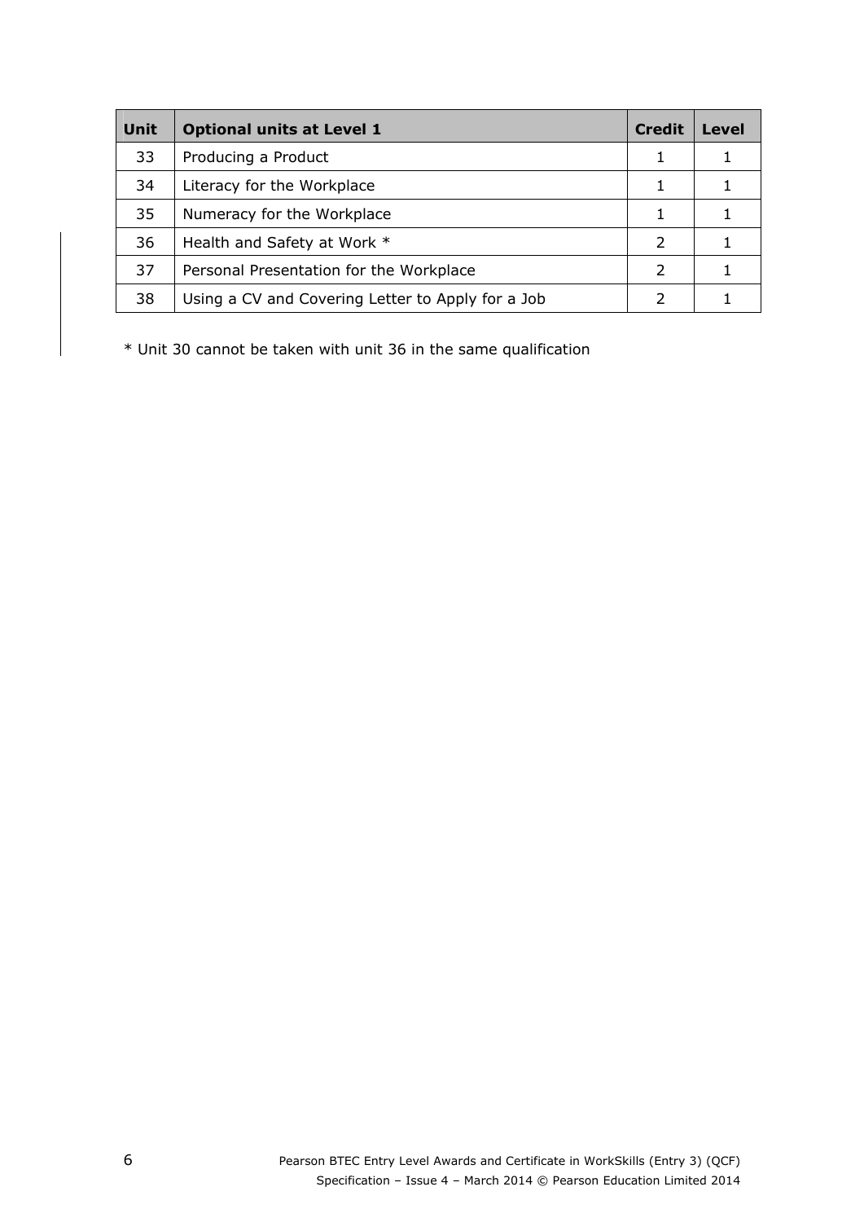| Unit | Optional units at Level 1 | Credit | Level |
|---|---|---|---|
| 33 | Producing a Product | 1 | 1 |
| 34 | Literacy for the Workplace | 1 | 1 |
| 35 | Numeracy for the Workplace | 1 | 1 |
| 36 | Health and Safety at Work * | 2 | 1 |
| 37 | Personal Presentation for the Workplace | 2 | 1 |
| 38 | Using a CV and Covering Letter to Apply for a Job | 2 | 1 |

* Unit 30 cannot be taken with unit 36 in the same qualification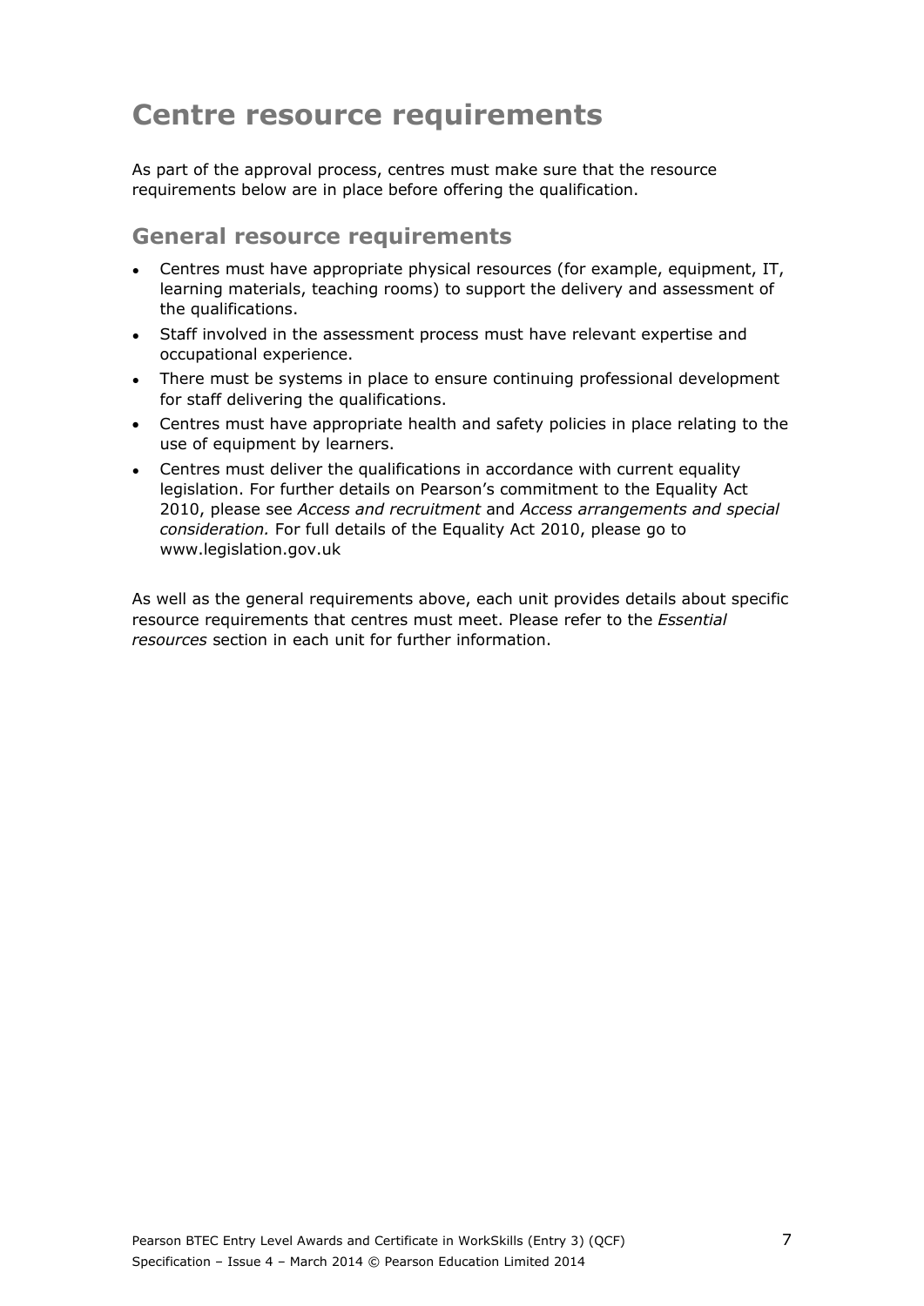# Centre resource requirements

As part of the approval process, centres must make sure that the resource requirements below are in place before offering the qualification.

## General resource requirements

- Centres must have appropriate physical resources (for example, equipment, IT, learning materials, teaching rooms) to support the delivery and assessment of the qualifications.
- Staff involved in the assessment process must have relevant expertise and occupational experience.
- There must be systems in place to ensure continuing professional development for staff delivering the qualifications.
- Centres must have appropriate health and safety policies in place relating to the use of equipment by learners.
- Centres must deliver the qualifications in accordance with current equality legislation. For further details on Pearson's commitment to the Equality Act 2010, please see *Access and recruitment* and *Access arrangements and special consideration.* For full details of the Equality Act 2010, please go to www.legislation.gov.uk

As well as the general requirements above, each unit provides details about specific resource requirements that centres must meet. Please refer to the *Essential resources* section in each unit for further information.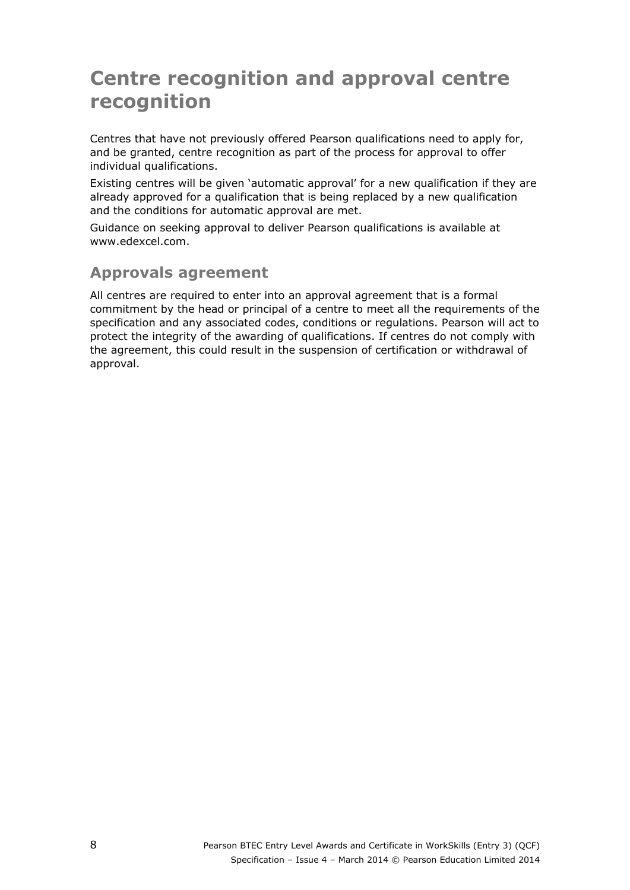# Centre recognition and approval centre recognition

Centres that have not previously offered Pearson qualifications need to apply for, and be granted, centre recognition as part of the process for approval to offer individual qualifications.

Existing centres will be given 'automatic approval' for a new qualification if they are already approved for a qualification that is being replaced by a new qualification and the conditions for automatic approval are met.

Guidance on seeking approval to deliver Pearson qualifications is available at www.edexcel.com.

## Approvals agreement

All centres are required to enter into an approval agreement that is a formal commitment by the head or principal of a centre to meet all the requirements of the specification and any associated codes, conditions or regulations. Pearson will act to protect the integrity of the awarding of qualifications. If centres do not comply with the agreement, this could result in the suspension of certification or withdrawal of approval.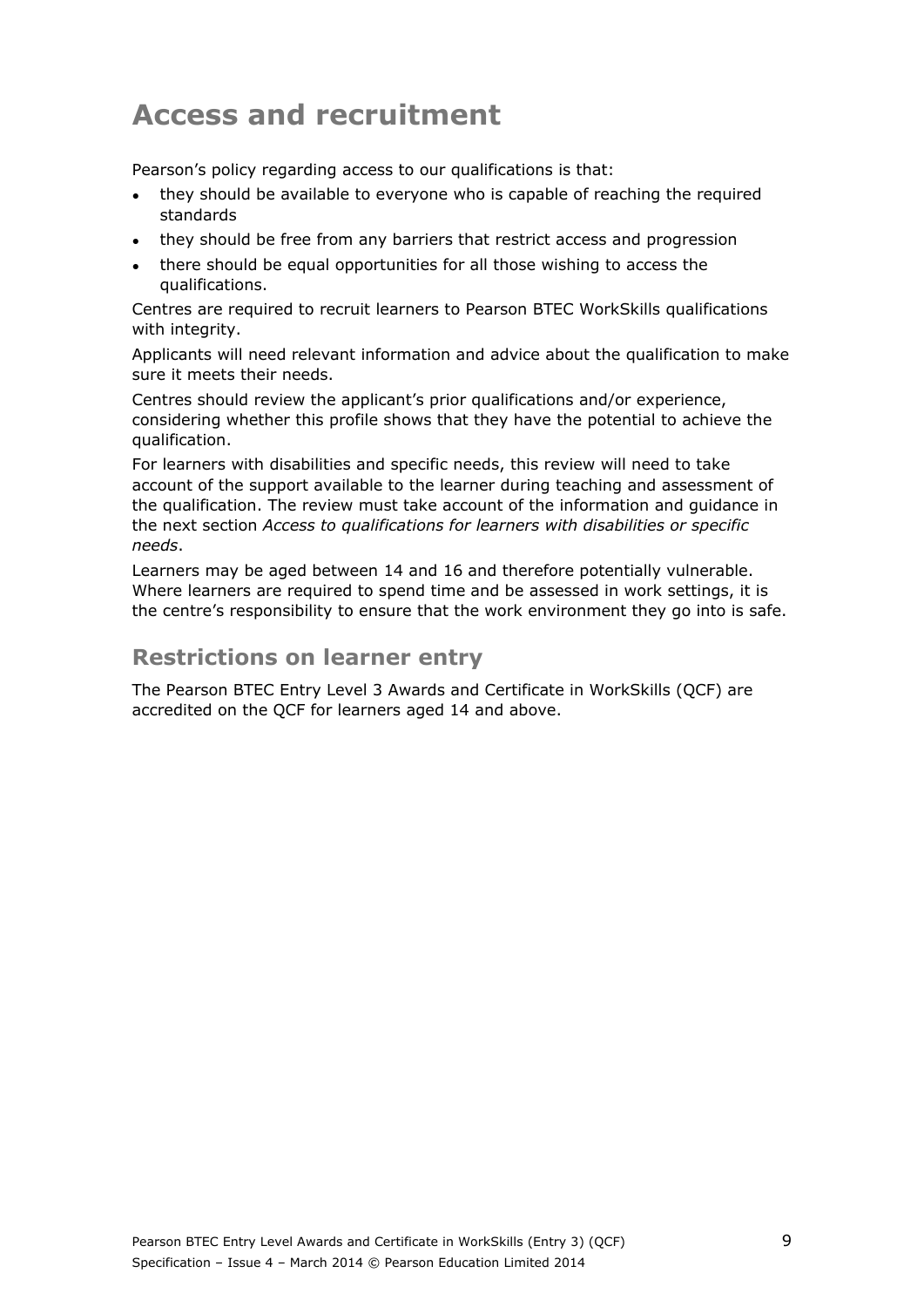# Access and recruitment

Pearson's policy regarding access to our qualifications is that:

- they should be available to everyone who is capable of reaching the required standards
- they should be free from any barriers that restrict access and progression
- there should be equal opportunities for all those wishing to access the qualifications.

Centres are required to recruit learners to Pearson BTEC WorkSkills qualifications with integrity.

Applicants will need relevant information and advice about the qualification to make sure it meets their needs.

Centres should review the applicant's prior qualifications and/or experience, considering whether this profile shows that they have the potential to achieve the qualification.

For learners with disabilities and specific needs, this review will need to take account of the support available to the learner during teaching and assessment of the qualification. The review must take account of the information and guidance in the next section *Access to qualifications for learners with disabilities or specific needs*.

Learners may be aged between 14 and 16 and therefore potentially vulnerable. Where learners are required to spend time and be assessed in work settings, it is the centre's responsibility to ensure that the work environment they go into is safe.

## Restrictions on learner entry

The Pearson BTEC Entry Level 3 Awards and Certificate in WorkSkills (QCF) are accredited on the QCF for learners aged 14 and above.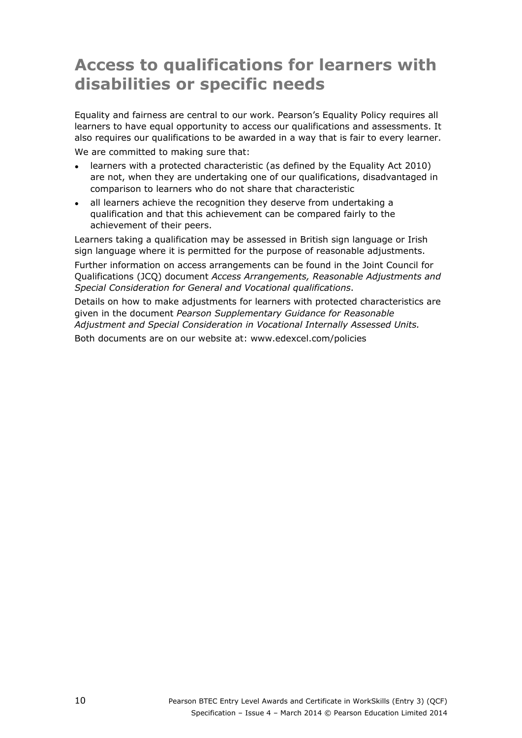# Access to qualifications for learners with disabilities or specific needs

Equality and fairness are central to our work. Pearson's Equality Policy requires all learners to have equal opportunity to access our qualifications and assessments. It also requires our qualifications to be awarded in a way that is fair to every learner.

We are committed to making sure that:

- learners with a protected characteristic (as defined by the Equality Act 2010) are not, when they are undertaking one of our qualifications, disadvantaged in comparison to learners who do not share that characteristic
- all learners achieve the recognition they deserve from undertaking a qualification and that this achievement can be compared fairly to the achievement of their peers.

Learners taking a qualification may be assessed in British sign language or Irish sign language where it is permitted for the purpose of reasonable adjustments.

Further information on access arrangements can be found in the Joint Council for Qualifications (JCQ) document *Access Arrangements, Reasonable Adjustments and Special Consideration for General and Vocational qualifications*.

Details on how to make adjustments for learners with protected characteristics are given in the document *Pearson Supplementary Guidance for Reasonable Adjustment and Special Consideration in Vocational Internally Assessed Units.*

Both documents are on our website at: www.edexcel.com/policies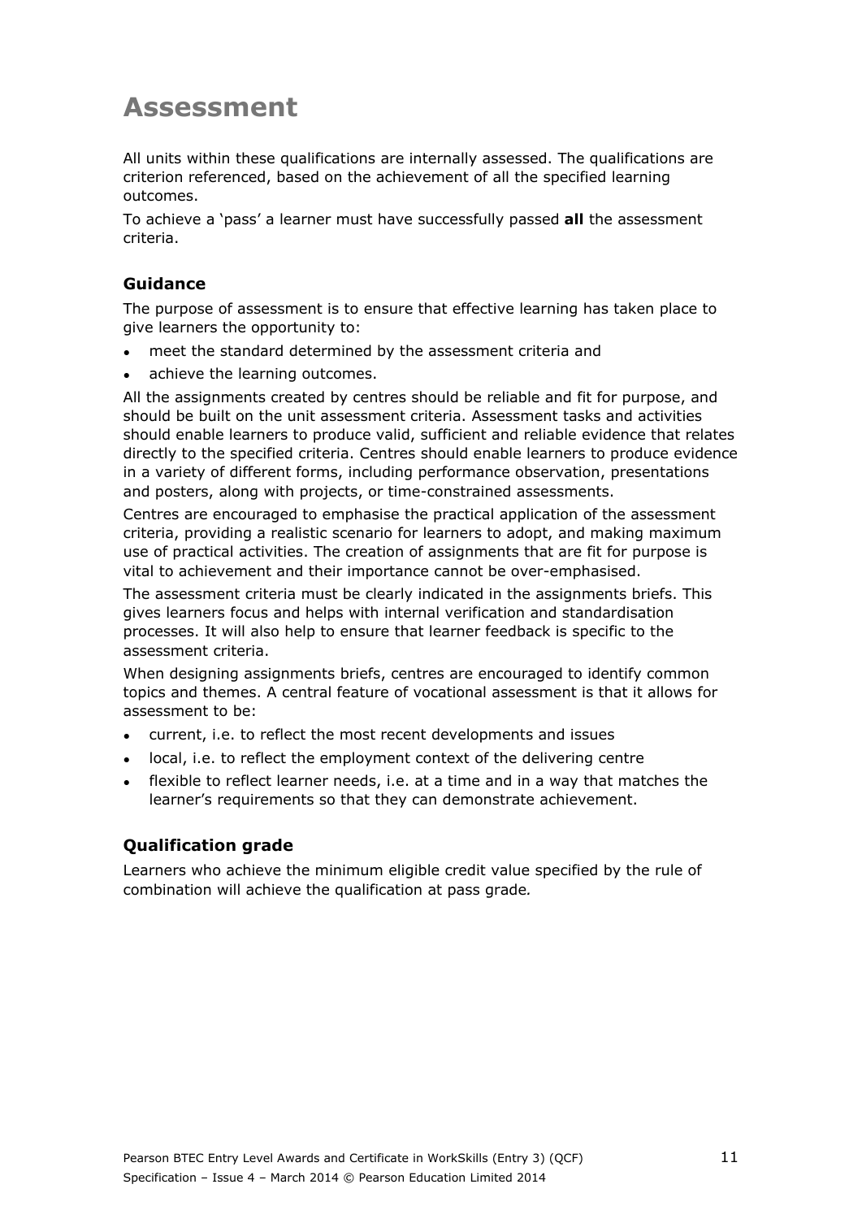# Assessment

All units within these qualifications are internally assessed. The qualifications are criterion referenced, based on the achievement of all the specified learning outcomes.

To achieve a 'pass' a learner must have successfully passed **all** the assessment criteria.

## Guidance

The purpose of assessment is to ensure that effective learning has taken place to give learners the opportunity to:

- meet the standard determined by the assessment criteria and
- achieve the learning outcomes.

All the assignments created by centres should be reliable and fit for purpose, and should be built on the unit assessment criteria. Assessment tasks and activities should enable learners to produce valid, sufficient and reliable evidence that relates directly to the specified criteria. Centres should enable learners to produce evidence in a variety of different forms, including performance observation, presentations and posters, along with projects, or time-constrained assessments.

Centres are encouraged to emphasise the practical application of the assessment criteria, providing a realistic scenario for learners to adopt, and making maximum use of practical activities. The creation of assignments that are fit for purpose is vital to achievement and their importance cannot be over-emphasised.

The assessment criteria must be clearly indicated in the assignments briefs. This gives learners focus and helps with internal verification and standardisation processes. It will also help to ensure that learner feedback is specific to the assessment criteria.

When designing assignments briefs, centres are encouraged to identify common topics and themes. A central feature of vocational assessment is that it allows for assessment to be:

- current, i.e. to reflect the most recent developments and issues
- local, i.e. to reflect the employment context of the delivering centre
- flexible to reflect learner needs, i.e. at a time and in a way that matches the learner's requirements so that they can demonstrate achievement.

## Qualification grade

Learners who achieve the minimum eligible credit value specified by the rule of combination will achieve the qualification at pass grade.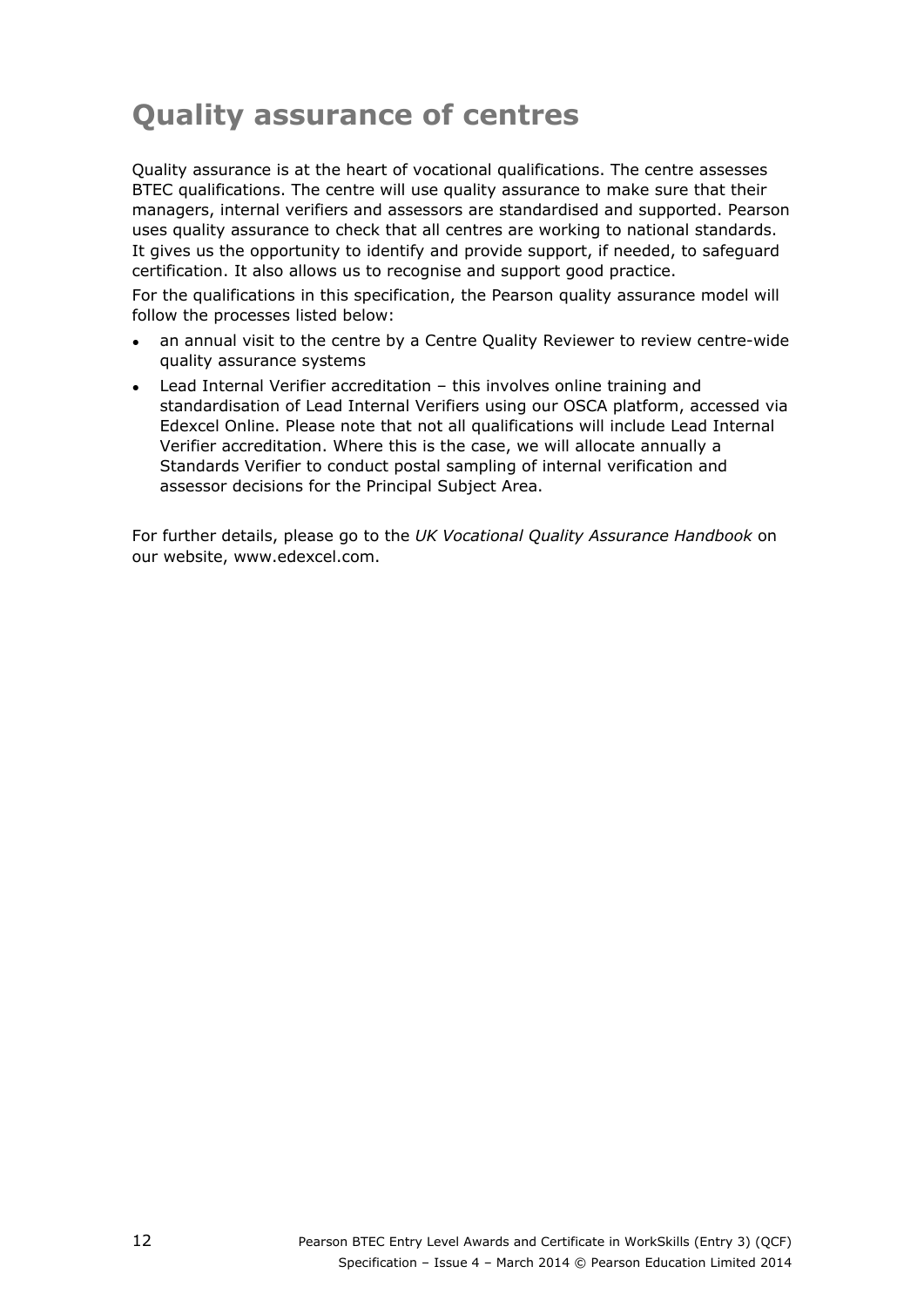# Quality assurance of centres

Quality assurance is at the heart of vocational qualifications. The centre assesses BTEC qualifications. The centre will use quality assurance to make sure that their managers, internal verifiers and assessors are standardised and supported. Pearson uses quality assurance to check that all centres are working to national standards. It gives us the opportunity to identify and provide support, if needed, to safeguard certification. It also allows us to recognise and support good practice.

For the qualifications in this specification, the Pearson quality assurance model will follow the processes listed below:

- an annual visit to the centre by a Centre Quality Reviewer to review centre-wide quality assurance systems
- Lead Internal Verifier accreditation – this involves online training and standardisation of Lead Internal Verifiers using our OSCA platform, accessed via Edexcel Online. Please note that not all qualifications will include Lead Internal Verifier accreditation. Where this is the case, we will allocate annually a Standards Verifier to conduct postal sampling of internal verification and assessor decisions for the Principal Subject Area.

For further details, please go to the *UK Vocational Quality Assurance Handbook* on our website, www.edexcel.com.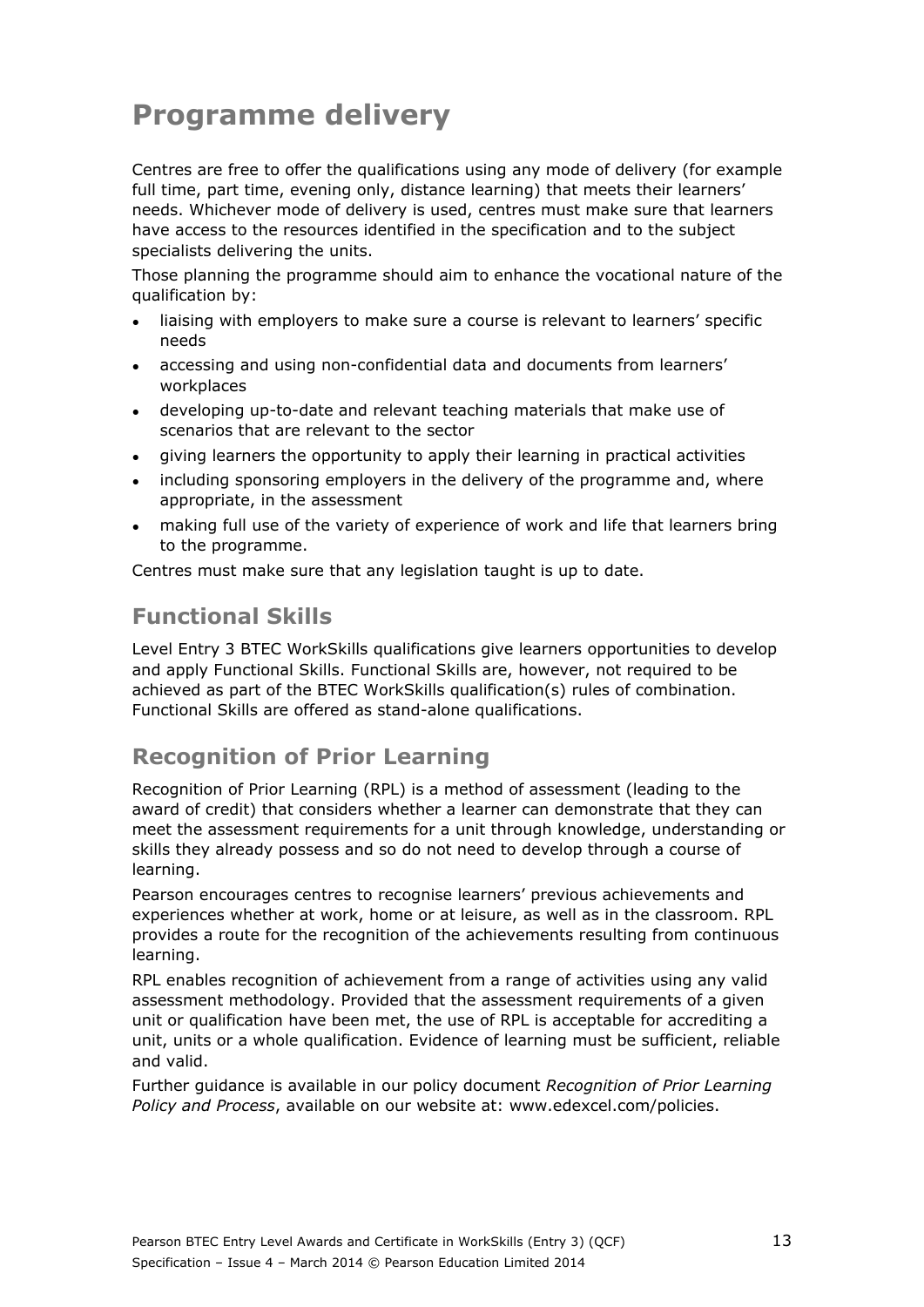# Programme delivery

Centres are free to offer the qualifications using any mode of delivery (for example full time, part time, evening only, distance learning) that meets their learners' needs. Whichever mode of delivery is used, centres must make sure that learners have access to the resources identified in the specification and to the subject specialists delivering the units.

Those planning the programme should aim to enhance the vocational nature of the qualification by:

- liaising with employers to make sure a course is relevant to learners' specific needs
- accessing and using non-confidential data and documents from learners' workplaces
- developing up-to-date and relevant teaching materials that make use of scenarios that are relevant to the sector
- giving learners the opportunity to apply their learning in practical activities
- including sponsoring employers in the delivery of the programme and, where appropriate, in the assessment
- making full use of the variety of experience of work and life that learners bring to the programme.

Centres must make sure that any legislation taught is up to date.

## Functional Skills

Level Entry 3 BTEC WorkSkills qualifications give learners opportunities to develop and apply Functional Skills. Functional Skills are, however, not required to be achieved as part of the BTEC WorkSkills qualification(s) rules of combination. Functional Skills are offered as stand-alone qualifications.

## Recognition of Prior Learning

Recognition of Prior Learning (RPL) is a method of assessment (leading to the award of credit) that considers whether a learner can demonstrate that they can meet the assessment requirements for a unit through knowledge, understanding or skills they already possess and so do not need to develop through a course of learning.

Pearson encourages centres to recognise learners' previous achievements and experiences whether at work, home or at leisure, as well as in the classroom. RPL provides a route for the recognition of the achievements resulting from continuous learning.

RPL enables recognition of achievement from a range of activities using any valid assessment methodology. Provided that the assessment requirements of a given unit or qualification have been met, the use of RPL is acceptable for accrediting a unit, units or a whole qualification. Evidence of learning must be sufficient, reliable and valid.

Further guidance is available in our policy document *Recognition of Prior Learning Policy and Process*, available on our website at: www.edexcel.com/policies.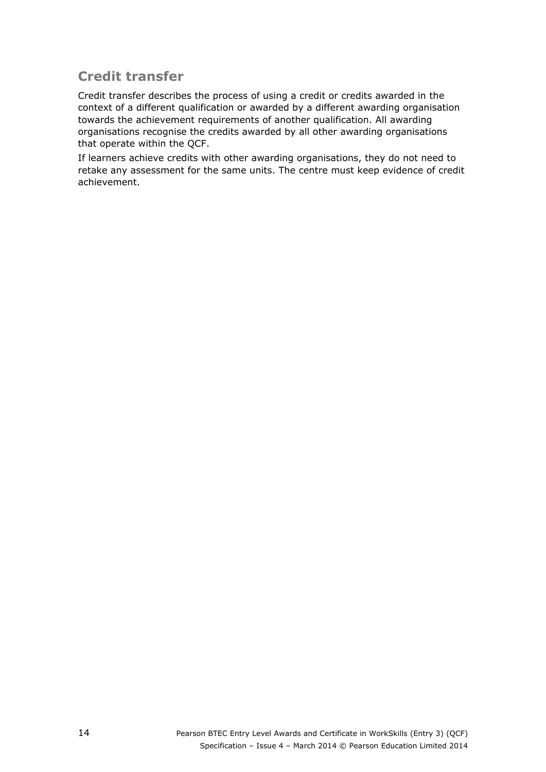## Credit transfer

Credit transfer describes the process of using a credit or credits awarded in the context of a different qualification or awarded by a different awarding organisation towards the achievement requirements of another qualification. All awarding organisations recognise the credits awarded by all other awarding organisations that operate within the QCF.

If learners achieve credits with other awarding organisations, they do not need to retake any assessment for the same units. The centre must keep evidence of credit achievement.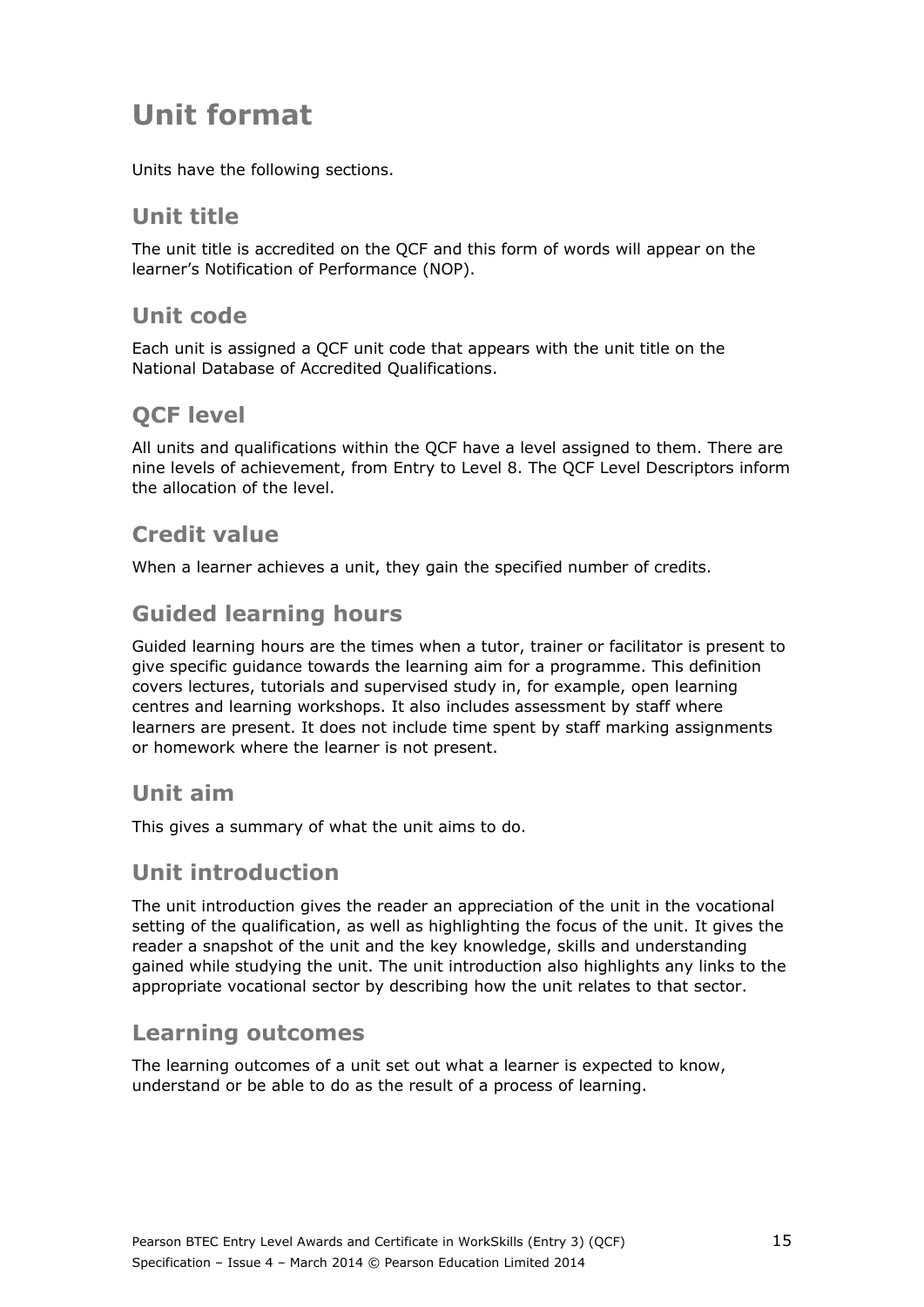# Unit format

Units have the following sections.

## Unit title

The unit title is accredited on the QCF and this form of words will appear on the learner's Notification of Performance (NOP).

## Unit code

Each unit is assigned a QCF unit code that appears with the unit title on the National Database of Accredited Qualifications.

## QCF level

All units and qualifications within the QCF have a level assigned to them. There are nine levels of achievement, from Entry to Level 8. The QCF Level Descriptors inform the allocation of the level.

## Credit value

When a learner achieves a unit, they gain the specified number of credits.

## Guided learning hours

Guided learning hours are the times when a tutor, trainer or facilitator is present to give specific guidance towards the learning aim for a programme. This definition covers lectures, tutorials and supervised study in, for example, open learning centres and learning workshops. It also includes assessment by staff where learners are present. It does not include time spent by staff marking assignments or homework where the learner is not present.

## Unit aim

This gives a summary of what the unit aims to do.

## Unit introduction

The unit introduction gives the reader an appreciation of the unit in the vocational setting of the qualification, as well as highlighting the focus of the unit. It gives the reader a snapshot of the unit and the key knowledge, skills and understanding gained while studying the unit. The unit introduction also highlights any links to the appropriate vocational sector by describing how the unit relates to that sector.

## Learning outcomes

The learning outcomes of a unit set out what a learner is expected to know, understand or be able to do as the result of a process of learning.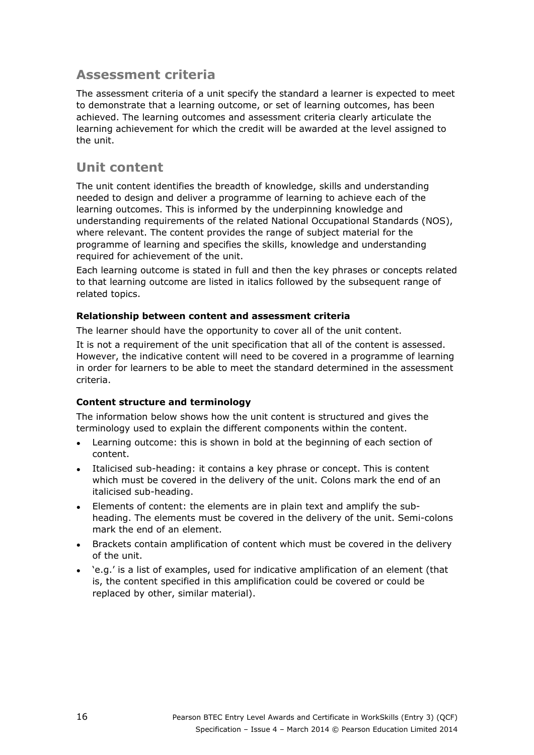## Assessment criteria

The assessment criteria of a unit specify the standard a learner is expected to meet to demonstrate that a learning outcome, or set of learning outcomes, has been achieved. The learning outcomes and assessment criteria clearly articulate the learning achievement for which the credit will be awarded at the level assigned to the unit.

## Unit content

The unit content identifies the breadth of knowledge, skills and understanding needed to design and deliver a programme of learning to achieve each of the learning outcomes. This is informed by the underpinning knowledge and understanding requirements of the related National Occupational Standards (NOS), where relevant. The content provides the range of subject material for the programme of learning and specifies the skills, knowledge and understanding required for achievement of the unit.

Each learning outcome is stated in full and then the key phrases or concepts related to that learning outcome are listed in italics followed by the subsequent range of related topics.

#### Relationship between content and assessment criteria

The learner should have the opportunity to cover all of the unit content.

It is not a requirement of the unit specification that all of the content is assessed. However, the indicative content will need to be covered in a programme of learning in order for learners to be able to meet the standard determined in the assessment criteria.

#### Content structure and terminology

The information below shows how the unit content is structured and gives the terminology used to explain the different components within the content.

- Learning outcome: this is shown in bold at the beginning of each section of content.
- Italicised sub-heading: it contains a key phrase or concept. This is content which must be covered in the delivery of the unit. Colons mark the end of an italicised sub-heading.
- Elements of content: the elements are in plain text and amplify the sub-heading. The elements must be covered in the delivery of the unit. Semi-colons mark the end of an element.
- Brackets contain amplification of content which must be covered in the delivery of the unit.
- 'e.g.' is a list of examples, used for indicative amplification of an element (that is, the content specified in this amplification could be covered or could be replaced by other, similar material).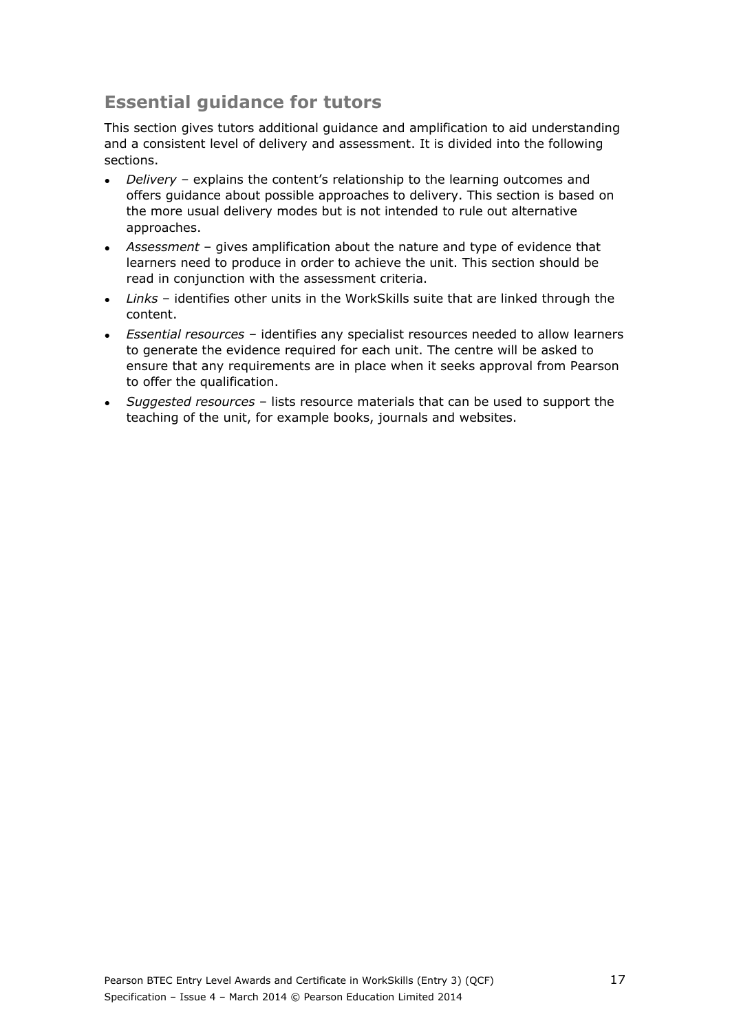## Essential guidance for tutors

This section gives tutors additional guidance and amplification to aid understanding and a consistent level of delivery and assessment. It is divided into the following sections.

- *Delivery* – explains the content's relationship to the learning outcomes and offers guidance about possible approaches to delivery. This section is based on the more usual delivery modes but is not intended to rule out alternative approaches.
- *Assessment* – gives amplification about the nature and type of evidence that learners need to produce in order to achieve the unit. This section should be read in conjunction with the assessment criteria.
- *Links* – identifies other units in the WorkSkills suite that are linked through the content.
- *Essential resources* – identifies any specialist resources needed to allow learners to generate the evidence required for each unit. The centre will be asked to ensure that any requirements are in place when it seeks approval from Pearson to offer the qualification.
- *Suggested resources* – lists resource materials that can be used to support the teaching of the unit, for example books, journals and websites.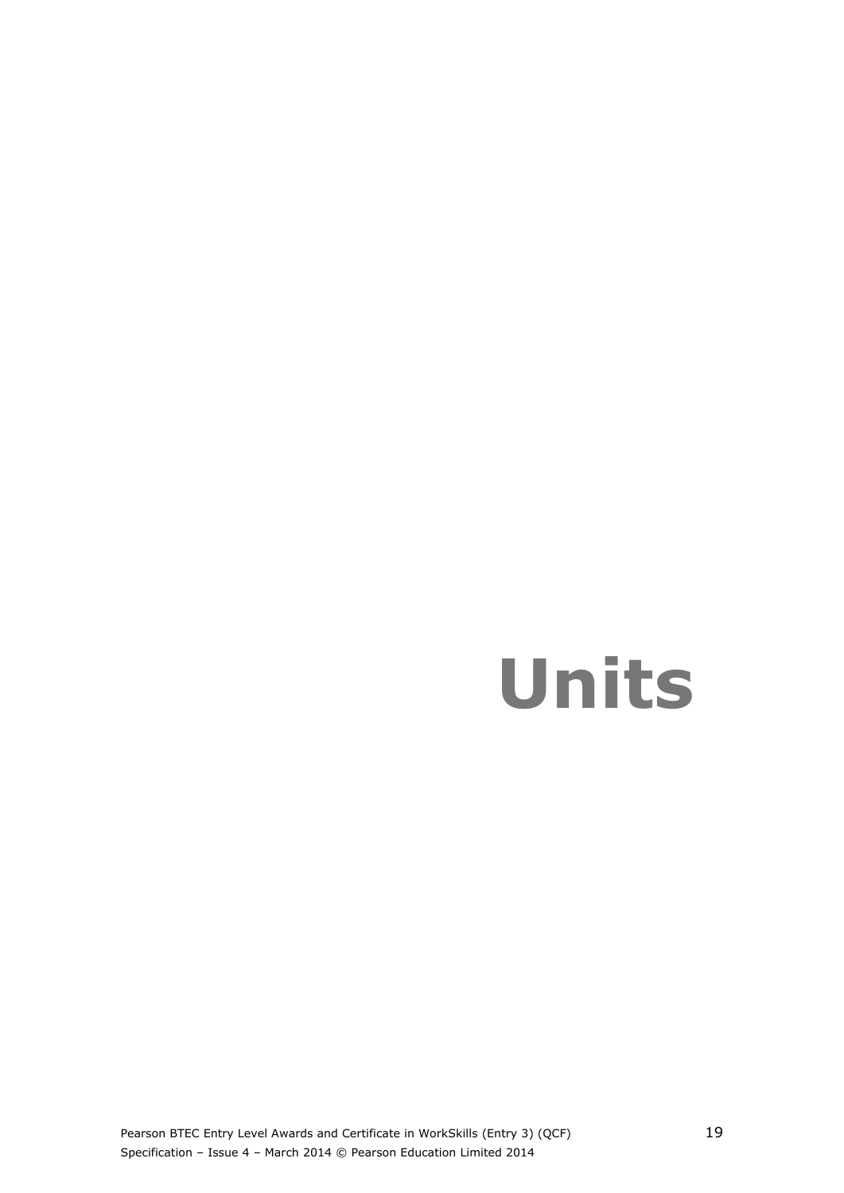# Units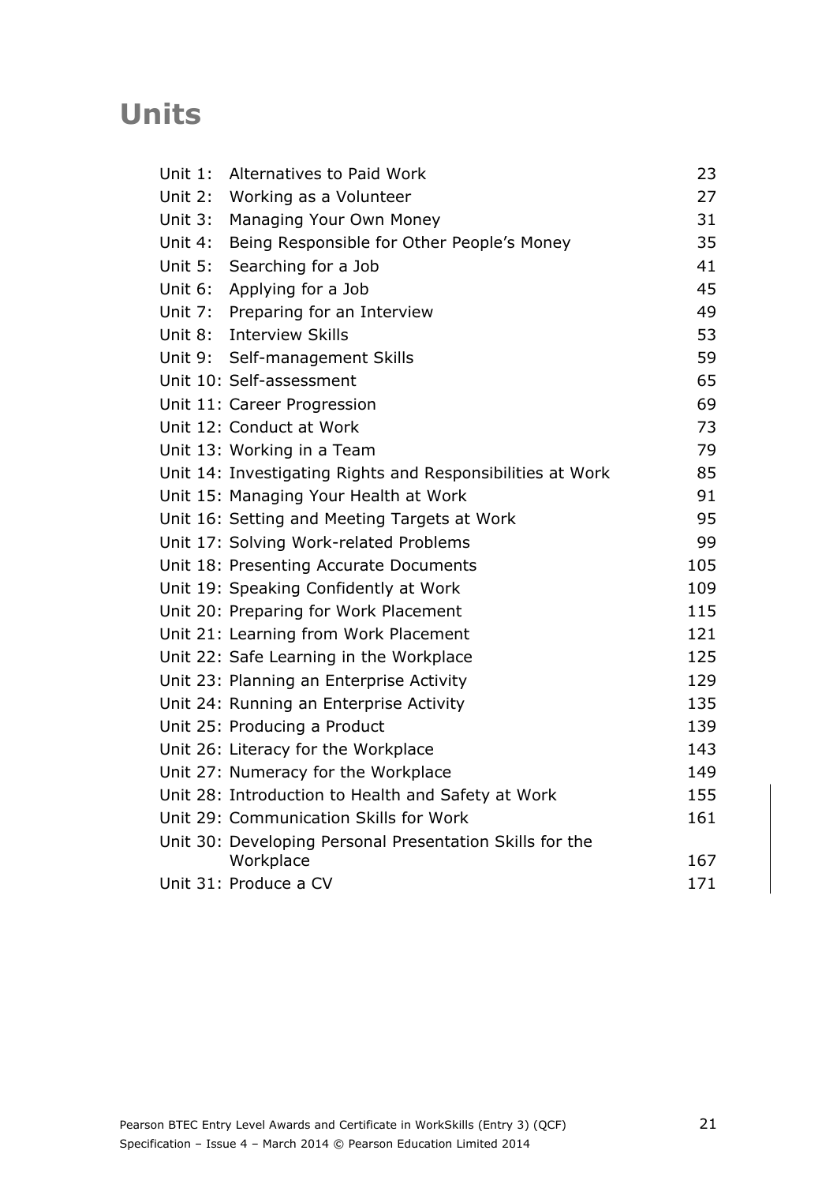# Units

| | | |
|---|---|---|
| Unit 1: | Alternatives to Paid Work | 23 |
| Unit 2: | Working as a Volunteer | 27 |
| Unit 3: | Managing Your Own Money | 31 |
| Unit 4: | Being Responsible for Other People's Money | 35 |
| Unit 5: | Searching for a Job | 41 |
| Unit 6: | Applying for a Job | 45 |
| Unit 7: | Preparing for an Interview | 49 |
| Unit 8: | Interview Skills | 53 |
| Unit 9: | Self-management Skills | 59 |
| Unit 10: | Self-assessment | 65 |
| Unit 11: | Career Progression | 69 |
| Unit 12: | Conduct at Work | 73 |
| Unit 13: | Working in a Team | 79 |
| Unit 14: | Investigating Rights and Responsibilities at Work | 85 |
| Unit 15: | Managing Your Health at Work | 91 |
| Unit 16: | Setting and Meeting Targets at Work | 95 |
| Unit 17: | Solving Work-related Problems | 99 |
| Unit 18: | Presenting Accurate Documents | 105 |
| Unit 19: | Speaking Confidently at Work | 109 |
| Unit 20: | Preparing for Work Placement | 115 |
| Unit 21: | Learning from Work Placement | 121 |
| Unit 22: | Safe Learning in the Workplace | 125 |
| Unit 23: | Planning an Enterprise Activity | 129 |
| Unit 24: | Running an Enterprise Activity | 135 |
| Unit 25: | Producing a Product | 139 |
| Unit 26: | Literacy for the Workplace | 143 |
| Unit 27: | Numeracy for the Workplace | 149 |
| Unit 28: | Introduction to Health and Safety at Work | 155 |
| Unit 29: | Communication Skills for Work | 161 |
| Unit 30: | Developing Personal Presentation Skills for the Workplace | 167 |
| Unit 31: | Produce a CV | 171 |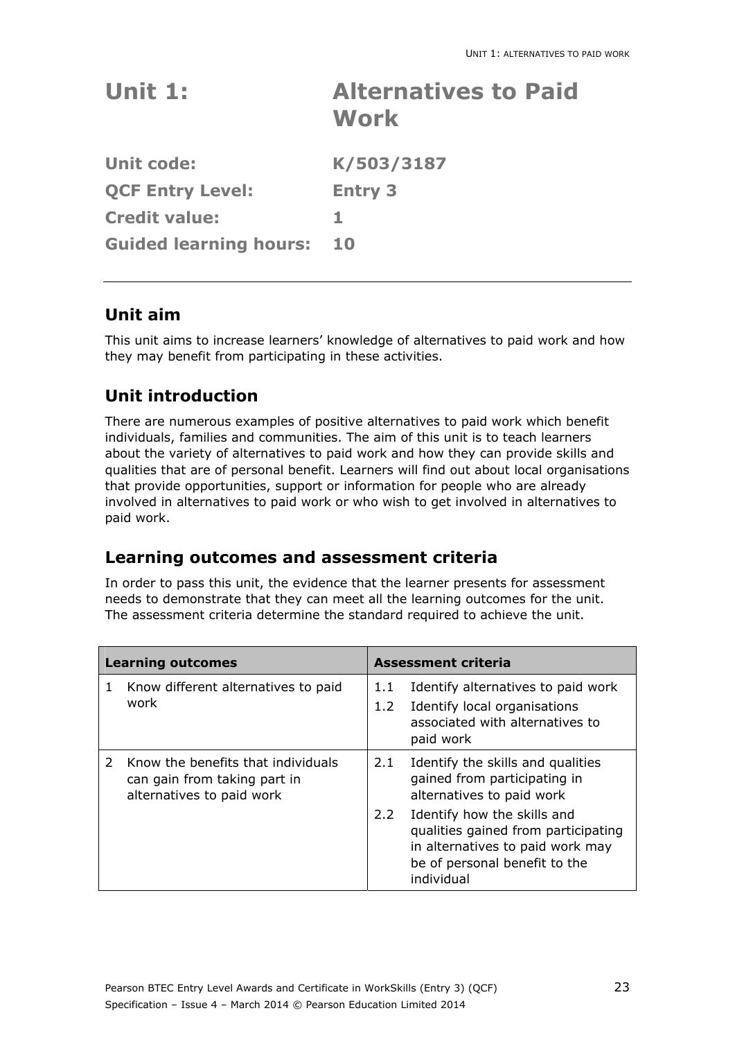# Unit 1: Alternatives to Paid Work

**Unit code:** K/503/3187

**QCF Entry Level:** Entry 3

**Credit value:** 1

**Guided learning hours:** 10

## Unit aim

This unit aims to increase learners' knowledge of alternatives to paid work and how they may benefit from participating in these activities.

## Unit introduction

There are numerous examples of positive alternatives to paid work which benefit individuals, families and communities. The aim of this unit is to teach learners about the variety of alternatives to paid work and how they can provide skills and qualities that are of personal benefit. Learners will find out about local organisations that provide opportunities, support or information for people who are already involved in alternatives to paid work or who wish to get involved in alternatives to paid work.

## Learning outcomes and assessment criteria

In order to pass this unit, the evidence that the learner presents for assessment needs to demonstrate that they can meet all the learning outcomes for the unit. The assessment criteria determine the standard required to achieve the unit.

| Learning outcomes | Assessment criteria |
|---|---|
| 1 Know different alternatives to paid work | 1.1 Identify alternatives to paid work<br>1.2 Identify local organisations associated with alternatives to paid work |
| 2 Know the benefits that individuals can gain from taking part in alternatives to paid work | 2.1 Identify the skills and qualities gained from participating in alternatives to paid work<br>2.2 Identify how the skills and qualities gained from participating in alternatives to paid work may be of personal benefit to the individual |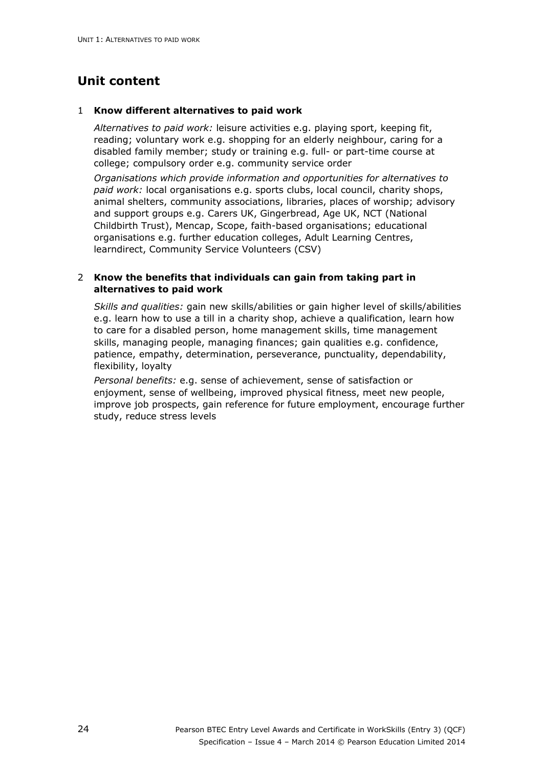## Unit content

### 1 Know different alternatives to paid work

*Alternatives to paid work:* leisure activities e.g. playing sport, keeping fit, reading; voluntary work e.g. shopping for an elderly neighbour, caring for a disabled family member; study or training e.g. full- or part-time course at college; compulsory order e.g. community service order

*Organisations which provide information and opportunities for alternatives to paid work:* local organisations e.g. sports clubs, local council, charity shops, animal shelters, community associations, libraries, places of worship; advisory and support groups e.g. Carers UK, Gingerbread, Age UK, NCT (National Childbirth Trust), Mencap, Scope, faith-based organisations; educational organisations e.g. further education colleges, Adult Learning Centres, learndirect, Community Service Volunteers (CSV)

### 2 Know the benefits that individuals can gain from taking part in alternatives to paid work

*Skills and qualities:* gain new skills/abilities or gain higher level of skills/abilities e.g. learn how to use a till in a charity shop, achieve a qualification, learn how to care for a disabled person, home management skills, time management skills, managing people, managing finances; gain qualities e.g. confidence, patience, empathy, determination, perseverance, punctuality, dependability, flexibility, loyalty

*Personal benefits:* e.g. sense of achievement, sense of satisfaction or enjoyment, sense of wellbeing, improved physical fitness, meet new people, improve job prospects, gain reference for future employment, encourage further study, reduce stress levels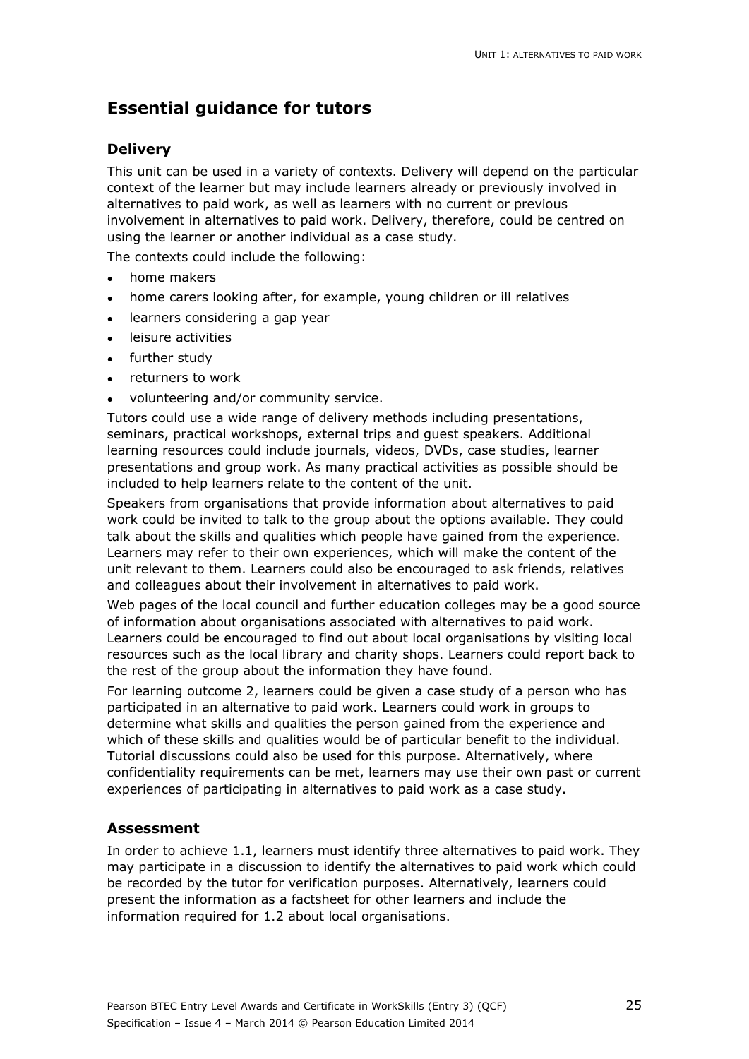## Essential guidance for tutors

### Delivery

This unit can be used in a variety of contexts. Delivery will depend on the particular context of the learner but may include learners already or previously involved in alternatives to paid work, as well as learners with no current or previous involvement in alternatives to paid work. Delivery, therefore, could be centred on using the learner or another individual as a case study.

The contexts could include the following:

- home makers
- home carers looking after, for example, young children or ill relatives
- learners considering a gap year
- leisure activities
- further study
- returners to work
- volunteering and/or community service.

Tutors could use a wide range of delivery methods including presentations, seminars, practical workshops, external trips and guest speakers. Additional learning resources could include journals, videos, DVDs, case studies, learner presentations and group work. As many practical activities as possible should be included to help learners relate to the content of the unit.

Speakers from organisations that provide information about alternatives to paid work could be invited to talk to the group about the options available. They could talk about the skills and qualities which people have gained from the experience. Learners may refer to their own experiences, which will make the content of the unit relevant to them. Learners could also be encouraged to ask friends, relatives and colleagues about their involvement in alternatives to paid work.

Web pages of the local council and further education colleges may be a good source of information about organisations associated with alternatives to paid work. Learners could be encouraged to find out about local organisations by visiting local resources such as the local library and charity shops. Learners could report back to the rest of the group about the information they have found.

For learning outcome 2, learners could be given a case study of a person who has participated in an alternative to paid work. Learners could work in groups to determine what skills and qualities the person gained from the experience and which of these skills and qualities would be of particular benefit to the individual. Tutorial discussions could also be used for this purpose. Alternatively, where confidentiality requirements can be met, learners may use their own past or current experiences of participating in alternatives to paid work as a case study.

### Assessment

In order to achieve 1.1, learners must identify three alternatives to paid work. They may participate in a discussion to identify the alternatives to paid work which could be recorded by the tutor for verification purposes. Alternatively, learners could present the information as a factsheet for other learners and include the information required for 1.2 about local organisations.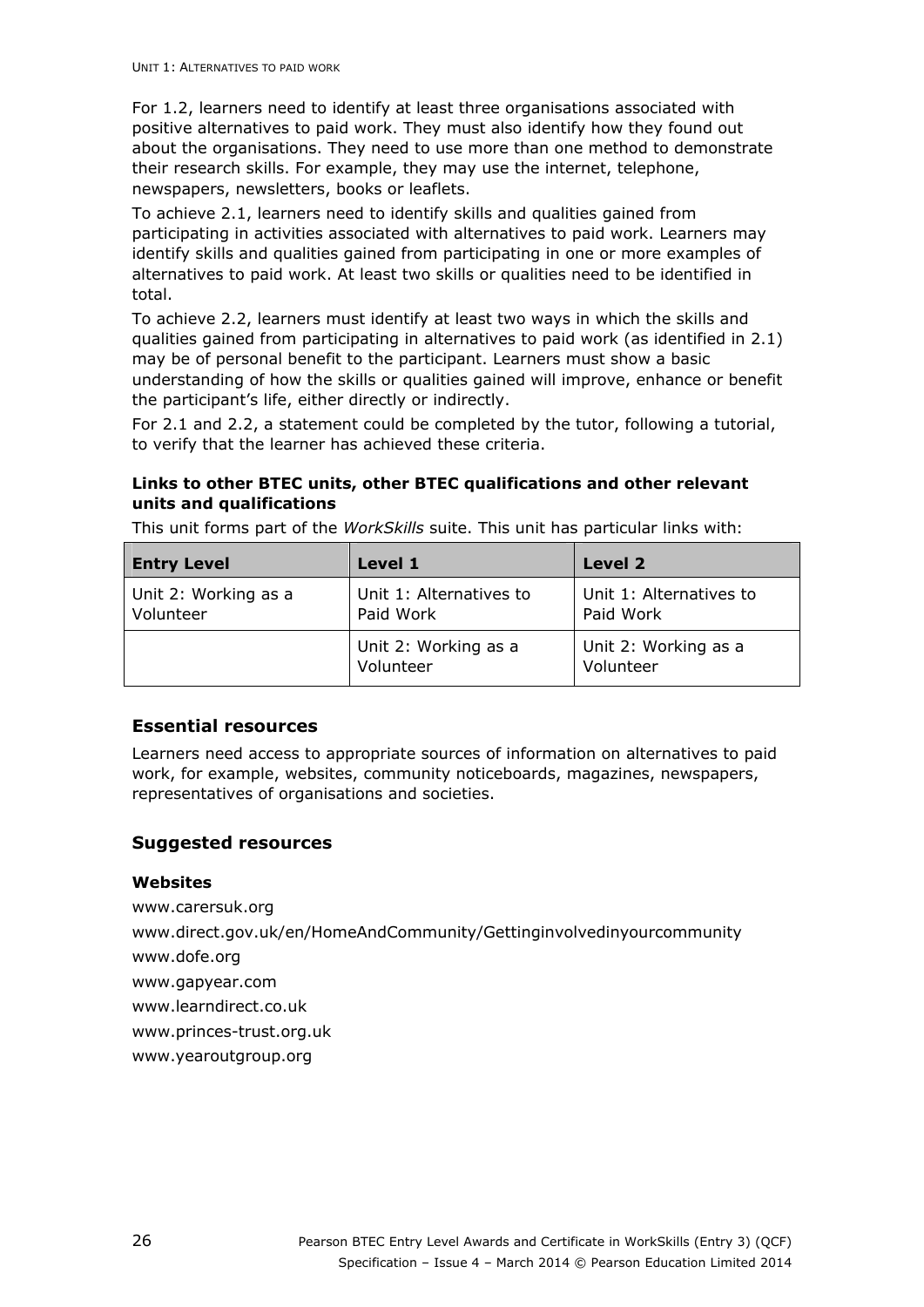For 1.2, learners need to identify at least three organisations associated with positive alternatives to paid work. They must also identify how they found out about the organisations. They need to use more than one method to demonstrate their research skills. For example, they may use the internet, telephone, newspapers, newsletters, books or leaflets.

To achieve 2.1, learners need to identify skills and qualities gained from participating in activities associated with alternatives to paid work. Learners may identify skills and qualities gained from participating in one or more examples of alternatives to paid work. At least two skills or qualities need to be identified in total.

To achieve 2.2, learners must identify at least two ways in which the skills and qualities gained from participating in alternatives to paid work (as identified in 2.1) may be of personal benefit to the participant. Learners must show a basic understanding of how the skills or qualities gained will improve, enhance or benefit the participant's life, either directly or indirectly.

For 2.1 and 2.2, a statement could be completed by the tutor, following a tutorial, to verify that the learner has achieved these criteria.

**Links to other BTEC units, other BTEC qualifications and other relevant units and qualifications**

This unit forms part of the *WorkSkills* suite. This unit has particular links with:

| Entry Level | Level 1 | Level 2 |
|---|---|---|
| Unit 2: Working as a Volunteer | Unit 1: Alternatives to Paid Work | Unit 1: Alternatives to Paid Work |
| | Unit 2: Working as a Volunteer | Unit 2: Working as a Volunteer |

## Essential resources

Learners need access to appropriate sources of information on alternatives to paid work, for example, websites, community noticeboards, magazines, newspapers, representatives of organisations and societies.

## Suggested resources

**Websites**

www.carersuk.org

www.direct.gov.uk/en/HomeAndCommunity/Gettinginvolvedinyourcommunity

www.dofe.org

www.gapyear.com

www.learndirect.co.uk

www.princes-trust.org.uk

www.yearoutgroup.org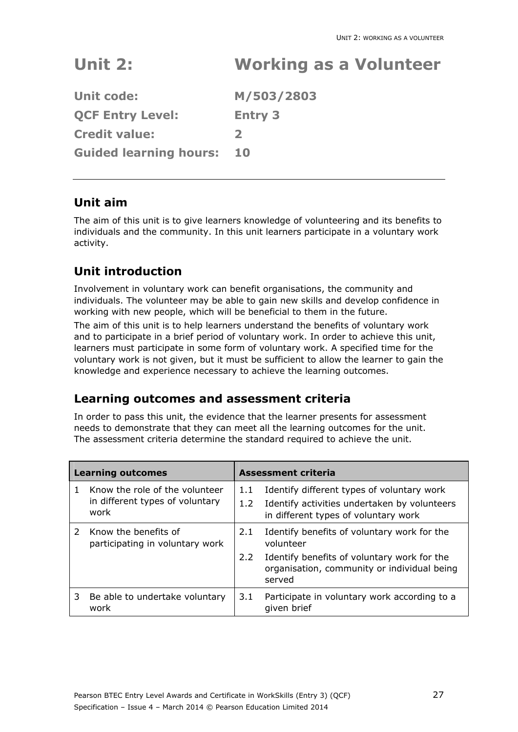# Unit 2: Working as a Volunteer

**Unit code:** M/503/2803

**QCF Entry Level:** Entry 3

**Credit value:** 2

**Guided learning hours:** 10

## Unit aim

The aim of this unit is to give learners knowledge of volunteering and its benefits to individuals and the community. In this unit learners participate in a voluntary work activity.

## Unit introduction

Involvement in voluntary work can benefit organisations, the community and individuals. The volunteer may be able to gain new skills and develop confidence in working with new people, which will be beneficial to them in the future.

The aim of this unit is to help learners understand the benefits of voluntary work and to participate in a brief period of voluntary work. In order to achieve this unit, learners must participate in some form of voluntary work. A specified time for the voluntary work is not given, but it must be sufficient to allow the learner to gain the knowledge and experience necessary to achieve the learning outcomes.

## Learning outcomes and assessment criteria

In order to pass this unit, the evidence that the learner presents for assessment needs to demonstrate that they can meet all the learning outcomes for the unit. The assessment criteria determine the standard required to achieve the unit.

| Learning outcomes | Assessment criteria |
|---|---|
| 1 Know the role of the volunteer in different types of voluntary work | 1.1 Identify different types of voluntary work<br>1.2 Identify activities undertaken by volunteers in different types of voluntary work |
| 2 Know the benefits of participating in voluntary work | 2.1 Identify benefits of voluntary work for the volunteer<br>2.2 Identify benefits of voluntary work for the organisation, community or individual being served |
| 3 Be able to undertake voluntary work | 3.1 Participate in voluntary work according to a given brief |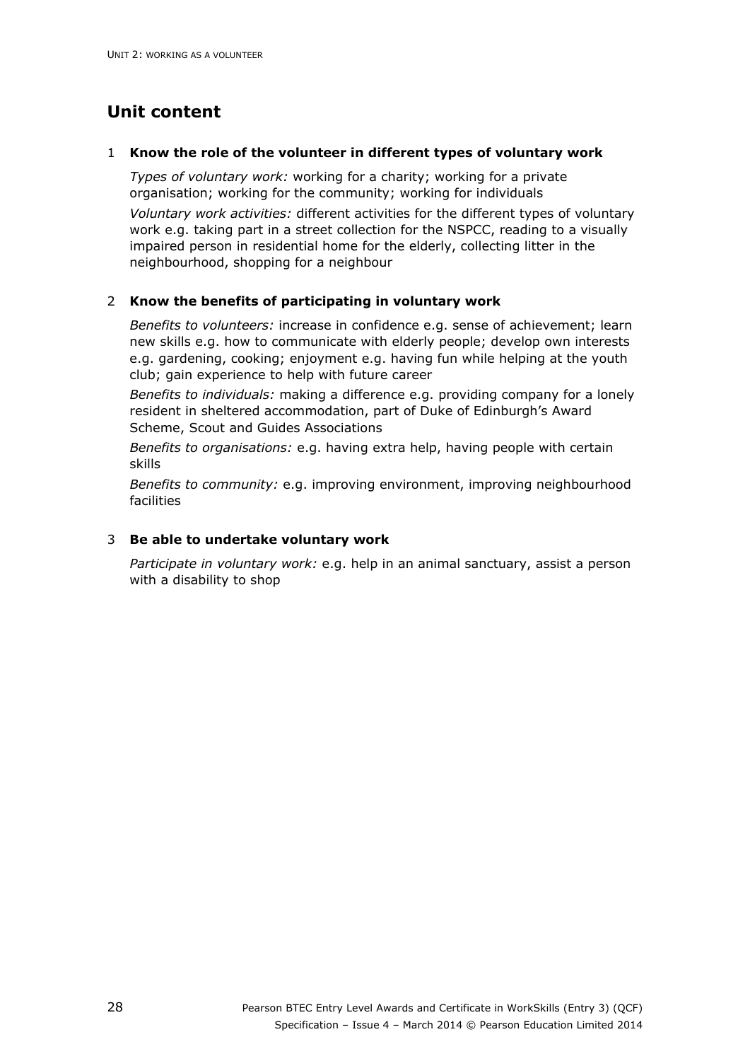## Unit content

### 1 Know the role of the volunteer in different types of voluntary work

*Types of voluntary work:* working for a charity; working for a private organisation; working for the community; working for individuals

*Voluntary work activities:* different activities for the different types of voluntary work e.g. taking part in a street collection for the NSPCC, reading to a visually impaired person in residential home for the elderly, collecting litter in the neighbourhood, shopping for a neighbour

### 2 Know the benefits of participating in voluntary work

*Benefits to volunteers:* increase in confidence e.g. sense of achievement; learn new skills e.g. how to communicate with elderly people; develop own interests e.g. gardening, cooking; enjoyment e.g. having fun while helping at the youth club; gain experience to help with future career

*Benefits to individuals:* making a difference e.g. providing company for a lonely resident in sheltered accommodation, part of Duke of Edinburgh's Award Scheme, Scout and Guides Associations

*Benefits to organisations:* e.g. having extra help, having people with certain skills

*Benefits to community:* e.g. improving environment, improving neighbourhood facilities

### 3 Be able to undertake voluntary work

*Participate in voluntary work:* e.g. help in an animal sanctuary, assist a person with a disability to shop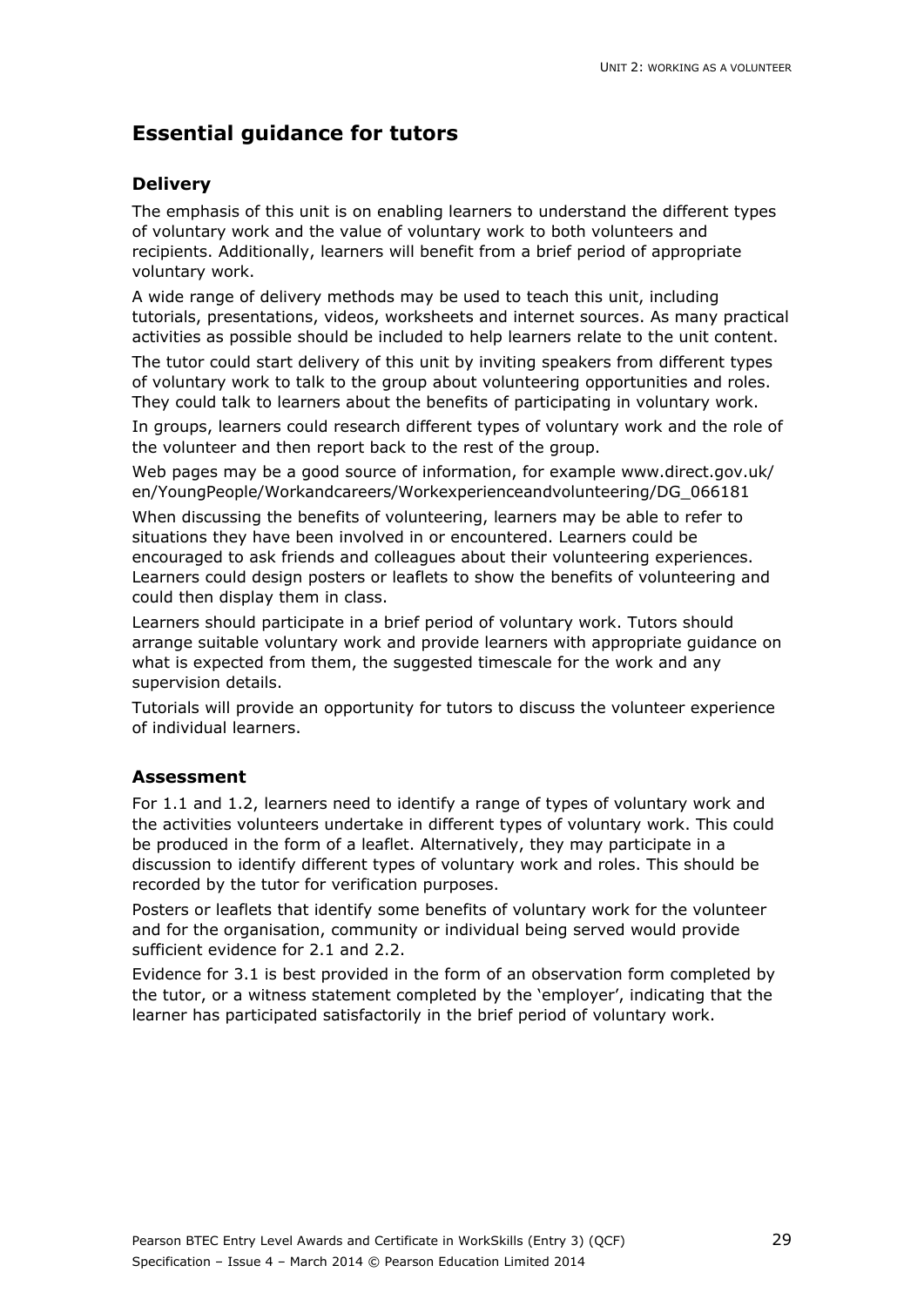## Essential guidance for tutors

### Delivery

The emphasis of this unit is on enabling learners to understand the different types of voluntary work and the value of voluntary work to both volunteers and recipients. Additionally, learners will benefit from a brief period of appropriate voluntary work.

A wide range of delivery methods may be used to teach this unit, including tutorials, presentations, videos, worksheets and internet sources. As many practical activities as possible should be included to help learners relate to the unit content.

The tutor could start delivery of this unit by inviting speakers from different types of voluntary work to talk to the group about volunteering opportunities and roles. They could talk to learners about the benefits of participating in voluntary work.

In groups, learners could research different types of voluntary work and the role of the volunteer and then report back to the rest of the group.

Web pages may be a good source of information, for example www.direct.gov.uk/en/YoungPeople/Workandcareers/Workexperienceandvolunteering/DG_066181

When discussing the benefits of volunteering, learners may be able to refer to situations they have been involved in or encountered. Learners could be encouraged to ask friends and colleagues about their volunteering experiences. Learners could design posters or leaflets to show the benefits of volunteering and could then display them in class.

Learners should participate in a brief period of voluntary work. Tutors should arrange suitable voluntary work and provide learners with appropriate guidance on what is expected from them, the suggested timescale for the work and any supervision details.

Tutorials will provide an opportunity for tutors to discuss the volunteer experience of individual learners.

### Assessment

For 1.1 and 1.2, learners need to identify a range of types of voluntary work and the activities volunteers undertake in different types of voluntary work. This could be produced in the form of a leaflet. Alternatively, they may participate in a discussion to identify different types of voluntary work and roles. This should be recorded by the tutor for verification purposes.

Posters or leaflets that identify some benefits of voluntary work for the volunteer and for the organisation, community or individual being served would provide sufficient evidence for 2.1 and 2.2.

Evidence for 3.1 is best provided in the form of an observation form completed by the tutor, or a witness statement completed by the 'employer', indicating that the learner has participated satisfactorily in the brief period of voluntary work.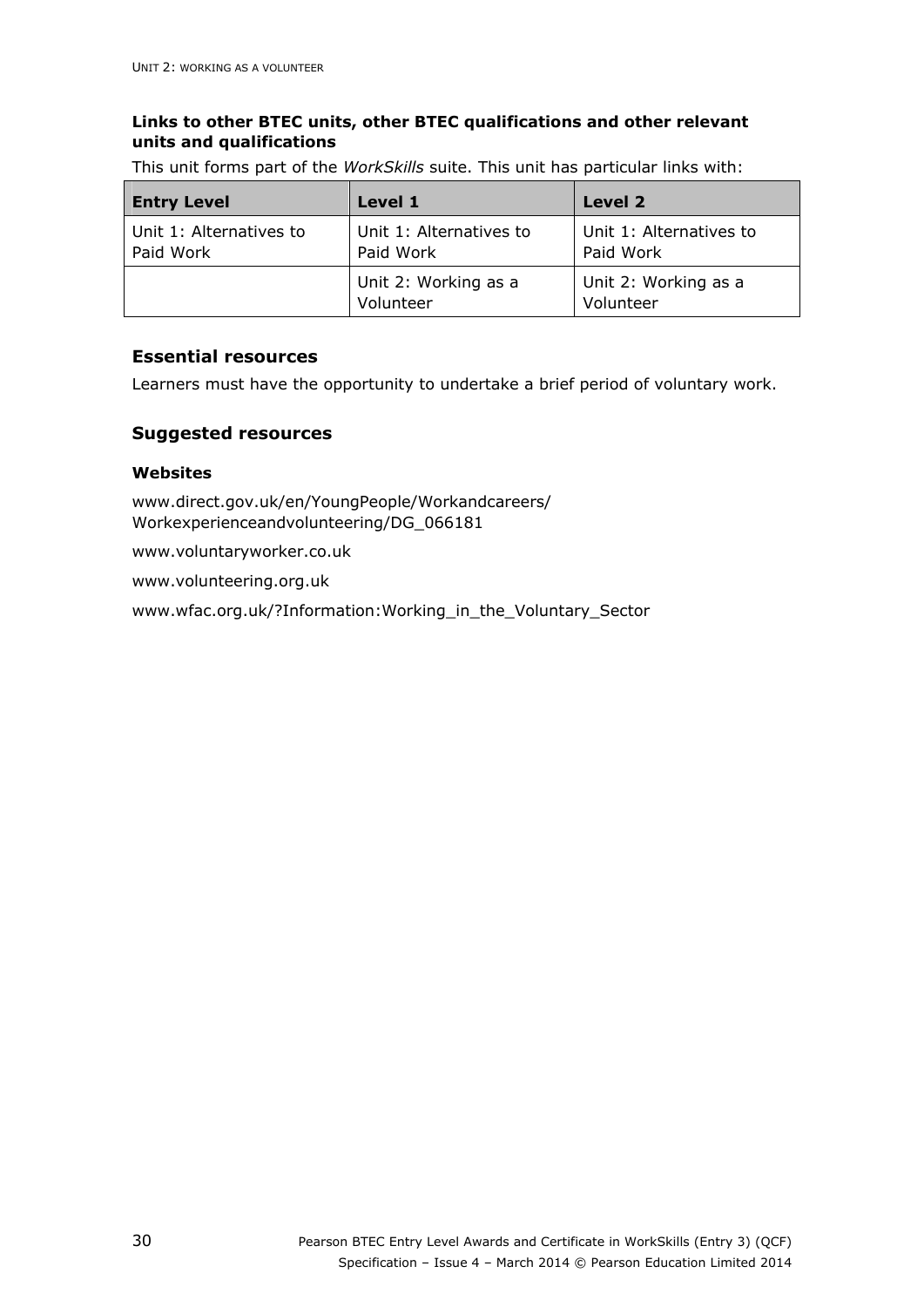**Links to other BTEC units, other BTEC qualifications and other relevant units and qualifications**

This unit forms part of the *WorkSkills* suite. This unit has particular links with:

| Entry Level | Level 1 | Level 2 |
|---|---|---|
| Unit 1: Alternatives to Paid Work | Unit 1: Alternatives to Paid Work | Unit 1: Alternatives to Paid Work |
| | Unit 2: Working as a Volunteer | Unit 2: Working as a Volunteer |

## Essential resources

Learners must have the opportunity to undertake a brief period of voluntary work.

## Suggested resources

### Websites

www.direct.gov.uk/en/YoungPeople/Workandcareers/Workexperienceandvolunteering/DG_066181

www.voluntaryworker.co.uk

www.volunteering.org.uk

www.wfac.org.uk/?Information:Working_in_the_Voluntary_Sector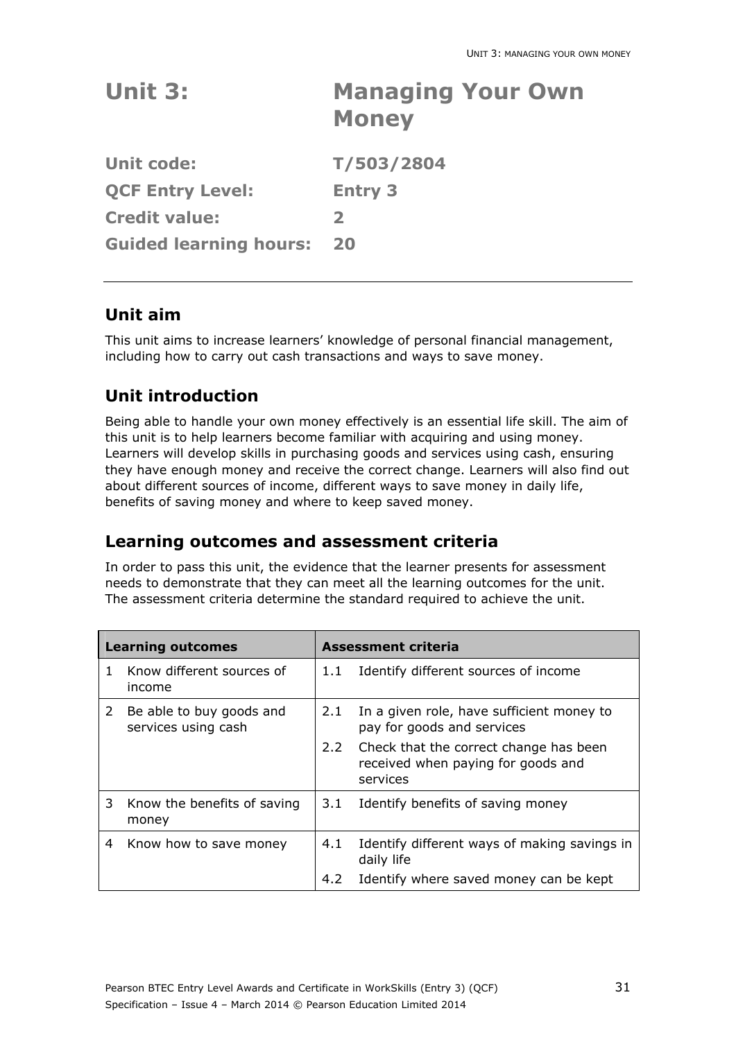# Unit 3: Managing Your Own Money

**Unit code:** T/503/2804

**QCF Entry Level:** Entry 3

**Credit value:** 2

**Guided learning hours:** 20

---

## Unit aim

This unit aims to increase learners' knowledge of personal financial management, including how to carry out cash transactions and ways to save money.

## Unit introduction

Being able to handle your own money effectively is an essential life skill. The aim of this unit is to help learners become familiar with acquiring and using money. Learners will develop skills in purchasing goods and services using cash, ensuring they have enough money and receive the correct change. Learners will also find out about different sources of income, different ways to save money in daily life, benefits of saving money and where to keep saved money.

## Learning outcomes and assessment criteria

In order to pass this unit, the evidence that the learner presents for assessment needs to demonstrate that they can meet all the learning outcomes for the unit. The assessment criteria determine the standard required to achieve the unit.

| Learning outcomes | Assessment criteria |
|---|---|
| 1 Know different sources of income | 1.1 Identify different sources of income |
| 2 Be able to buy goods and services using cash | 2.1 In a given role, have sufficient money to pay for goods and services |
| | 2.2 Check that the correct change has been received when paying for goods and services |
| 3 Know the benefits of saving money | 3.1 Identify benefits of saving money |
| 4 Know how to save money | 4.1 Identify different ways of making savings in daily life |
| | 4.2 Identify where saved money can be kept |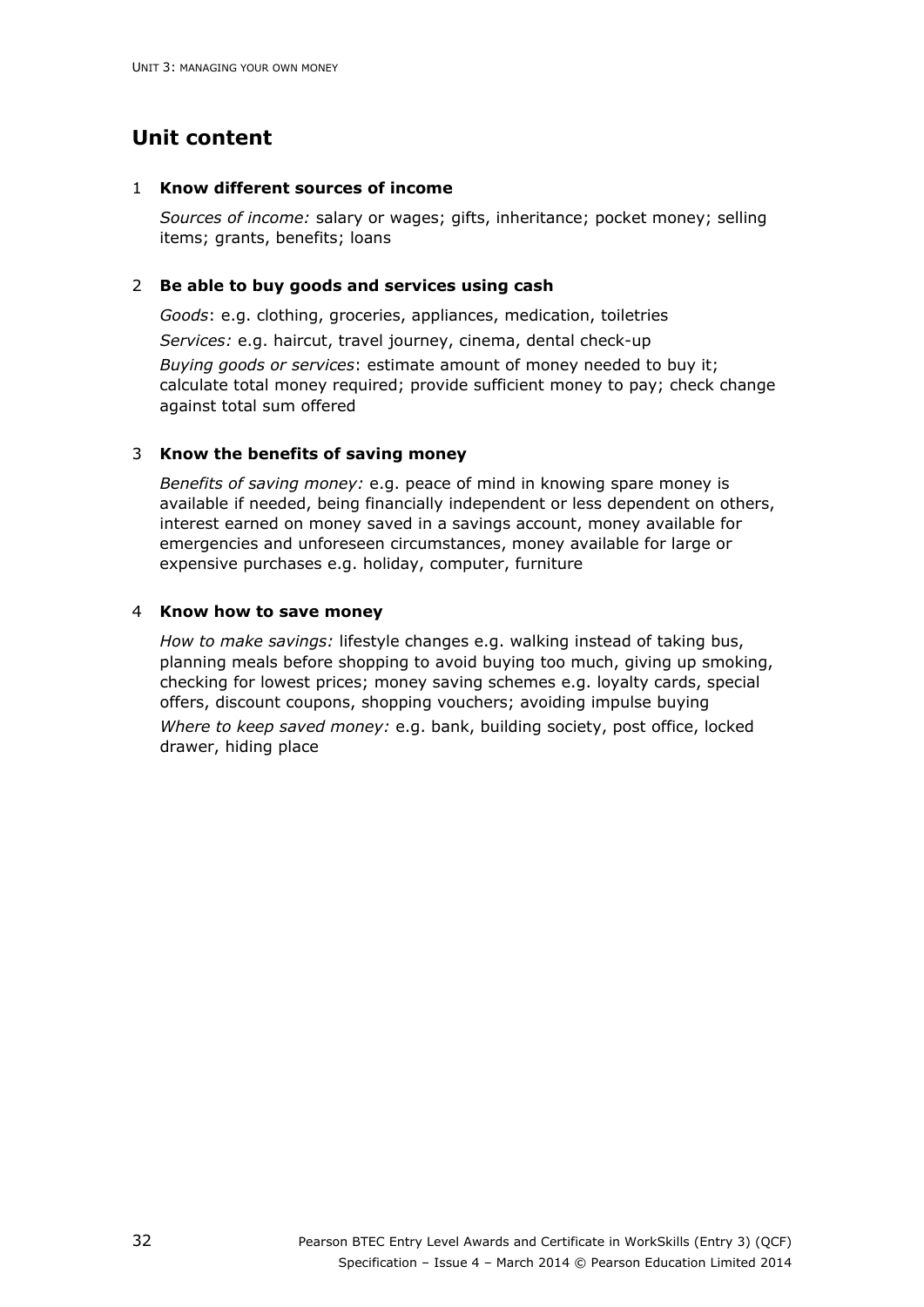## Unit content

### 1 Know different sources of income

*Sources of income:* salary or wages; gifts, inheritance; pocket money; selling items; grants, benefits; loans

### 2 Be able to buy goods and services using cash

*Goods*: e.g. clothing, groceries, appliances, medication, toiletries

*Services:* e.g. haircut, travel journey, cinema, dental check-up

*Buying goods or services*: estimate amount of money needed to buy it; calculate total money required; provide sufficient money to pay; check change against total sum offered

### 3 Know the benefits of saving money

*Benefits of saving money:* e.g. peace of mind in knowing spare money is available if needed, being financially independent or less dependent on others, interest earned on money saved in a savings account, money available for emergencies and unforeseen circumstances, money available for large or expensive purchases e.g. holiday, computer, furniture

### 4 Know how to save money

*How to make savings:* lifestyle changes e.g. walking instead of taking bus, planning meals before shopping to avoid buying too much, giving up smoking, checking for lowest prices; money saving schemes e.g. loyalty cards, special offers, discount coupons, shopping vouchers; avoiding impulse buying

*Where to keep saved money:* e.g. bank, building society, post office, locked drawer, hiding place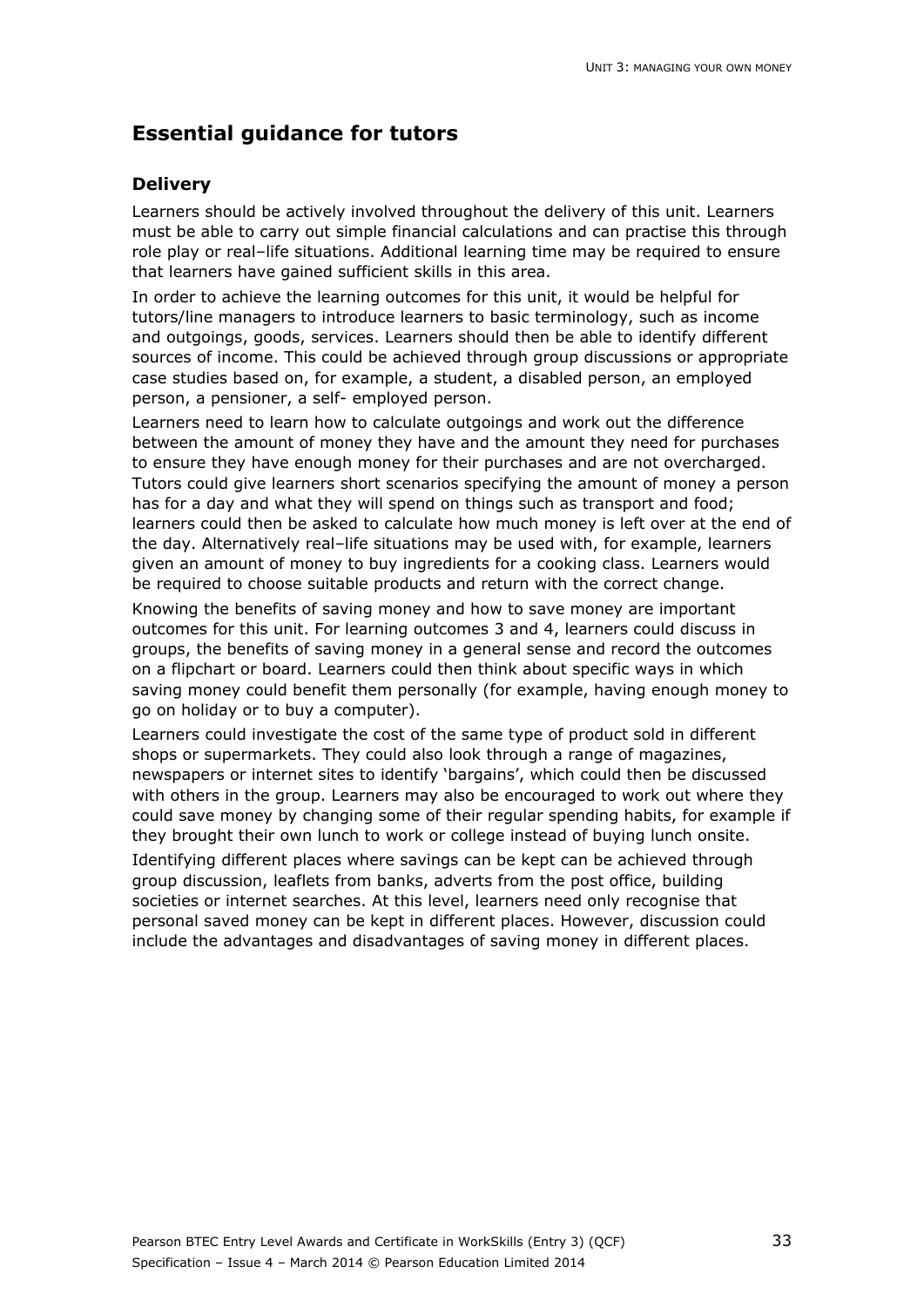## Essential guidance for tutors

### Delivery

Learners should be actively involved throughout the delivery of this unit. Learners must be able to carry out simple financial calculations and can practise this through role play or real–life situations. Additional learning time may be required to ensure that learners have gained sufficient skills in this area.

In order to achieve the learning outcomes for this unit, it would be helpful for tutors/line managers to introduce learners to basic terminology, such as income and outgoings, goods, services. Learners should then be able to identify different sources of income. This could be achieved through group discussions or appropriate case studies based on, for example, a student, a disabled person, an employed person, a pensioner, a self- employed person.

Learners need to learn how to calculate outgoings and work out the difference between the amount of money they have and the amount they need for purchases to ensure they have enough money for their purchases and are not overcharged. Tutors could give learners short scenarios specifying the amount of money a person has for a day and what they will spend on things such as transport and food; learners could then be asked to calculate how much money is left over at the end of the day. Alternatively real–life situations may be used with, for example, learners given an amount of money to buy ingredients for a cooking class. Learners would be required to choose suitable products and return with the correct change.

Knowing the benefits of saving money and how to save money are important outcomes for this unit. For learning outcomes 3 and 4, learners could discuss in groups, the benefits of saving money in a general sense and record the outcomes on a flipchart or board. Learners could then think about specific ways in which saving money could benefit them personally (for example, having enough money to go on holiday or to buy a computer).

Learners could investigate the cost of the same type of product sold in different shops or supermarkets. They could also look through a range of magazines, newspapers or internet sites to identify 'bargains', which could then be discussed with others in the group. Learners may also be encouraged to work out where they could save money by changing some of their regular spending habits, for example if they brought their own lunch to work or college instead of buying lunch onsite.

Identifying different places where savings can be kept can be achieved through group discussion, leaflets from banks, adverts from the post office, building societies or internet searches. At this level, learners need only recognise that personal saved money can be kept in different places. However, discussion could include the advantages and disadvantages of saving money in different places.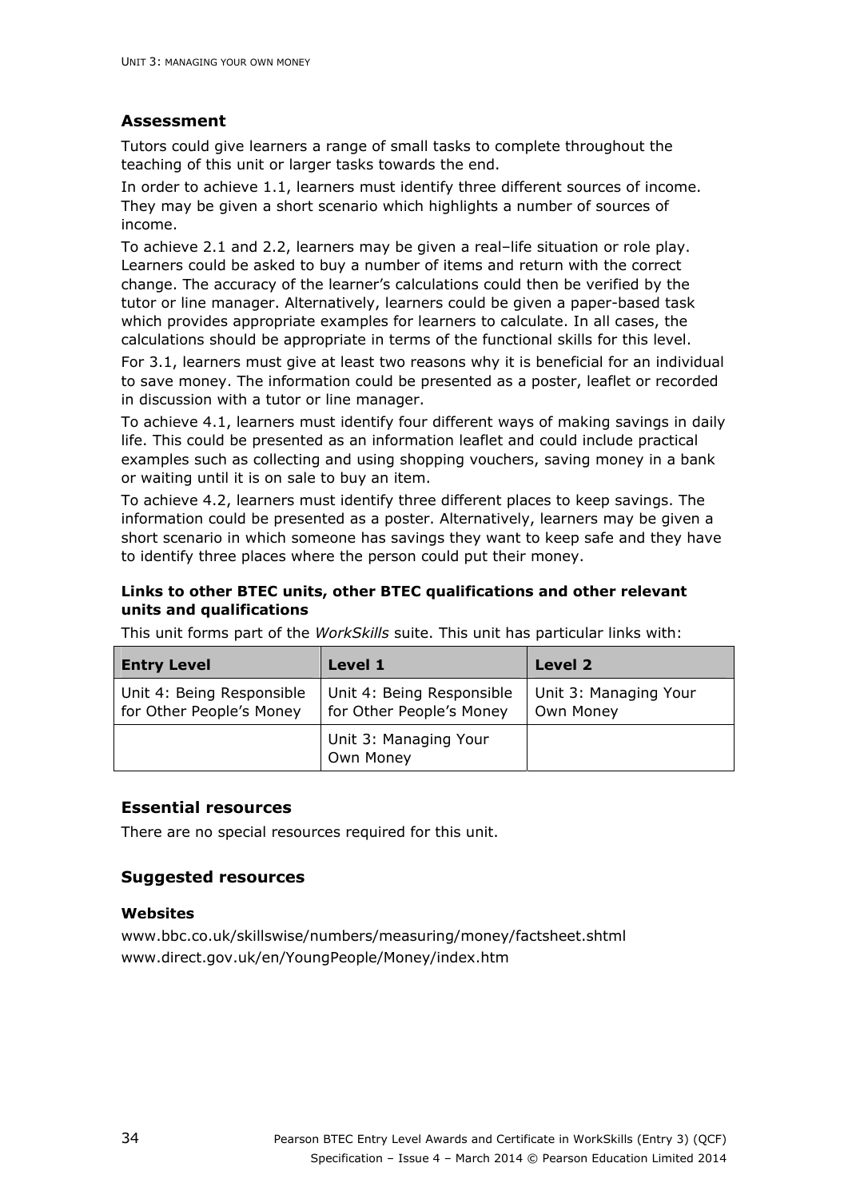## Assessment

Tutors could give learners a range of small tasks to complete throughout the teaching of this unit or larger tasks towards the end.

In order to achieve 1.1, learners must identify three different sources of income. They may be given a short scenario which highlights a number of sources of income.

To achieve 2.1 and 2.2, learners may be given a real–life situation or role play. Learners could be asked to buy a number of items and return with the correct change. The accuracy of the learner's calculations could then be verified by the tutor or line manager. Alternatively, learners could be given a paper-based task which provides appropriate examples for learners to calculate. In all cases, the calculations should be appropriate in terms of the functional skills for this level.

For 3.1, learners must give at least two reasons why it is beneficial for an individual to save money. The information could be presented as a poster, leaflet or recorded in discussion with a tutor or line manager.

To achieve 4.1, learners must identify four different ways of making savings in daily life. This could be presented as an information leaflet and could include practical examples such as collecting and using shopping vouchers, saving money in a bank or waiting until it is on sale to buy an item.

To achieve 4.2, learners must identify three different places to keep savings. The information could be presented as a poster. Alternatively, learners may be given a short scenario in which someone has savings they want to keep safe and they have to identify three places where the person could put their money.

### Links to other BTEC units, other BTEC qualifications and other relevant units and qualifications

This unit forms part of the *WorkSkills* suite. This unit has particular links with:

| Entry Level | Level 1 | Level 2 |
|---|---|---|
| Unit 4: Being Responsible for Other People's Money | Unit 4: Being Responsible for Other People's Money | Unit 3: Managing Your Own Money |
| | Unit 3: Managing Your Own Money | |

## Essential resources

There are no special resources required for this unit.

## Suggested resources

### Websites

www.bbc.co.uk/skillswise/numbers/measuring/money/factsheet.shtml
www.direct.gov.uk/en/YoungPeople/Money/index.htm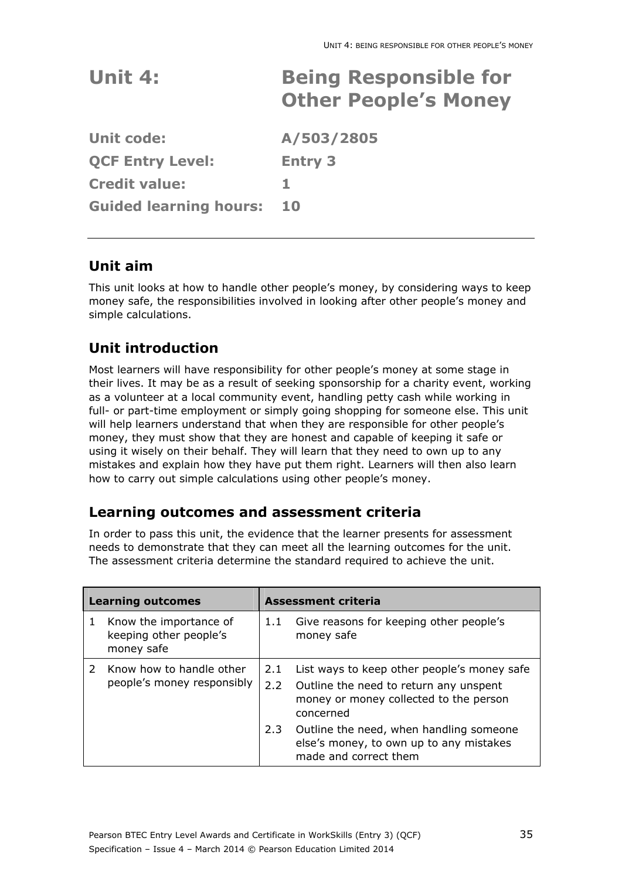# Unit 4: Being Responsible for Other People's Money

**Unit code:** A/503/2805

**QCF Entry Level:** Entry 3

**Credit value:** 1

**Guided learning hours:** 10

## Unit aim

This unit looks at how to handle other people's money, by considering ways to keep money safe, the responsibilities involved in looking after other people's money and simple calculations.

## Unit introduction

Most learners will have responsibility for other people's money at some stage in their lives. It may be as a result of seeking sponsorship for a charity event, working as a volunteer at a local community event, handling petty cash while working in full- or part-time employment or simply going shopping for someone else. This unit will help learners understand that when they are responsible for other people's money, they must show that they are honest and capable of keeping it safe or using it wisely on their behalf. They will learn that they need to own up to any mistakes and explain how they have put them right. Learners will then also learn how to carry out simple calculations using other people's money.

## Learning outcomes and assessment criteria

In order to pass this unit, the evidence that the learner presents for assessment needs to demonstrate that they can meet all the learning outcomes for the unit. The assessment criteria determine the standard required to achieve the unit.

| Learning outcomes | Assessment criteria |
|---|---|
| 1 Know the importance of keeping other people's money safe | 1.1 Give reasons for keeping other people's money safe |
| 2 Know how to handle other people's money responsibly | 2.1 List ways to keep other people's money safe<br>2.2 Outline the need to return any unspent money or money collected to the person concerned<br>2.3 Outline the need, when handling someone else's money, to own up to any mistakes made and correct them |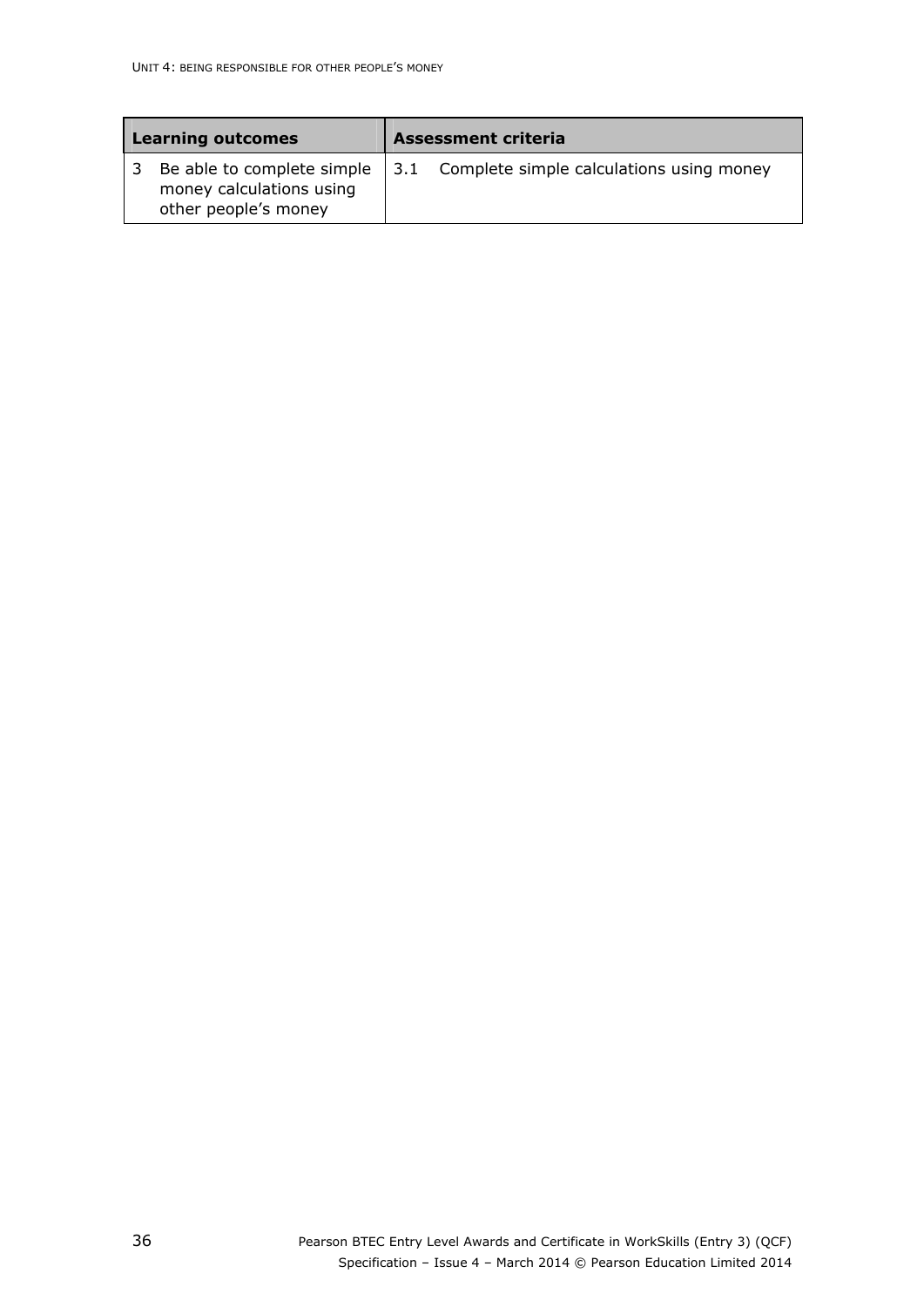| Learning outcomes | Assessment criteria |
|---|---|
| 3 Be able to complete simple money calculations using other people's money | 3.1 Complete simple calculations using money |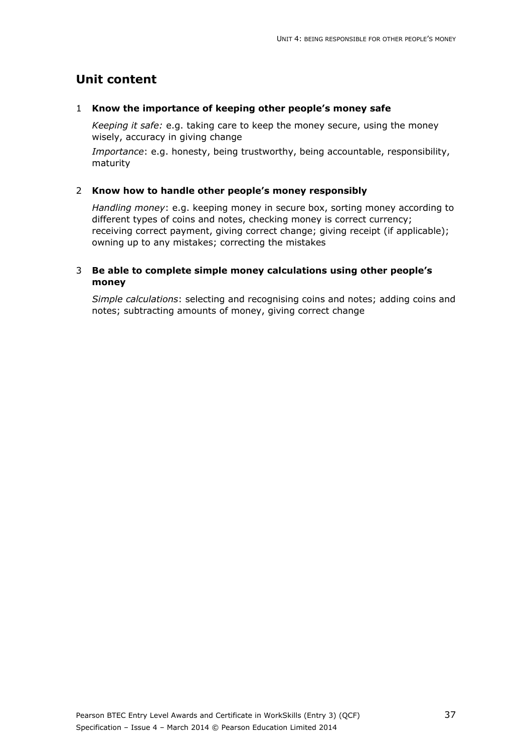## Unit content

### 1 Know the importance of keeping other people's money safe

*Keeping it safe:* e.g. taking care to keep the money secure, using the money wisely, accuracy in giving change

*Importance*: e.g. honesty, being trustworthy, being accountable, responsibility, maturity

### 2 Know how to handle other people's money responsibly

*Handling money*: e.g. keeping money in secure box, sorting money according to different types of coins and notes, checking money is correct currency; receiving correct payment, giving correct change; giving receipt (if applicable); owning up to any mistakes; correcting the mistakes

### 3 Be able to complete simple money calculations using other people's money

*Simple calculations*: selecting and recognising coins and notes; adding coins and notes; subtracting amounts of money, giving correct change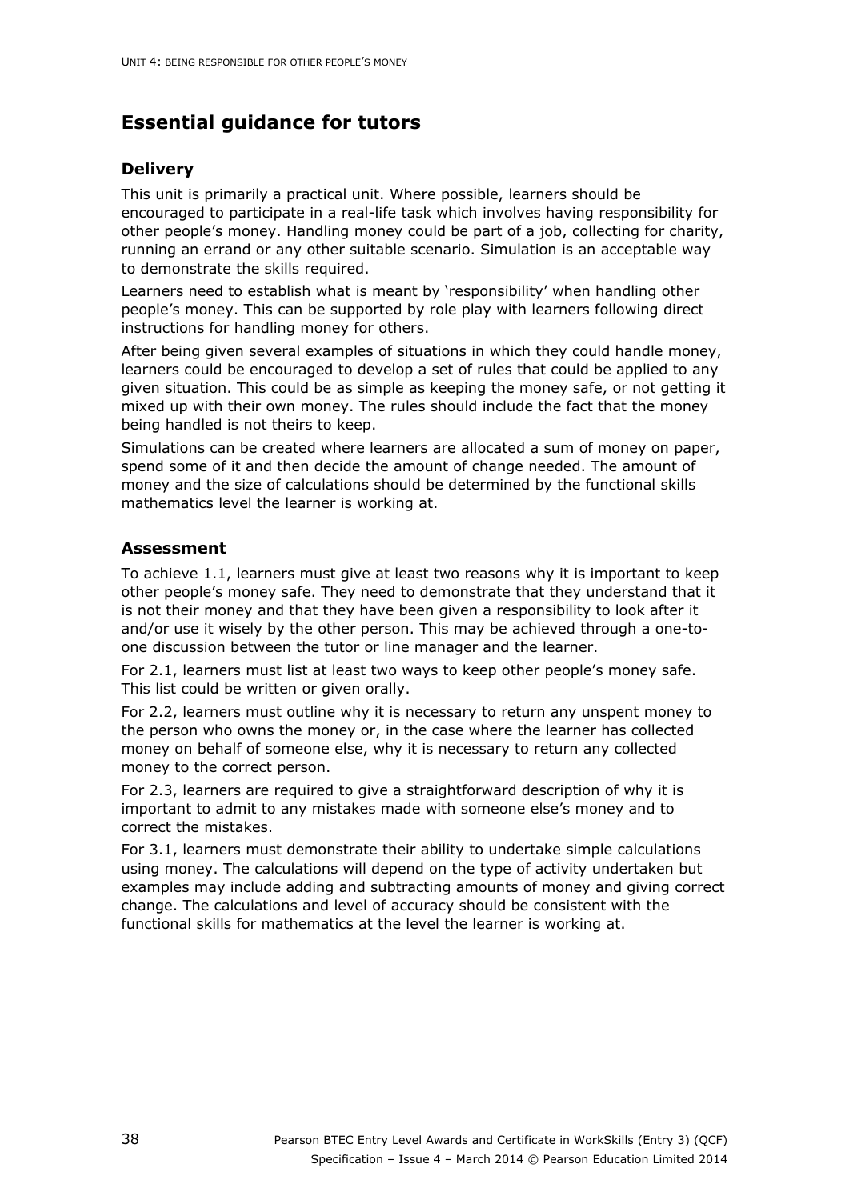## Essential guidance for tutors

### Delivery

This unit is primarily a practical unit. Where possible, learners should be encouraged to participate in a real-life task which involves having responsibility for other people's money. Handling money could be part of a job, collecting for charity, running an errand or any other suitable scenario. Simulation is an acceptable way to demonstrate the skills required.

Learners need to establish what is meant by 'responsibility' when handling other people's money. This can be supported by role play with learners following direct instructions for handling money for others.

After being given several examples of situations in which they could handle money, learners could be encouraged to develop a set of rules that could be applied to any given situation. This could be as simple as keeping the money safe, or not getting it mixed up with their own money. The rules should include the fact that the money being handled is not theirs to keep.

Simulations can be created where learners are allocated a sum of money on paper, spend some of it and then decide the amount of change needed. The amount of money and the size of calculations should be determined by the functional skills mathematics level the learner is working at.

### Assessment

To achieve 1.1, learners must give at least two reasons why it is important to keep other people's money safe. They need to demonstrate that they understand that it is not their money and that they have been given a responsibility to look after it and/or use it wisely by the other person. This may be achieved through a one-to-one discussion between the tutor or line manager and the learner.

For 2.1, learners must list at least two ways to keep other people's money safe. This list could be written or given orally.

For 2.2, learners must outline why it is necessary to return any unspent money to the person who owns the money or, in the case where the learner has collected money on behalf of someone else, why it is necessary to return any collected money to the correct person.

For 2.3, learners are required to give a straightforward description of why it is important to admit to any mistakes made with someone else's money and to correct the mistakes.

For 3.1, learners must demonstrate their ability to undertake simple calculations using money. The calculations will depend on the type of activity undertaken but examples may include adding and subtracting amounts of money and giving correct change. The calculations and level of accuracy should be consistent with the functional skills for mathematics at the level the learner is working at.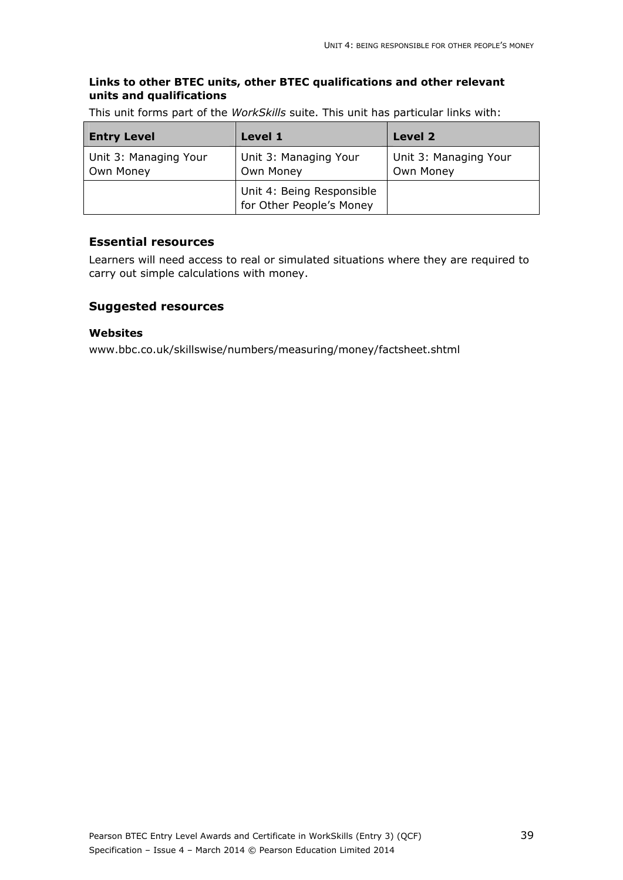**Links to other BTEC units, other BTEC qualifications and other relevant units and qualifications**

This unit forms part of the *WorkSkills* suite. This unit has particular links with:

| Entry Level | Level 1 | Level 2 |
|---|---|---|
| Unit 3: Managing Your Own Money | Unit 3: Managing Your Own Money | Unit 3: Managing Your Own Money |
| | Unit 4: Being Responsible for Other People's Money | |

## Essential resources

Learners will need access to real or simulated situations where they are required to carry out simple calculations with money.

## Suggested resources

**Websites**

www.bbc.co.uk/skillswise/numbers/measuring/money/factsheet.shtml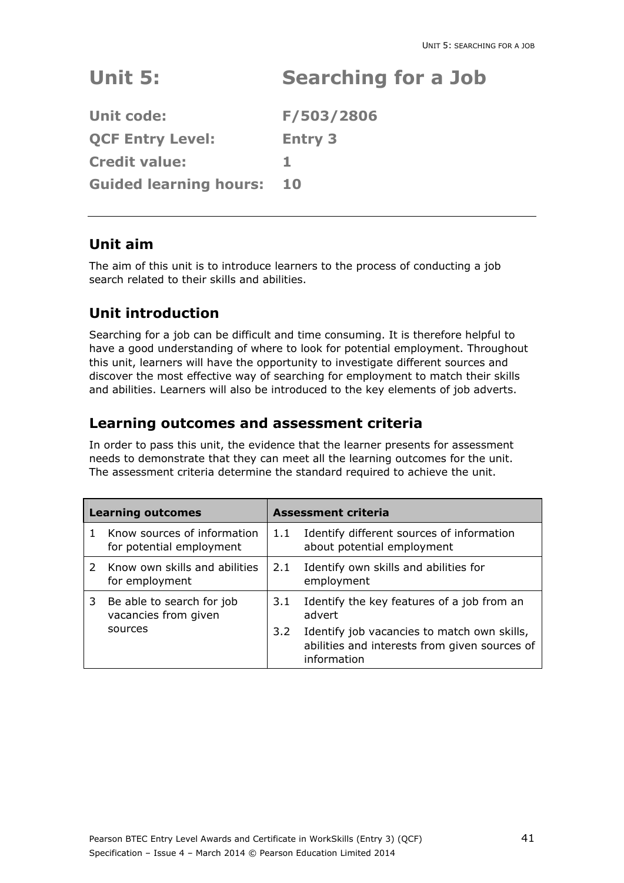# Unit 5: Searching for a Job

**Unit code:** F/503/2806

**QCF Entry Level:** Entry 3

**Credit value:** 1

**Guided learning hours:** 10

---

## Unit aim

The aim of this unit is to introduce learners to the process of conducting a job search related to their skills and abilities.

## Unit introduction

Searching for a job can be difficult and time consuming. It is therefore helpful to have a good understanding of where to look for potential employment. Throughout this unit, learners will have the opportunity to investigate different sources and discover the most effective way of searching for employment to match their skills and abilities. Learners will also be introduced to the key elements of job adverts.

## Learning outcomes and assessment criteria

In order to pass this unit, the evidence that the learner presents for assessment needs to demonstrate that they can meet all the learning outcomes for the unit. The assessment criteria determine the standard required to achieve the unit.

| Learning outcomes | Assessment criteria |
|---|---|
| 1 Know sources of information for potential employment | 1.1 Identify different sources of information about potential employment |
| 2 Know own skills and abilities for employment | 2.1 Identify own skills and abilities for employment |
| 3 Be able to search for job vacancies from given sources | 3.1 Identify the key features of a job from an advert |
| | 3.2 Identify job vacancies to match own skills, abilities and interests from given sources of information |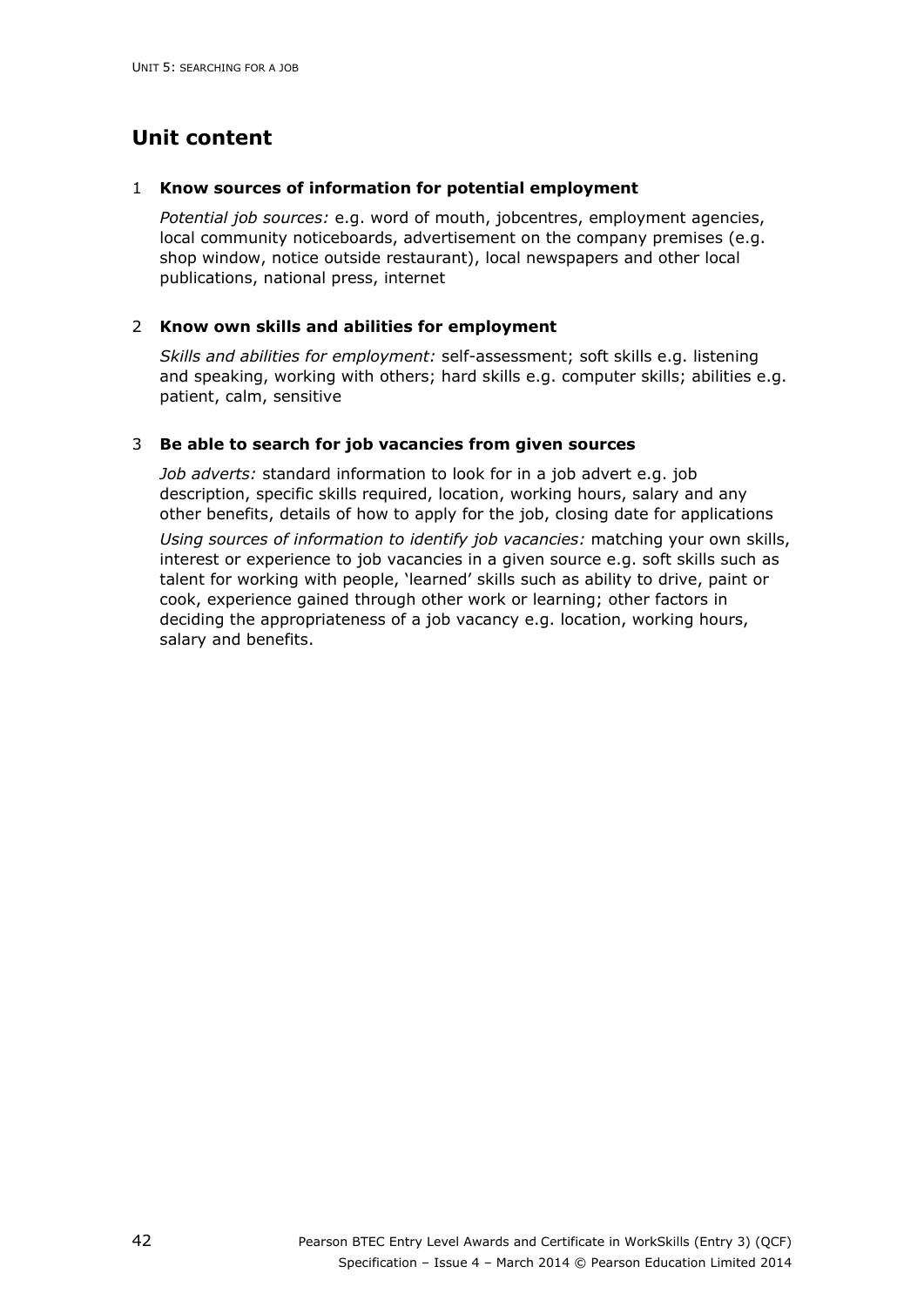## Unit content

1 **Know sources of information for potential employment**

*Potential job sources:* e.g. word of mouth, jobcentres, employment agencies, local community noticeboards, advertisement on the company premises (e.g. shop window, notice outside restaurant), local newspapers and other local publications, national press, internet

2 **Know own skills and abilities for employment**

*Skills and abilities for employment:* self-assessment; soft skills e.g. listening and speaking, working with others; hard skills e.g. computer skills; abilities e.g. patient, calm, sensitive

3 **Be able to search for job vacancies from given sources**

*Job adverts:* standard information to look for in a job advert e.g. job description, specific skills required, location, working hours, salary and any other benefits, details of how to apply for the job, closing date for applications

*Using sources of information to identify job vacancies:* matching your own skills, interest or experience to job vacancies in a given source e.g. soft skills such as talent for working with people, 'learned' skills such as ability to drive, paint or cook, experience gained through other work or learning; other factors in deciding the appropriateness of a job vacancy e.g. location, working hours, salary and benefits.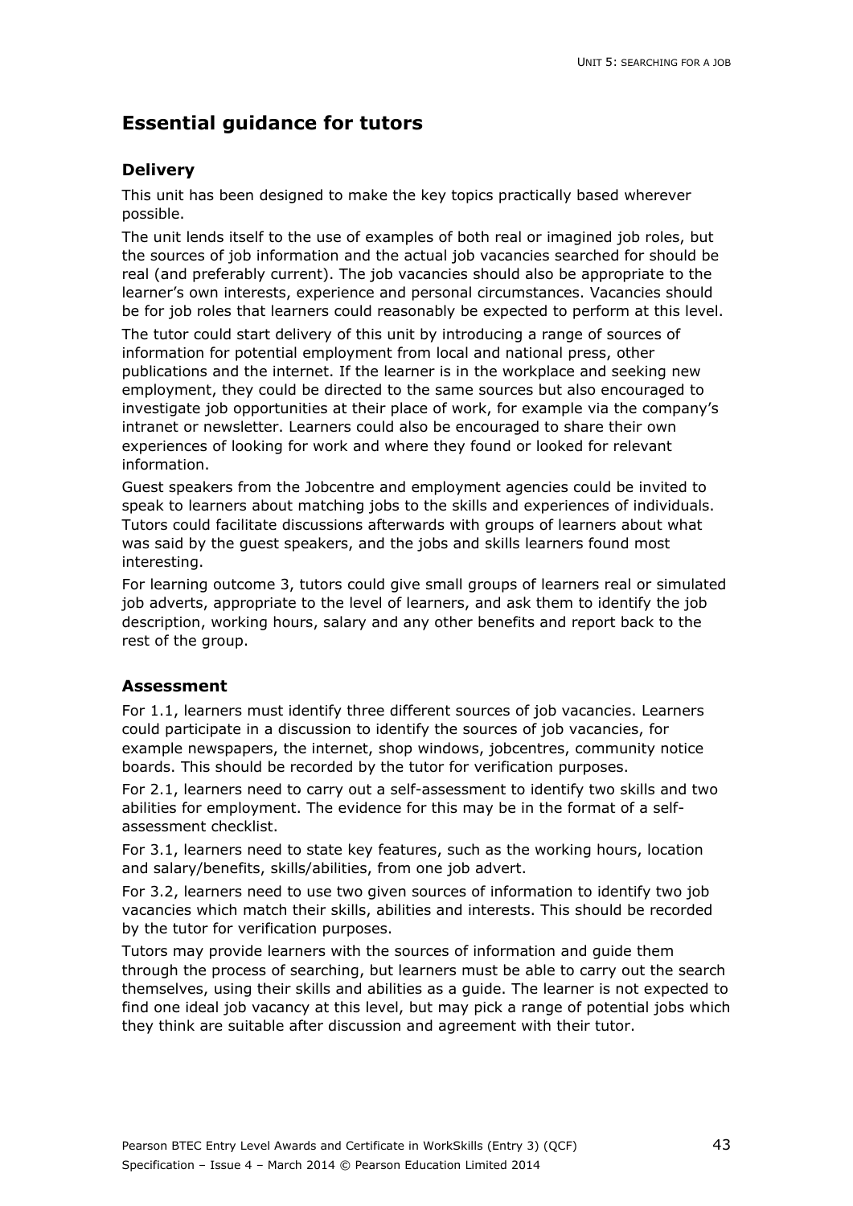## Essential guidance for tutors

### Delivery

This unit has been designed to make the key topics practically based wherever possible.

The unit lends itself to the use of examples of both real or imagined job roles, but the sources of job information and the actual job vacancies searched for should be real (and preferably current). The job vacancies should also be appropriate to the learner's own interests, experience and personal circumstances. Vacancies should be for job roles that learners could reasonably be expected to perform at this level.

The tutor could start delivery of this unit by introducing a range of sources of information for potential employment from local and national press, other publications and the internet. If the learner is in the workplace and seeking new employment, they could be directed to the same sources but also encouraged to investigate job opportunities at their place of work, for example via the company's intranet or newsletter. Learners could also be encouraged to share their own experiences of looking for work and where they found or looked for relevant information.

Guest speakers from the Jobcentre and employment agencies could be invited to speak to learners about matching jobs to the skills and experiences of individuals. Tutors could facilitate discussions afterwards with groups of learners about what was said by the guest speakers, and the jobs and skills learners found most interesting.

For learning outcome 3, tutors could give small groups of learners real or simulated job adverts, appropriate to the level of learners, and ask them to identify the job description, working hours, salary and any other benefits and report back to the rest of the group.

### Assessment

For 1.1, learners must identify three different sources of job vacancies. Learners could participate in a discussion to identify the sources of job vacancies, for example newspapers, the internet, shop windows, jobcentres, community notice boards. This should be recorded by the tutor for verification purposes.

For 2.1, learners need to carry out a self-assessment to identify two skills and two abilities for employment. The evidence for this may be in the format of a self-assessment checklist.

For 3.1, learners need to state key features, such as the working hours, location and salary/benefits, skills/abilities, from one job advert.

For 3.2, learners need to use two given sources of information to identify two job vacancies which match their skills, abilities and interests. This should be recorded by the tutor for verification purposes.

Tutors may provide learners with the sources of information and guide them through the process of searching, but learners must be able to carry out the search themselves, using their skills and abilities as a guide. The learner is not expected to find one ideal job vacancy at this level, but may pick a range of potential jobs which they think are suitable after discussion and agreement with their tutor.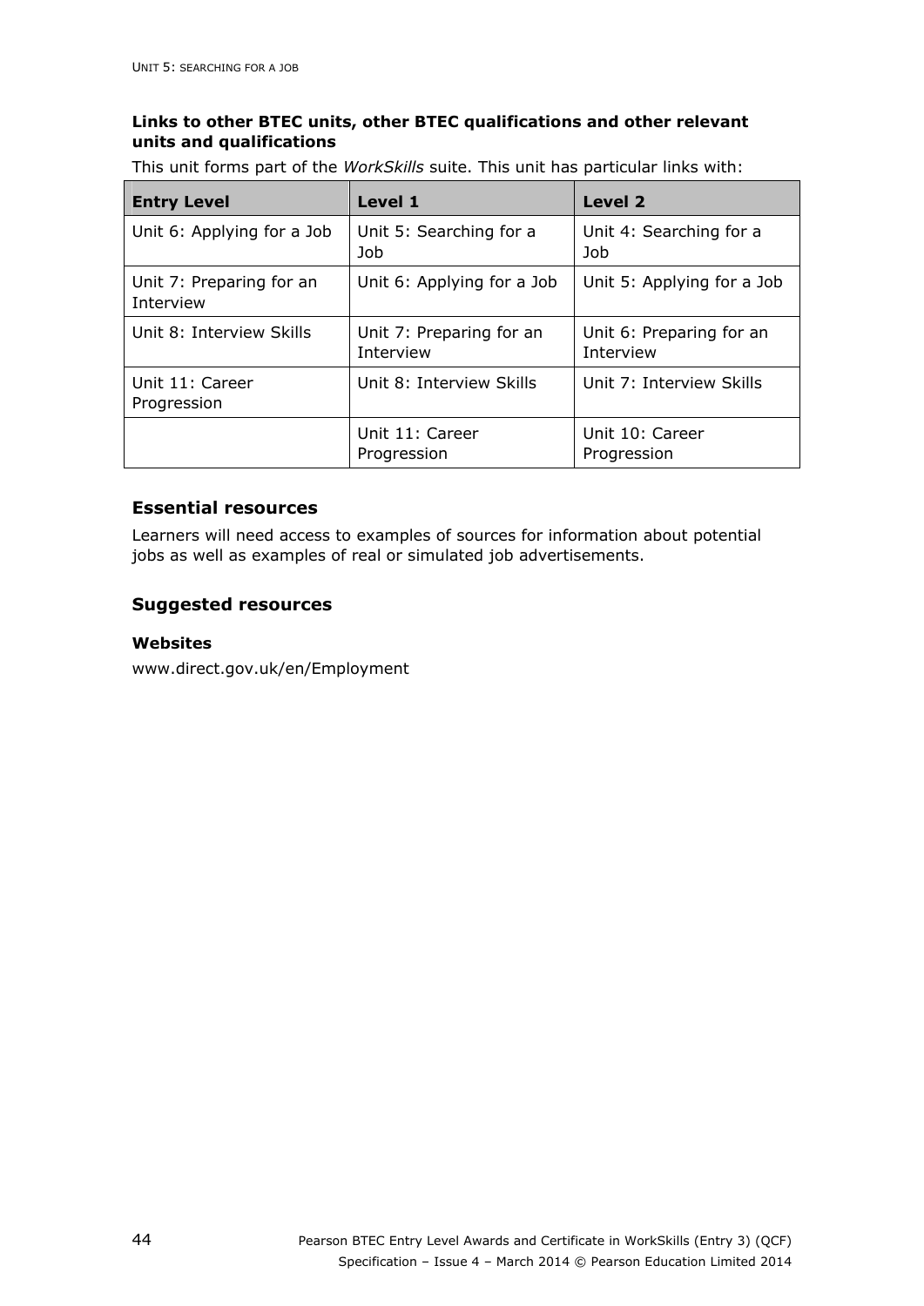**Links to other BTEC units, other BTEC qualifications and other relevant units and qualifications**

This unit forms part of the *WorkSkills* suite. This unit has particular links with:

| Entry Level | Level 1 | Level 2 |
|---|---|---|
| Unit 6: Applying for a Job | Unit 5: Searching for a Job | Unit 4: Searching for a Job |
| Unit 7: Preparing for an Interview | Unit 6: Applying for a Job | Unit 5: Applying for a Job |
| Unit 8: Interview Skills | Unit 7: Preparing for an Interview | Unit 6: Preparing for an Interview |
| Unit 11: Career Progression | Unit 8: Interview Skills | Unit 7: Interview Skills |
| | Unit 11: Career Progression | Unit 10: Career Progression |

## Essential resources

Learners will need access to examples of sources for information about potential jobs as well as examples of real or simulated job advertisements.

## Suggested resources

**Websites**

www.direct.gov.uk/en/Employment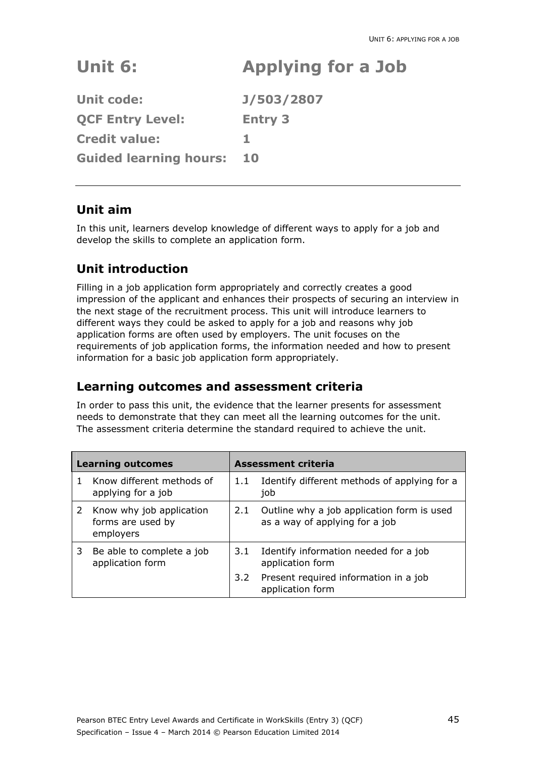# Unit 6: Applying for a Job

**Unit code:** J/503/2807

**QCF Entry Level:** Entry 3

**Credit value:** 1

**Guided learning hours:** 10

---

## Unit aim

In this unit, learners develop knowledge of different ways to apply for a job and develop the skills to complete an application form.

## Unit introduction

Filling in a job application form appropriately and correctly creates a good impression of the applicant and enhances their prospects of securing an interview in the next stage of the recruitment process. This unit will introduce learners to different ways they could be asked to apply for a job and reasons why job application forms are often used by employers. The unit focuses on the requirements of job application forms, the information needed and how to present information for a basic job application form appropriately.

## Learning outcomes and assessment criteria

In order to pass this unit, the evidence that the learner presents for assessment needs to demonstrate that they can meet all the learning outcomes for the unit. The assessment criteria determine the standard required to achieve the unit.

| Learning outcomes | Assessment criteria |
|---|---|
| 1 Know different methods of applying for a job | 1.1 Identify different methods of applying for a job |
| 2 Know why job application forms are used by employers | 2.1 Outline why a job application form is used as a way of applying for a job |
| 3 Be able to complete a job application form | 3.1 Identify information needed for a job application form |
| | 3.2 Present required information in a job application form |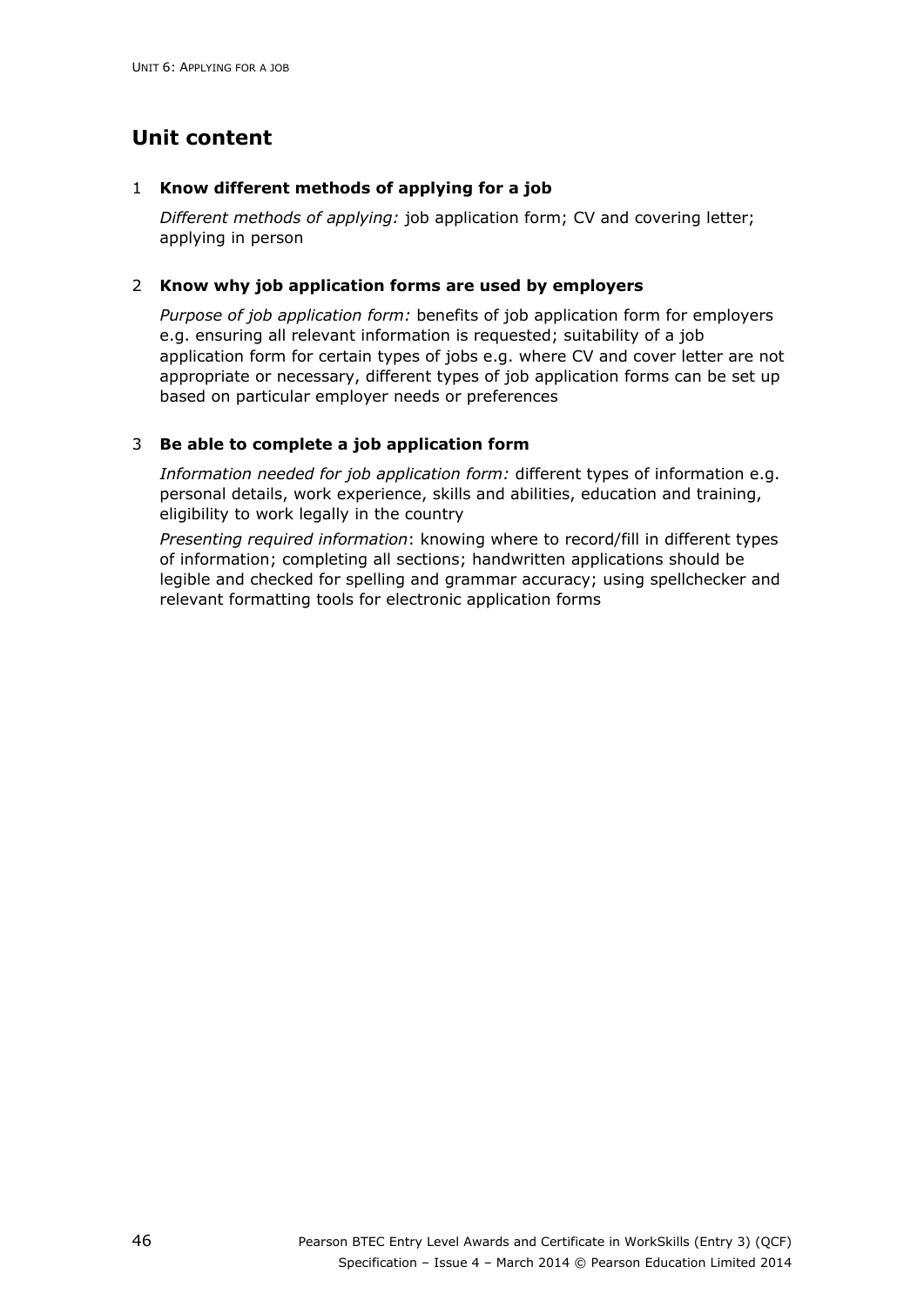## Unit content

1 **Know different methods of applying for a job**

*Different methods of applying:* job application form; CV and covering letter; applying in person

2 **Know why job application forms are used by employers**

*Purpose of job application form:* benefits of job application form for employers e.g. ensuring all relevant information is requested; suitability of a job application form for certain types of jobs e.g. where CV and cover letter are not appropriate or necessary, different types of job application forms can be set up based on particular employer needs or preferences

3 **Be able to complete a job application form**

*Information needed for job application form:* different types of information e.g. personal details, work experience, skills and abilities, education and training, eligibility to work legally in the country

*Presenting required information*: knowing where to record/fill in different types of information; completing all sections; handwritten applications should be legible and checked for spelling and grammar accuracy; using spellchecker and relevant formatting tools for electronic application forms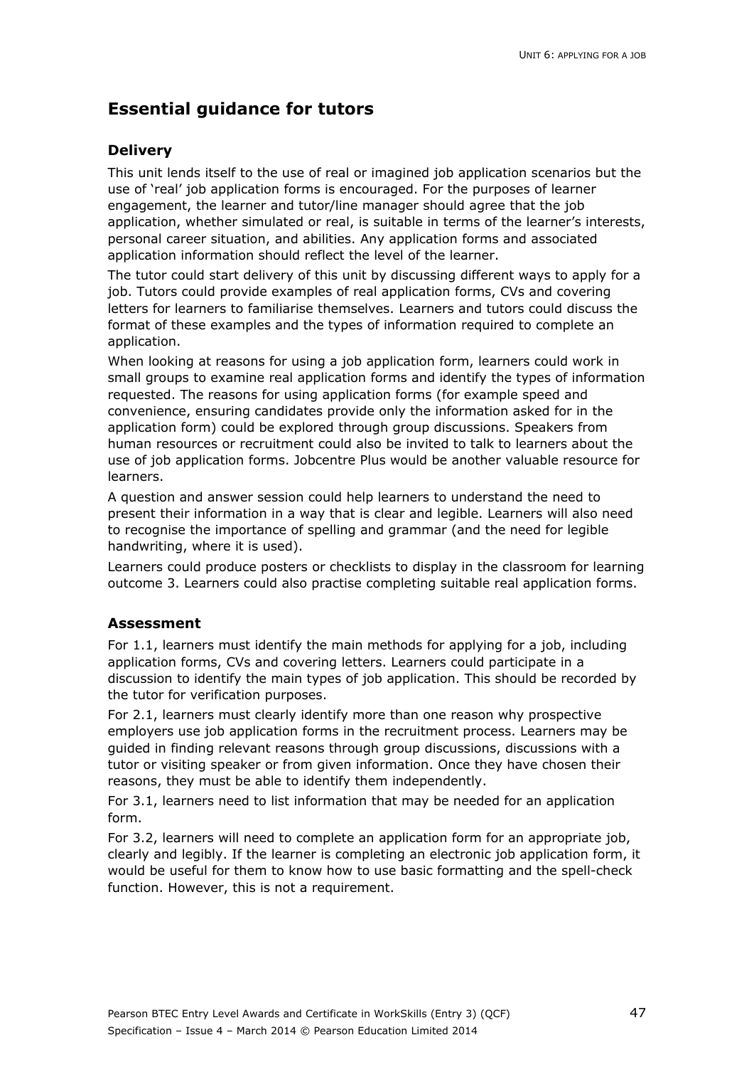## Essential guidance for tutors

### Delivery

This unit lends itself to the use of real or imagined job application scenarios but the use of 'real' job application forms is encouraged. For the purposes of learner engagement, the learner and tutor/line manager should agree that the job application, whether simulated or real, is suitable in terms of the learner's interests, personal career situation, and abilities. Any application forms and associated application information should reflect the level of the learner.

The tutor could start delivery of this unit by discussing different ways to apply for a job. Tutors could provide examples of real application forms, CVs and covering letters for learners to familiarise themselves. Learners and tutors could discuss the format of these examples and the types of information required to complete an application.

When looking at reasons for using a job application form, learners could work in small groups to examine real application forms and identify the types of information requested. The reasons for using application forms (for example speed and convenience, ensuring candidates provide only the information asked for in the application form) could be explored through group discussions. Speakers from human resources or recruitment could also be invited to talk to learners about the use of job application forms. Jobcentre Plus would be another valuable resource for learners.

A question and answer session could help learners to understand the need to present their information in a way that is clear and legible. Learners will also need to recognise the importance of spelling and grammar (and the need for legible handwriting, where it is used).

Learners could produce posters or checklists to display in the classroom for learning outcome 3. Learners could also practise completing suitable real application forms.

### Assessment

For 1.1, learners must identify the main methods for applying for a job, including application forms, CVs and covering letters. Learners could participate in a discussion to identify the main types of job application. This should be recorded by the tutor for verification purposes.

For 2.1, learners must clearly identify more than one reason why prospective employers use job application forms in the recruitment process. Learners may be guided in finding relevant reasons through group discussions, discussions with a tutor or visiting speaker or from given information. Once they have chosen their reasons, they must be able to identify them independently.

For 3.1, learners need to list information that may be needed for an application form.

For 3.2, learners will need to complete an application form for an appropriate job, clearly and legibly. If the learner is completing an electronic job application form, it would be useful for them to know how to use basic formatting and the spell-check function. However, this is not a requirement.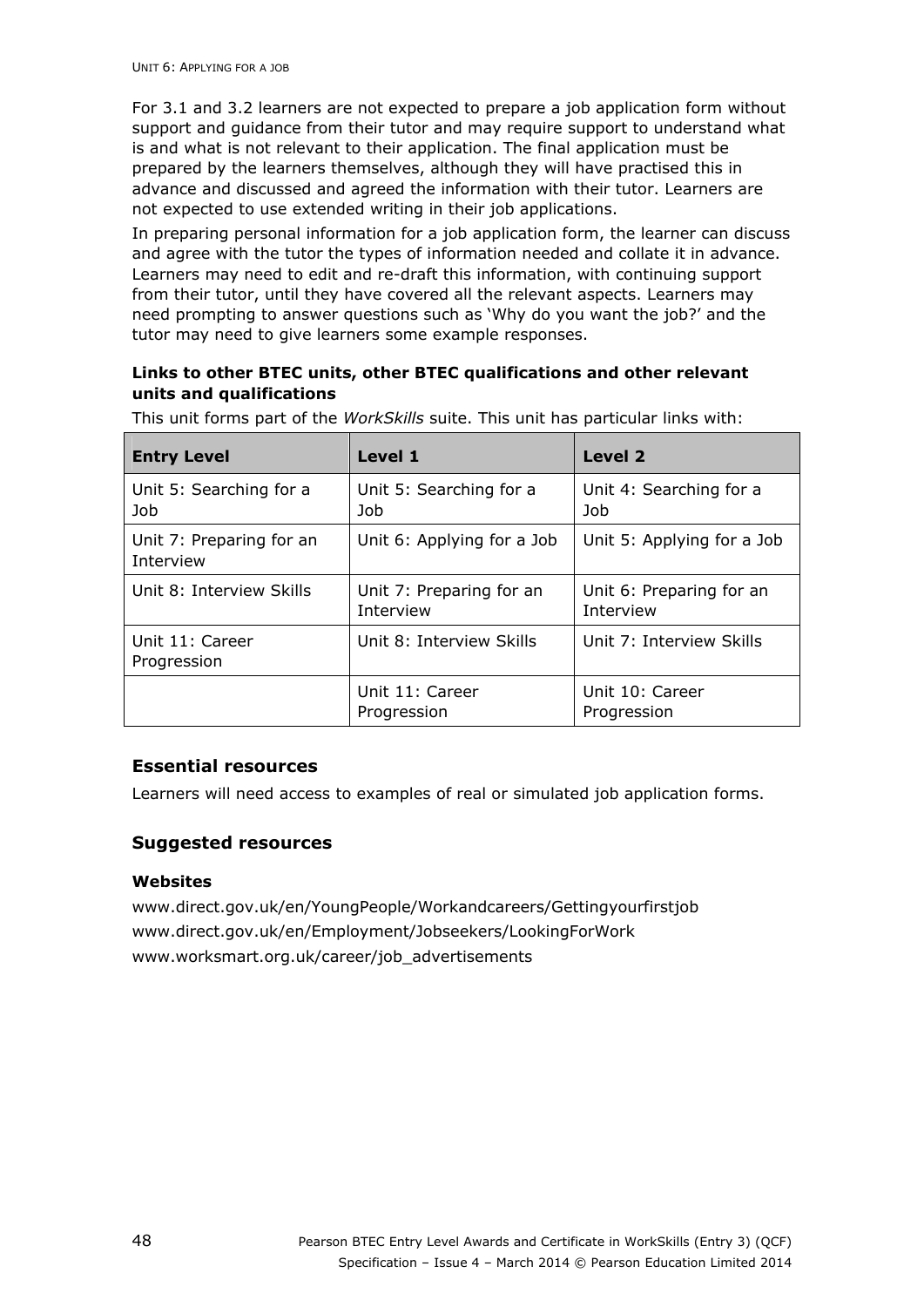For 3.1 and 3.2 learners are not expected to prepare a job application form without support and guidance from their tutor and may require support to understand what is and what is not relevant to their application. The final application must be prepared by the learners themselves, although they will have practised this in advance and discussed and agreed the information with their tutor. Learners are not expected to use extended writing in their job applications.

In preparing personal information for a job application form, the learner can discuss and agree with the tutor the types of information needed and collate it in advance. Learners may need to edit and re-draft this information, with continuing support from their tutor, until they have covered all the relevant aspects. Learners may need prompting to answer questions such as 'Why do you want the job?' and the tutor may need to give learners some example responses.

**Links to other BTEC units, other BTEC qualifications and other relevant units and qualifications**

This unit forms part of the *WorkSkills* suite. This unit has particular links with:

| Entry Level | Level 1 | Level 2 |
|---|---|---|
| Unit 5: Searching for a Job | Unit 5: Searching for a Job | Unit 4: Searching for a Job |
| Unit 7: Preparing for an Interview | Unit 6: Applying for a Job | Unit 5: Applying for a Job |
| Unit 8: Interview Skills | Unit 7: Preparing for an Interview | Unit 6: Preparing for an Interview |
| Unit 11: Career Progression | Unit 8: Interview Skills | Unit 7: Interview Skills |
| | Unit 11: Career Progression | Unit 10: Career Progression |

## Essential resources

Learners will need access to examples of real or simulated job application forms.

## Suggested resources

**Websites**

www.direct.gov.uk/en/YoungPeople/Workandcareers/Gettingyourfirstjob
www.direct.gov.uk/en/Employment/Jobseekers/LookingForWork
www.worksmart.org.uk/career/job_advertisements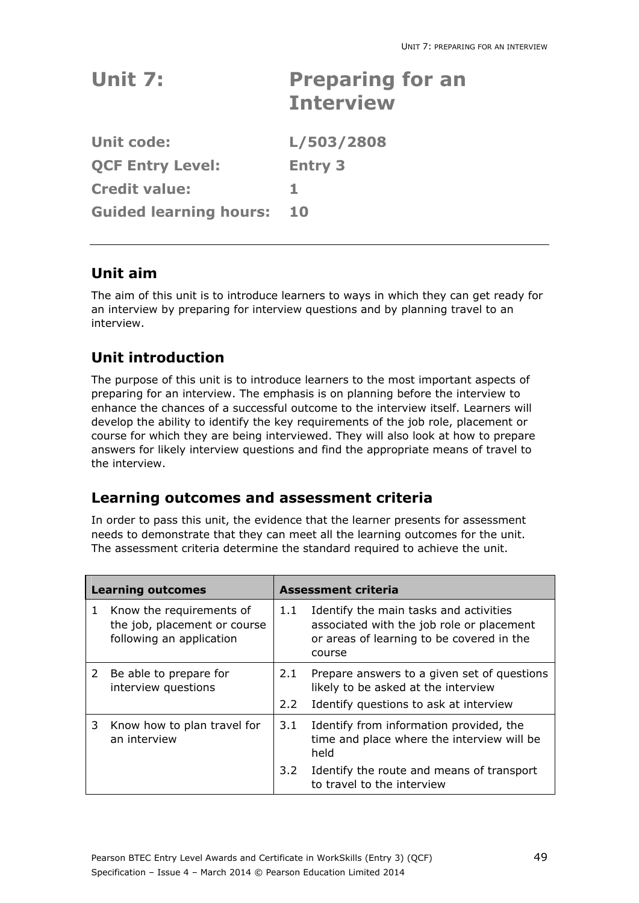# Unit 7: Preparing for an Interview

**Unit code:** L/503/2808

**QCF Entry Level:** Entry 3

**Credit value:** 1

**Guided learning hours:** 10

---

## Unit aim

The aim of this unit is to introduce learners to ways in which they can get ready for an interview by preparing for interview questions and by planning travel to an interview.

## Unit introduction

The purpose of this unit is to introduce learners to the most important aspects of preparing for an interview. The emphasis is on planning before the interview to enhance the chances of a successful outcome to the interview itself. Learners will develop the ability to identify the key requirements of the job role, placement or course for which they are being interviewed. They will also look at how to prepare answers for likely interview questions and find the appropriate means of travel to the interview.

## Learning outcomes and assessment criteria

In order to pass this unit, the evidence that the learner presents for assessment needs to demonstrate that they can meet all the learning outcomes for the unit. The assessment criteria determine the standard required to achieve the unit.

| Learning outcomes | | Assessment criteria | |
|---|---|---|---|
| 1 | Know the requirements of the job, placement or course following an application | 1.1 | Identify the main tasks and activities associated with the job role or placement or areas of learning to be covered in the course |
| 2 | Be able to prepare for interview questions | 2.1 | Prepare answers to a given set of questions likely to be asked at the interview |
| | | 2.2 | Identify questions to ask at interview |
| 3 | Know how to plan travel for an interview | 3.1 | Identify from information provided, the time and place where the interview will be held |
| | | 3.2 | Identify the route and means of transport to travel to the interview |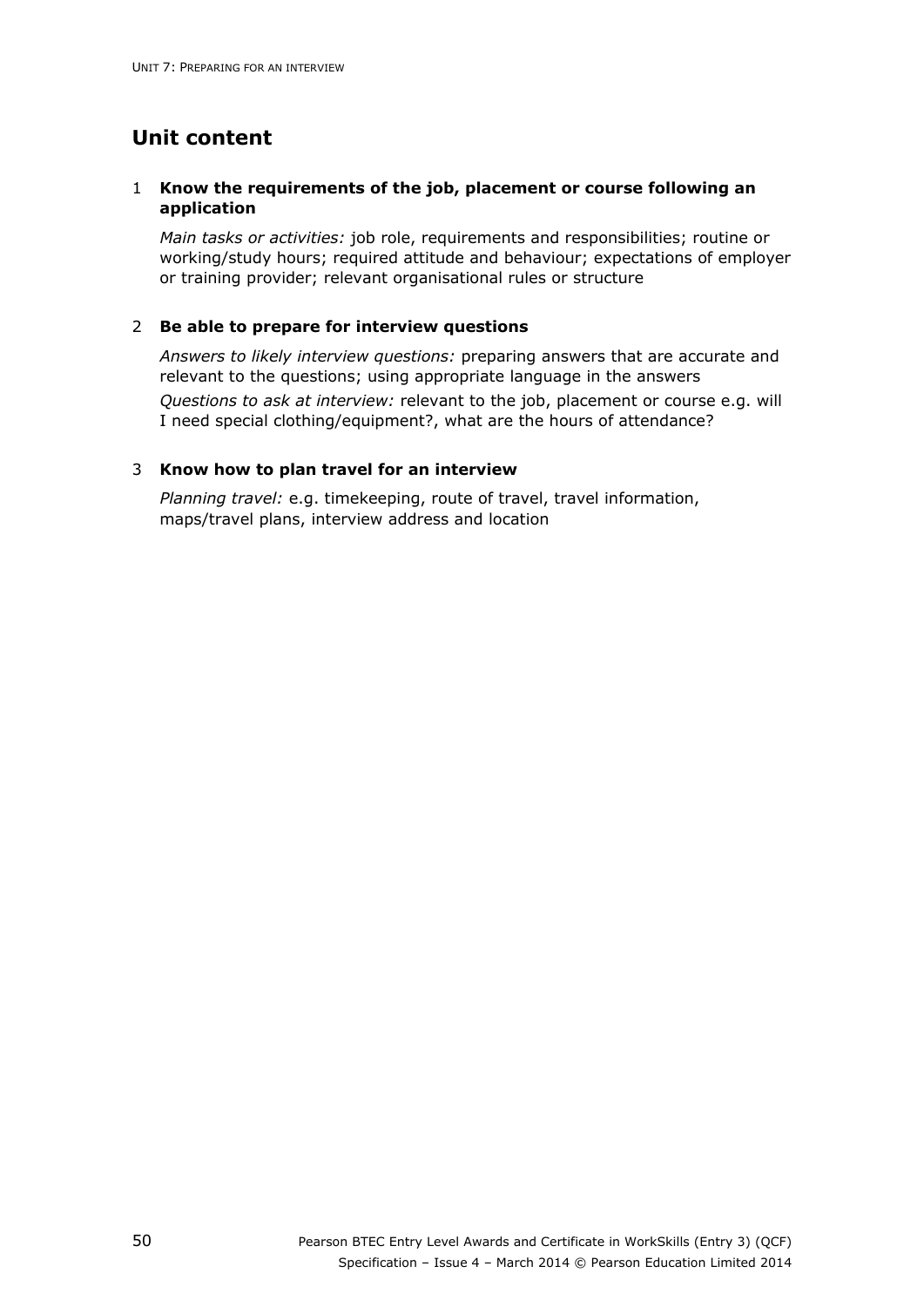## Unit content

1 **Know the requirements of the job, placement or course following an application**

*Main tasks or activities:* job role, requirements and responsibilities; routine or working/study hours; required attitude and behaviour; expectations of employer or training provider; relevant organisational rules or structure

2 **Be able to prepare for interview questions**

*Answers to likely interview questions:* preparing answers that are accurate and relevant to the questions; using appropriate language in the answers

*Questions to ask at interview:* relevant to the job, placement or course e.g. will I need special clothing/equipment?, what are the hours of attendance?

3 **Know how to plan travel for an interview**

*Planning travel:* e.g. timekeeping, route of travel, travel information, maps/travel plans, interview address and location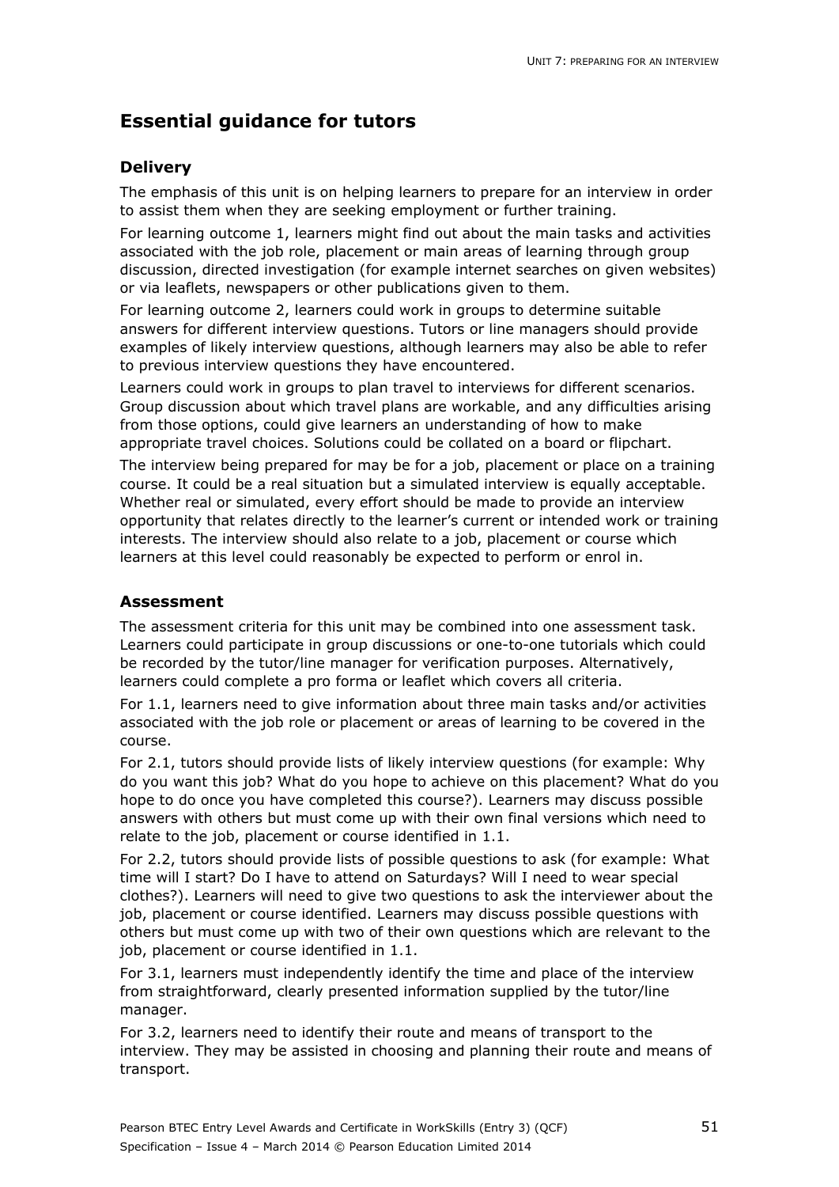## Essential guidance for tutors

### Delivery

The emphasis of this unit is on helping learners to prepare for an interview in order to assist them when they are seeking employment or further training.

For learning outcome 1, learners might find out about the main tasks and activities associated with the job role, placement or main areas of learning through group discussion, directed investigation (for example internet searches on given websites) or via leaflets, newspapers or other publications given to them.

For learning outcome 2, learners could work in groups to determine suitable answers for different interview questions. Tutors or line managers should provide examples of likely interview questions, although learners may also be able to refer to previous interview questions they have encountered.

Learners could work in groups to plan travel to interviews for different scenarios. Group discussion about which travel plans are workable, and any difficulties arising from those options, could give learners an understanding of how to make appropriate travel choices. Solutions could be collated on a board or flipchart.

The interview being prepared for may be for a job, placement or place on a training course. It could be a real situation but a simulated interview is equally acceptable. Whether real or simulated, every effort should be made to provide an interview opportunity that relates directly to the learner's current or intended work or training interests. The interview should also relate to a job, placement or course which learners at this level could reasonably be expected to perform or enrol in.

### Assessment

The assessment criteria for this unit may be combined into one assessment task. Learners could participate in group discussions or one-to-one tutorials which could be recorded by the tutor/line manager for verification purposes. Alternatively, learners could complete a pro forma or leaflet which covers all criteria.

For 1.1, learners need to give information about three main tasks and/or activities associated with the job role or placement or areas of learning to be covered in the course.

For 2.1, tutors should provide lists of likely interview questions (for example: Why do you want this job? What do you hope to achieve on this placement? What do you hope to do once you have completed this course?). Learners may discuss possible answers with others but must come up with their own final versions which need to relate to the job, placement or course identified in 1.1.

For 2.2, tutors should provide lists of possible questions to ask (for example: What time will I start? Do I have to attend on Saturdays? Will I need to wear special clothes?). Learners will need to give two questions to ask the interviewer about the job, placement or course identified. Learners may discuss possible questions with others but must come up with two of their own questions which are relevant to the job, placement or course identified in 1.1.

For 3.1, learners must independently identify the time and place of the interview from straightforward, clearly presented information supplied by the tutor/line manager.

For 3.2, learners need to identify their route and means of transport to the interview. They may be assisted in choosing and planning their route and means of transport.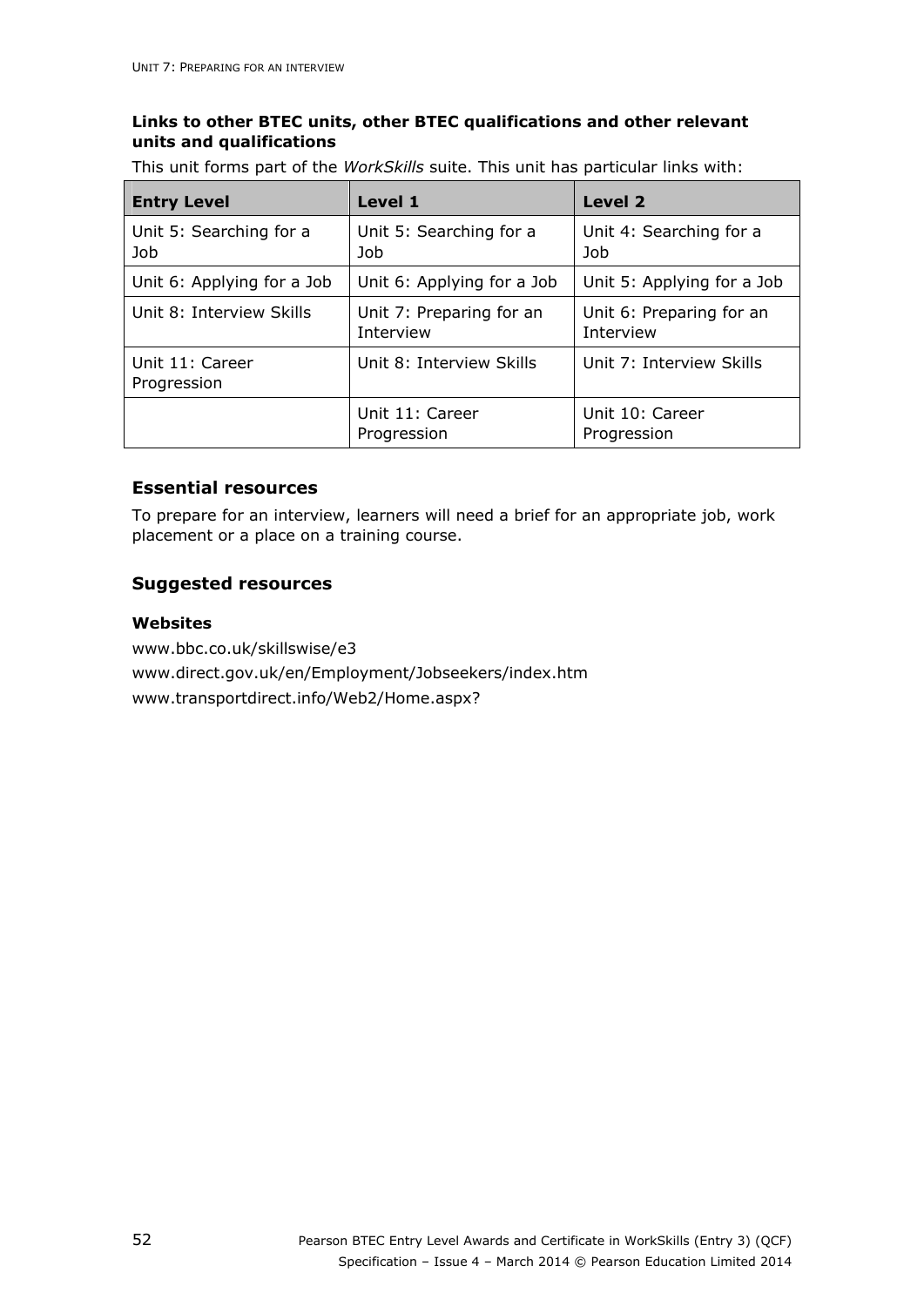**Links to other BTEC units, other BTEC qualifications and other relevant units and qualifications**

This unit forms part of the *WorkSkills* suite. This unit has particular links with:

| Entry Level | Level 1 | Level 2 |
|---|---|---|
| Unit 5: Searching for a Job | Unit 5: Searching for a Job | Unit 4: Searching for a Job |
| Unit 6: Applying for a Job | Unit 6: Applying for a Job | Unit 5: Applying for a Job |
| Unit 8: Interview Skills | Unit 7: Preparing for an Interview | Unit 6: Preparing for an Interview |
| Unit 11: Career Progression | Unit 8: Interview Skills | Unit 7: Interview Skills |
| | Unit 11: Career Progression | Unit 10: Career Progression |

## Essential resources

To prepare for an interview, learners will need a brief for an appropriate job, work placement or a place on a training course.

## Suggested resources

### Websites

www.bbc.co.uk/skillswise/e3

www.direct.gov.uk/en/Employment/Jobseekers/index.htm

www.transportdirect.info/Web2/Home.aspx?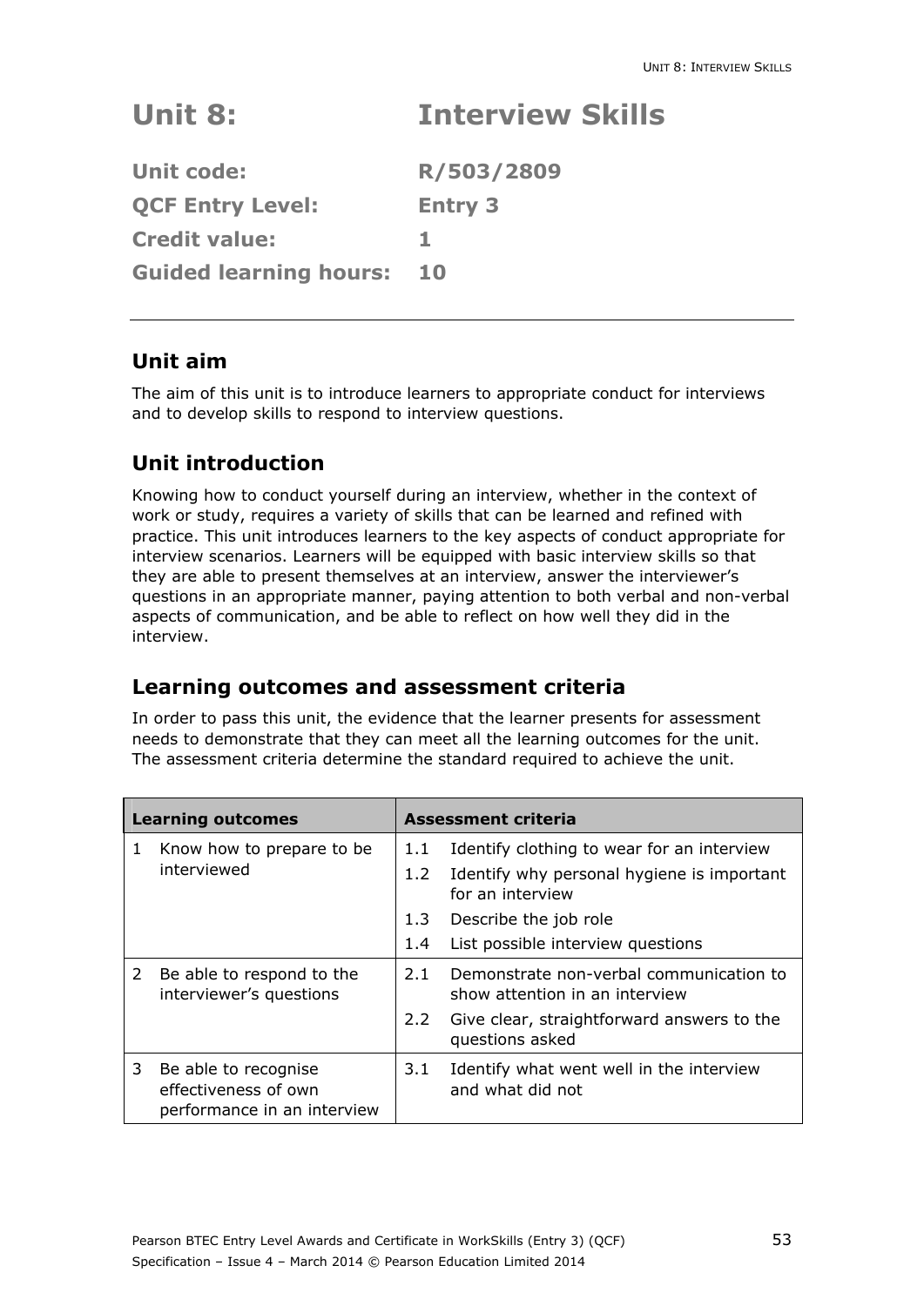# Unit 8: Interview Skills

**Unit code:** R/503/2809

**QCF Entry Level:** Entry 3

**Credit value:** 1

**Guided learning hours:** 10

## Unit aim

The aim of this unit is to introduce learners to appropriate conduct for interviews and to develop skills to respond to interview questions.

## Unit introduction

Knowing how to conduct yourself during an interview, whether in the context of work or study, requires a variety of skills that can be learned and refined with practice. This unit introduces learners to the key aspects of conduct appropriate for interview scenarios. Learners will be equipped with basic interview skills so that they are able to present themselves at an interview, answer the interviewer's questions in an appropriate manner, paying attention to both verbal and non-verbal aspects of communication, and be able to reflect on how well they did in the interview.

## Learning outcomes and assessment criteria

In order to pass this unit, the evidence that the learner presents for assessment needs to demonstrate that they can meet all the learning outcomes for the unit. The assessment criteria determine the standard required to achieve the unit.

| Learning outcomes | Assessment criteria |
|---|---|
| 1 Know how to prepare to be interviewed | 1.1 Identify clothing to wear for an interview |
| | 1.2 Identify why personal hygiene is important for an interview |
| | 1.3 Describe the job role |
| | 1.4 List possible interview questions |
| 2 Be able to respond to the interviewer's questions | 2.1 Demonstrate non-verbal communication to show attention in an interview |
| | 2.2 Give clear, straightforward answers to the questions asked |
| 3 Be able to recognise effectiveness of own performance in an interview | 3.1 Identify what went well in the interview and what did not |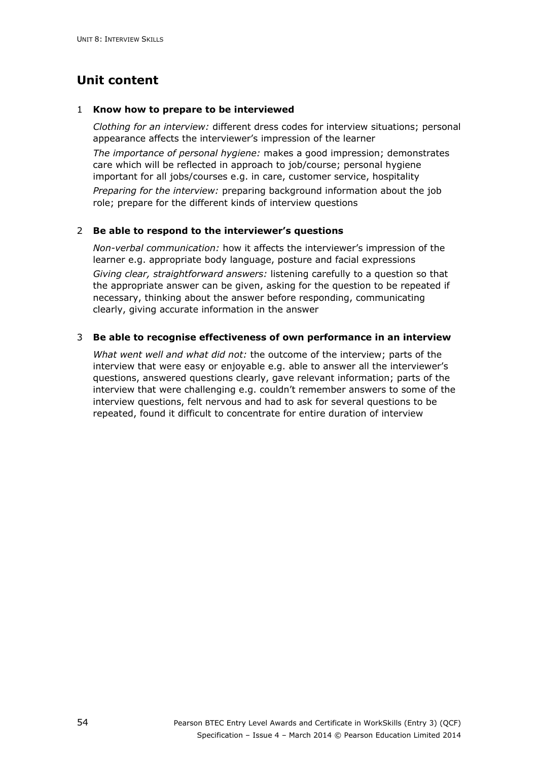## Unit content

### 1 Know how to prepare to be interviewed

*Clothing for an interview:* different dress codes for interview situations; personal appearance affects the interviewer's impression of the learner

*The importance of personal hygiene:* makes a good impression; demonstrates care which will be reflected in approach to job/course; personal hygiene important for all jobs/courses e.g. in care, customer service, hospitality

*Preparing for the interview:* preparing background information about the job role; prepare for the different kinds of interview questions

### 2 Be able to respond to the interviewer's questions

*Non-verbal communication:* how it affects the interviewer's impression of the learner e.g. appropriate body language, posture and facial expressions

*Giving clear, straightforward answers:* listening carefully to a question so that the appropriate answer can be given, asking for the question to be repeated if necessary, thinking about the answer before responding, communicating clearly, giving accurate information in the answer

### 3 Be able to recognise effectiveness of own performance in an interview

*What went well and what did not:* the outcome of the interview; parts of the interview that were easy or enjoyable e.g. able to answer all the interviewer's questions, answered questions clearly, gave relevant information; parts of the interview that were challenging e.g. couldn't remember answers to some of the interview questions, felt nervous and had to ask for several questions to be repeated, found it difficult to concentrate for entire duration of interview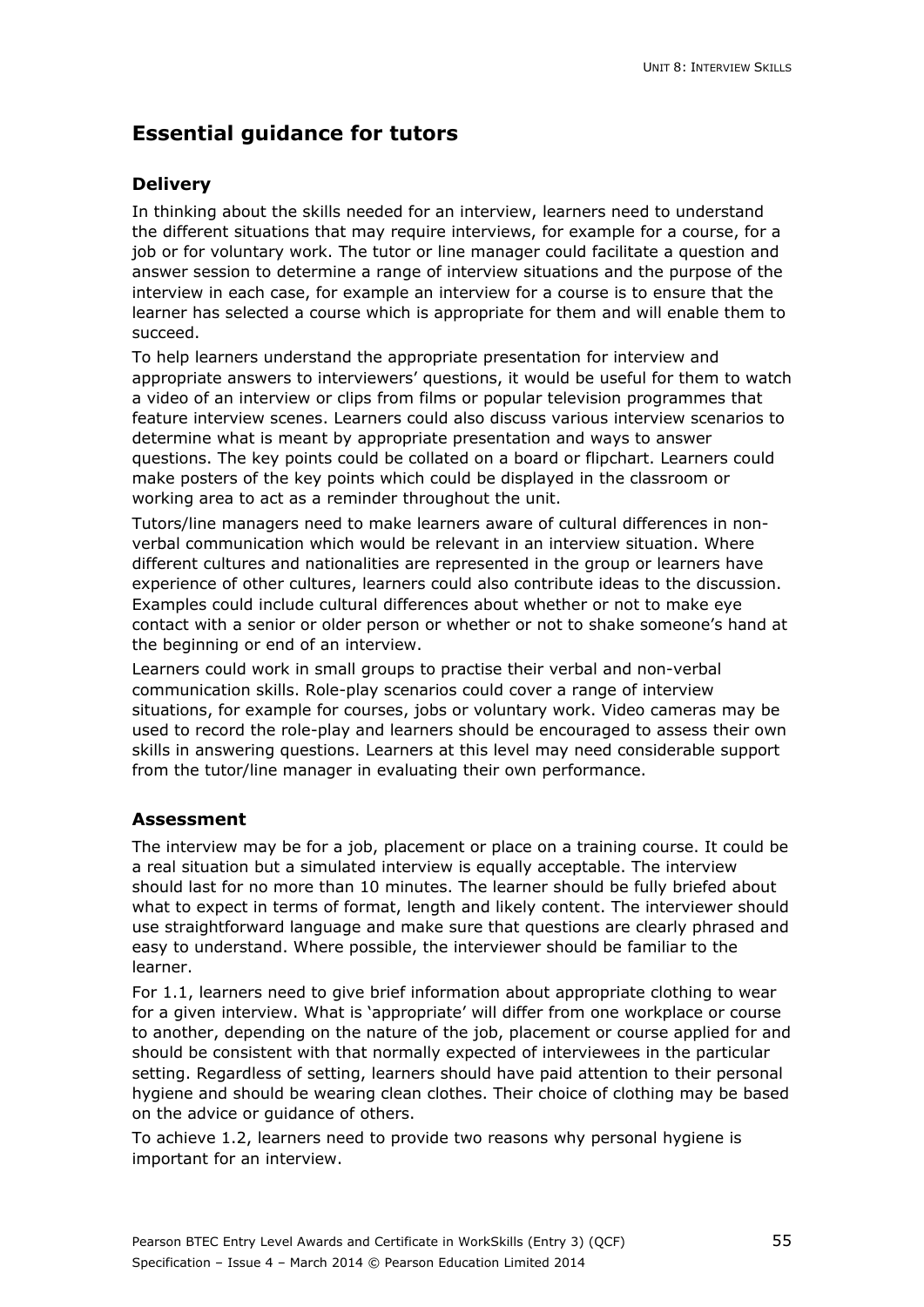## Essential guidance for tutors

### Delivery

In thinking about the skills needed for an interview, learners need to understand the different situations that may require interviews, for example for a course, for a job or for voluntary work. The tutor or line manager could facilitate a question and answer session to determine a range of interview situations and the purpose of the interview in each case, for example an interview for a course is to ensure that the learner has selected a course which is appropriate for them and will enable them to succeed.

To help learners understand the appropriate presentation for interview and appropriate answers to interviewers' questions, it would be useful for them to watch a video of an interview or clips from films or popular television programmes that feature interview scenes. Learners could also discuss various interview scenarios to determine what is meant by appropriate presentation and ways to answer questions. The key points could be collated on a board or flipchart. Learners could make posters of the key points which could be displayed in the classroom or working area to act as a reminder throughout the unit.

Tutors/line managers need to make learners aware of cultural differences in non-verbal communication which would be relevant in an interview situation. Where different cultures and nationalities are represented in the group or learners have experience of other cultures, learners could also contribute ideas to the discussion. Examples could include cultural differences about whether or not to make eye contact with a senior or older person or whether or not to shake someone's hand at the beginning or end of an interview.

Learners could work in small groups to practise their verbal and non-verbal communication skills. Role-play scenarios could cover a range of interview situations, for example for courses, jobs or voluntary work. Video cameras may be used to record the role-play and learners should be encouraged to assess their own skills in answering questions. Learners at this level may need considerable support from the tutor/line manager in evaluating their own performance.

### Assessment

The interview may be for a job, placement or place on a training course. It could be a real situation but a simulated interview is equally acceptable. The interview should last for no more than 10 minutes. The learner should be fully briefed about what to expect in terms of format, length and likely content. The interviewer should use straightforward language and make sure that questions are clearly phrased and easy to understand. Where possible, the interviewer should be familiar to the learner.

For 1.1, learners need to give brief information about appropriate clothing to wear for a given interview. What is 'appropriate' will differ from one workplace or course to another, depending on the nature of the job, placement or course applied for and should be consistent with that normally expected of interviewees in the particular setting. Regardless of setting, learners should have paid attention to their personal hygiene and should be wearing clean clothes. Their choice of clothing may be based on the advice or guidance of others.

To achieve 1.2, learners need to provide two reasons why personal hygiene is important for an interview.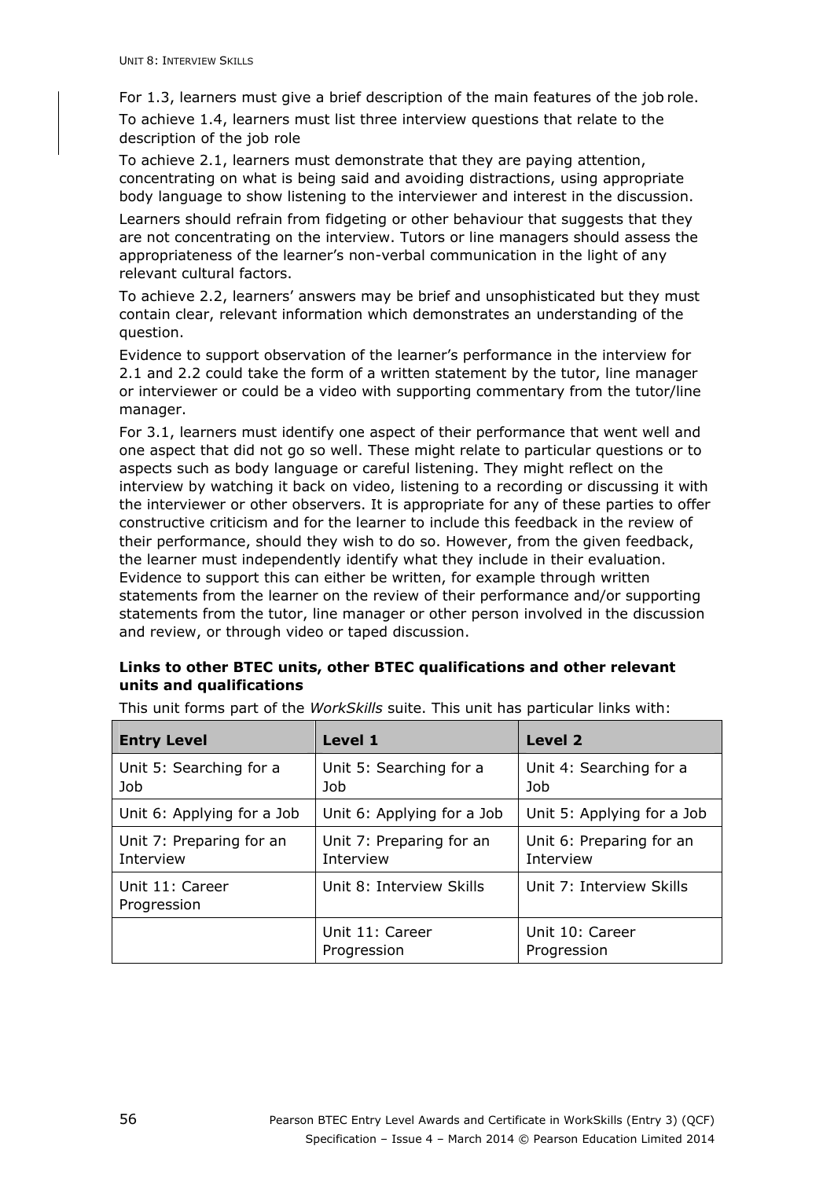For 1.3, learners must give a brief description of the main features of the job role.

To achieve 1.4, learners must list three interview questions that relate to the description of the job role

To achieve 2.1, learners must demonstrate that they are paying attention, concentrating on what is being said and avoiding distractions, using appropriate body language to show listening to the interviewer and interest in the discussion.

Learners should refrain from fidgeting or other behaviour that suggests that they are not concentrating on the interview. Tutors or line managers should assess the appropriateness of the learner's non-verbal communication in the light of any relevant cultural factors.

To achieve 2.2, learners' answers may be brief and unsophisticated but they must contain clear, relevant information which demonstrates an understanding of the question.

Evidence to support observation of the learner's performance in the interview for 2.1 and 2.2 could take the form of a written statement by the tutor, line manager or interviewer or could be a video with supporting commentary from the tutor/line manager.

For 3.1, learners must identify one aspect of their performance that went well and one aspect that did not go so well. These might relate to particular questions or to aspects such as body language or careful listening. They might reflect on the interview by watching it back on video, listening to a recording or discussing it with the interviewer or other observers. It is appropriate for any of these parties to offer constructive criticism and for the learner to include this feedback in the review of their performance, should they wish to do so. However, from the given feedback, the learner must independently identify what they include in their evaluation. Evidence to support this can either be written, for example through written statements from the learner on the review of their performance and/or supporting statements from the tutor, line manager or other person involved in the discussion and review, or through video or taped discussion.

**Links to other BTEC units, other BTEC qualifications and other relevant units and qualifications**

This unit forms part of the *WorkSkills* suite. This unit has particular links with:

| Entry Level | Level 1 | Level 2 |
| --- | --- | --- |
| Unit 5: Searching for a Job | Unit 5: Searching for a Job | Unit 4: Searching for a Job |
| Unit 6: Applying for a Job | Unit 6: Applying for a Job | Unit 5: Applying for a Job |
| Unit 7: Preparing for an Interview | Unit 7: Preparing for an Interview | Unit 6: Preparing for an Interview |
| Unit 11: Career Progression | Unit 8: Interview Skills | Unit 7: Interview Skills |
| | Unit 11: Career Progression | Unit 10: Career Progression |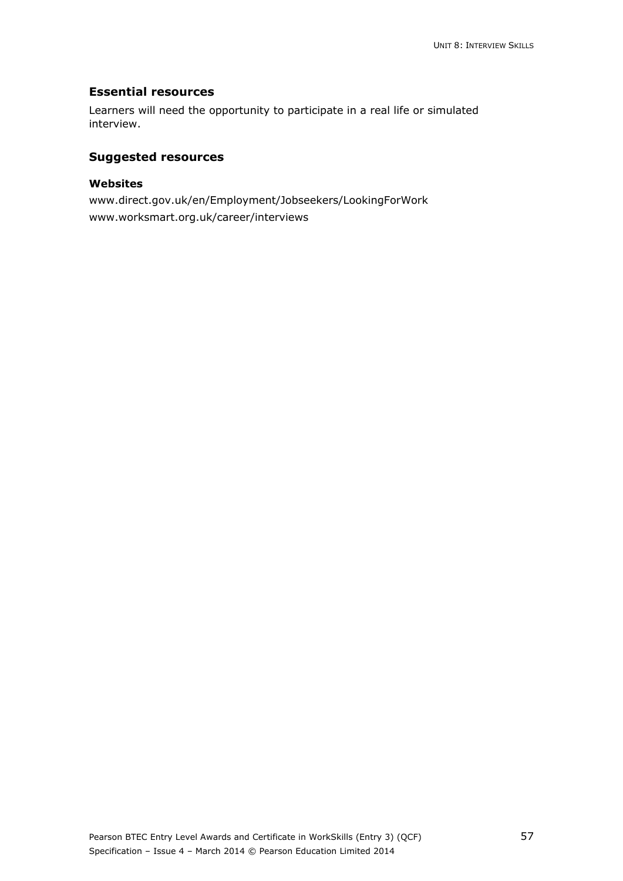## Essential resources

Learners will need the opportunity to participate in a real life or simulated interview.

## Suggested resources

### Websites

www.direct.gov.uk/en/Employment/Jobseekers/LookingForWork

www.worksmart.org.uk/career/interviews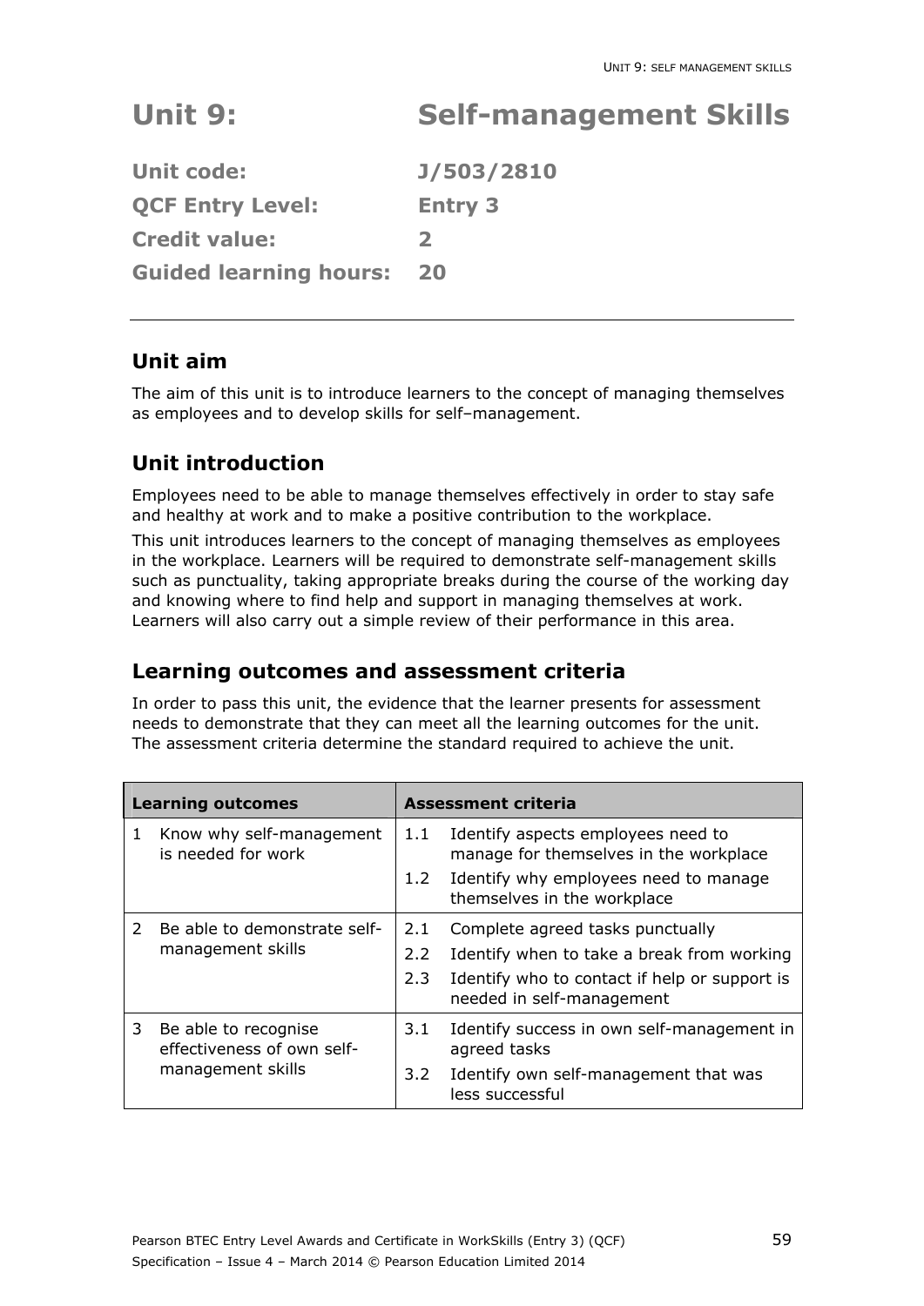# Unit 9: Self-management Skills

**Unit code:** J/503/2810

**QCF Entry Level:** Entry 3

**Credit value:** 2

**Guided learning hours:** 20

---

## Unit aim

The aim of this unit is to introduce learners to the concept of managing themselves as employees and to develop skills for self–management.

## Unit introduction

Employees need to be able to manage themselves effectively in order to stay safe and healthy at work and to make a positive contribution to the workplace.

This unit introduces learners to the concept of managing themselves as employees in the workplace. Learners will be required to demonstrate self-management skills such as punctuality, taking appropriate breaks during the course of the working day and knowing where to find help and support in managing themselves at work. Learners will also carry out a simple review of their performance in this area.

## Learning outcomes and assessment criteria

In order to pass this unit, the evidence that the learner presents for assessment needs to demonstrate that they can meet all the learning outcomes for the unit. The assessment criteria determine the standard required to achieve the unit.

| Learning outcomes | Assessment criteria |
|---|---|
| 1 Know why self-management is needed for work | 1.1 Identify aspects employees need to manage for themselves in the workplace |
| | 1.2 Identify why employees need to manage themselves in the workplace |
| 2 Be able to demonstrate self-management skills | 2.1 Complete agreed tasks punctually |
| | 2.2 Identify when to take a break from working |
| | 2.3 Identify who to contact if help or support is needed in self-management |
| 3 Be able to recognise effectiveness of own self-management skills | 3.1 Identify success in own self-management in agreed tasks |
| | 3.2 Identify own self-management that was less successful |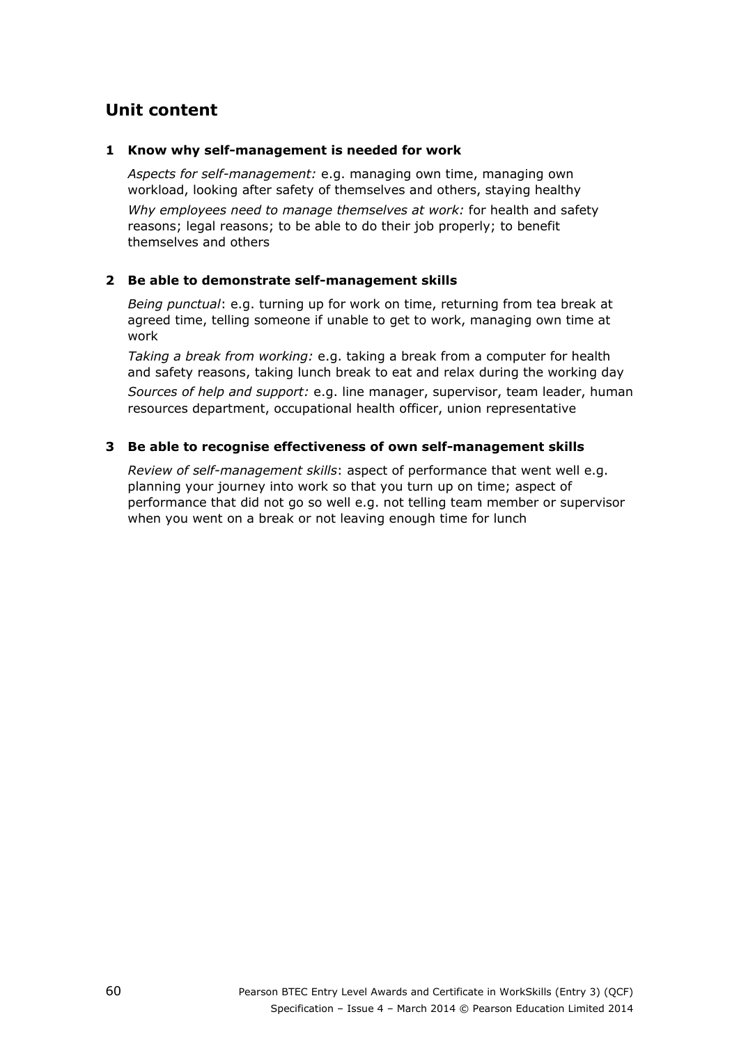## Unit content

### 1 Know why self-management is needed for work

*Aspects for self-management:* e.g. managing own time, managing own workload, looking after safety of themselves and others, staying healthy

*Why employees need to manage themselves at work:* for health and safety reasons; legal reasons; to be able to do their job properly; to benefit themselves and others

### 2 Be able to demonstrate self-management skills

*Being punctual*: e.g. turning up for work on time, returning from tea break at agreed time, telling someone if unable to get to work, managing own time at work

*Taking a break from working:* e.g. taking a break from a computer for health and safety reasons, taking lunch break to eat and relax during the working day

*Sources of help and support:* e.g. line manager, supervisor, team leader, human resources department, occupational health officer, union representative

### 3 Be able to recognise effectiveness of own self-management skills

*Review of self-management skills*: aspect of performance that went well e.g. planning your journey into work so that you turn up on time; aspect of performance that did not go so well e.g. not telling team member or supervisor when you went on a break or not leaving enough time for lunch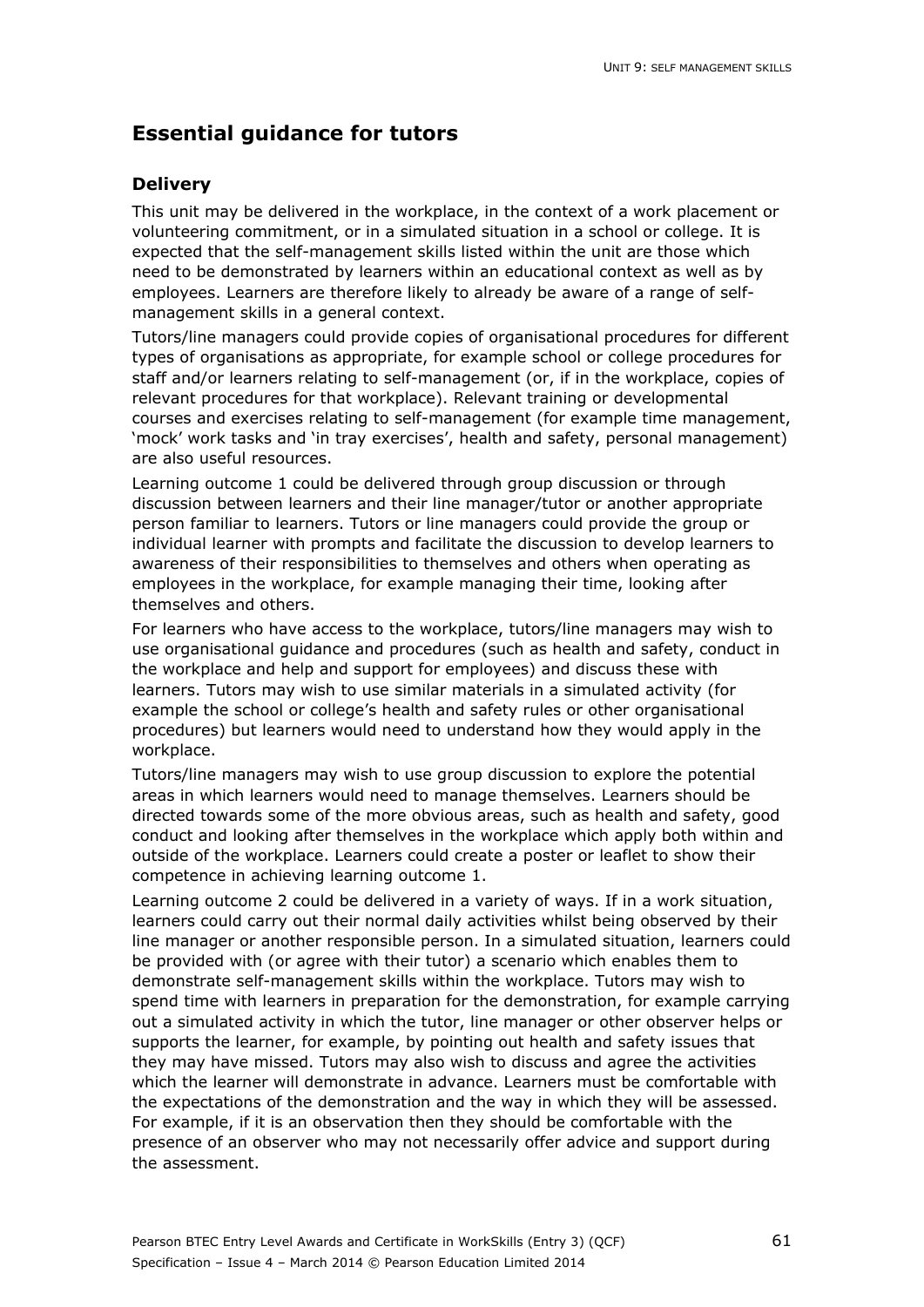## Essential guidance for tutors

### Delivery

This unit may be delivered in the workplace, in the context of a work placement or volunteering commitment, or in a simulated situation in a school or college. It is expected that the self-management skills listed within the unit are those which need to be demonstrated by learners within an educational context as well as by employees. Learners are therefore likely to already be aware of a range of self-management skills in a general context.

Tutors/line managers could provide copies of organisational procedures for different types of organisations as appropriate, for example school or college procedures for staff and/or learners relating to self-management (or, if in the workplace, copies of relevant procedures for that workplace). Relevant training or developmental courses and exercises relating to self-management (for example time management, 'mock' work tasks and 'in tray exercises', health and safety, personal management) are also useful resources.

Learning outcome 1 could be delivered through group discussion or through discussion between learners and their line manager/tutor or another appropriate person familiar to learners. Tutors or line managers could provide the group or individual learner with prompts and facilitate the discussion to develop learners to awareness of their responsibilities to themselves and others when operating as employees in the workplace, for example managing their time, looking after themselves and others.

For learners who have access to the workplace, tutors/line managers may wish to use organisational guidance and procedures (such as health and safety, conduct in the workplace and help and support for employees) and discuss these with learners. Tutors may wish to use similar materials in a simulated activity (for example the school or college's health and safety rules or other organisational procedures) but learners would need to understand how they would apply in the workplace.

Tutors/line managers may wish to use group discussion to explore the potential areas in which learners would need to manage themselves. Learners should be directed towards some of the more obvious areas, such as health and safety, good conduct and looking after themselves in the workplace which apply both within and outside of the workplace. Learners could create a poster or leaflet to show their competence in achieving learning outcome 1.

Learning outcome 2 could be delivered in a variety of ways. If in a work situation, learners could carry out their normal daily activities whilst being observed by their line manager or another responsible person. In a simulated situation, learners could be provided with (or agree with their tutor) a scenario which enables them to demonstrate self-management skills within the workplace. Tutors may wish to spend time with learners in preparation for the demonstration, for example carrying out a simulated activity in which the tutor, line manager or other observer helps or supports the learner, for example, by pointing out health and safety issues that they may have missed. Tutors may also wish to discuss and agree the activities which the learner will demonstrate in advance. Learners must be comfortable with the expectations of the demonstration and the way in which they will be assessed. For example, if it is an observation then they should be comfortable with the presence of an observer who may not necessarily offer advice and support during the assessment.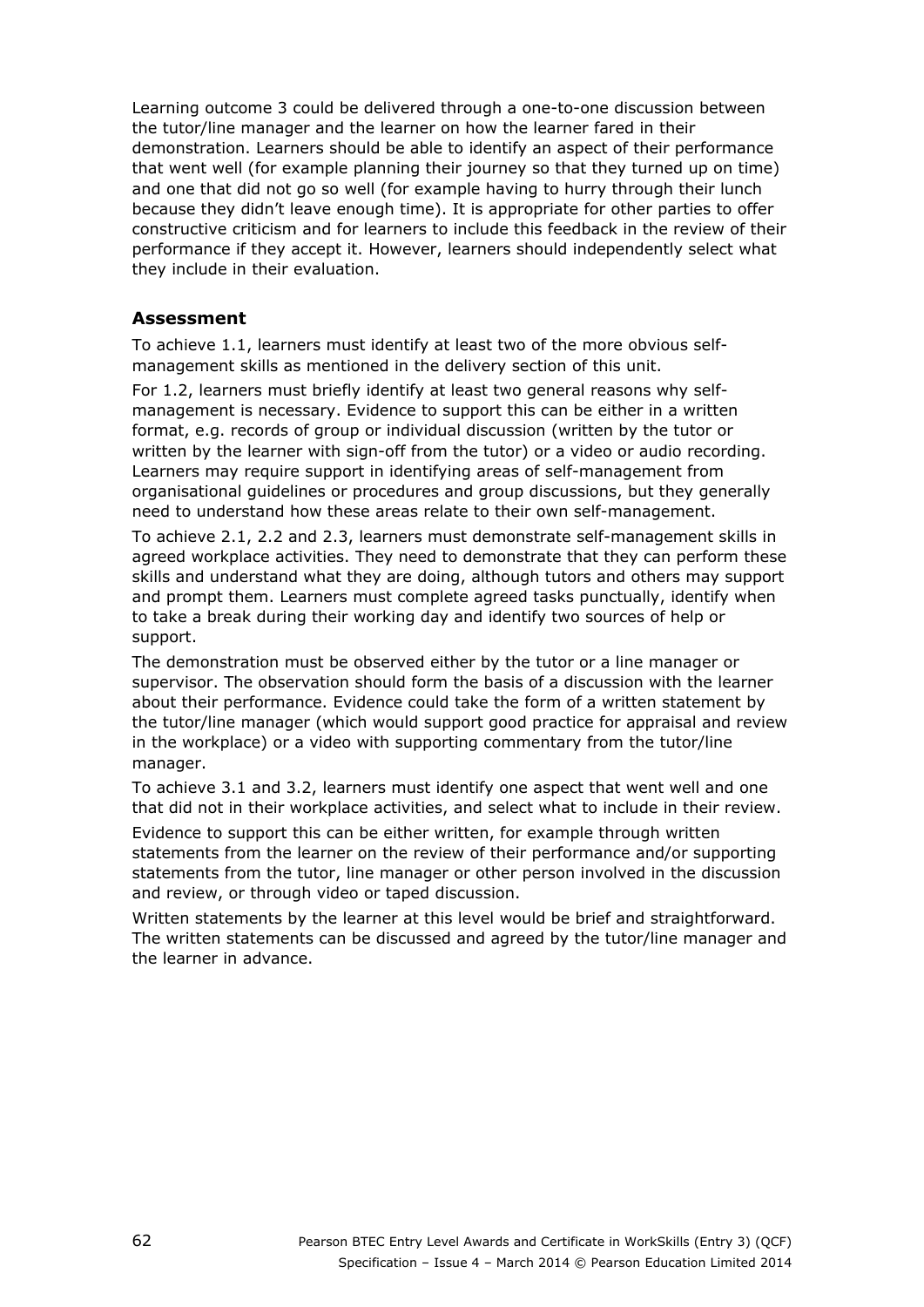Learning outcome 3 could be delivered through a one-to-one discussion between the tutor/line manager and the learner on how the learner fared in their demonstration. Learners should be able to identify an aspect of their performance that went well (for example planning their journey so that they turned up on time) and one that did not go so well (for example having to hurry through their lunch because they didn't leave enough time). It is appropriate for other parties to offer constructive criticism and for learners to include this feedback in the review of their performance if they accept it. However, learners should independently select what they include in their evaluation.

### Assessment

To achieve 1.1, learners must identify at least two of the more obvious self-management skills as mentioned in the delivery section of this unit.

For 1.2, learners must briefly identify at least two general reasons why self-management is necessary. Evidence to support this can be either in a written format, e.g. records of group or individual discussion (written by the tutor or written by the learner with sign-off from the tutor) or a video or audio recording. Learners may require support in identifying areas of self-management from organisational guidelines or procedures and group discussions, but they generally need to understand how these areas relate to their own self-management.

To achieve 2.1, 2.2 and 2.3, learners must demonstrate self-management skills in agreed workplace activities. They need to demonstrate that they can perform these skills and understand what they are doing, although tutors and others may support and prompt them. Learners must complete agreed tasks punctually, identify when to take a break during their working day and identify two sources of help or support.

The demonstration must be observed either by the tutor or a line manager or supervisor. The observation should form the basis of a discussion with the learner about their performance. Evidence could take the form of a written statement by the tutor/line manager (which would support good practice for appraisal and review in the workplace) or a video with supporting commentary from the tutor/line manager.

To achieve 3.1 and 3.2, learners must identify one aspect that went well and one that did not in their workplace activities, and select what to include in their review.

Evidence to support this can be either written, for example through written statements from the learner on the review of their performance and/or supporting statements from the tutor, line manager or other person involved in the discussion and review, or through video or taped discussion.

Written statements by the learner at this level would be brief and straightforward. The written statements can be discussed and agreed by the tutor/line manager and the learner in advance.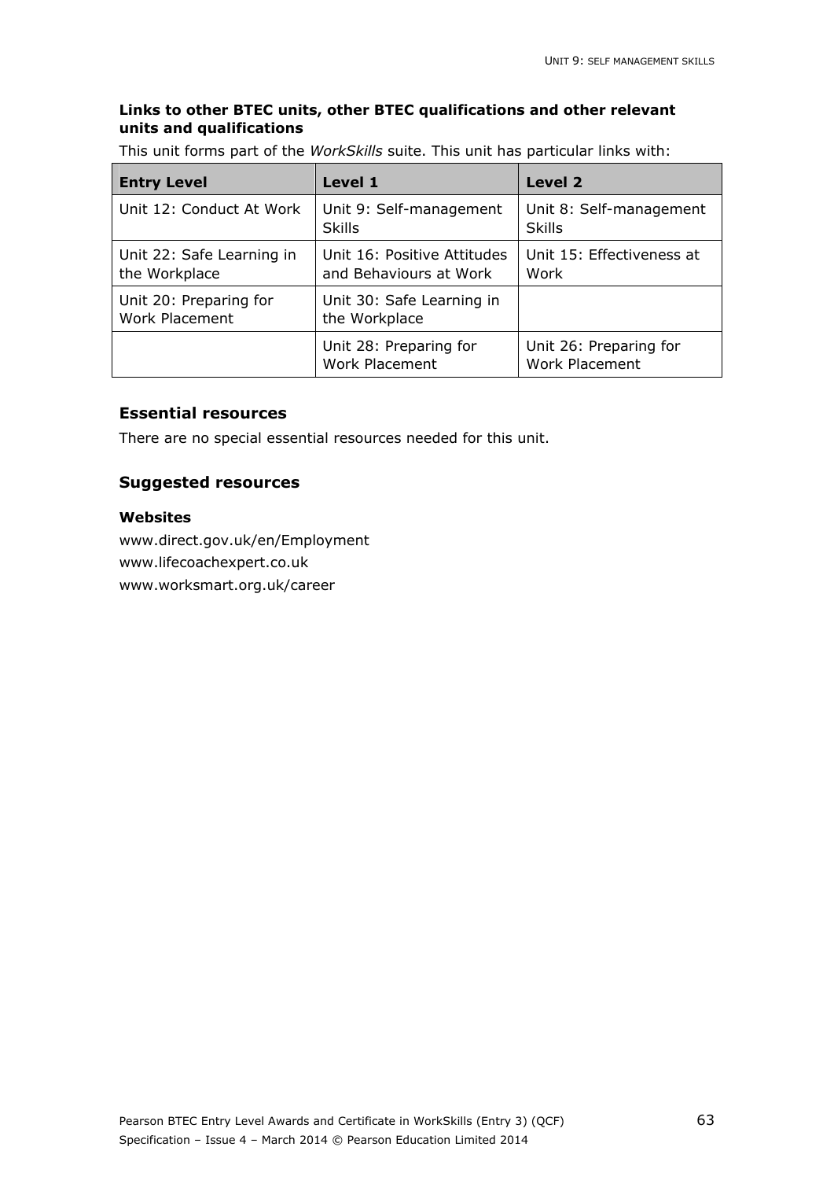**Links to other BTEC units, other BTEC qualifications and other relevant units and qualifications**

This unit forms part of the *WorkSkills* suite. This unit has particular links with:

| Entry Level | Level 1 | Level 2 |
|---|---|---|
| Unit 12: Conduct At Work | Unit 9: Self-management Skills | Unit 8: Self-management Skills |
| Unit 22: Safe Learning in the Workplace | Unit 16: Positive Attitudes and Behaviours at Work | Unit 15: Effectiveness at Work |
| Unit 20: Preparing for Work Placement | Unit 30: Safe Learning in the Workplace | |
| | Unit 28: Preparing for Work Placement | Unit 26: Preparing for Work Placement |

## Essential resources

There are no special essential resources needed for this unit.

## Suggested resources

**Websites**

www.direct.gov.uk/en/Employment

www.lifecoachexpert.co.uk

www.worksmart.org.uk/career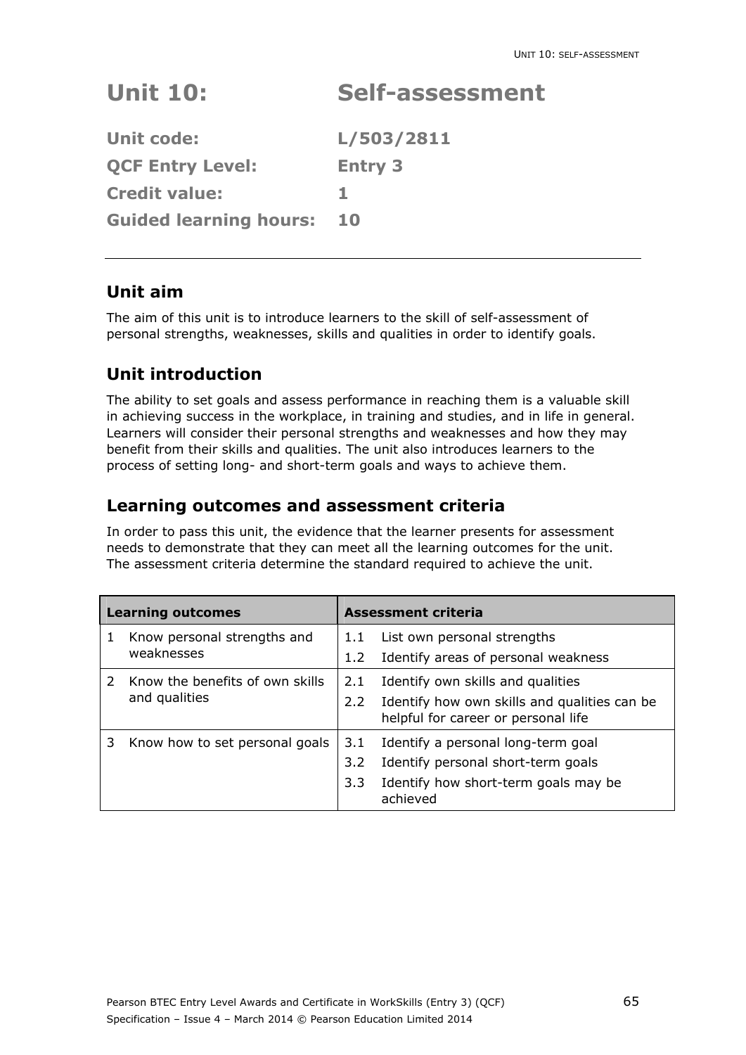# Unit 10: Self-assessment

**Unit code:** L/503/2811

**QCF Entry Level:** Entry 3

**Credit value:** 1

**Guided learning hours:** 10

## Unit aim

The aim of this unit is to introduce learners to the skill of self-assessment of personal strengths, weaknesses, skills and qualities in order to identify goals.

## Unit introduction

The ability to set goals and assess performance in reaching them is a valuable skill in achieving success in the workplace, in training and studies, and in life in general. Learners will consider their personal strengths and weaknesses and how they may benefit from their skills and qualities. The unit also introduces learners to the process of setting long- and short-term goals and ways to achieve them.

## Learning outcomes and assessment criteria

In order to pass this unit, the evidence that the learner presents for assessment needs to demonstrate that they can meet all the learning outcomes for the unit. The assessment criteria determine the standard required to achieve the unit.

| Learning outcomes | Assessment criteria |
|---|---|
| 1 Know personal strengths and weaknesses | 1.1 List own personal strengths |
| | 1.2 Identify areas of personal weakness |
| 2 Know the benefits of own skills and qualities | 2.1 Identify own skills and qualities |
| | 2.2 Identify how own skills and qualities can be helpful for career or personal life |
| 3 Know how to set personal goals | 3.1 Identify a personal long-term goal |
| | 3.2 Identify personal short-term goals |
| | 3.3 Identify how short-term goals may be achieved |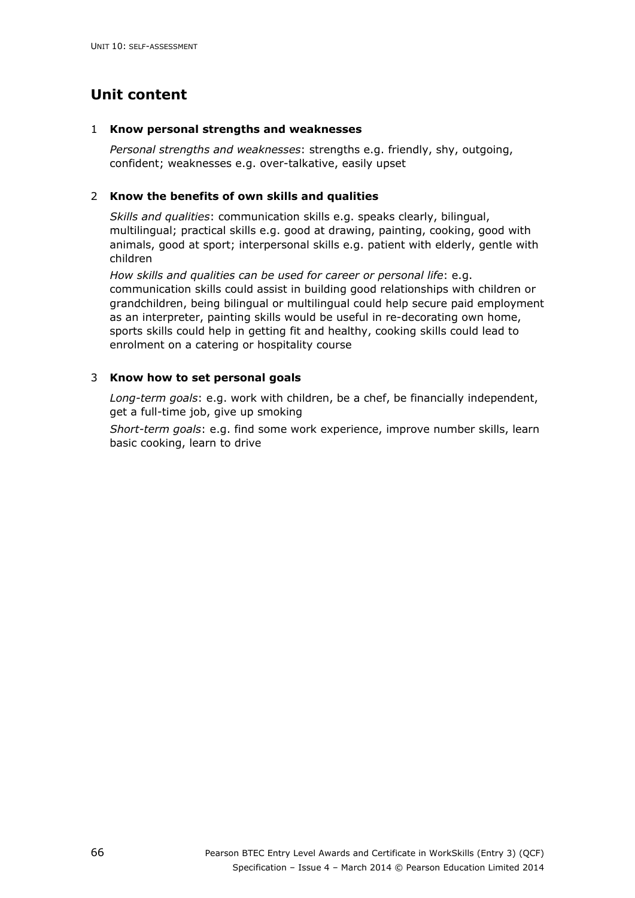## Unit content

1 **Know personal strengths and weaknesses**

*Personal strengths and weaknesses*: strengths e.g. friendly, shy, outgoing, confident; weaknesses e.g. over-talkative, easily upset

2 **Know the benefits of own skills and qualities**

*Skills and qualities*: communication skills e.g. speaks clearly, bilingual, multilingual; practical skills e.g. good at drawing, painting, cooking, good with animals, good at sport; interpersonal skills e.g. patient with elderly, gentle with children

*How skills and qualities can be used for career or personal life*: e.g. communication skills could assist in building good relationships with children or grandchildren, being bilingual or multilingual could help secure paid employment as an interpreter, painting skills would be useful in re-decorating own home, sports skills could help in getting fit and healthy, cooking skills could lead to enrolment on a catering or hospitality course

3 **Know how to set personal goals**

*Long-term goals*: e.g. work with children, be a chef, be financially independent, get a full-time job, give up smoking

*Short-term goals*: e.g. find some work experience, improve number skills, learn basic cooking, learn to drive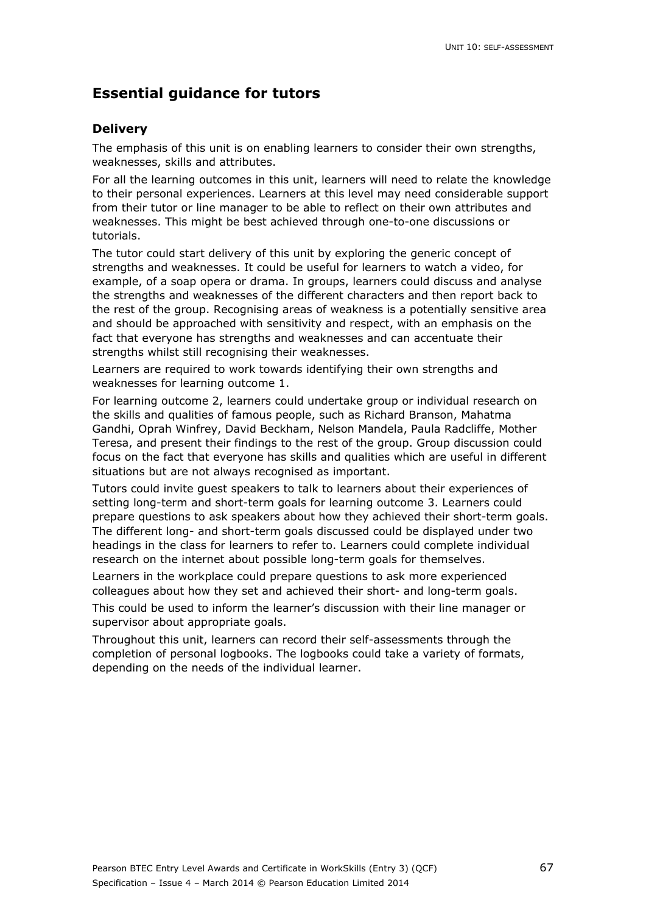## Essential guidance for tutors

### Delivery

The emphasis of this unit is on enabling learners to consider their own strengths, weaknesses, skills and attributes.

For all the learning outcomes in this unit, learners will need to relate the knowledge to their personal experiences. Learners at this level may need considerable support from their tutor or line manager to be able to reflect on their own attributes and weaknesses. This might be best achieved through one-to-one discussions or tutorials.

The tutor could start delivery of this unit by exploring the generic concept of strengths and weaknesses. It could be useful for learners to watch a video, for example, of a soap opera or drama. In groups, learners could discuss and analyse the strengths and weaknesses of the different characters and then report back to the rest of the group. Recognising areas of weakness is a potentially sensitive area and should be approached with sensitivity and respect, with an emphasis on the fact that everyone has strengths and weaknesses and can accentuate their strengths whilst still recognising their weaknesses.

Learners are required to work towards identifying their own strengths and weaknesses for learning outcome 1.

For learning outcome 2, learners could undertake group or individual research on the skills and qualities of famous people, such as Richard Branson, Mahatma Gandhi, Oprah Winfrey, David Beckham, Nelson Mandela, Paula Radcliffe, Mother Teresa, and present their findings to the rest of the group. Group discussion could focus on the fact that everyone has skills and qualities which are useful in different situations but are not always recognised as important.

Tutors could invite guest speakers to talk to learners about their experiences of setting long-term and short-term goals for learning outcome 3. Learners could prepare questions to ask speakers about how they achieved their short-term goals. The different long- and short-term goals discussed could be displayed under two headings in the class for learners to refer to. Learners could complete individual research on the internet about possible long-term goals for themselves.

Learners in the workplace could prepare questions to ask more experienced colleagues about how they set and achieved their short- and long-term goals.

This could be used to inform the learner's discussion with their line manager or supervisor about appropriate goals.

Throughout this unit, learners can record their self-assessments through the completion of personal logbooks. The logbooks could take a variety of formats, depending on the needs of the individual learner.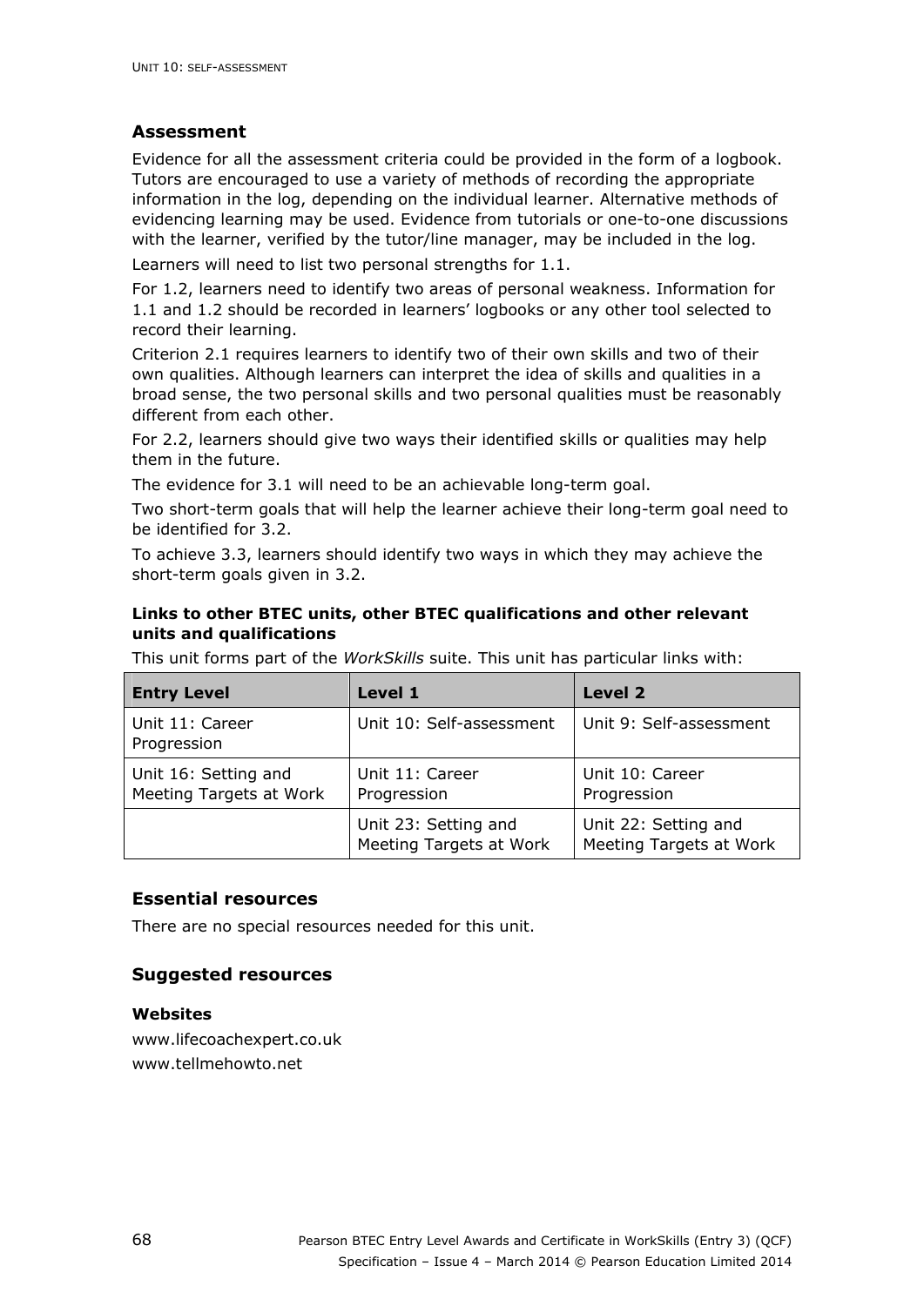## Assessment

Evidence for all the assessment criteria could be provided in the form of a logbook. Tutors are encouraged to use a variety of methods of recording the appropriate information in the log, depending on the individual learner. Alternative methods of evidencing learning may be used. Evidence from tutorials or one-to-one discussions with the learner, verified by the tutor/line manager, may be included in the log.

Learners will need to list two personal strengths for 1.1.

For 1.2, learners need to identify two areas of personal weakness. Information for 1.1 and 1.2 should be recorded in learners' logbooks or any other tool selected to record their learning.

Criterion 2.1 requires learners to identify two of their own skills and two of their own qualities. Although learners can interpret the idea of skills and qualities in a broad sense, the two personal skills and two personal qualities must be reasonably different from each other.

For 2.2, learners should give two ways their identified skills or qualities may help them in the future.

The evidence for 3.1 will need to be an achievable long-term goal.

Two short-term goals that will help the learner achieve their long-term goal need to be identified for 3.2.

To achieve 3.3, learners should identify two ways in which they may achieve the short-term goals given in 3.2.

### Links to other BTEC units, other BTEC qualifications and other relevant units and qualifications

This unit forms part of the *WorkSkills* suite. This unit has particular links with:

| Entry Level | Level 1 | Level 2 |
|---|---|---|
| Unit 11: Career Progression | Unit 10: Self-assessment | Unit 9: Self-assessment |
| Unit 16: Setting and Meeting Targets at Work | Unit 11: Career Progression | Unit 10: Career Progression |
| | Unit 23: Setting and Meeting Targets at Work | Unit 22: Setting and Meeting Targets at Work |

## Essential resources

There are no special resources needed for this unit.

## Suggested resources

### Websites

www.lifecoachexpert.co.uk

www.tellmehowto.net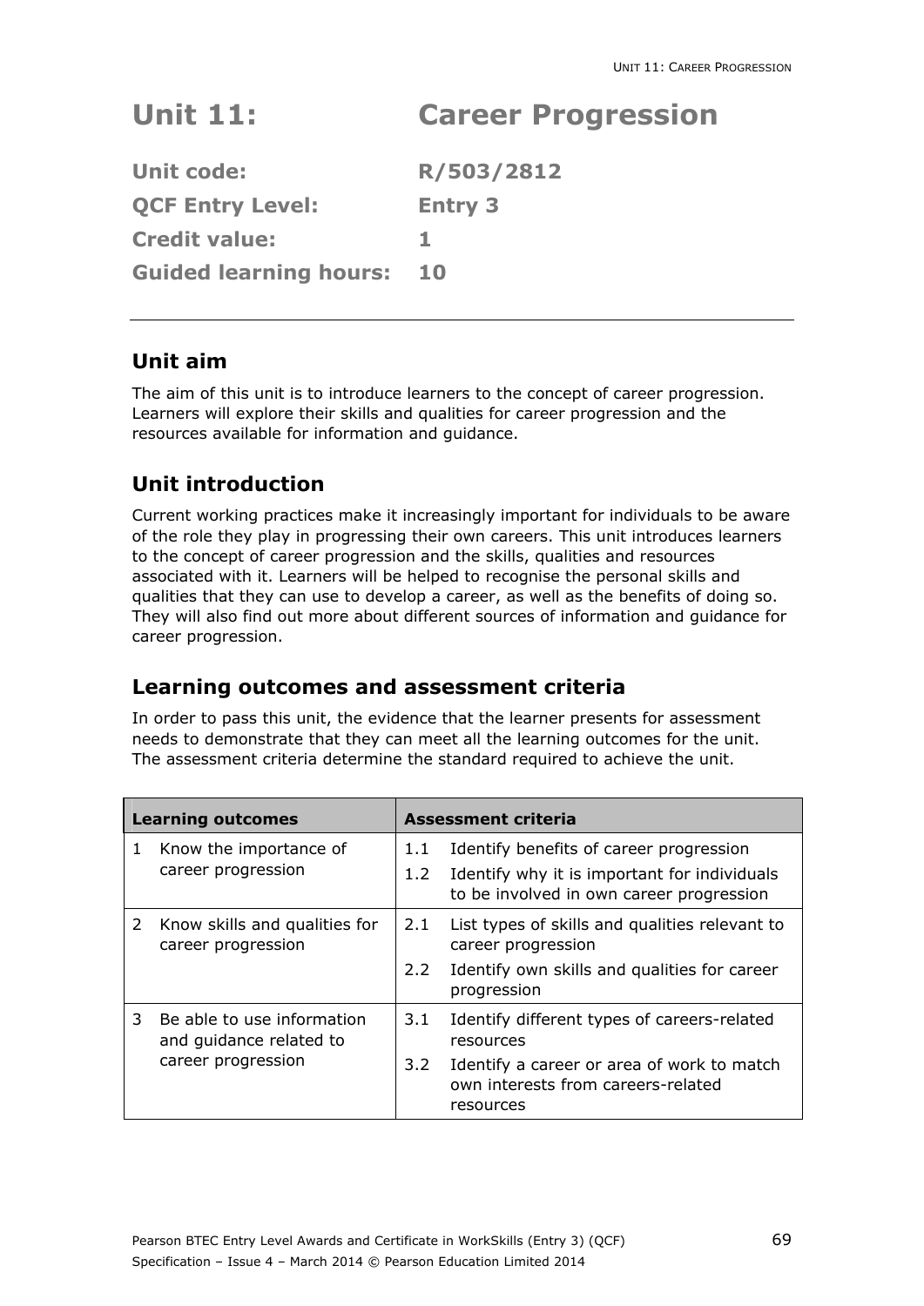# Unit 11: Career Progression

| | |
|---|---|
| **Unit code:** | **R/503/2812** |
| **QCF Entry Level:** | **Entry 3** |
| **Credit value:** | **1** |
| **Guided learning hours:** | **10** |

## Unit aim

The aim of this unit is to introduce learners to the concept of career progression. Learners will explore their skills and qualities for career progression and the resources available for information and guidance.

## Unit introduction

Current working practices make it increasingly important for individuals to be aware of the role they play in progressing their own careers. This unit introduces learners to the concept of career progression and the skills, qualities and resources associated with it. Learners will be helped to recognise the personal skills and qualities that they can use to develop a career, as well as the benefits of doing so. They will also find out more about different sources of information and guidance for career progression.

## Learning outcomes and assessment criteria

In order to pass this unit, the evidence that the learner presents for assessment needs to demonstrate that they can meet all the learning outcomes for the unit. The assessment criteria determine the standard required to achieve the unit.

| Learning outcomes | Assessment criteria |
|---|---|
| 1 Know the importance of career progression | 1.1 Identify benefits of career progression<br>1.2 Identify why it is important for individuals to be involved in own career progression |
| 2 Know skills and qualities for career progression | 2.1 List types of skills and qualities relevant to career progression<br>2.2 Identify own skills and qualities for career progression |
| 3 Be able to use information and guidance related to career progression | 3.1 Identify different types of careers-related resources<br>3.2 Identify a career or area of work to match own interests from careers-related resources |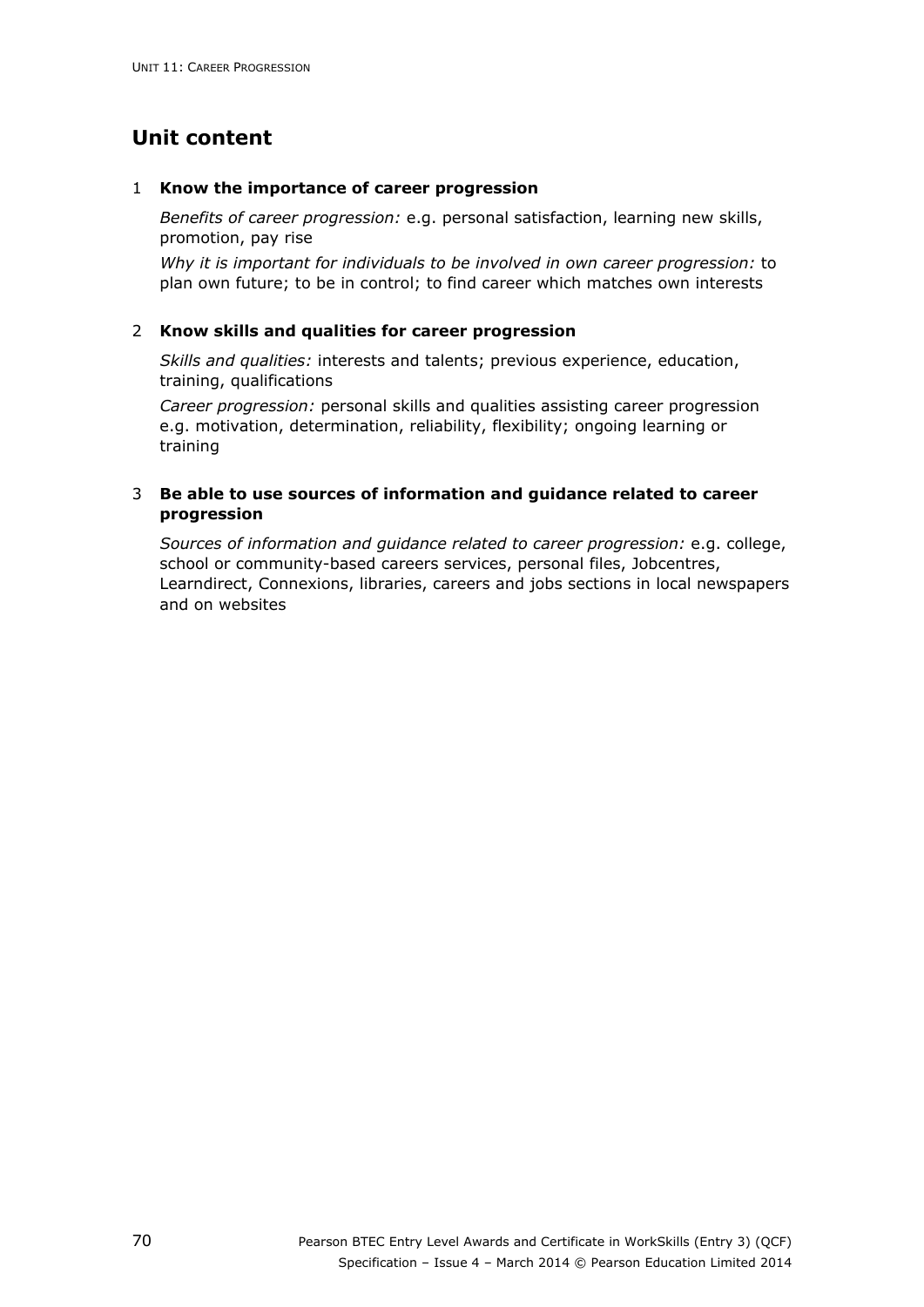## Unit content

1 **Know the importance of career progression**

*Benefits of career progression:* e.g. personal satisfaction, learning new skills, promotion, pay rise

*Why it is important for individuals to be involved in own career progression:* to plan own future; to be in control; to find career which matches own interests

2 **Know skills and qualities for career progression**

*Skills and qualities:* interests and talents; previous experience, education, training, qualifications

*Career progression:* personal skills and qualities assisting career progression e.g. motivation, determination, reliability, flexibility; ongoing learning or training

3 **Be able to use sources of information and guidance related to career progression**

*Sources of information and guidance related to career progression:* e.g. college, school or community-based careers services, personal files, Jobcentres, Learndirect, Connexions, libraries, careers and jobs sections in local newspapers and on websites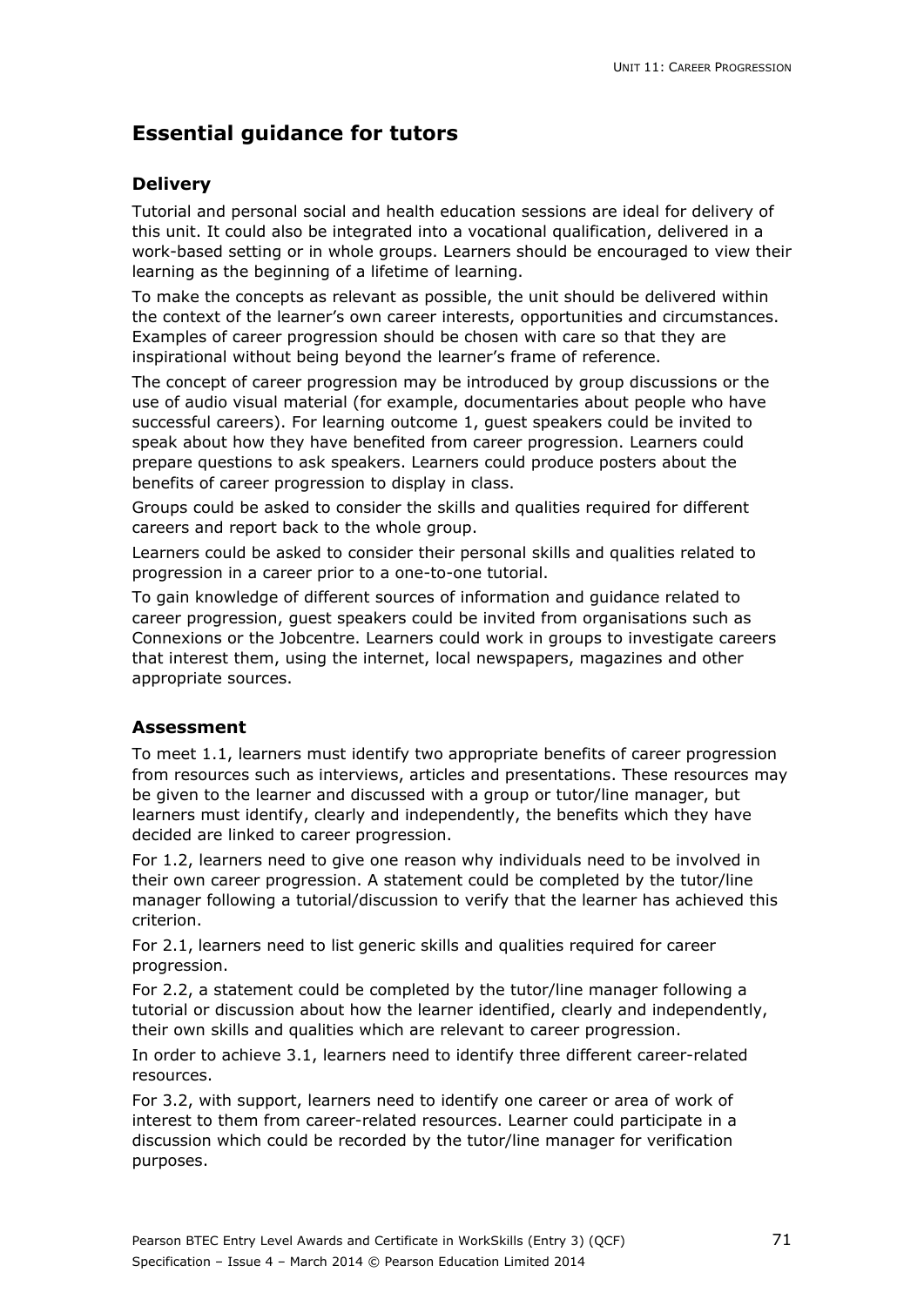## Essential guidance for tutors

### Delivery

Tutorial and personal social and health education sessions are ideal for delivery of this unit. It could also be integrated into a vocational qualification, delivered in a work-based setting or in whole groups. Learners should be encouraged to view their learning as the beginning of a lifetime of learning.

To make the concepts as relevant as possible, the unit should be delivered within the context of the learner's own career interests, opportunities and circumstances. Examples of career progression should be chosen with care so that they are inspirational without being beyond the learner's frame of reference.

The concept of career progression may be introduced by group discussions or the use of audio visual material (for example, documentaries about people who have successful careers). For learning outcome 1, guest speakers could be invited to speak about how they have benefited from career progression. Learners could prepare questions to ask speakers. Learners could produce posters about the benefits of career progression to display in class.

Groups could be asked to consider the skills and qualities required for different careers and report back to the whole group.

Learners could be asked to consider their personal skills and qualities related to progression in a career prior to a one-to-one tutorial.

To gain knowledge of different sources of information and guidance related to career progression, guest speakers could be invited from organisations such as Connexions or the Jobcentre. Learners could work in groups to investigate careers that interest them, using the internet, local newspapers, magazines and other appropriate sources.

### Assessment

To meet 1.1, learners must identify two appropriate benefits of career progression from resources such as interviews, articles and presentations. These resources may be given to the learner and discussed with a group or tutor/line manager, but learners must identify, clearly and independently, the benefits which they have decided are linked to career progression.

For 1.2, learners need to give one reason why individuals need to be involved in their own career progression. A statement could be completed by the tutor/line manager following a tutorial/discussion to verify that the learner has achieved this criterion.

For 2.1, learners need to list generic skills and qualities required for career progression.

For 2.2, a statement could be completed by the tutor/line manager following a tutorial or discussion about how the learner identified, clearly and independently, their own skills and qualities which are relevant to career progression.

In order to achieve 3.1, learners need to identify three different career-related resources.

For 3.2, with support, learners need to identify one career or area of work of interest to them from career-related resources. Learner could participate in a discussion which could be recorded by the tutor/line manager for verification purposes.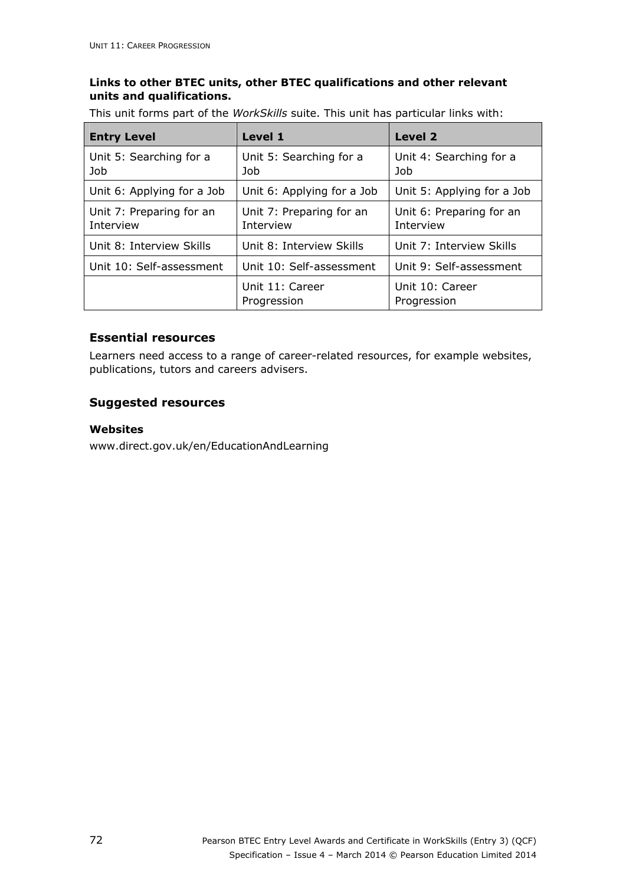**Links to other BTEC units, other BTEC qualifications and other relevant units and qualifications.**

This unit forms part of the *WorkSkills* suite. This unit has particular links with:

| Entry Level | Level 1 | Level 2 |
|---|---|---|
| Unit 5: Searching for a Job | Unit 5: Searching for a Job | Unit 4: Searching for a Job |
| Unit 6: Applying for a Job | Unit 6: Applying for a Job | Unit 5: Applying for a Job |
| Unit 7: Preparing for an Interview | Unit 7: Preparing for an Interview | Unit 6: Preparing for an Interview |
| Unit 8: Interview Skills | Unit 8: Interview Skills | Unit 7: Interview Skills |
| Unit 10: Self-assessment | Unit 10: Self-assessment | Unit 9: Self-assessment |
| | Unit 11: Career Progression | Unit 10: Career Progression |

## Essential resources

Learners need access to a range of career-related resources, for example websites, publications, tutors and careers advisers.

## Suggested resources

### Websites

www.direct.gov.uk/en/EducationAndLearning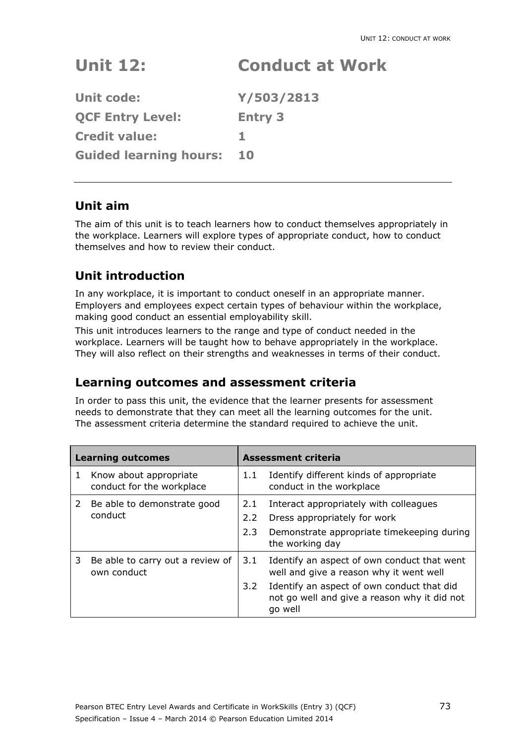# Unit 12: Conduct at Work

**Unit code:** Y/503/2813

**QCF Entry Level:** Entry 3

**Credit value:** 1

**Guided learning hours:** 10

---

## Unit aim

The aim of this unit is to teach learners how to conduct themselves appropriately in the workplace. Learners will explore types of appropriate conduct, how to conduct themselves and how to review their conduct.

## Unit introduction

In any workplace, it is important to conduct oneself in an appropriate manner. Employers and employees expect certain types of behaviour within the workplace, making good conduct an essential employability skill.

This unit introduces learners to the range and type of conduct needed in the workplace. Learners will be taught how to behave appropriately in the workplace. They will also reflect on their strengths and weaknesses in terms of their conduct.

## Learning outcomes and assessment criteria

In order to pass this unit, the evidence that the learner presents for assessment needs to demonstrate that they can meet all the learning outcomes for the unit. The assessment criteria determine the standard required to achieve the unit.

| Learning outcomes | Assessment criteria |
|---|---|
| 1 Know about appropriate conduct for the workplace | 1.1 Identify different kinds of appropriate conduct in the workplace |
| 2 Be able to demonstrate good conduct | 2.1 Interact appropriately with colleagues |
| | 2.2 Dress appropriately for work |
| | 2.3 Demonstrate appropriate timekeeping during the working day |
| 3 Be able to carry out a review of own conduct | 3.1 Identify an aspect of own conduct that went well and give a reason why it went well |
| | 3.2 Identify an aspect of own conduct that did not go well and give a reason why it did not go well |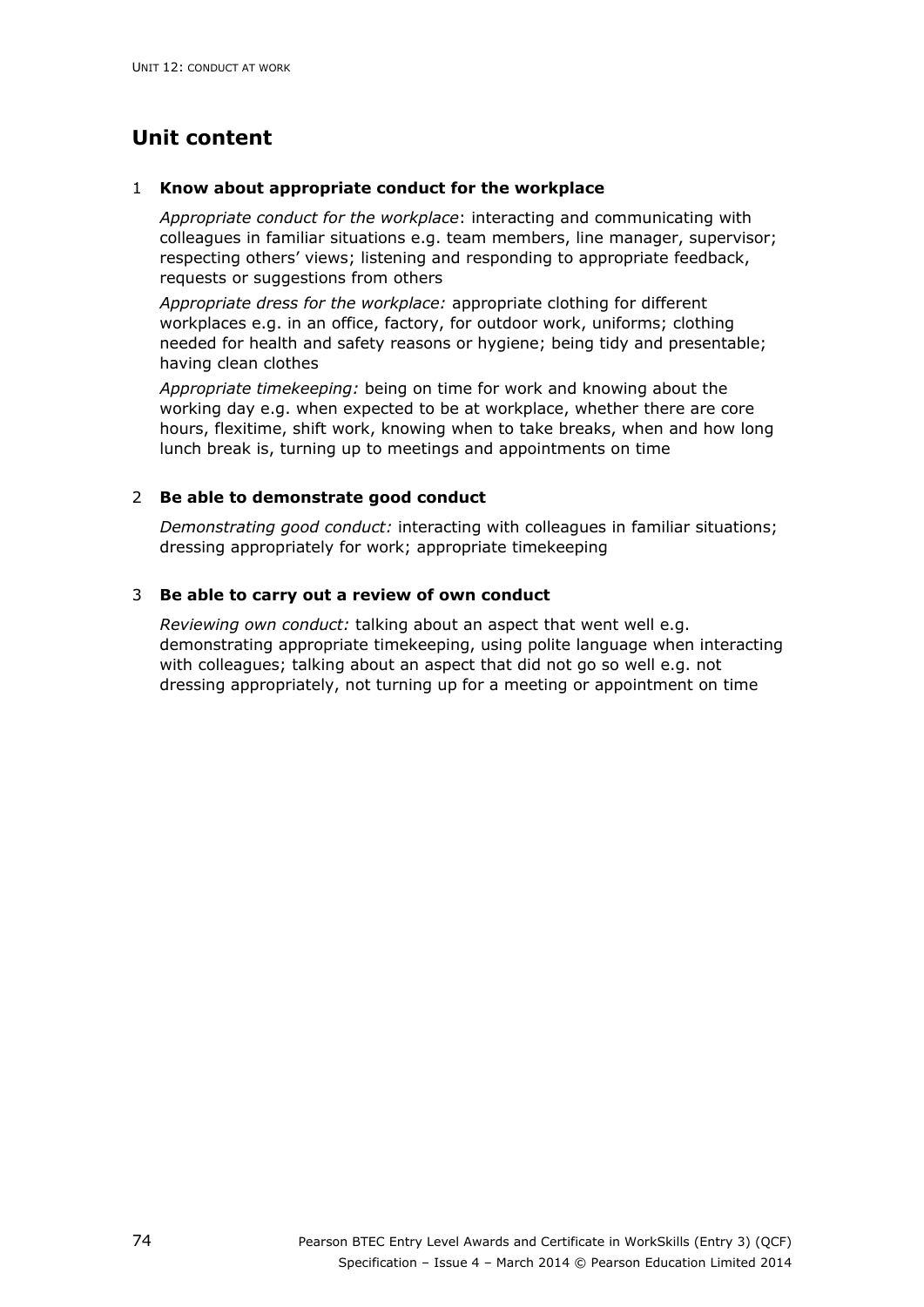## Unit content

### 1 Know about appropriate conduct for the workplace

*Appropriate conduct for the workplace*: interacting and communicating with colleagues in familiar situations e.g. team members, line manager, supervisor; respecting others' views; listening and responding to appropriate feedback, requests or suggestions from others

*Appropriate dress for the workplace:* appropriate clothing for different workplaces e.g. in an office, factory, for outdoor work, uniforms; clothing needed for health and safety reasons or hygiene; being tidy and presentable; having clean clothes

*Appropriate timekeeping:* being on time for work and knowing about the working day e.g. when expected to be at workplace, whether there are core hours, flexitime, shift work, knowing when to take breaks, when and how long lunch break is, turning up to meetings and appointments on time

### 2 Be able to demonstrate good conduct

*Demonstrating good conduct:* interacting with colleagues in familiar situations; dressing appropriately for work; appropriate timekeeping

### 3 Be able to carry out a review of own conduct

*Reviewing own conduct:* talking about an aspect that went well e.g. demonstrating appropriate timekeeping, using polite language when interacting with colleagues; talking about an aspect that did not go so well e.g. not dressing appropriately, not turning up for a meeting or appointment on time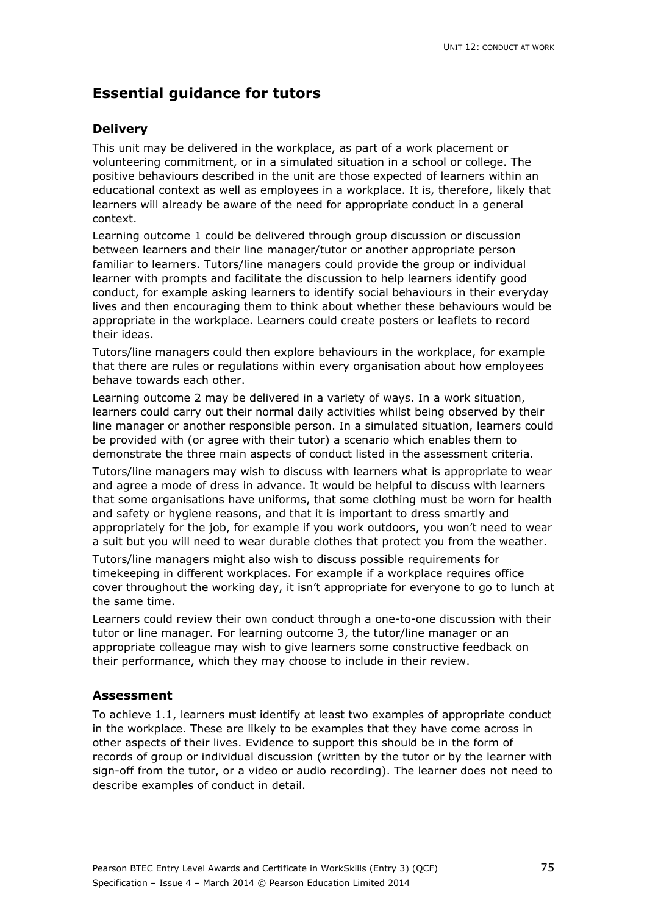## Essential guidance for tutors

### Delivery

This unit may be delivered in the workplace, as part of a work placement or volunteering commitment, or in a simulated situation in a school or college. The positive behaviours described in the unit are those expected of learners within an educational context as well as employees in a workplace. It is, therefore, likely that learners will already be aware of the need for appropriate conduct in a general context.

Learning outcome 1 could be delivered through group discussion or discussion between learners and their line manager/tutor or another appropriate person familiar to learners. Tutors/line managers could provide the group or individual learner with prompts and facilitate the discussion to help learners identify good conduct, for example asking learners to identify social behaviours in their everyday lives and then encouraging them to think about whether these behaviours would be appropriate in the workplace. Learners could create posters or leaflets to record their ideas.

Tutors/line managers could then explore behaviours in the workplace, for example that there are rules or regulations within every organisation about how employees behave towards each other.

Learning outcome 2 may be delivered in a variety of ways. In a work situation, learners could carry out their normal daily activities whilst being observed by their line manager or another responsible person. In a simulated situation, learners could be provided with (or agree with their tutor) a scenario which enables them to demonstrate the three main aspects of conduct listed in the assessment criteria.

Tutors/line managers may wish to discuss with learners what is appropriate to wear and agree a mode of dress in advance. It would be helpful to discuss with learners that some organisations have uniforms, that some clothing must be worn for health and safety or hygiene reasons, and that it is important to dress smartly and appropriately for the job, for example if you work outdoors, you won't need to wear a suit but you will need to wear durable clothes that protect you from the weather.

Tutors/line managers might also wish to discuss possible requirements for timekeeping in different workplaces. For example if a workplace requires office cover throughout the working day, it isn't appropriate for everyone to go to lunch at the same time.

Learners could review their own conduct through a one-to-one discussion with their tutor or line manager. For learning outcome 3, the tutor/line manager or an appropriate colleague may wish to give learners some constructive feedback on their performance, which they may choose to include in their review.

### Assessment

To achieve 1.1, learners must identify at least two examples of appropriate conduct in the workplace. These are likely to be examples that they have come across in other aspects of their lives. Evidence to support this should be in the form of records of group or individual discussion (written by the tutor or by the learner with sign-off from the tutor, or a video or audio recording). The learner does not need to describe examples of conduct in detail.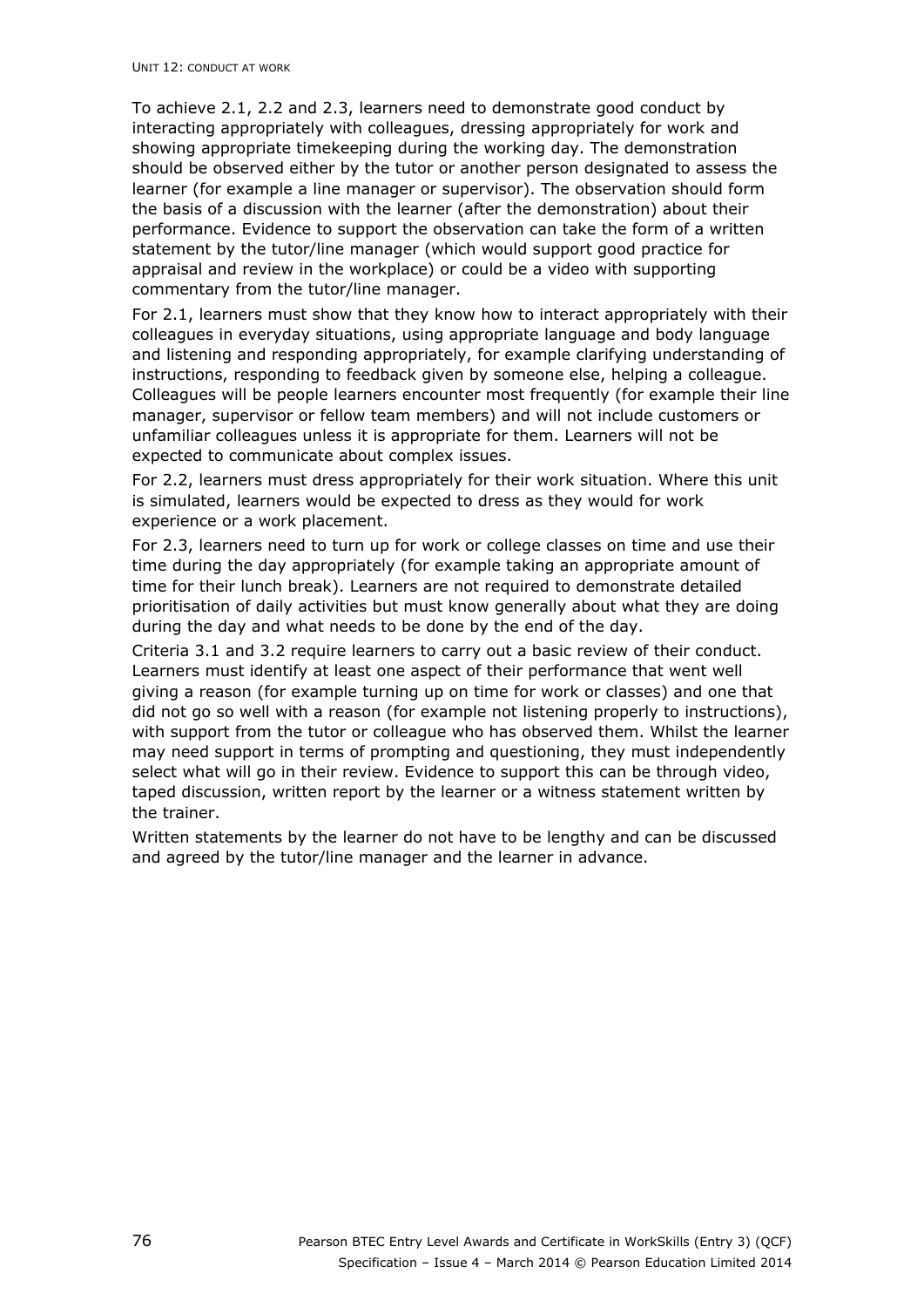To achieve 2.1, 2.2 and 2.3, learners need to demonstrate good conduct by interacting appropriately with colleagues, dressing appropriately for work and showing appropriate timekeeping during the working day. The demonstration should be observed either by the tutor or another person designated to assess the learner (for example a line manager or supervisor). The observation should form the basis of a discussion with the learner (after the demonstration) about their performance. Evidence to support the observation can take the form of a written statement by the tutor/line manager (which would support good practice for appraisal and review in the workplace) or could be a video with supporting commentary from the tutor/line manager.

For 2.1, learners must show that they know how to interact appropriately with their colleagues in everyday situations, using appropriate language and body language and listening and responding appropriately, for example clarifying understanding of instructions, responding to feedback given by someone else, helping a colleague. Colleagues will be people learners encounter most frequently (for example their line manager, supervisor or fellow team members) and will not include customers or unfamiliar colleagues unless it is appropriate for them. Learners will not be expected to communicate about complex issues.

For 2.2, learners must dress appropriately for their work situation. Where this unit is simulated, learners would be expected to dress as they would for work experience or a work placement.

For 2.3, learners need to turn up for work or college classes on time and use their time during the day appropriately (for example taking an appropriate amount of time for their lunch break). Learners are not required to demonstrate detailed prioritisation of daily activities but must know generally about what they are doing during the day and what needs to be done by the end of the day.

Criteria 3.1 and 3.2 require learners to carry out a basic review of their conduct. Learners must identify at least one aspect of their performance that went well giving a reason (for example turning up on time for work or classes) and one that did not go so well with a reason (for example not listening properly to instructions), with support from the tutor or colleague who has observed them. Whilst the learner may need support in terms of prompting and questioning, they must independently select what will go in their review. Evidence to support this can be through video, taped discussion, written report by the learner or a witness statement written by the trainer.

Written statements by the learner do not have to be lengthy and can be discussed and agreed by the tutor/line manager and the learner in advance.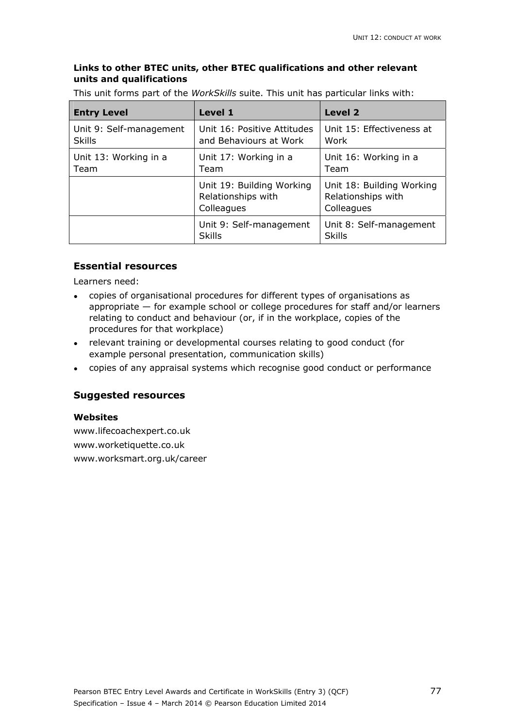**Links to other BTEC units, other BTEC qualifications and other relevant units and qualifications**

This unit forms part of the *WorkSkills* suite. This unit has particular links with:

| Entry Level | Level 1 | Level 2 |
|---|---|---|
| Unit 9: Self-management Skills | Unit 16: Positive Attitudes and Behaviours at Work | Unit 15: Effectiveness at Work |
| Unit 13: Working in a Team | Unit 17: Working in a Team | Unit 16: Working in a Team |
| | Unit 19: Building Working Relationships with Colleagues | Unit 18: Building Working Relationships with Colleagues |
| | Unit 9: Self-management Skills | Unit 8: Self-management Skills |

## Essential resources

Learners need:

- copies of organisational procedures for different types of organisations as appropriate — for example school or college procedures for staff and/or learners relating to conduct and behaviour (or, if in the workplace, copies of the procedures for that workplace)
- relevant training or developmental courses relating to good conduct (for example personal presentation, communication skills)
- copies of any appraisal systems which recognise good conduct or performance

## Suggested resources

### Websites

www.lifecoachexpert.co.uk

www.worketiquette.co.uk

www.worksmart.org.uk/career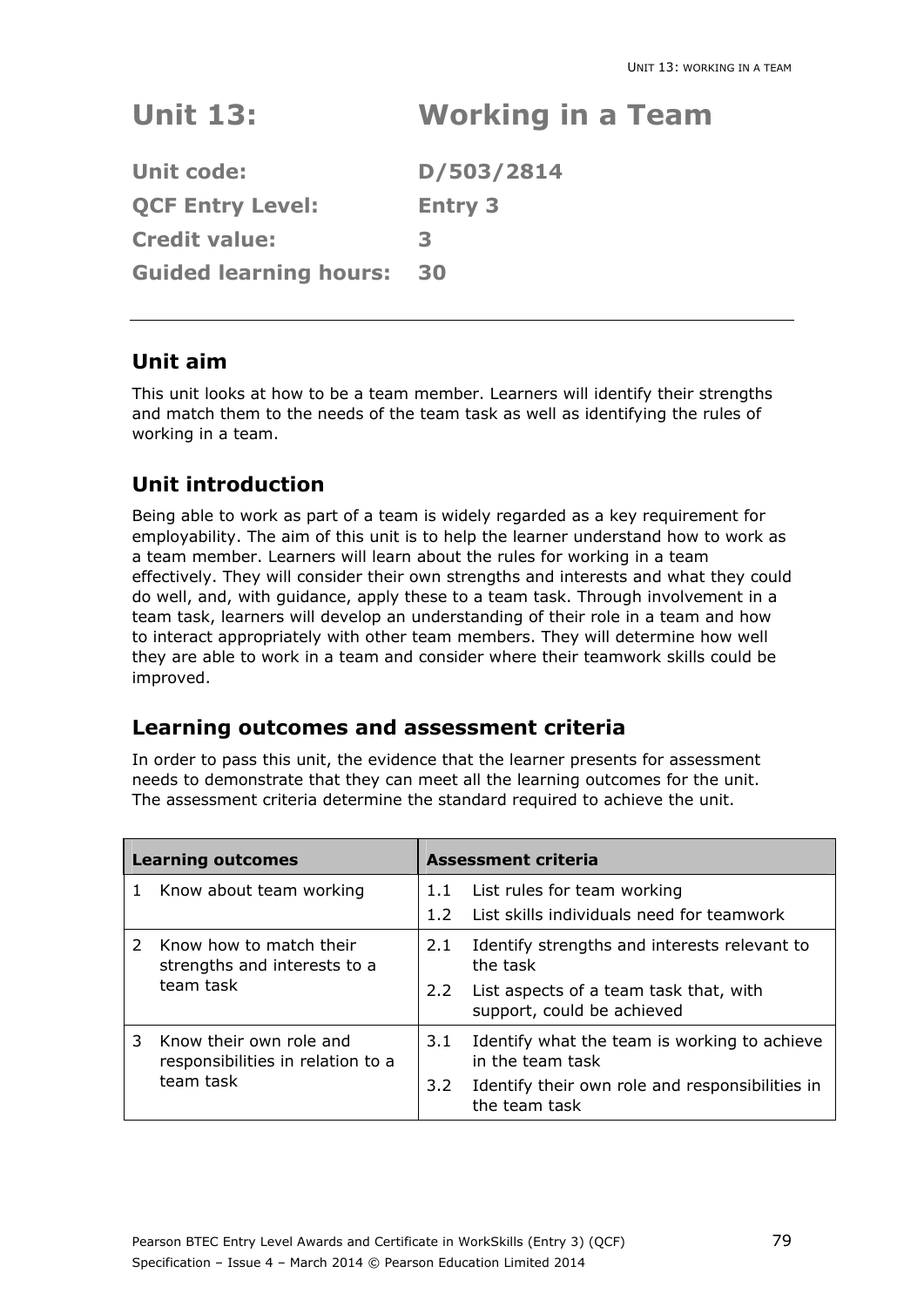# Unit 13: Working in a Team

**Unit code:** D/503/2814

**QCF Entry Level:** Entry 3

**Credit value:** 3

**Guided learning hours:** 30

## Unit aim

This unit looks at how to be a team member. Learners will identify their strengths and match them to the needs of the team task as well as identifying the rules of working in a team.

## Unit introduction

Being able to work as part of a team is widely regarded as a key requirement for employability. The aim of this unit is to help the learner understand how to work as a team member. Learners will learn about the rules for working in a team effectively. They will consider their own strengths and interests and what they could do well, and, with guidance, apply these to a team task. Through involvement in a team task, learners will develop an understanding of their role in a team and how to interact appropriately with other team members. They will determine how well they are able to work in a team and consider where their teamwork skills could be improved.

## Learning outcomes and assessment criteria

In order to pass this unit, the evidence that the learner presents for assessment needs to demonstrate that they can meet all the learning outcomes for the unit. The assessment criteria determine the standard required to achieve the unit.

| Learning outcomes | Assessment criteria |
|---|---|
| 1 Know about team working | 1.1 List rules for team working<br>1.2 List skills individuals need for teamwork |
| 2 Know how to match their strengths and interests to a team task | 2.1 Identify strengths and interests relevant to the task<br>2.2 List aspects of a team task that, with support, could be achieved |
| 3 Know their own role and responsibilities in relation to a team task | 3.1 Identify what the team is working to achieve in the team task<br>3.2 Identify their own role and responsibilities in the team task |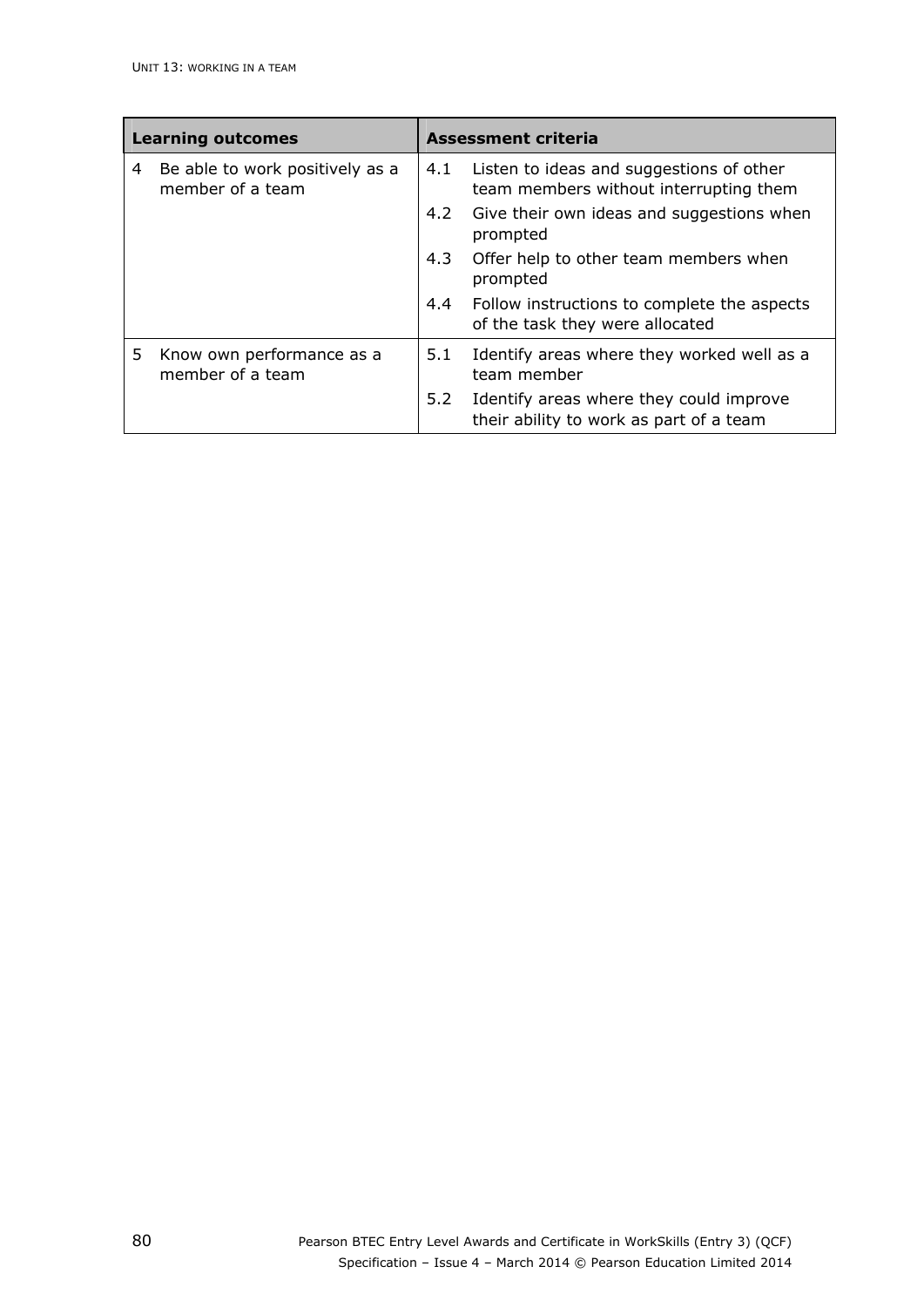| Learning outcomes | Assessment criteria |
|---|---|
| 4 Be able to work positively as a member of a team | 4.1 Listen to ideas and suggestions of other team members without interrupting them |
| | 4.2 Give their own ideas and suggestions when prompted |
| | 4.3 Offer help to other team members when prompted |
| | 4.4 Follow instructions to complete the aspects of the task they were allocated |
| 5 Know own performance as a member of a team | 5.1 Identify areas where they worked well as a team member |
| | 5.2 Identify areas where they could improve their ability to work as part of a team |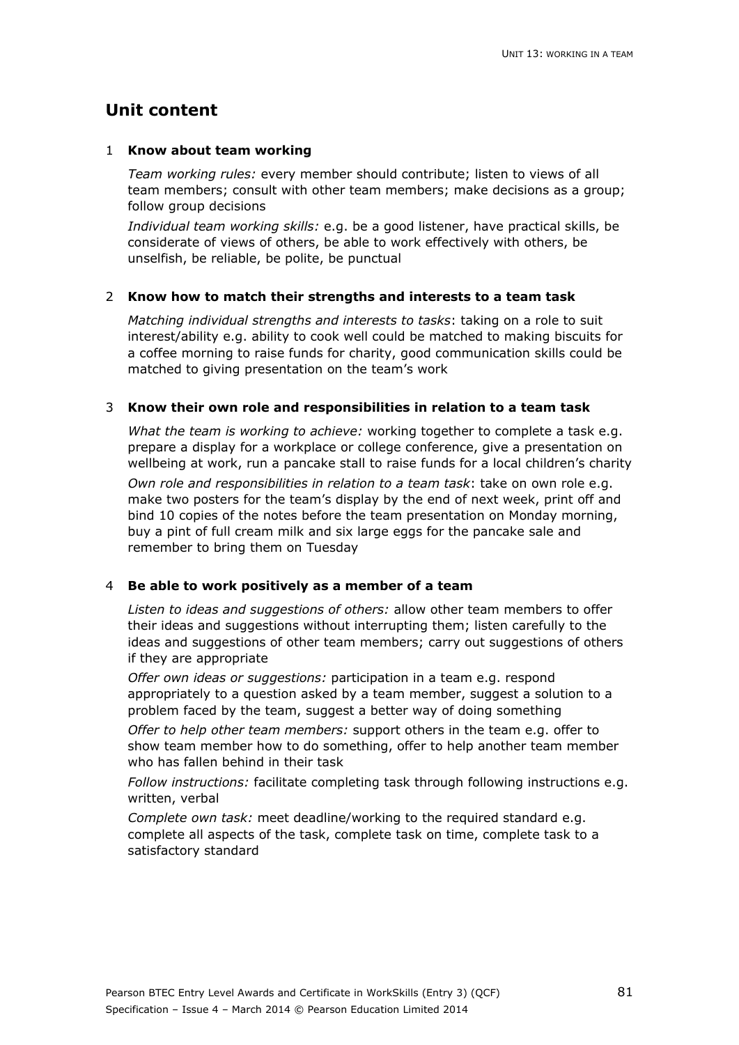## Unit content

### 1 Know about team working

*Team working rules:* every member should contribute; listen to views of all team members; consult with other team members; make decisions as a group; follow group decisions

*Individual team working skills:* e.g. be a good listener, have practical skills, be considerate of views of others, be able to work effectively with others, be unselfish, be reliable, be polite, be punctual

### 2 Know how to match their strengths and interests to a team task

*Matching individual strengths and interests to tasks*: taking on a role to suit interest/ability e.g. ability to cook well could be matched to making biscuits for a coffee morning to raise funds for charity, good communication skills could be matched to giving presentation on the team's work

### 3 Know their own role and responsibilities in relation to a team task

*What the team is working to achieve:* working together to complete a task e.g. prepare a display for a workplace or college conference, give a presentation on wellbeing at work, run a pancake stall to raise funds for a local children's charity

*Own role and responsibilities in relation to a team task*: take on own role e.g. make two posters for the team's display by the end of next week, print off and bind 10 copies of the notes before the team presentation on Monday morning, buy a pint of full cream milk and six large eggs for the pancake sale and remember to bring them on Tuesday

### 4 Be able to work positively as a member of a team

*Listen to ideas and suggestions of others:* allow other team members to offer their ideas and suggestions without interrupting them; listen carefully to the ideas and suggestions of other team members; carry out suggestions of others if they are appropriate

*Offer own ideas or suggestions:* participation in a team e.g. respond appropriately to a question asked by a team member, suggest a solution to a problem faced by the team, suggest a better way of doing something

*Offer to help other team members:* support others in the team e.g. offer to show team member how to do something, offer to help another team member who has fallen behind in their task

*Follow instructions:* facilitate completing task through following instructions e.g. written, verbal

*Complete own task:* meet deadline/working to the required standard e.g. complete all aspects of the task, complete task on time, complete task to a satisfactory standard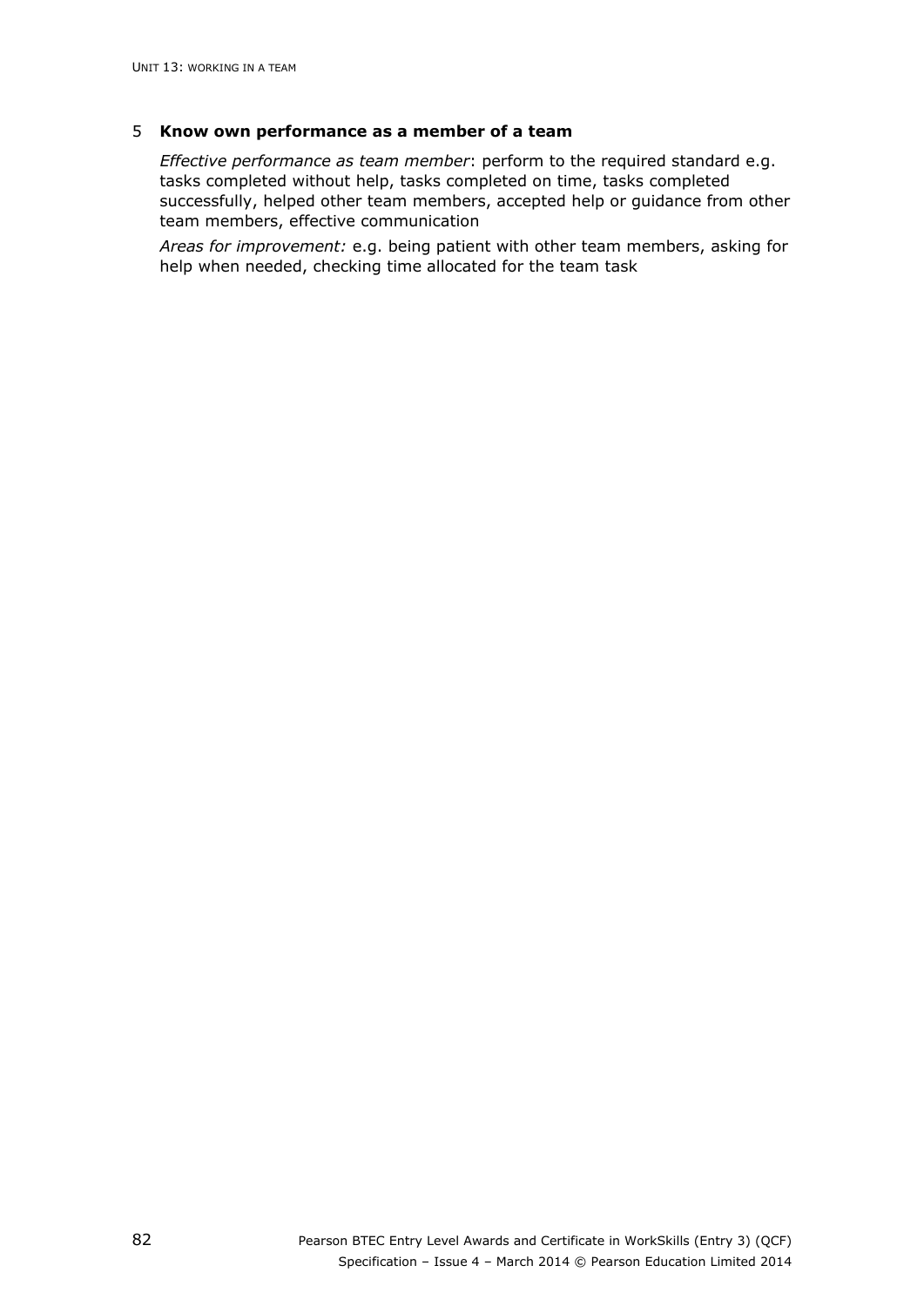5 **Know own performance as a member of a team**

*Effective performance as team member*: perform to the required standard e.g. tasks completed without help, tasks completed on time, tasks completed successfully, helped other team members, accepted help or guidance from other team members, effective communication

*Areas for improvement:* e.g. being patient with other team members, asking for help when needed, checking time allocated for the team task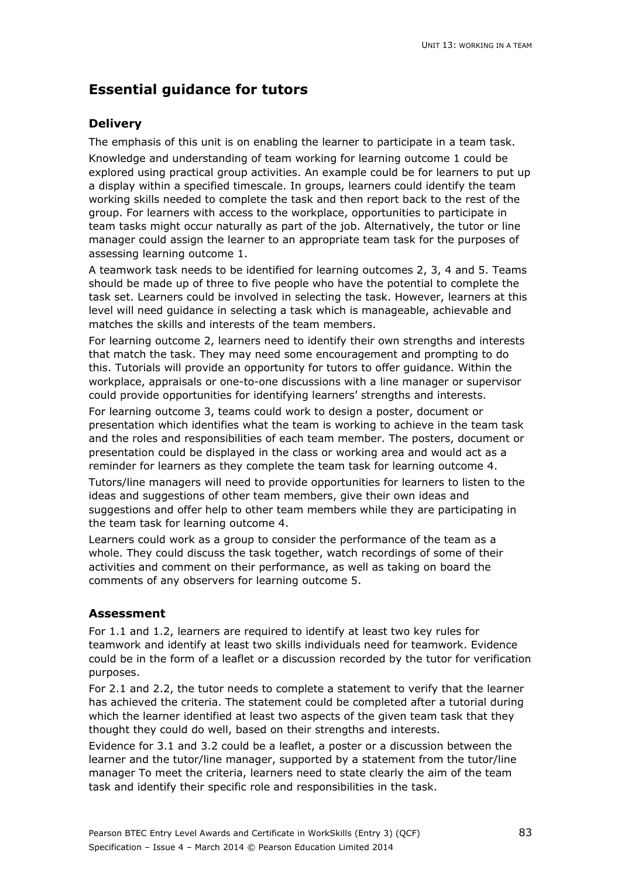## Essential guidance for tutors

### Delivery

The emphasis of this unit is on enabling the learner to participate in a team task.

Knowledge and understanding of team working for learning outcome 1 could be explored using practical group activities. An example could be for learners to put up a display within a specified timescale. In groups, learners could identify the team working skills needed to complete the task and then report back to the rest of the group. For learners with access to the workplace, opportunities to participate in team tasks might occur naturally as part of the job. Alternatively, the tutor or line manager could assign the learner to an appropriate team task for the purposes of assessing learning outcome 1.

A teamwork task needs to be identified for learning outcomes 2, 3, 4 and 5. Teams should be made up of three to five people who have the potential to complete the task set. Learners could be involved in selecting the task. However, learners at this level will need guidance in selecting a task which is manageable, achievable and matches the skills and interests of the team members.

For learning outcome 2, learners need to identify their own strengths and interests that match the task. They may need some encouragement and prompting to do this. Tutorials will provide an opportunity for tutors to offer guidance. Within the workplace, appraisals or one-to-one discussions with a line manager or supervisor could provide opportunities for identifying learners' strengths and interests.

For learning outcome 3, teams could work to design a poster, document or presentation which identifies what the team is working to achieve in the team task and the roles and responsibilities of each team member. The posters, document or presentation could be displayed in the class or working area and would act as a reminder for learners as they complete the team task for learning outcome 4.

Tutors/line managers will need to provide opportunities for learners to listen to the ideas and suggestions of other team members, give their own ideas and suggestions and offer help to other team members while they are participating in the team task for learning outcome 4.

Learners could work as a group to consider the performance of the team as a whole. They could discuss the task together, watch recordings of some of their activities and comment on their performance, as well as taking on board the comments of any observers for learning outcome 5.

### Assessment

For 1.1 and 1.2, learners are required to identify at least two key rules for teamwork and identify at least two skills individuals need for teamwork. Evidence could be in the form of a leaflet or a discussion recorded by the tutor for verification purposes.

For 2.1 and 2.2, the tutor needs to complete a statement to verify that the learner has achieved the criteria. The statement could be completed after a tutorial during which the learner identified at least two aspects of the given team task that they thought they could do well, based on their strengths and interests.

Evidence for 3.1 and 3.2 could be a leaflet, a poster or a discussion between the learner and the tutor/line manager, supported by a statement from the tutor/line manager To meet the criteria, learners need to state clearly the aim of the team task and identify their specific role and responsibilities in the task.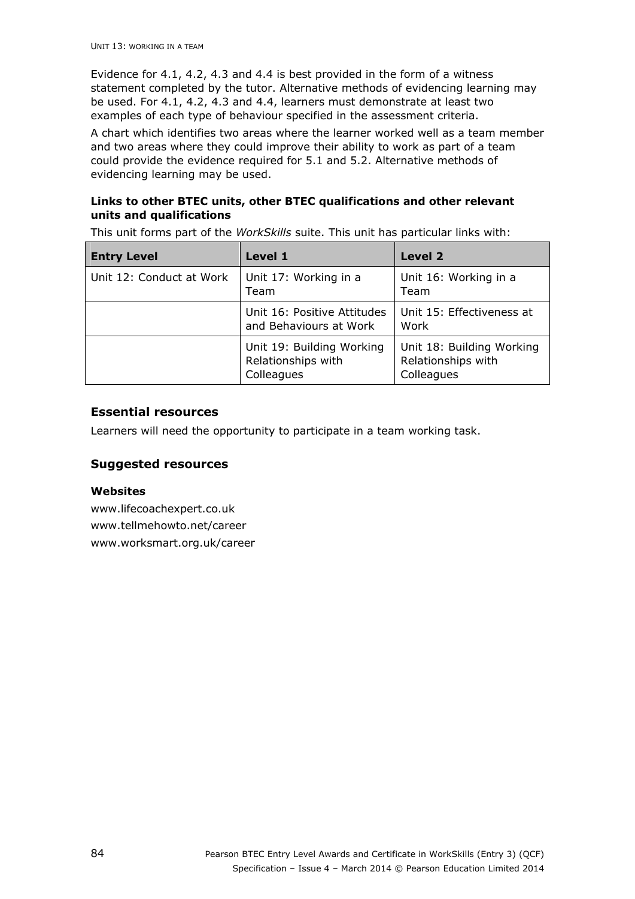Evidence for 4.1, 4.2, 4.3 and 4.4 is best provided in the form of a witness statement completed by the tutor. Alternative methods of evidencing learning may be used. For 4.1, 4.2, 4.3 and 4.4, learners must demonstrate at least two examples of each type of behaviour specified in the assessment criteria.

A chart which identifies two areas where the learner worked well as a team member and two areas where they could improve their ability to work as part of a team could provide the evidence required for 5.1 and 5.2. Alternative methods of evidencing learning may be used.

**Links to other BTEC units, other BTEC qualifications and other relevant units and qualifications**

This unit forms part of the *WorkSkills* suite. This unit has particular links with:

| Entry Level | Level 1 | Level 2 |
|---|---|---|
| Unit 12: Conduct at Work | Unit 17: Working in a Team | Unit 16: Working in a Team |
| | Unit 16: Positive Attitudes and Behaviours at Work | Unit 15: Effectiveness at Work |
| | Unit 19: Building Working Relationships with Colleagues | Unit 18: Building Working Relationships with Colleagues |

## Essential resources

Learners will need the opportunity to participate in a team working task.

## Suggested resources

**Websites**

www.lifecoachexpert.co.uk
www.tellmehowto.net/career
www.worksmart.org.uk/career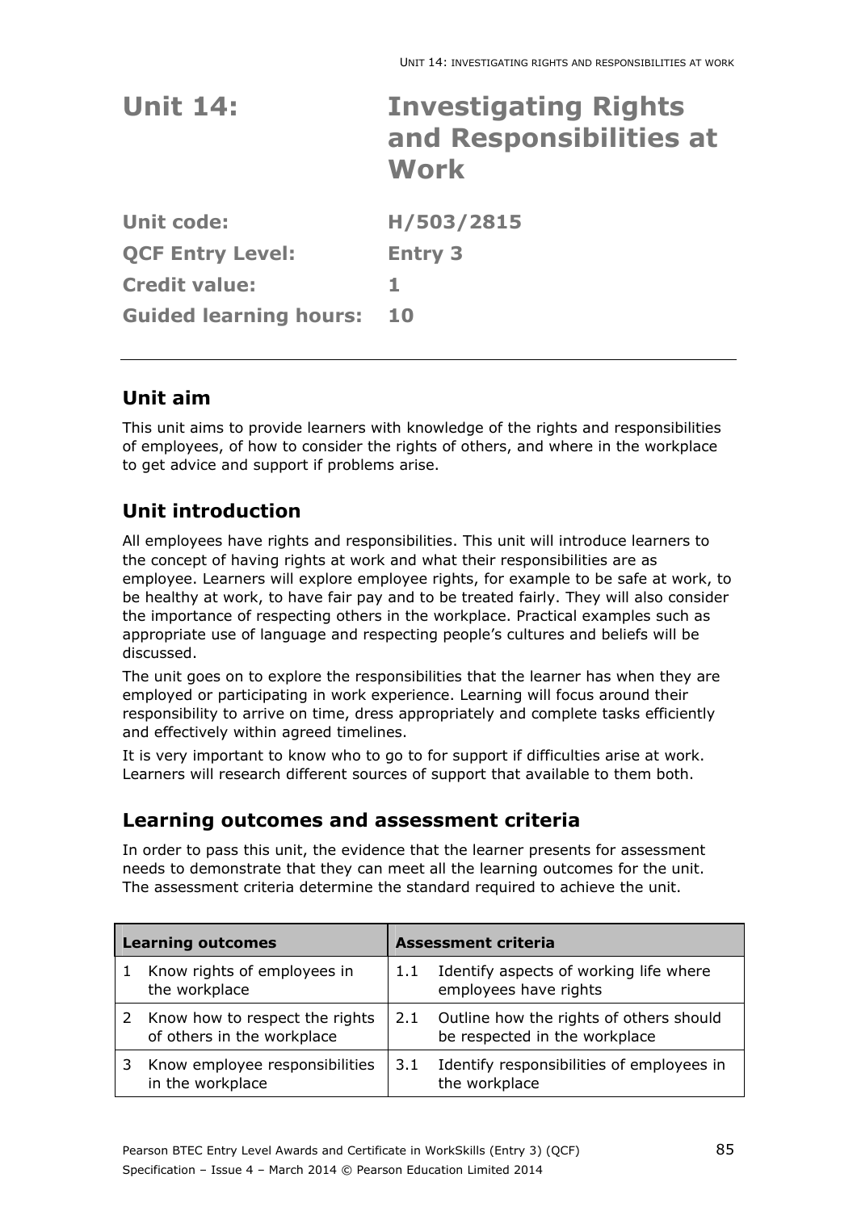# Unit 14: Investigating Rights and Responsibilities at Work

**Unit code:** H/503/2815

**QCF Entry Level:** Entry 3

**Credit value:** 1

**Guided learning hours:** 10

## Unit aim

This unit aims to provide learners with knowledge of the rights and responsibilities of employees, of how to consider the rights of others, and where in the workplace to get advice and support if problems arise.

## Unit introduction

All employees have rights and responsibilities. This unit will introduce learners to the concept of having rights at work and what their responsibilities are as employee. Learners will explore employee rights, for example to be safe at work, to be healthy at work, to have fair pay and to be treated fairly. They will also consider the importance of respecting others in the workplace. Practical examples such as appropriate use of language and respecting people's cultures and beliefs will be discussed.

The unit goes on to explore the responsibilities that the learner has when they are employed or participating in work experience. Learning will focus around their responsibility to arrive on time, dress appropriately and complete tasks efficiently and effectively within agreed timelines.

It is very important to know who to go to for support if difficulties arise at work. Learners will research different sources of support that available to them both.

## Learning outcomes and assessment criteria

In order to pass this unit, the evidence that the learner presents for assessment needs to demonstrate that they can meet all the learning outcomes for the unit. The assessment criteria determine the standard required to achieve the unit.

| Learning outcomes | | Assessment criteria | |
|---|---|---|---|
| 1 | Know rights of employees in the workplace | 1.1 | Identify aspects of working life where employees have rights |
| 2 | Know how to respect the rights of others in the workplace | 2.1 | Outline how the rights of others should be respected in the workplace |
| 3 | Know employee responsibilities in the workplace | 3.1 | Identify responsibilities of employees in the workplace |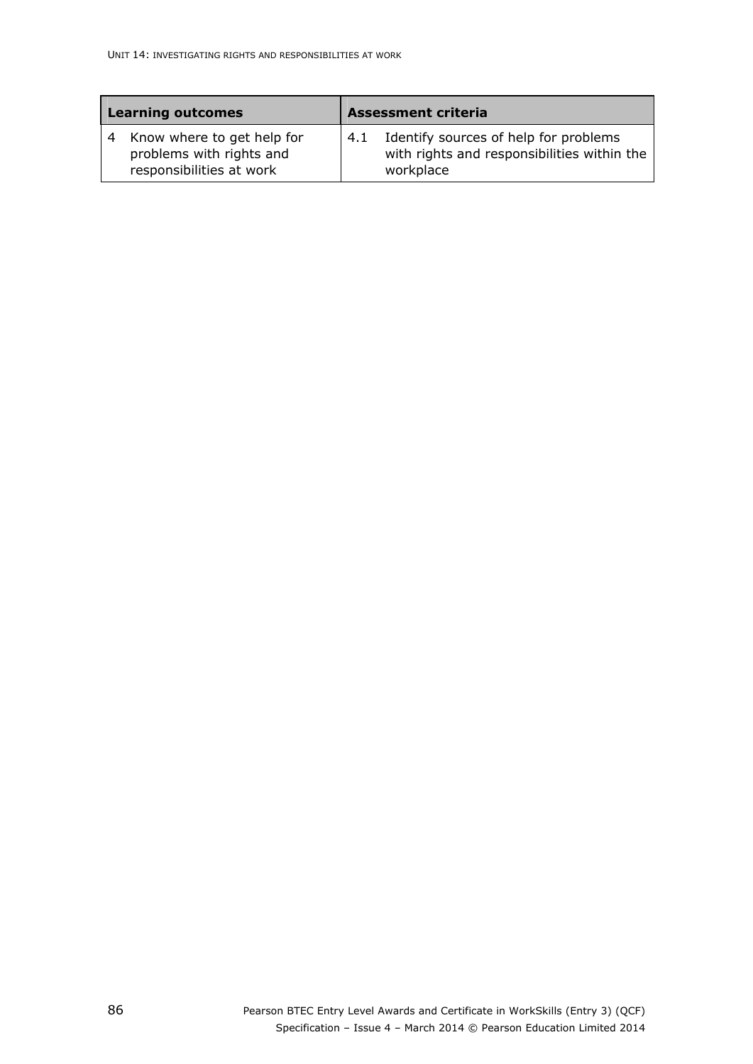| Learning outcomes | Assessment criteria |
|---|---|
| 4 Know where to get help for problems with rights and responsibilities at work | 4.1 Identify sources of help for problems with rights and responsibilities within the workplace |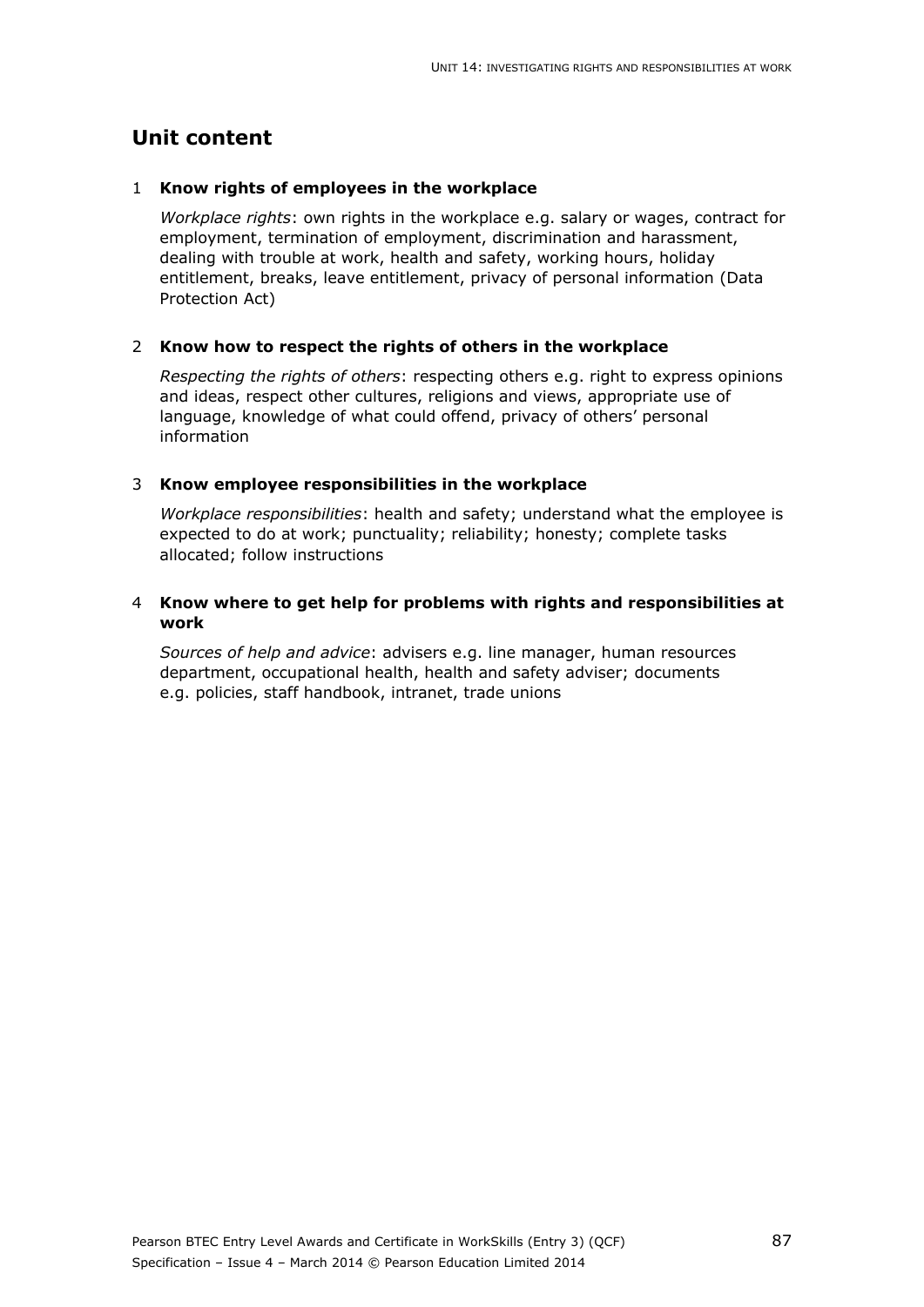## Unit content

1 **Know rights of employees in the workplace**

*Workplace rights*: own rights in the workplace e.g. salary or wages, contract for employment, termination of employment, discrimination and harassment, dealing with trouble at work, health and safety, working hours, holiday entitlement, breaks, leave entitlement, privacy of personal information (Data Protection Act)

2 **Know how to respect the rights of others in the workplace**

*Respecting the rights of others*: respecting others e.g. right to express opinions and ideas, respect other cultures, religions and views, appropriate use of language, knowledge of what could offend, privacy of others' personal information

3 **Know employee responsibilities in the workplace**

*Workplace responsibilities*: health and safety; understand what the employee is expected to do at work; punctuality; reliability; honesty; complete tasks allocated; follow instructions

4 **Know where to get help for problems with rights and responsibilities at work**

*Sources of help and advice*: advisers e.g. line manager, human resources department, occupational health, health and safety adviser; documents e.g. policies, staff handbook, intranet, trade unions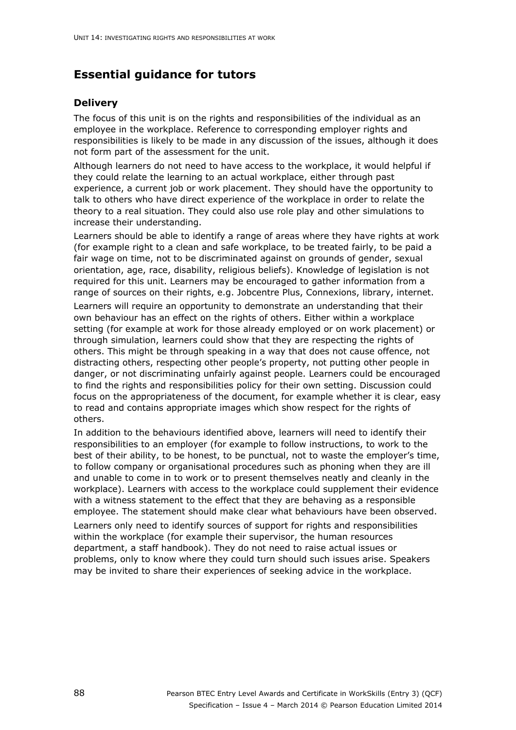## Essential guidance for tutors

### Delivery

The focus of this unit is on the rights and responsibilities of the individual as an employee in the workplace. Reference to corresponding employer rights and responsibilities is likely to be made in any discussion of the issues, although it does not form part of the assessment for the unit.

Although learners do not need to have access to the workplace, it would helpful if they could relate the learning to an actual workplace, either through past experience, a current job or work placement. They should have the opportunity to talk to others who have direct experience of the workplace in order to relate the theory to a real situation. They could also use role play and other simulations to increase their understanding.

Learners should be able to identify a range of areas where they have rights at work (for example right to a clean and safe workplace, to be treated fairly, to be paid a fair wage on time, not to be discriminated against on grounds of gender, sexual orientation, age, race, disability, religious beliefs). Knowledge of legislation is not required for this unit. Learners may be encouraged to gather information from a range of sources on their rights, e.g. Jobcentre Plus, Connexions, library, internet.

Learners will require an opportunity to demonstrate an understanding that their own behaviour has an effect on the rights of others. Either within a workplace setting (for example at work for those already employed or on work placement) or through simulation, learners could show that they are respecting the rights of others. This might be through speaking in a way that does not cause offence, not distracting others, respecting other people's property, not putting other people in danger, or not discriminating unfairly against people. Learners could be encouraged to find the rights and responsibilities policy for their own setting. Discussion could focus on the appropriateness of the document, for example whether it is clear, easy to read and contains appropriate images which show respect for the rights of others.

In addition to the behaviours identified above, learners will need to identify their responsibilities to an employer (for example to follow instructions, to work to the best of their ability, to be honest, to be punctual, not to waste the employer's time, to follow company or organisational procedures such as phoning when they are ill and unable to come in to work or to present themselves neatly and cleanly in the workplace). Learners with access to the workplace could supplement their evidence with a witness statement to the effect that they are behaving as a responsible employee. The statement should make clear what behaviours have been observed.

Learners only need to identify sources of support for rights and responsibilities within the workplace (for example their supervisor, the human resources department, a staff handbook). They do not need to raise actual issues or problems, only to know where they could turn should such issues arise. Speakers may be invited to share their experiences of seeking advice in the workplace.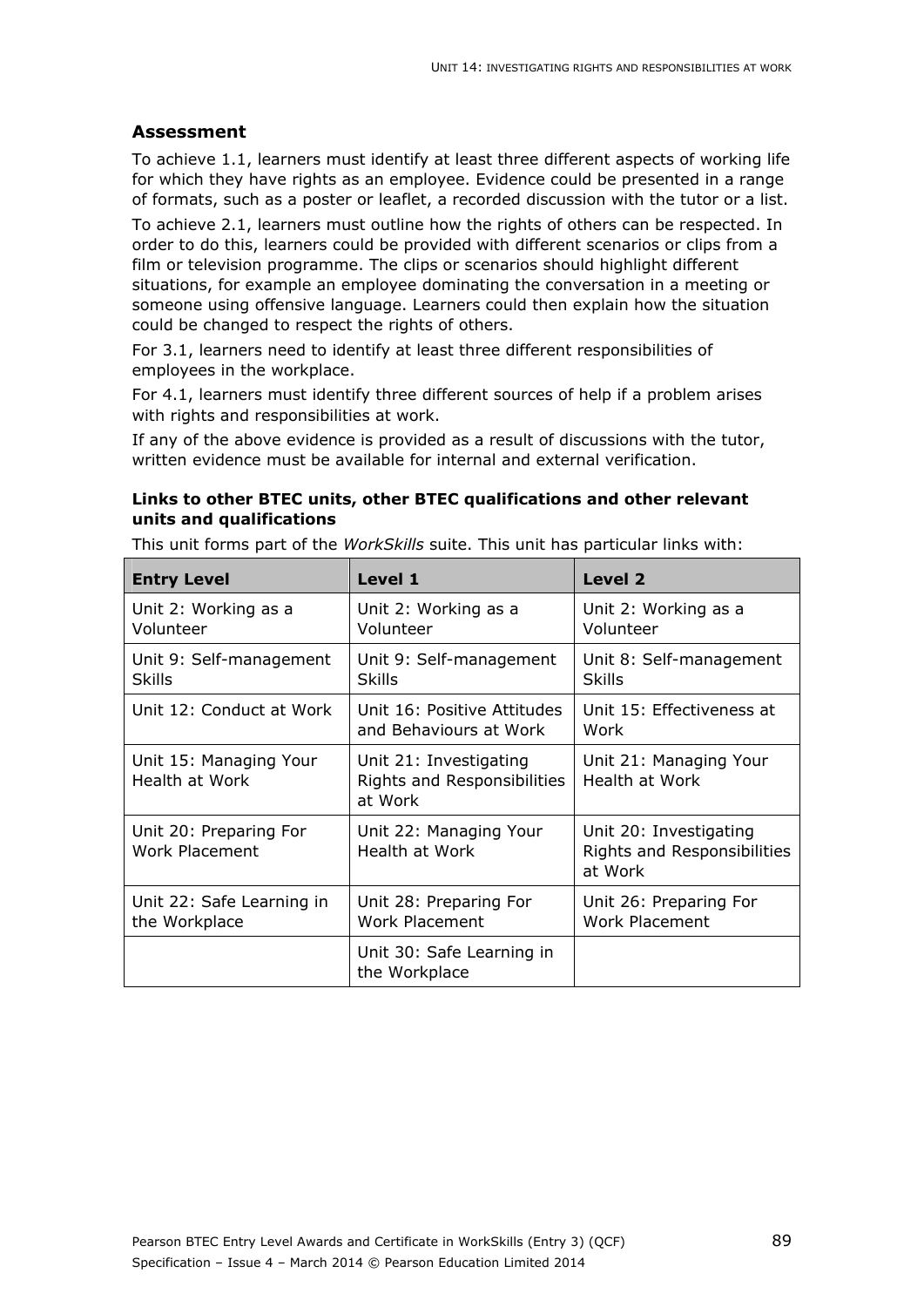## Assessment

To achieve 1.1, learners must identify at least three different aspects of working life for which they have rights as an employee. Evidence could be presented in a range of formats, such as a poster or leaflet, a recorded discussion with the tutor or a list.

To achieve 2.1, learners must outline how the rights of others can be respected. In order to do this, learners could be provided with different scenarios or clips from a film or television programme. The clips or scenarios should highlight different situations, for example an employee dominating the conversation in a meeting or someone using offensive language. Learners could then explain how the situation could be changed to respect the rights of others.

For 3.1, learners need to identify at least three different responsibilities of employees in the workplace.

For 4.1, learners must identify three different sources of help if a problem arises with rights and responsibilities at work.

If any of the above evidence is provided as a result of discussions with the tutor, written evidence must be available for internal and external verification.

**Links to other BTEC units, other BTEC qualifications and other relevant units and qualifications**

This unit forms part of the *WorkSkills* suite. This unit has particular links with:

| Entry Level | Level 1 | Level 2 |
|---|---|---|
| Unit 2: Working as a Volunteer | Unit 2: Working as a Volunteer | Unit 2: Working as a Volunteer |
| Unit 9: Self-management Skills | Unit 9: Self-management Skills | Unit 8: Self-management Skills |
| Unit 12: Conduct at Work | Unit 16: Positive Attitudes and Behaviours at Work | Unit 15: Effectiveness at Work |
| Unit 15: Managing Your Health at Work | Unit 21: Investigating Rights and Responsibilities at Work | Unit 21: Managing Your Health at Work |
| Unit 20: Preparing For Work Placement | Unit 22: Managing Your Health at Work | Unit 20: Investigating Rights and Responsibilities at Work |
| Unit 22: Safe Learning in the Workplace | Unit 28: Preparing For Work Placement | Unit 26: Preparing For Work Placement |
| | Unit 30: Safe Learning in the Workplace | |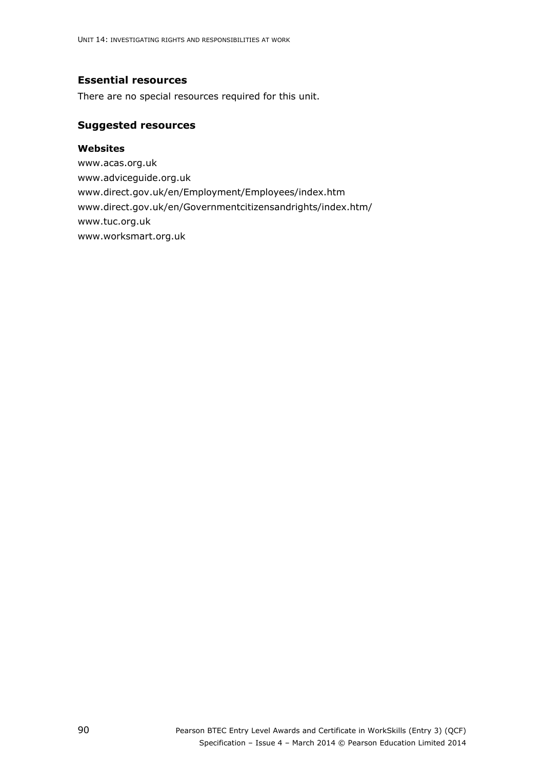## Essential resources

There are no special resources required for this unit.

## Suggested resources

### Websites

www.acas.org.uk

www.adviceguide.org.uk

www.direct.gov.uk/en/Employment/Employees/index.htm

www.direct.gov.uk/en/Governmentcitizensandrights/index.htm/

www.tuc.org.uk

www.worksmart.org.uk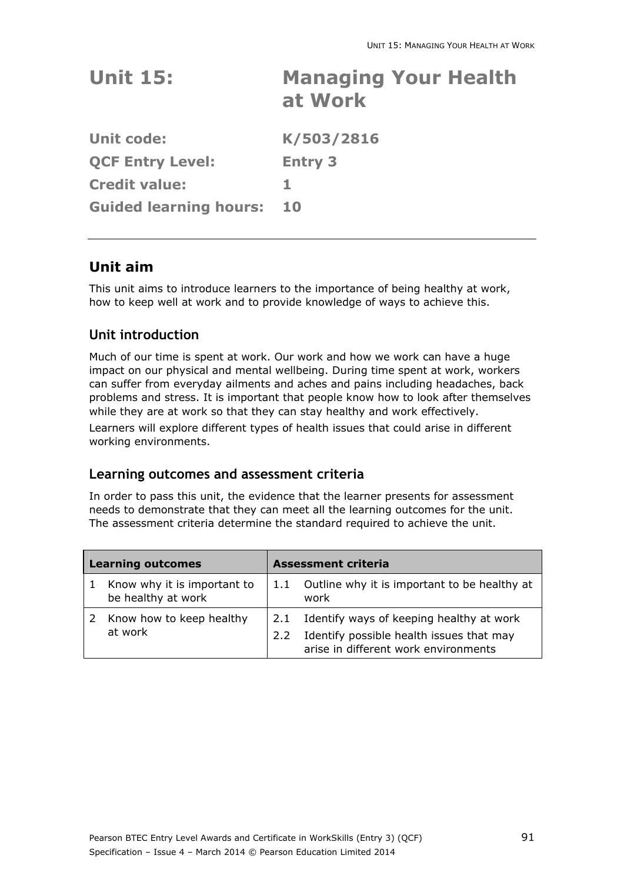# Unit 15: Managing Your Health at Work

**Unit code:** K/503/2816

**QCF Entry Level:** Entry 3

**Credit value:** 1

**Guided learning hours:** 10

---

## Unit aim

This unit aims to introduce learners to the importance of being healthy at work, how to keep well at work and to provide knowledge of ways to achieve this.

### Unit introduction

Much of our time is spent at work. Our work and how we work can have a huge impact on our physical and mental wellbeing. During time spent at work, workers can suffer from everyday ailments and aches and pains including headaches, back problems and stress. It is important that people know how to look after themselves while they are at work so that they can stay healthy and work effectively.

Learners will explore different types of health issues that could arise in different working environments.

### Learning outcomes and assessment criteria

In order to pass this unit, the evidence that the learner presents for assessment needs to demonstrate that they can meet all the learning outcomes for the unit. The assessment criteria determine the standard required to achieve the unit.

| Learning outcomes | Assessment criteria |
|---|---|
| 1 Know why it is important to be healthy at work | 1.1 Outline why it is important to be healthy at work |
| 2 Know how to keep healthy at work | 2.1 Identify ways of keeping healthy at work<br>2.2 Identify possible health issues that may arise in different work environments |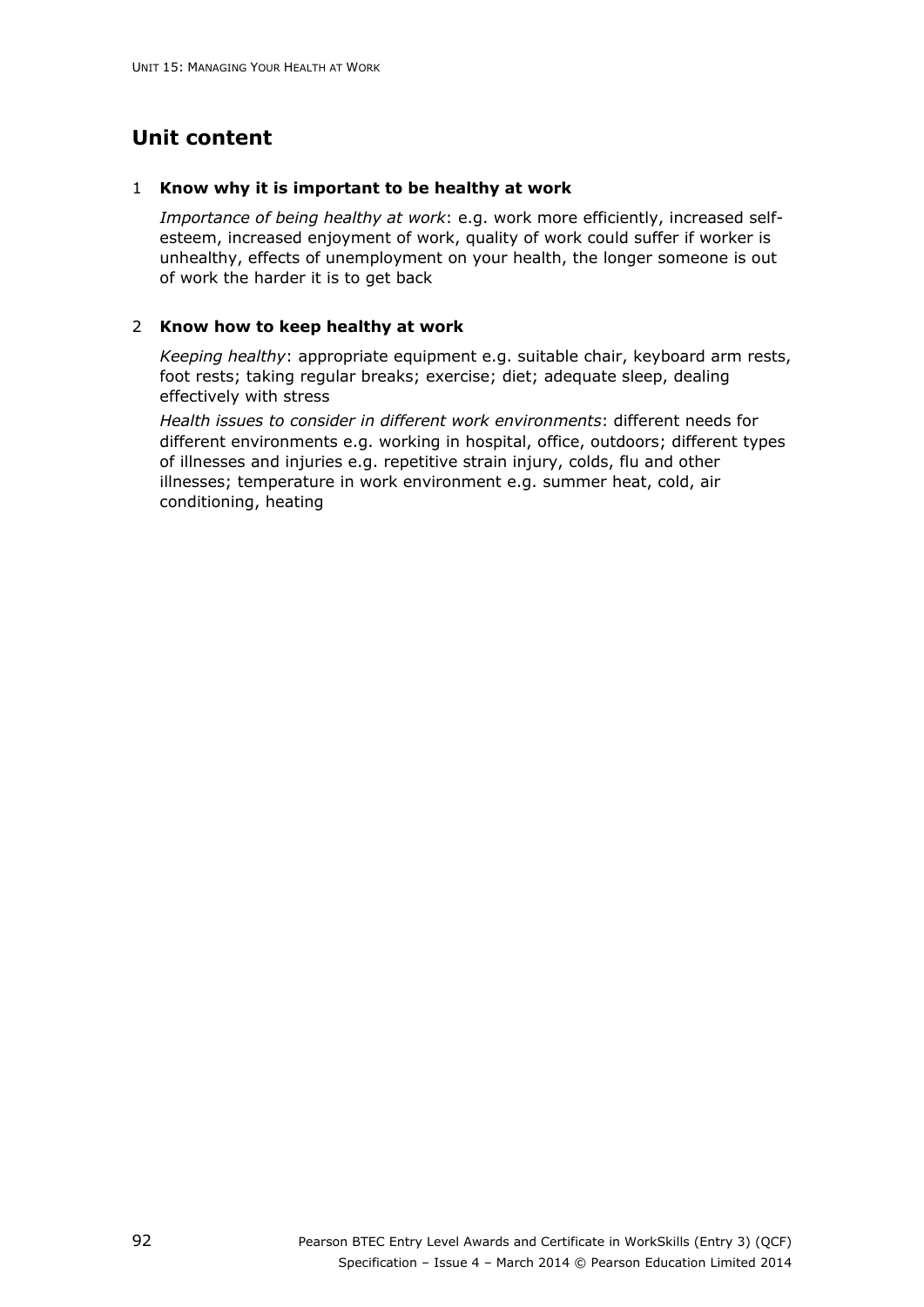## Unit content

### 1 Know why it is important to be healthy at work

*Importance of being healthy at work*: e.g. work more efficiently, increased self-esteem, increased enjoyment of work, quality of work could suffer if worker is unhealthy, effects of unemployment on your health, the longer someone is out of work the harder it is to get back

### 2 Know how to keep healthy at work

*Keeping healthy*: appropriate equipment e.g. suitable chair, keyboard arm rests, foot rests; taking regular breaks; exercise; diet; adequate sleep, dealing effectively with stress

*Health issues to consider in different work environments*: different needs for different environments e.g. working in hospital, office, outdoors; different types of illnesses and injuries e.g. repetitive strain injury, colds, flu and other illnesses; temperature in work environment e.g. summer heat, cold, air conditioning, heating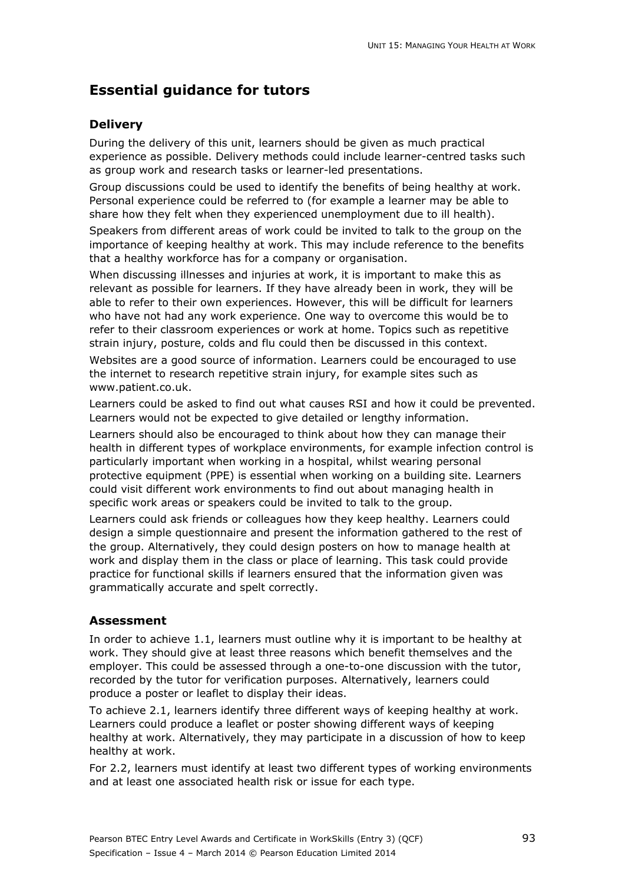## Essential guidance for tutors

### Delivery

During the delivery of this unit, learners should be given as much practical experience as possible. Delivery methods could include learner-centred tasks such as group work and research tasks or learner-led presentations.

Group discussions could be used to identify the benefits of being healthy at work. Personal experience could be referred to (for example a learner may be able to share how they felt when they experienced unemployment due to ill health).

Speakers from different areas of work could be invited to talk to the group on the importance of keeping healthy at work. This may include reference to the benefits that a healthy workforce has for a company or organisation.

When discussing illnesses and injuries at work, it is important to make this as relevant as possible for learners. If they have already been in work, they will be able to refer to their own experiences. However, this will be difficult for learners who have not had any work experience. One way to overcome this would be to refer to their classroom experiences or work at home. Topics such as repetitive strain injury, posture, colds and flu could then be discussed in this context.

Websites are a good source of information. Learners could be encouraged to use the internet to research repetitive strain injury, for example sites such as www.patient.co.uk.

Learners could be asked to find out what causes RSI and how it could be prevented. Learners would not be expected to give detailed or lengthy information.

Learners should also be encouraged to think about how they can manage their health in different types of workplace environments, for example infection control is particularly important when working in a hospital, whilst wearing personal protective equipment (PPE) is essential when working on a building site. Learners could visit different work environments to find out about managing health in specific work areas or speakers could be invited to talk to the group.

Learners could ask friends or colleagues how they keep healthy. Learners could design a simple questionnaire and present the information gathered to the rest of the group. Alternatively, they could design posters on how to manage health at work and display them in the class or place of learning. This task could provide practice for functional skills if learners ensured that the information given was grammatically accurate and spelt correctly.

### Assessment

In order to achieve 1.1, learners must outline why it is important to be healthy at work. They should give at least three reasons which benefit themselves and the employer. This could be assessed through a one-to-one discussion with the tutor, recorded by the tutor for verification purposes. Alternatively, learners could produce a poster or leaflet to display their ideas.

To achieve 2.1, learners identify three different ways of keeping healthy at work. Learners could produce a leaflet or poster showing different ways of keeping healthy at work. Alternatively, they may participate in a discussion of how to keep healthy at work.

For 2.2, learners must identify at least two different types of working environments and at least one associated health risk or issue for each type.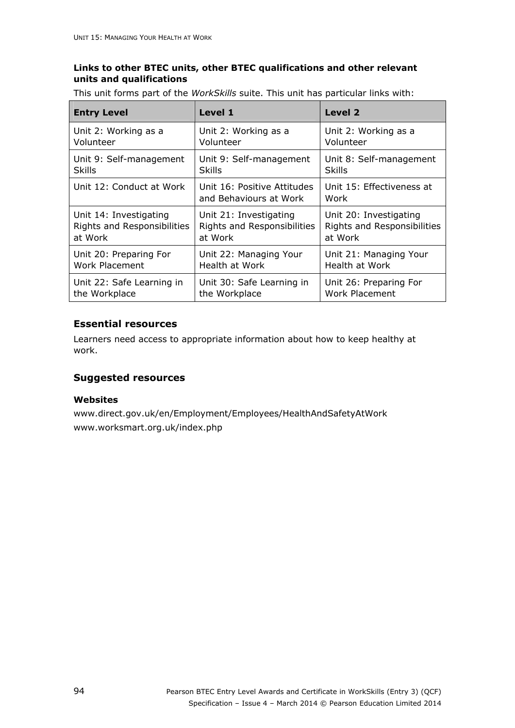**Links to other BTEC units, other BTEC qualifications and other relevant units and qualifications**

This unit forms part of the *WorkSkills* suite. This unit has particular links with:

| Entry Level | Level 1 | Level 2 |
|---|---|---|
| Unit 2: Working as a Volunteer | Unit 2: Working as a Volunteer | Unit 2: Working as a Volunteer |
| Unit 9: Self-management Skills | Unit 9: Self-management Skills | Unit 8: Self-management Skills |
| Unit 12: Conduct at Work | Unit 16: Positive Attitudes and Behaviours at Work | Unit 15: Effectiveness at Work |
| Unit 14: Investigating Rights and Responsibilities at Work | Unit 21: Investigating Rights and Responsibilities at Work | Unit 20: Investigating Rights and Responsibilities at Work |
| Unit 20: Preparing For Work Placement | Unit 22: Managing Your Health at Work | Unit 21: Managing Your Health at Work |
| Unit 22: Safe Learning in the Workplace | Unit 30: Safe Learning in the Workplace | Unit 26: Preparing For Work Placement |

### Essential resources

Learners need access to appropriate information about how to keep healthy at work.

### Suggested resources

**Websites**

www.direct.gov.uk/en/Employment/Employees/HealthAndSafetyAtWork

www.worksmart.org.uk/index.php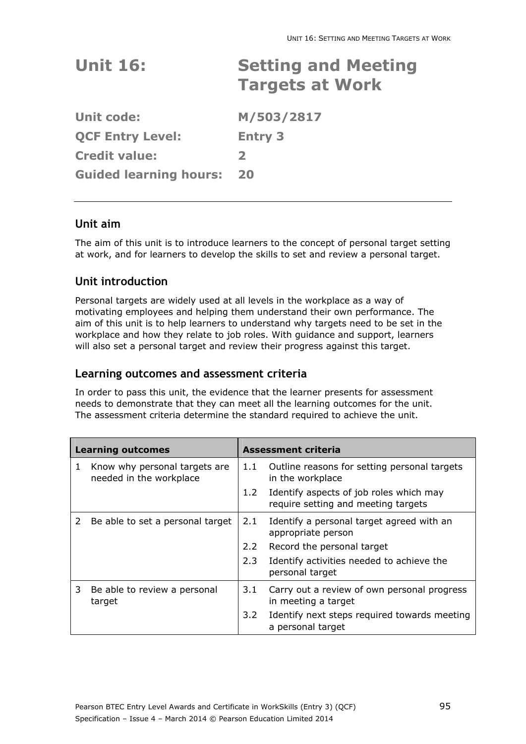# Unit 16: Setting and Meeting Targets at Work

**Unit code:** M/503/2817

**QCF Entry Level:** Entry 3

**Credit value:** 2

**Guided learning hours:** 20

## Unit aim

The aim of this unit is to introduce learners to the concept of personal target setting at work, and for learners to develop the skills to set and review a personal target.

## Unit introduction

Personal targets are widely used at all levels in the workplace as a way of motivating employees and helping them understand their own performance. The aim of this unit is to help learners to understand why targets need to be set in the workplace and how they relate to job roles. With guidance and support, learners will also set a personal target and review their progress against this target.

## Learning outcomes and assessment criteria

In order to pass this unit, the evidence that the learner presents for assessment needs to demonstrate that they can meet all the learning outcomes for the unit. The assessment criteria determine the standard required to achieve the unit.

| Learning outcomes | Assessment criteria |
|---|---|
| 1 Know why personal targets are needed in the workplace | 1.1 Outline reasons for setting personal targets in the workplace |
| | 1.2 Identify aspects of job roles which may require setting and meeting targets |
| 2 Be able to set a personal target | 2.1 Identify a personal target agreed with an appropriate person |
| | 2.2 Record the personal target |
| | 2.3 Identify activities needed to achieve the personal target |
| 3 Be able to review a personal target | 3.1 Carry out a review of own personal progress in meeting a target |
| | 3.2 Identify next steps required towards meeting a personal target |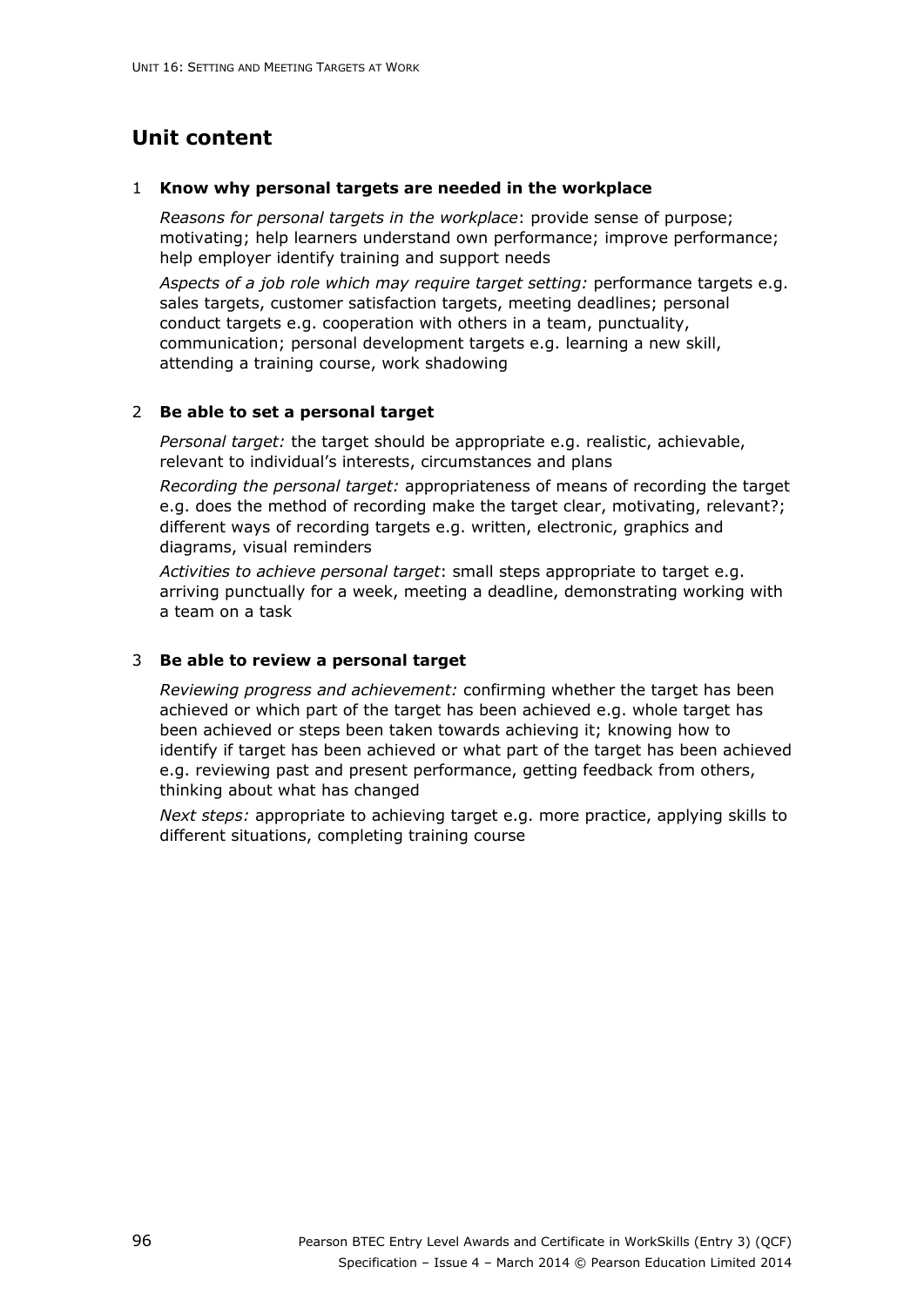## Unit content

### 1 Know why personal targets are needed in the workplace

*Reasons for personal targets in the workplace*: provide sense of purpose; motivating; help learners understand own performance; improve performance; help employer identify training and support needs

*Aspects of a job role which may require target setting:* performance targets e.g. sales targets, customer satisfaction targets, meeting deadlines; personal conduct targets e.g. cooperation with others in a team, punctuality, communication; personal development targets e.g. learning a new skill, attending a training course, work shadowing

### 2 Be able to set a personal target

*Personal target:* the target should be appropriate e.g. realistic, achievable, relevant to individual's interests, circumstances and plans

*Recording the personal target:* appropriateness of means of recording the target e.g. does the method of recording make the target clear, motivating, relevant?; different ways of recording targets e.g. written, electronic, graphics and diagrams, visual reminders

*Activities to achieve personal target*: small steps appropriate to target e.g. arriving punctually for a week, meeting a deadline, demonstrating working with a team on a task

### 3 Be able to review a personal target

*Reviewing progress and achievement:* confirming whether the target has been achieved or which part of the target has been achieved e.g. whole target has been achieved or steps been taken towards achieving it; knowing how to identify if target has been achieved or what part of the target has been achieved e.g. reviewing past and present performance, getting feedback from others, thinking about what has changed

*Next steps:* appropriate to achieving target e.g. more practice, applying skills to different situations, completing training course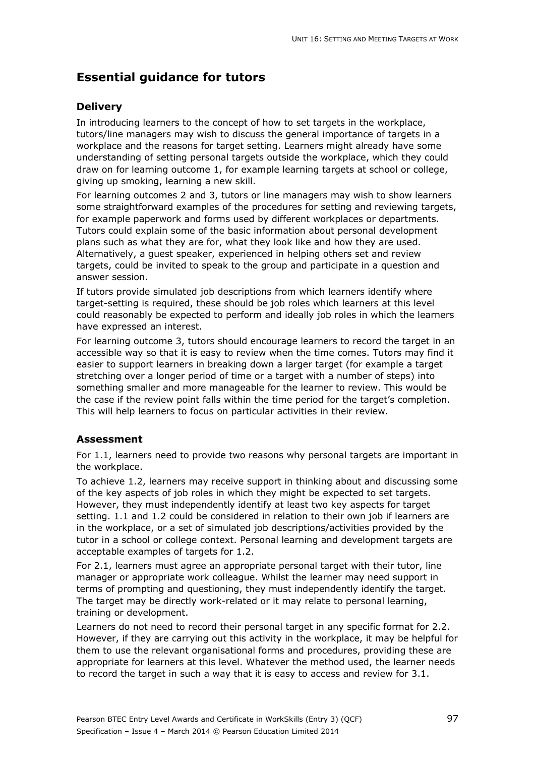## Essential guidance for tutors

### Delivery

In introducing learners to the concept of how to set targets in the workplace, tutors/line managers may wish to discuss the general importance of targets in a workplace and the reasons for target setting. Learners might already have some understanding of setting personal targets outside the workplace, which they could draw on for learning outcome 1, for example learning targets at school or college, giving up smoking, learning a new skill.

For learning outcomes 2 and 3, tutors or line managers may wish to show learners some straightforward examples of the procedures for setting and reviewing targets, for example paperwork and forms used by different workplaces or departments. Tutors could explain some of the basic information about personal development plans such as what they are for, what they look like and how they are used. Alternatively, a guest speaker, experienced in helping others set and review targets, could be invited to speak to the group and participate in a question and answer session.

If tutors provide simulated job descriptions from which learners identify where target-setting is required, these should be job roles which learners at this level could reasonably be expected to perform and ideally job roles in which the learners have expressed an interest.

For learning outcome 3, tutors should encourage learners to record the target in an accessible way so that it is easy to review when the time comes. Tutors may find it easier to support learners in breaking down a larger target (for example a target stretching over a longer period of time or a target with a number of steps) into something smaller and more manageable for the learner to review. This would be the case if the review point falls within the time period for the target's completion. This will help learners to focus on particular activities in their review.

### Assessment

For 1.1, learners need to provide two reasons why personal targets are important in the workplace.

To achieve 1.2, learners may receive support in thinking about and discussing some of the key aspects of job roles in which they might be expected to set targets. However, they must independently identify at least two key aspects for target setting. 1.1 and 1.2 could be considered in relation to their own job if learners are in the workplace, or a set of simulated job descriptions/activities provided by the tutor in a school or college context. Personal learning and development targets are acceptable examples of targets for 1.2.

For 2.1, learners must agree an appropriate personal target with their tutor, line manager or appropriate work colleague. Whilst the learner may need support in terms of prompting and questioning, they must independently identify the target. The target may be directly work-related or it may relate to personal learning, training or development.

Learners do not need to record their personal target in any specific format for 2.2. However, if they are carrying out this activity in the workplace, it may be helpful for them to use the relevant organisational forms and procedures, providing these are appropriate for learners at this level. Whatever the method used, the learner needs to record the target in such a way that it is easy to access and review for 3.1.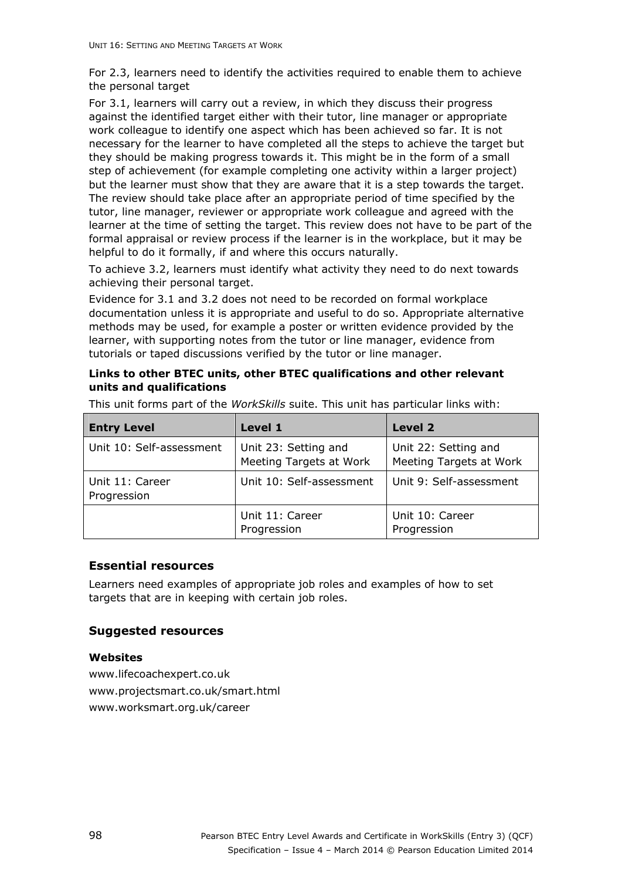For 2.3, learners need to identify the activities required to enable them to achieve the personal target

For 3.1, learners will carry out a review, in which they discuss their progress against the identified target either with their tutor, line manager or appropriate work colleague to identify one aspect which has been achieved so far. It is not necessary for the learner to have completed all the steps to achieve the target but they should be making progress towards it. This might be in the form of a small step of achievement (for example completing one activity within a larger project) but the learner must show that they are aware that it is a step towards the target. The review should take place after an appropriate period of time specified by the tutor, line manager, reviewer or appropriate work colleague and agreed with the learner at the time of setting the target. This review does not have to be part of the formal appraisal or review process if the learner is in the workplace, but it may be helpful to do it formally, if and where this occurs naturally.

To achieve 3.2, learners must identify what activity they need to do next towards achieving their personal target.

Evidence for 3.1 and 3.2 does not need to be recorded on formal workplace documentation unless it is appropriate and useful to do so. Appropriate alternative methods may be used, for example a poster or written evidence provided by the learner, with supporting notes from the tutor or line manager, evidence from tutorials or taped discussions verified by the tutor or line manager.

**Links to other BTEC units, other BTEC qualifications and other relevant units and qualifications**

This unit forms part of the *WorkSkills* suite. This unit has particular links with:

| Entry Level | Level 1 | Level 2 |
|---|---|---|
| Unit 10: Self-assessment | Unit 23: Setting and Meeting Targets at Work | Unit 22: Setting and Meeting Targets at Work |
| Unit 11: Career Progression | Unit 10: Self-assessment | Unit 9: Self-assessment |
| | Unit 11: Career Progression | Unit 10: Career Progression |

### Essential resources

Learners need examples of appropriate job roles and examples of how to set targets that are in keeping with certain job roles.

### Suggested resources

**Websites**

www.lifecoachexpert.co.uk

www.projectsmart.co.uk/smart.html

www.worksmart.org.uk/career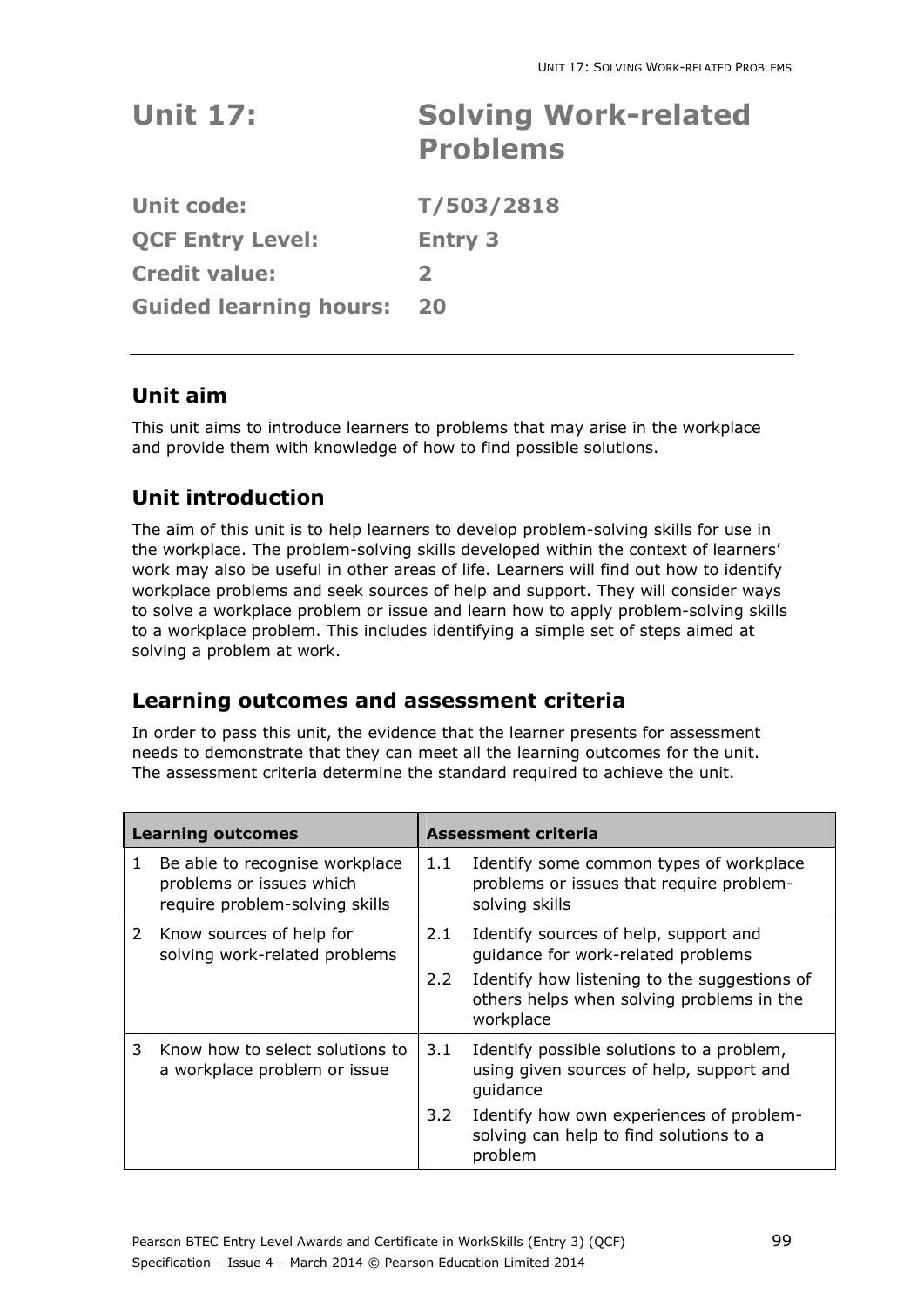# Unit 17: Solving Work-related Problems

| | |
|---|---|
| **Unit code:** | **T/503/2818** |
| **QCF Entry Level:** | **Entry 3** |
| **Credit value:** | **2** |
| **Guided learning hours:** | **20** |

## Unit aim

This unit aims to introduce learners to problems that may arise in the workplace and provide them with knowledge of how to find possible solutions.

## Unit introduction

The aim of this unit is to help learners to develop problem-solving skills for use in the workplace. The problem-solving skills developed within the context of learners' work may also be useful in other areas of life. Learners will find out how to identify workplace problems and seek sources of help and support. They will consider ways to solve a workplace problem or issue and learn how to apply problem-solving skills to a workplace problem. This includes identifying a simple set of steps aimed at solving a problem at work.

## Learning outcomes and assessment criteria

In order to pass this unit, the evidence that the learner presents for assessment needs to demonstrate that they can meet all the learning outcomes for the unit. The assessment criteria determine the standard required to achieve the unit.

| Learning outcomes | | Assessment criteria | |
|---|---|---|---|
| 1 | Be able to recognise workplace problems or issues which require problem-solving skills | 1.1 | Identify some common types of workplace problems or issues that require problem-solving skills |
| 2 | Know sources of help for solving work-related problems | 2.1 | Identify sources of help, support and guidance for work-related problems |
| | | 2.2 | Identify how listening to the suggestions of others helps when solving problems in the workplace |
| 3 | Know how to select solutions to a workplace problem or issue | 3.1 | Identify possible solutions to a problem, using given sources of help, support and guidance |
| | | 3.2 | Identify how own experiences of problem-solving can help to find solutions to a problem |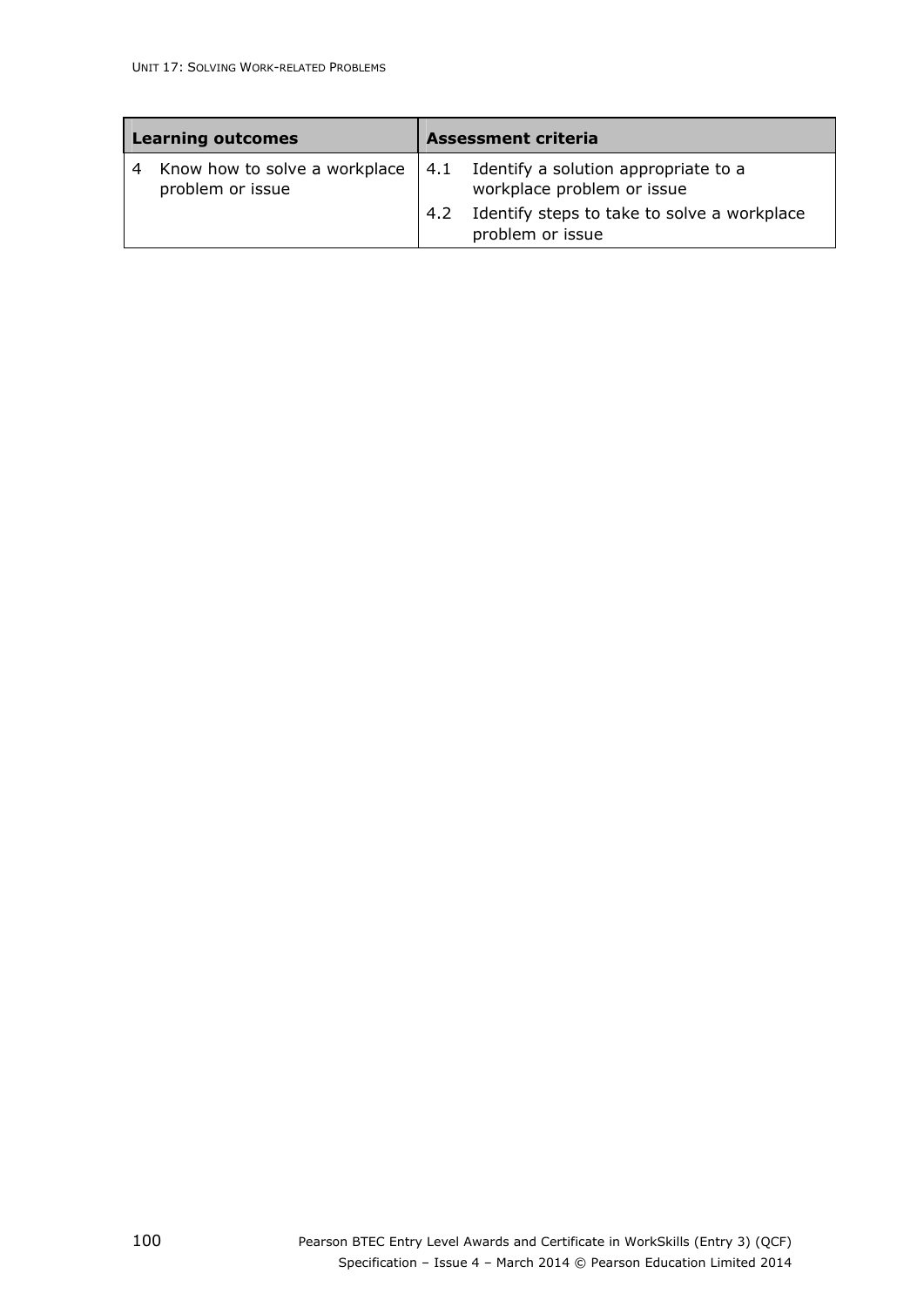| Learning outcomes | Assessment criteria |
|---|---|
| 4 Know how to solve a workplace problem or issue | 4.1 Identify a solution appropriate to a workplace problem or issue |
| | 4.2 Identify steps to take to solve a workplace problem or issue |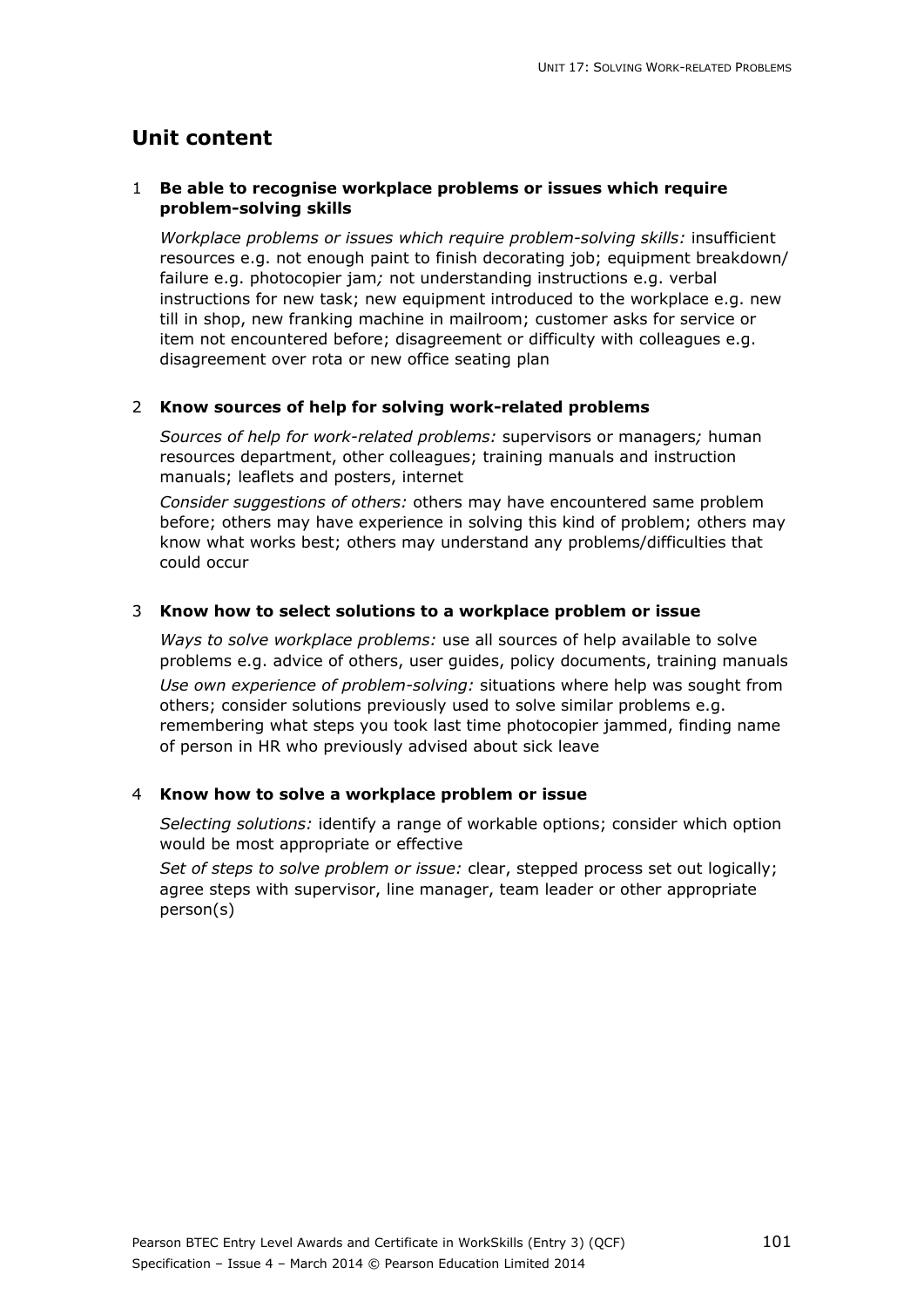## Unit content

### 1 Be able to recognise workplace problems or issues which require problem-solving skills

*Workplace problems or issues which require problem-solving skills:* insufficient resources e.g. not enough paint to finish decorating job; equipment breakdown/ failure e.g. photocopier jam*;* not understanding instructions e.g. verbal instructions for new task; new equipment introduced to the workplace e.g. new till in shop, new franking machine in mailroom; customer asks for service or item not encountered before; disagreement or difficulty with colleagues e.g. disagreement over rota or new office seating plan

### 2 Know sources of help for solving work-related problems

*Sources of help for work-related problems:* supervisors or managers*;* human resources department, other colleagues; training manuals and instruction manuals; leaflets and posters, internet

*Consider suggestions of others:* others may have encountered same problem before; others may have experience in solving this kind of problem; others may know what works best; others may understand any problems/difficulties that could occur

### 3 Know how to select solutions to a workplace problem or issue

*Ways to solve workplace problems:* use all sources of help available to solve problems e.g. advice of others, user guides, policy documents, training manuals

*Use own experience of problem-solving:* situations where help was sought from others; consider solutions previously used to solve similar problems e.g. remembering what steps you took last time photocopier jammed, finding name of person in HR who previously advised about sick leave

### 4 Know how to solve a workplace problem or issue

*Selecting solutions:* identify a range of workable options; consider which option would be most appropriate or effective

*Set of steps to solve problem or issue:* clear, stepped process set out logically; agree steps with supervisor, line manager, team leader or other appropriate person(s)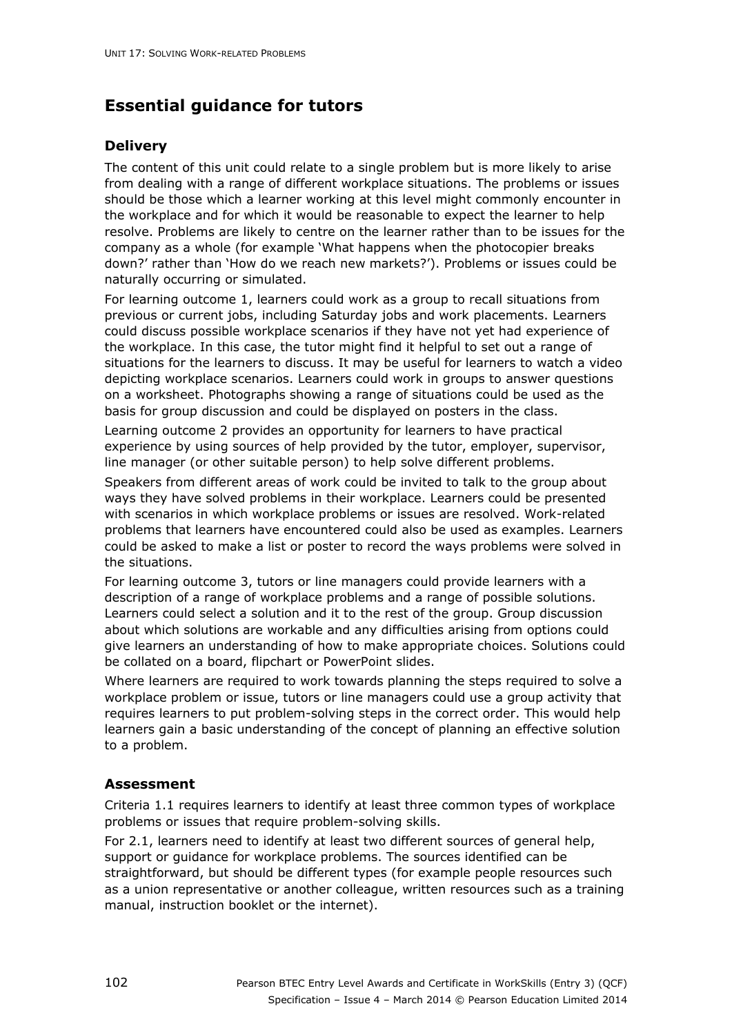# Essential guidance for tutors

## Delivery

The content of this unit could relate to a single problem but is more likely to arise from dealing with a range of different workplace situations. The problems or issues should be those which a learner working at this level might commonly encounter in the workplace and for which it would be reasonable to expect the learner to help resolve. Problems are likely to centre on the learner rather than to be issues for the company as a whole (for example 'What happens when the photocopier breaks down?' rather than 'How do we reach new markets?'). Problems or issues could be naturally occurring or simulated.

For learning outcome 1, learners could work as a group to recall situations from previous or current jobs, including Saturday jobs and work placements. Learners could discuss possible workplace scenarios if they have not yet had experience of the workplace. In this case, the tutor might find it helpful to set out a range of situations for the learners to discuss. It may be useful for learners to watch a video depicting workplace scenarios. Learners could work in groups to answer questions on a worksheet. Photographs showing a range of situations could be used as the basis for group discussion and could be displayed on posters in the class.

Learning outcome 2 provides an opportunity for learners to have practical experience by using sources of help provided by the tutor, employer, supervisor, line manager (or other suitable person) to help solve different problems.

Speakers from different areas of work could be invited to talk to the group about ways they have solved problems in their workplace. Learners could be presented with scenarios in which workplace problems or issues are resolved. Work-related problems that learners have encountered could also be used as examples. Learners could be asked to make a list or poster to record the ways problems were solved in the situations.

For learning outcome 3, tutors or line managers could provide learners with a description of a range of workplace problems and a range of possible solutions. Learners could select a solution and it to the rest of the group. Group discussion about which solutions are workable and any difficulties arising from options could give learners an understanding of how to make appropriate choices. Solutions could be collated on a board, flipchart or PowerPoint slides.

Where learners are required to work towards planning the steps required to solve a workplace problem or issue, tutors or line managers could use a group activity that requires learners to put problem-solving steps in the correct order. This would help learners gain a basic understanding of the concept of planning an effective solution to a problem.

## Assessment

Criteria 1.1 requires learners to identify at least three common types of workplace problems or issues that require problem-solving skills.

For 2.1, learners need to identify at least two different sources of general help, support or guidance for workplace problems. The sources identified can be straightforward, but should be different types (for example people resources such as a union representative or another colleague, written resources such as a training manual, instruction booklet or the internet).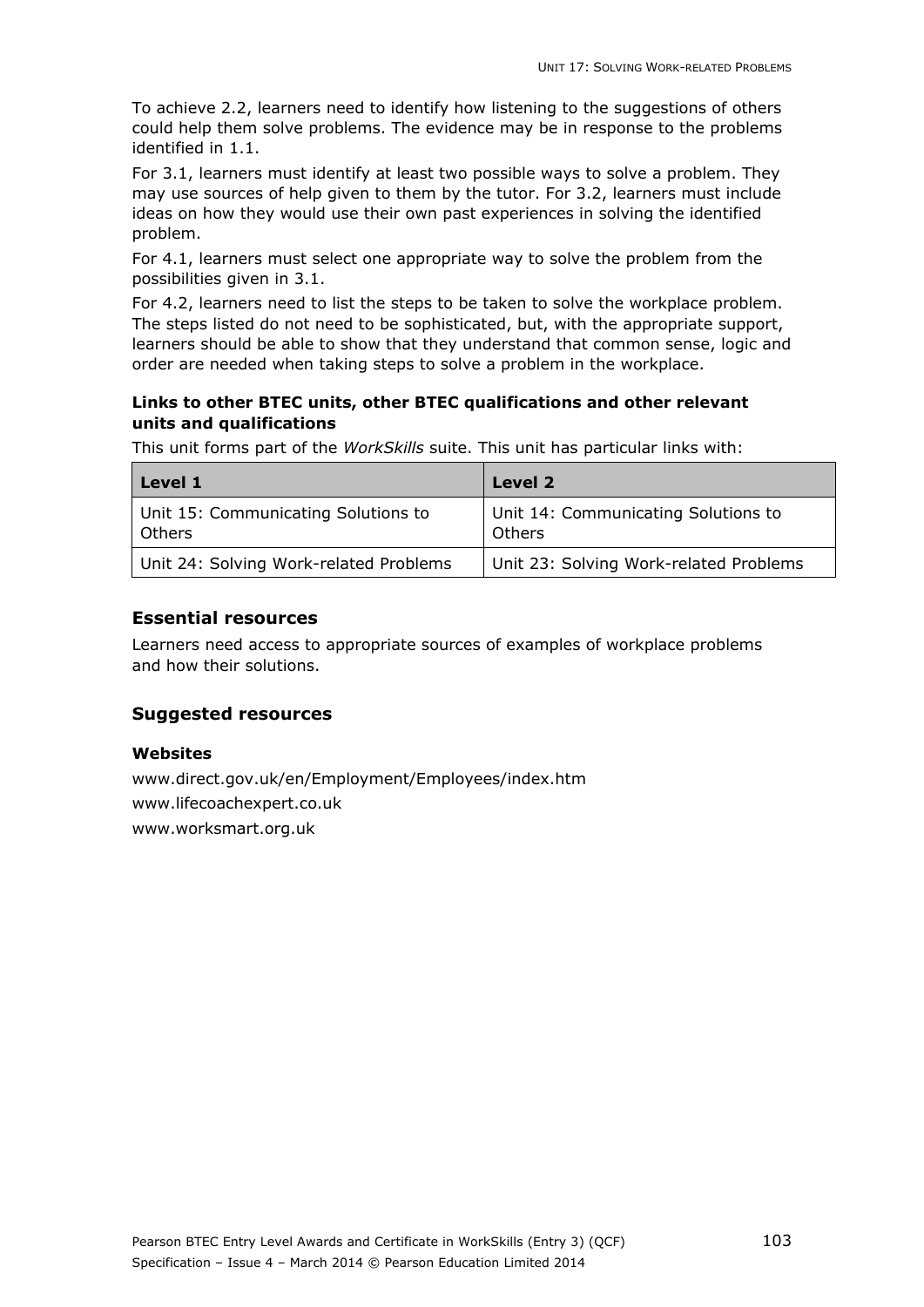To achieve 2.2, learners need to identify how listening to the suggestions of others could help them solve problems. The evidence may be in response to the problems identified in 1.1.

For 3.1, learners must identify at least two possible ways to solve a problem. They may use sources of help given to them by the tutor. For 3.2, learners must include ideas on how they would use their own past experiences in solving the identified problem.

For 4.1, learners must select one appropriate way to solve the problem from the possibilities given in 3.1.

For 4.2, learners need to list the steps to be taken to solve the workplace problem. The steps listed do not need to be sophisticated, but, with the appropriate support, learners should be able to show that they understand that common sense, logic and order are needed when taking steps to solve a problem in the workplace.

**Links to other BTEC units, other BTEC qualifications and other relevant units and qualifications**

This unit forms part of the *WorkSkills* suite. This unit has particular links with:

| Level 1 | Level 2 |
|---|---|
| Unit 15: Communicating Solutions to Others | Unit 14: Communicating Solutions to Others |
| Unit 24: Solving Work-related Problems | Unit 23: Solving Work-related Problems |

## Essential resources

Learners need access to appropriate sources of examples of workplace problems and how their solutions.

## Suggested resources

**Websites**

www.direct.gov.uk/en/Employment/Employees/index.htm

www.lifecoachexpert.co.uk

www.worksmart.org.uk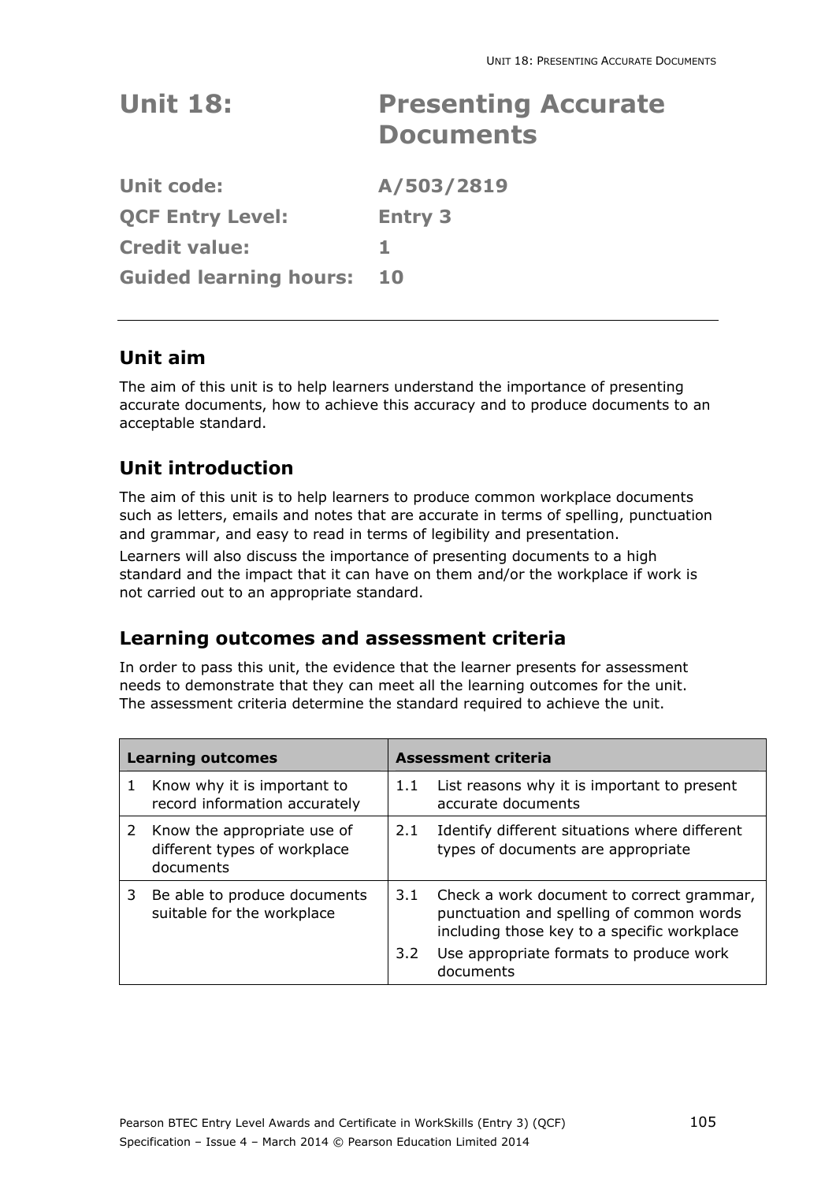# Unit 18: Presenting Accurate Documents

**Unit code:** A/503/2819

**QCF Entry Level:** Entry 3

**Credit value:** 1

**Guided learning hours:** 10

## Unit aim

The aim of this unit is to help learners understand the importance of presenting accurate documents, how to achieve this accuracy and to produce documents to an acceptable standard.

## Unit introduction

The aim of this unit is to help learners to produce common workplace documents such as letters, emails and notes that are accurate in terms of spelling, punctuation and grammar, and easy to read in terms of legibility and presentation.

Learners will also discuss the importance of presenting documents to a high standard and the impact that it can have on them and/or the workplace if work is not carried out to an appropriate standard.

## Learning outcomes and assessment criteria

In order to pass this unit, the evidence that the learner presents for assessment needs to demonstrate that they can meet all the learning outcomes for the unit. The assessment criteria determine the standard required to achieve the unit.

| Learning outcomes | Assessment criteria |
|---|---|
| 1 Know why it is important to record information accurately | 1.1 List reasons why it is important to present accurate documents |
| 2 Know the appropriate use of different types of workplace documents | 2.1 Identify different situations where different types of documents are appropriate |
| 3 Be able to produce documents suitable for the workplace | 3.1 Check a work document to correct grammar, punctuation and spelling of common words including those key to a specific workplace |
| | 3.2 Use appropriate formats to produce work documents |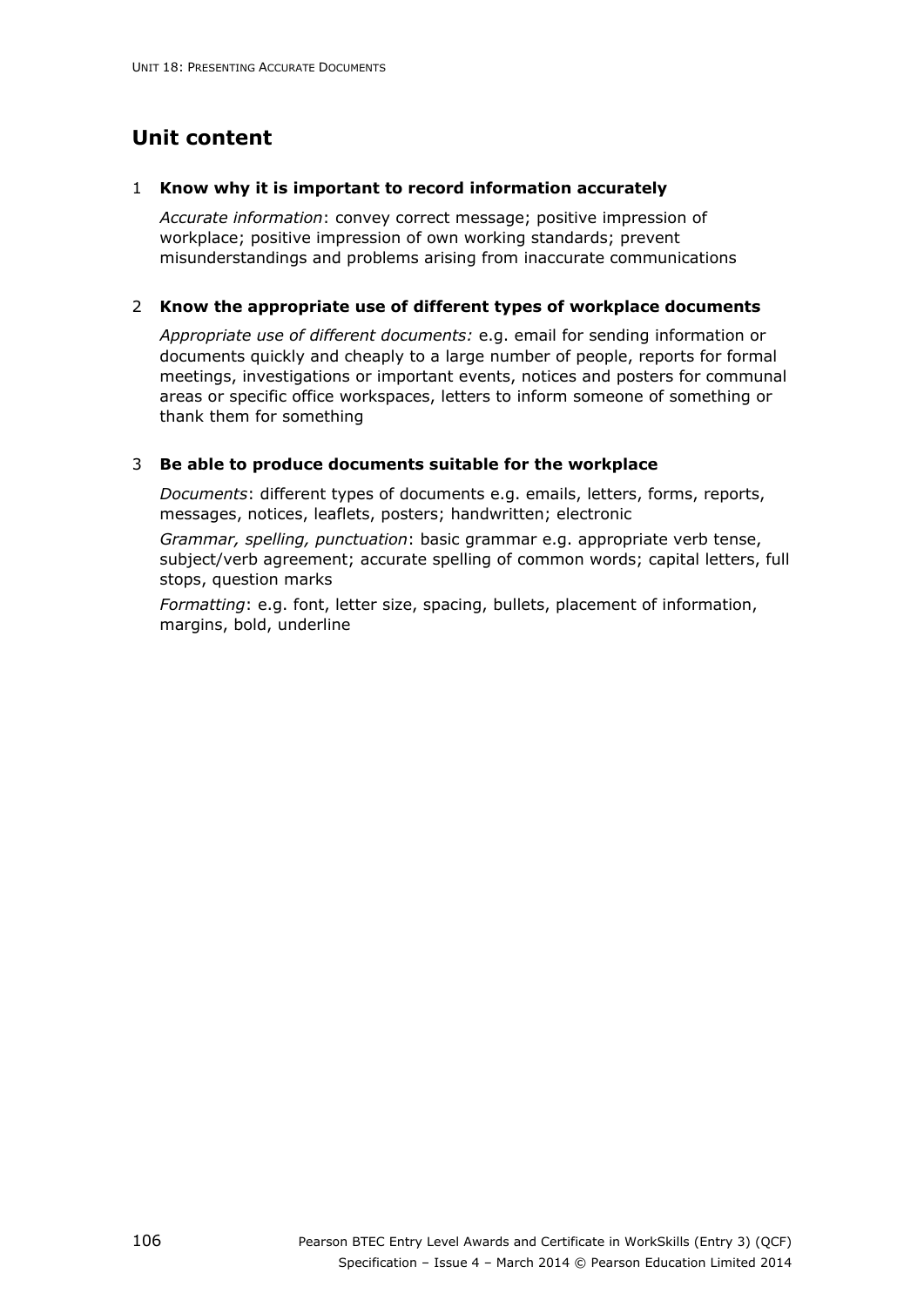## Unit content

### 1 Know why it is important to record information accurately

*Accurate information*: convey correct message; positive impression of workplace; positive impression of own working standards; prevent misunderstandings and problems arising from inaccurate communications

### 2 Know the appropriate use of different types of workplace documents

*Appropriate use of different documents:* e.g. email for sending information or documents quickly and cheaply to a large number of people, reports for formal meetings, investigations or important events, notices and posters for communal areas or specific office workspaces, letters to inform someone of something or thank them for something

### 3 Be able to produce documents suitable for the workplace

*Documents*: different types of documents e.g. emails, letters, forms, reports, messages, notices, leaflets, posters; handwritten; electronic

*Grammar, spelling, punctuation*: basic grammar e.g. appropriate verb tense, subject/verb agreement; accurate spelling of common words; capital letters, full stops, question marks

*Formatting*: e.g. font, letter size, spacing, bullets, placement of information, margins, bold, underline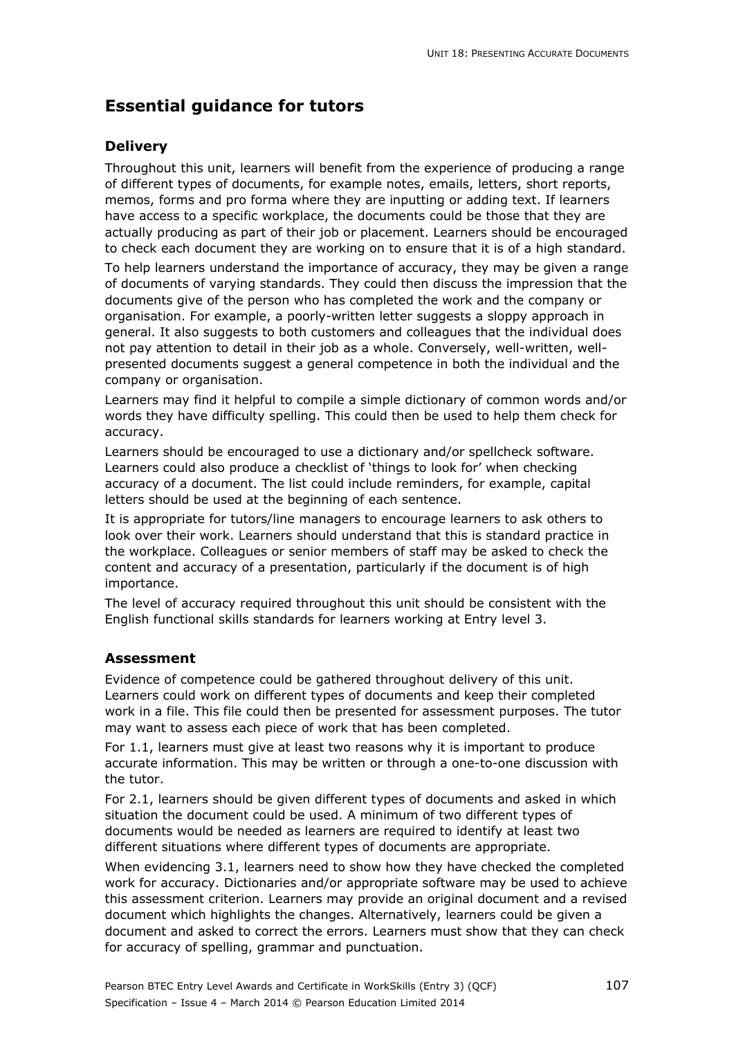## Essential guidance for tutors

### Delivery

Throughout this unit, learners will benefit from the experience of producing a range of different types of documents, for example notes, emails, letters, short reports, memos, forms and pro forma where they are inputting or adding text. If learners have access to a specific workplace, the documents could be those that they are actually producing as part of their job or placement. Learners should be encouraged to check each document they are working on to ensure that it is of a high standard.

To help learners understand the importance of accuracy, they may be given a range of documents of varying standards. They could then discuss the impression that the documents give of the person who has completed the work and the company or organisation. For example, a poorly-written letter suggests a sloppy approach in general. It also suggests to both customers and colleagues that the individual does not pay attention to detail in their job as a whole. Conversely, well-written, well-presented documents suggest a general competence in both the individual and the company or organisation.

Learners may find it helpful to compile a simple dictionary of common words and/or words they have difficulty spelling. This could then be used to help them check for accuracy.

Learners should be encouraged to use a dictionary and/or spellcheck software. Learners could also produce a checklist of 'things to look for' when checking accuracy of a document. The list could include reminders, for example, capital letters should be used at the beginning of each sentence.

It is appropriate for tutors/line managers to encourage learners to ask others to look over their work. Learners should understand that this is standard practice in the workplace. Colleagues or senior members of staff may be asked to check the content and accuracy of a presentation, particularly if the document is of high importance.

The level of accuracy required throughout this unit should be consistent with the English functional skills standards for learners working at Entry level 3.

### Assessment

Evidence of competence could be gathered throughout delivery of this unit. Learners could work on different types of documents and keep their completed work in a file. This file could then be presented for assessment purposes. The tutor may want to assess each piece of work that has been completed.

For 1.1, learners must give at least two reasons why it is important to produce accurate information. This may be written or through a one-to-one discussion with the tutor.

For 2.1, learners should be given different types of documents and asked in which situation the document could be used. A minimum of two different types of documents would be needed as learners are required to identify at least two different situations where different types of documents are appropriate.

When evidencing 3.1, learners need to show how they have checked the completed work for accuracy. Dictionaries and/or appropriate software may be used to achieve this assessment criterion. Learners may provide an original document and a revised document which highlights the changes. Alternatively, learners could be given a document and asked to correct the errors. Learners must show that they can check for accuracy of spelling, grammar and punctuation.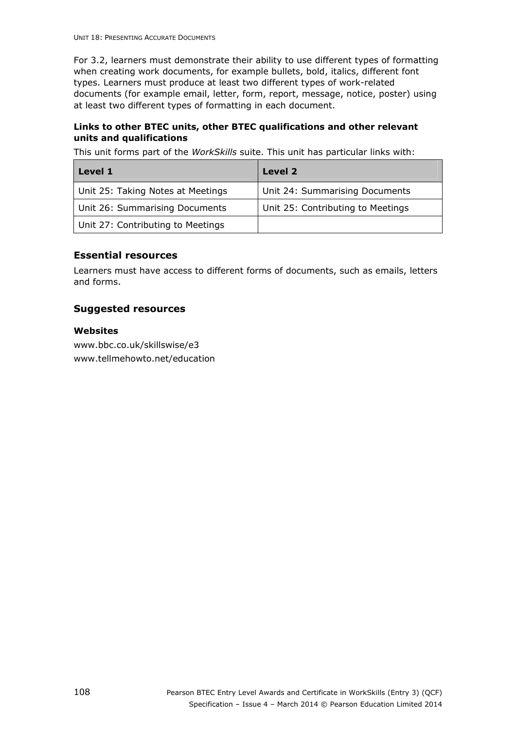For 3.2, learners must demonstrate their ability to use different types of formatting when creating work documents, for example bullets, bold, italics, different font types. Learners must produce at least two different types of work-related documents (for example email, letter, form, report, message, notice, poster) using at least two different types of formatting in each document.

**Links to other BTEC units, other BTEC qualifications and other relevant units and qualifications**

This unit forms part of the *WorkSkills* suite. This unit has particular links with:

| Level 1 | Level 2 |
|---|---|
| Unit 25: Taking Notes at Meetings | Unit 24: Summarising Documents |
| Unit 26: Summarising Documents | Unit 25: Contributing to Meetings |
| Unit 27: Contributing to Meetings | |

## Essential resources

Learners must have access to different forms of documents, such as emails, letters and forms.

## Suggested resources

**Websites**

www.bbc.co.uk/skillswise/e3
www.tellmehowto.net/education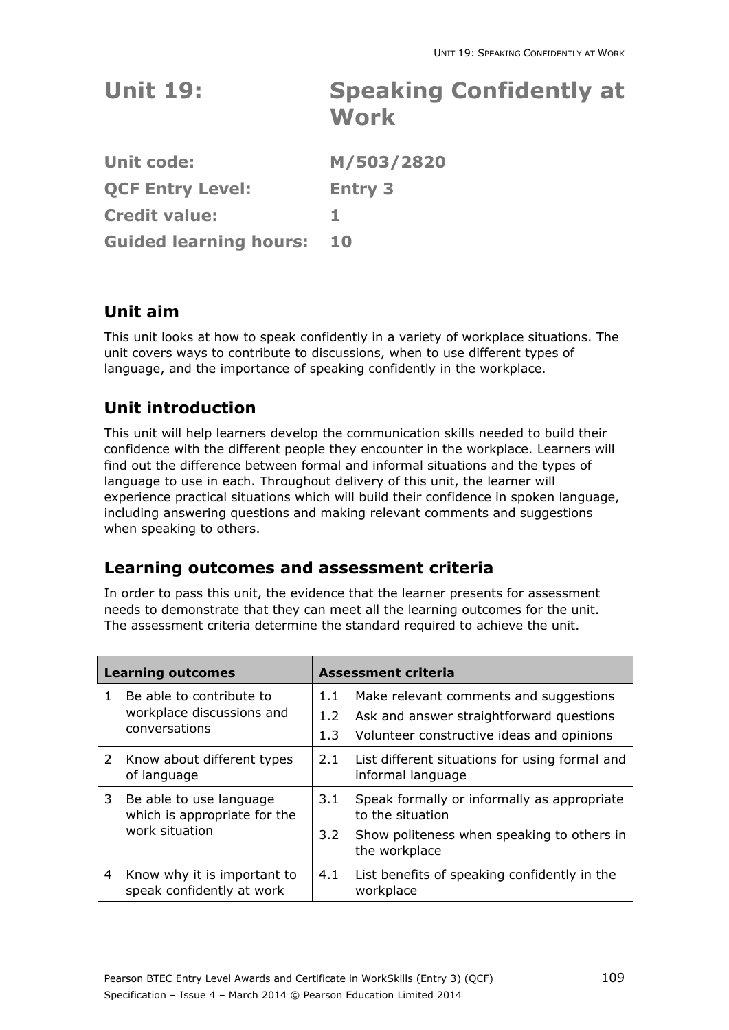# Unit 19: Speaking Confidently at Work

**Unit code:** M/503/2820

**QCF Entry Level:** Entry 3

**Credit value:** 1

**Guided learning hours:** 10

---

## Unit aim

This unit looks at how to speak confidently in a variety of workplace situations. The unit covers ways to contribute to discussions, when to use different types of language, and the importance of speaking confidently in the workplace.

## Unit introduction

This unit will help learners develop the communication skills needed to build their confidence with the different people they encounter in the workplace. Learners will find out the difference between formal and informal situations and the types of language to use in each. Throughout delivery of this unit, the learner will experience practical situations which will build their confidence in spoken language, including answering questions and making relevant comments and suggestions when speaking to others.

## Learning outcomes and assessment criteria

In order to pass this unit, the evidence that the learner presents for assessment needs to demonstrate that they can meet all the learning outcomes for the unit. The assessment criteria determine the standard required to achieve the unit.

| Learning outcomes | Assessment criteria |
|---|---|
| 1 Be able to contribute to workplace discussions and conversations | 1.1 Make relevant comments and suggestions<br>1.2 Ask and answer straightforward questions<br>1.3 Volunteer constructive ideas and opinions |
| 2 Know about different types of language | 2.1 List different situations for using formal and informal language |
| 3 Be able to use language which is appropriate for the work situation | 3.1 Speak formally or informally as appropriate to the situation<br>3.2 Show politeness when speaking to others in the workplace |
| 4 Know why it is important to speak confidently at work | 4.1 List benefits of speaking confidently in the workplace |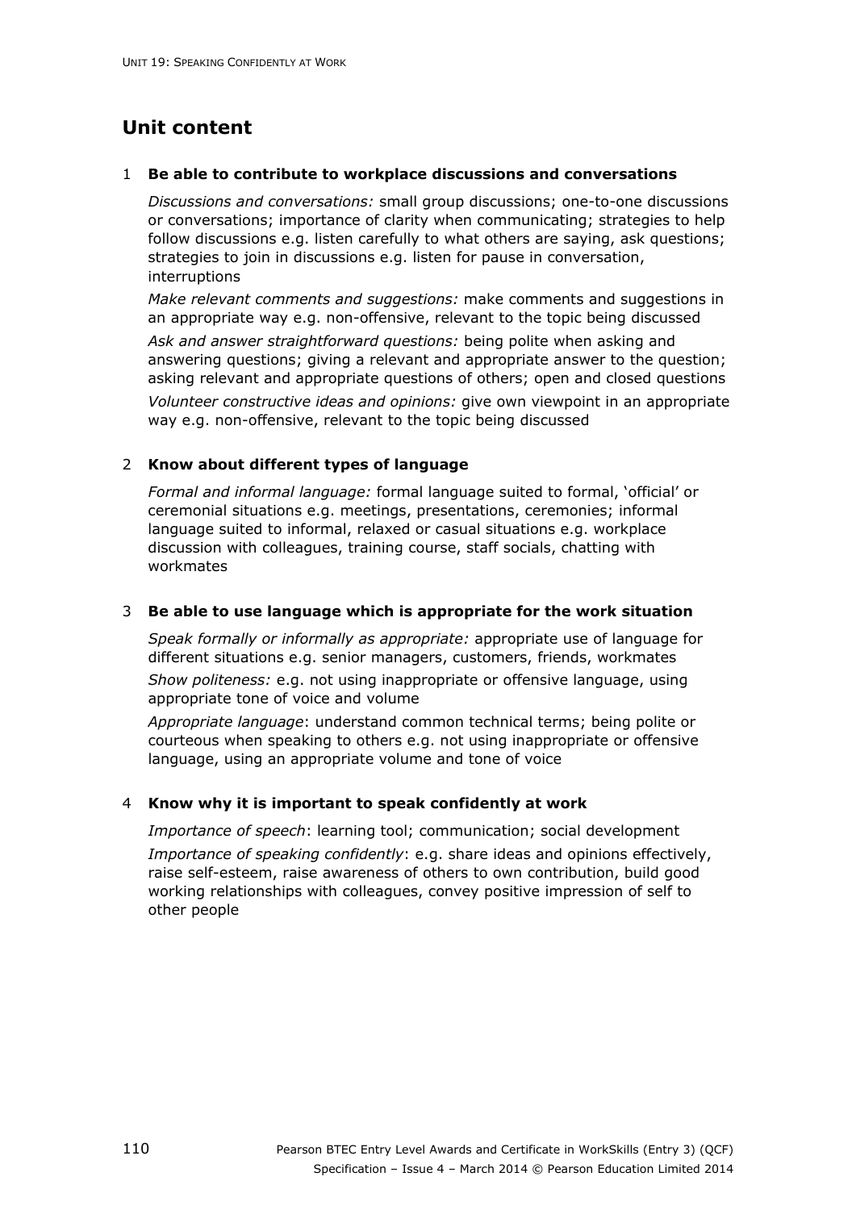## Unit content

### 1 Be able to contribute to workplace discussions and conversations

*Discussions and conversations:* small group discussions; one-to-one discussions or conversations; importance of clarity when communicating; strategies to help follow discussions e.g. listen carefully to what others are saying, ask questions; strategies to join in discussions e.g. listen for pause in conversation, interruptions

*Make relevant comments and suggestions:* make comments and suggestions in an appropriate way e.g. non-offensive, relevant to the topic being discussed

*Ask and answer straightforward questions:* being polite when asking and answering questions; giving a relevant and appropriate answer to the question; asking relevant and appropriate questions of others; open and closed questions

*Volunteer constructive ideas and opinions:* give own viewpoint in an appropriate way e.g. non-offensive, relevant to the topic being discussed

### 2 Know about different types of language

*Formal and informal language:* formal language suited to formal, 'official' or ceremonial situations e.g. meetings, presentations, ceremonies; informal language suited to informal, relaxed or casual situations e.g. workplace discussion with colleagues, training course, staff socials, chatting with workmates

### 3 Be able to use language which is appropriate for the work situation

*Speak formally or informally as appropriate:* appropriate use of language for different situations e.g. senior managers, customers, friends, workmates

*Show politeness:* e.g. not using inappropriate or offensive language, using appropriate tone of voice and volume

*Appropriate language*: understand common technical terms; being polite or courteous when speaking to others e.g. not using inappropriate or offensive language, using an appropriate volume and tone of voice

### 4 Know why it is important to speak confidently at work

*Importance of speech*: learning tool; communication; social development

*Importance of speaking confidently*: e.g. share ideas and opinions effectively, raise self-esteem, raise awareness of others to own contribution, build good working relationships with colleagues, convey positive impression of self to other people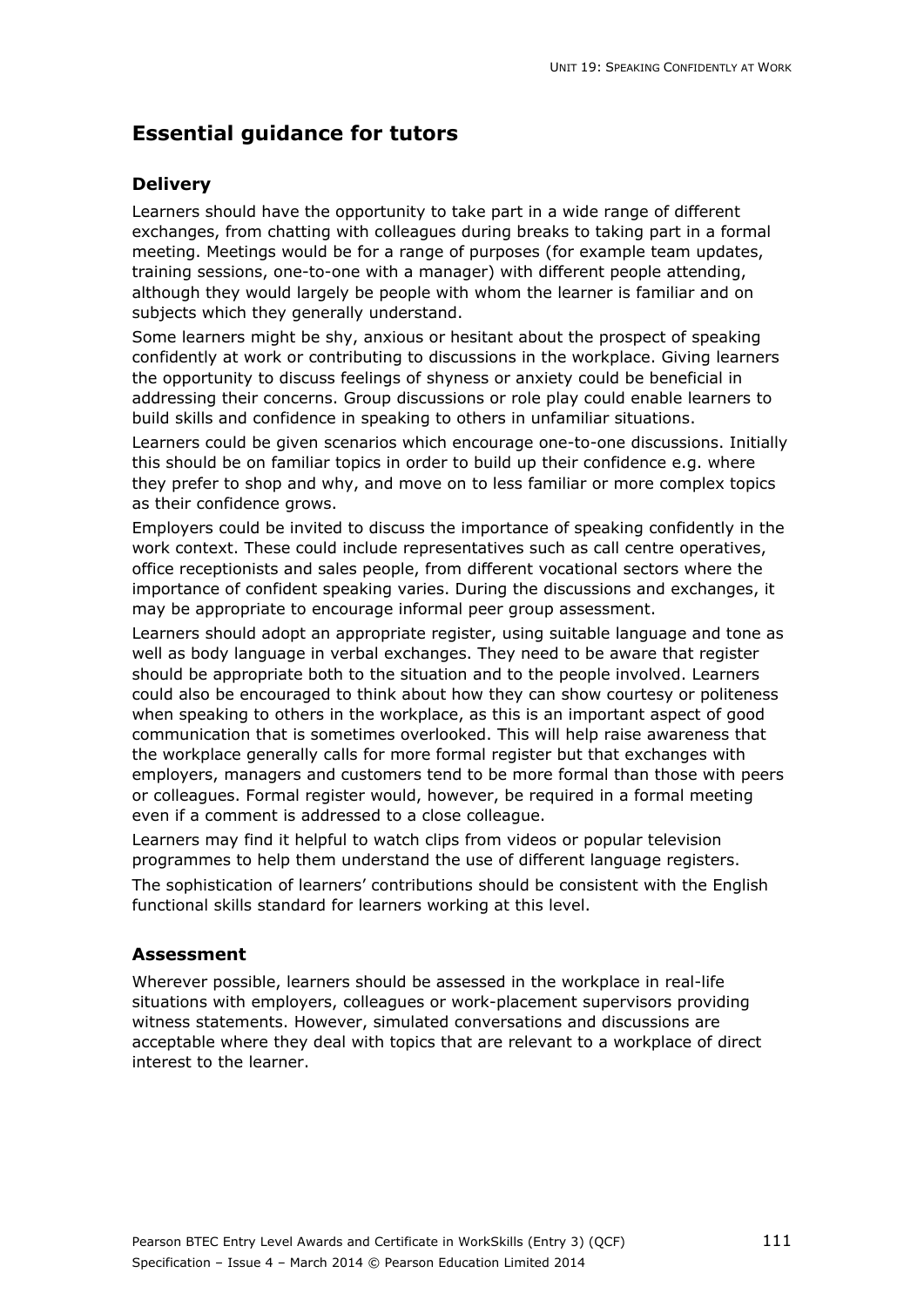## Essential guidance for tutors

### Delivery

Learners should have the opportunity to take part in a wide range of different exchanges, from chatting with colleagues during breaks to taking part in a formal meeting. Meetings would be for a range of purposes (for example team updates, training sessions, one-to-one with a manager) with different people attending, although they would largely be people with whom the learner is familiar and on subjects which they generally understand.

Some learners might be shy, anxious or hesitant about the prospect of speaking confidently at work or contributing to discussions in the workplace. Giving learners the opportunity to discuss feelings of shyness or anxiety could be beneficial in addressing their concerns. Group discussions or role play could enable learners to build skills and confidence in speaking to others in unfamiliar situations.

Learners could be given scenarios which encourage one-to-one discussions. Initially this should be on familiar topics in order to build up their confidence e.g. where they prefer to shop and why, and move on to less familiar or more complex topics as their confidence grows.

Employers could be invited to discuss the importance of speaking confidently in the work context. These could include representatives such as call centre operatives, office receptionists and sales people, from different vocational sectors where the importance of confident speaking varies. During the discussions and exchanges, it may be appropriate to encourage informal peer group assessment.

Learners should adopt an appropriate register, using suitable language and tone as well as body language in verbal exchanges. They need to be aware that register should be appropriate both to the situation and to the people involved. Learners could also be encouraged to think about how they can show courtesy or politeness when speaking to others in the workplace, as this is an important aspect of good communication that is sometimes overlooked. This will help raise awareness that the workplace generally calls for more formal register but that exchanges with employers, managers and customers tend to be more formal than those with peers or colleagues. Formal register would, however, be required in a formal meeting even if a comment is addressed to a close colleague.

Learners may find it helpful to watch clips from videos or popular television programmes to help them understand the use of different language registers.

The sophistication of learners' contributions should be consistent with the English functional skills standard for learners working at this level.

### Assessment

Wherever possible, learners should be assessed in the workplace in real-life situations with employers, colleagues or work-placement supervisors providing witness statements. However, simulated conversations and discussions are acceptable where they deal with topics that are relevant to a workplace of direct interest to the learner.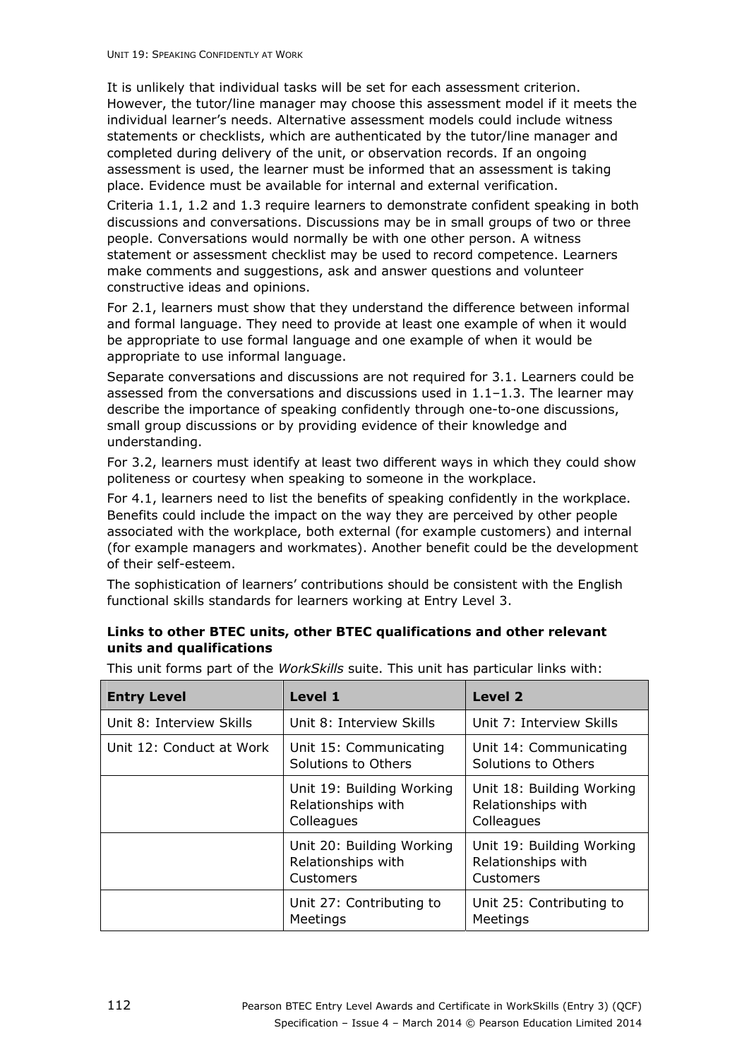It is unlikely that individual tasks will be set for each assessment criterion. However, the tutor/line manager may choose this assessment model if it meets the individual learner's needs. Alternative assessment models could include witness statements or checklists, which are authenticated by the tutor/line manager and completed during delivery of the unit, or observation records. If an ongoing assessment is used, the learner must be informed that an assessment is taking place. Evidence must be available for internal and external verification.

Criteria 1.1, 1.2 and 1.3 require learners to demonstrate confident speaking in both discussions and conversations. Discussions may be in small groups of two or three people. Conversations would normally be with one other person. A witness statement or assessment checklist may be used to record competence. Learners make comments and suggestions, ask and answer questions and volunteer constructive ideas and opinions.

For 2.1, learners must show that they understand the difference between informal and formal language. They need to provide at least one example of when it would be appropriate to use formal language and one example of when it would be appropriate to use informal language.

Separate conversations and discussions are not required for 3.1. Learners could be assessed from the conversations and discussions used in 1.1–1.3. The learner may describe the importance of speaking confidently through one-to-one discussions, small group discussions or by providing evidence of their knowledge and understanding.

For 3.2, learners must identify at least two different ways in which they could show politeness or courtesy when speaking to someone in the workplace.

For 4.1, learners need to list the benefits of speaking confidently in the workplace. Benefits could include the impact on the way they are perceived by other people associated with the workplace, both external (for example customers) and internal (for example managers and workmates). Another benefit could be the development of their self-esteem.

The sophistication of learners' contributions should be consistent with the English functional skills standards for learners working at Entry Level 3.

**Links to other BTEC units, other BTEC qualifications and other relevant units and qualifications**

This unit forms part of the *WorkSkills* suite. This unit has particular links with:

| Entry Level | Level 1 | Level 2 |
|---|---|---|
| Unit 8: Interview Skills | Unit 8: Interview Skills | Unit 7: Interview Skills |
| Unit 12: Conduct at Work | Unit 15: Communicating Solutions to Others | Unit 14: Communicating Solutions to Others |
| | Unit 19: Building Working Relationships with Colleagues | Unit 18: Building Working Relationships with Colleagues |
| | Unit 20: Building Working Relationships with Customers | Unit 19: Building Working Relationships with Customers |
| | Unit 27: Contributing to Meetings | Unit 25: Contributing to Meetings |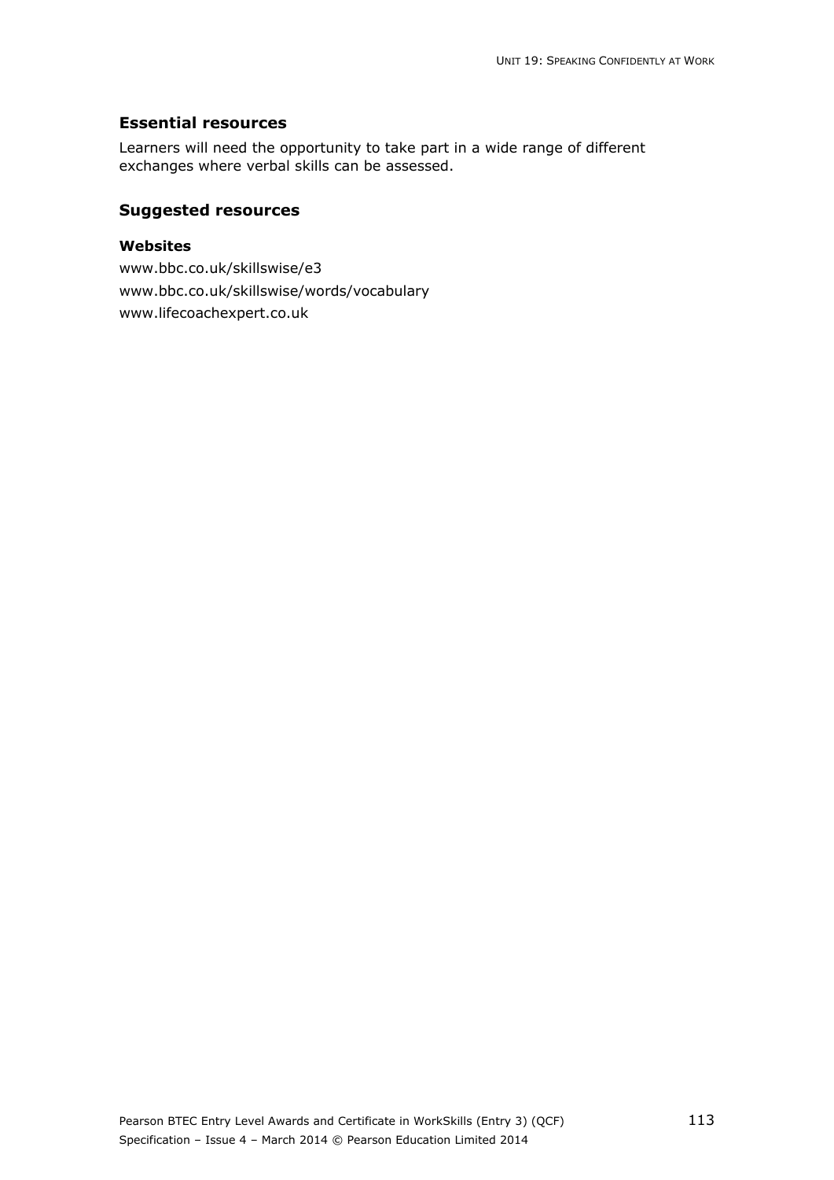## Essential resources

Learners will need the opportunity to take part in a wide range of different exchanges where verbal skills can be assessed.

## Suggested resources

### Websites

www.bbc.co.uk/skillswise/e3

www.bbc.co.uk/skillswise/words/vocabulary

www.lifecoachexpert.co.uk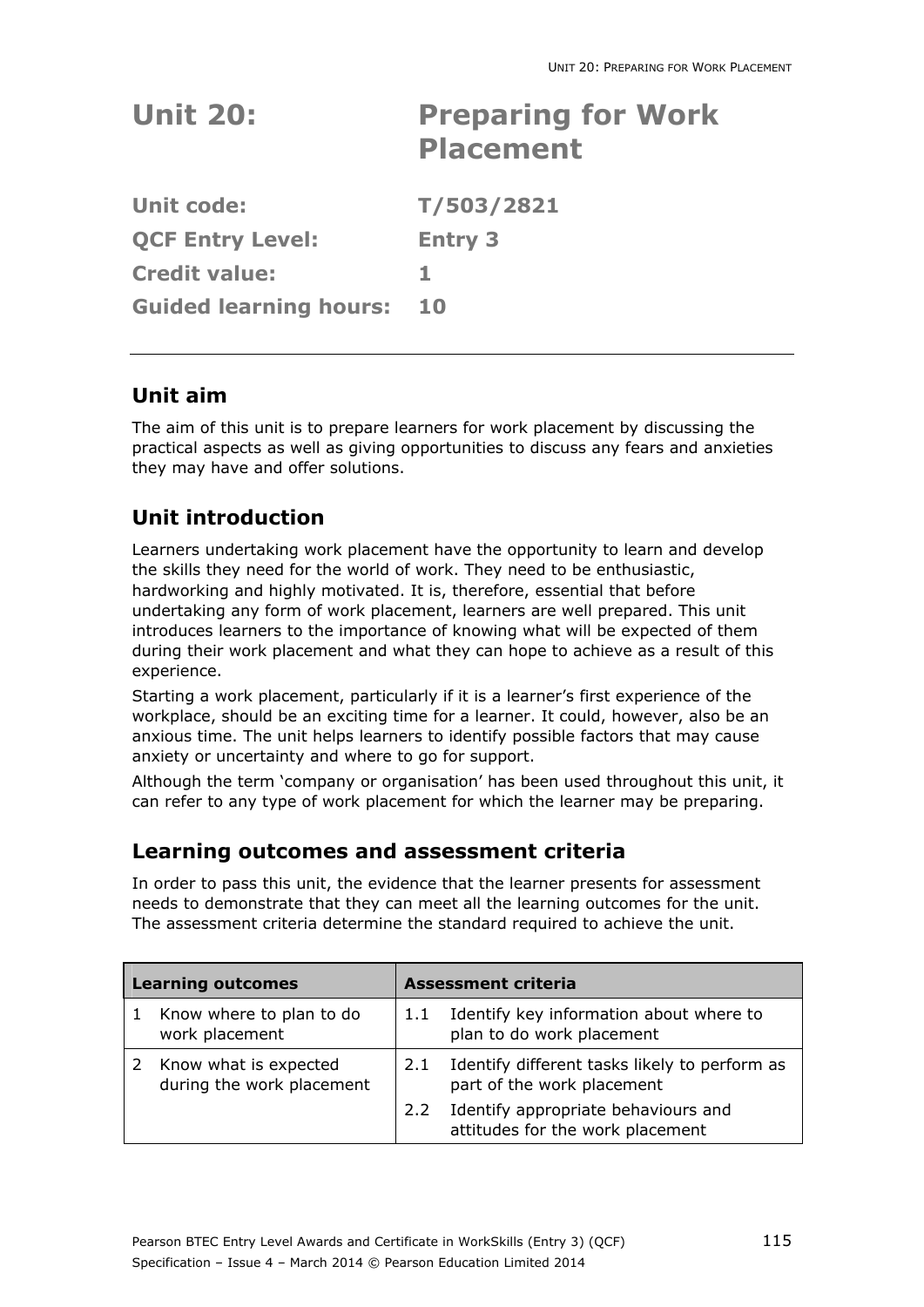# Unit 20: Preparing for Work Placement

**Unit code:** T/503/2821

**QCF Entry Level:** Entry 3

**Credit value:** 1

**Guided learning hours:** 10

## Unit aim

The aim of this unit is to prepare learners for work placement by discussing the practical aspects as well as giving opportunities to discuss any fears and anxieties they may have and offer solutions.

## Unit introduction

Learners undertaking work placement have the opportunity to learn and develop the skills they need for the world of work. They need to be enthusiastic, hardworking and highly motivated. It is, therefore, essential that before undertaking any form of work placement, learners are well prepared. This unit introduces learners to the importance of knowing what will be expected of them during their work placement and what they can hope to achieve as a result of this experience.

Starting a work placement, particularly if it is a learner's first experience of the workplace, should be an exciting time for a learner. It could, however, also be an anxious time. The unit helps learners to identify possible factors that may cause anxiety or uncertainty and where to go for support.

Although the term 'company or organisation' has been used throughout this unit, it can refer to any type of work placement for which the learner may be preparing.

## Learning outcomes and assessment criteria

In order to pass this unit, the evidence that the learner presents for assessment needs to demonstrate that they can meet all the learning outcomes for the unit. The assessment criteria determine the standard required to achieve the unit.

| Learning outcomes | Assessment criteria |
|---|---|
| 1 Know where to plan to do work placement | 1.1 Identify key information about where to plan to do work placement |
| 2 Know what is expected during the work placement | 2.1 Identify different tasks likely to perform as part of the work placement |
| | 2.2 Identify appropriate behaviours and attitudes for the work placement |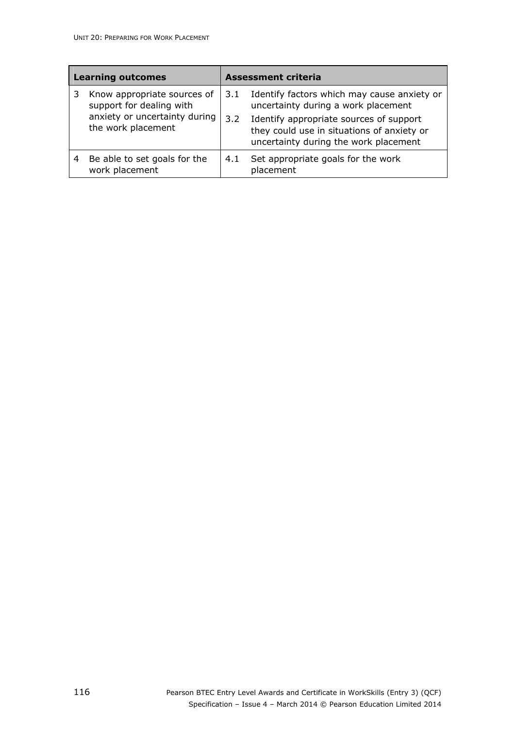| Learning outcomes | Assessment criteria |
|---|---|
| 3 Know appropriate sources of support for dealing with anxiety or uncertainty during the work placement | 3.1 Identify factors which may cause anxiety or uncertainty during a work placement<br>3.2 Identify appropriate sources of support they could use in situations of anxiety or uncertainty during the work placement |
| 4 Be able to set goals for the work placement | 4.1 Set appropriate goals for the work placement |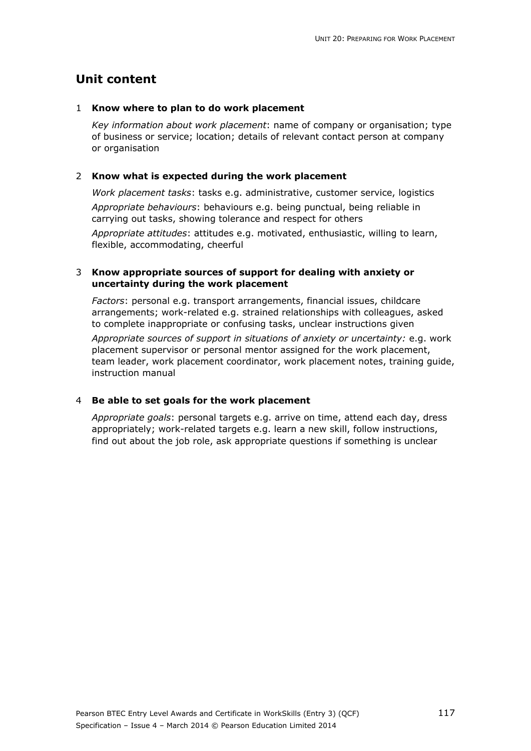## Unit content

### 1 Know where to plan to do work placement

*Key information about work placement*: name of company or organisation; type of business or service; location; details of relevant contact person at company or organisation

### 2 Know what is expected during the work placement

*Work placement tasks*: tasks e.g. administrative, customer service, logistics

*Appropriate behaviours*: behaviours e.g. being punctual, being reliable in carrying out tasks, showing tolerance and respect for others

*Appropriate attitudes*: attitudes e.g. motivated, enthusiastic, willing to learn, flexible, accommodating, cheerful

### 3 Know appropriate sources of support for dealing with anxiety or uncertainty during the work placement

*Factors*: personal e.g. transport arrangements, financial issues, childcare arrangements; work-related e.g. strained relationships with colleagues, asked to complete inappropriate or confusing tasks, unclear instructions given

*Appropriate sources of support in situations of anxiety or uncertainty:* e.g. work placement supervisor or personal mentor assigned for the work placement, team leader, work placement coordinator, work placement notes, training guide, instruction manual

### 4 Be able to set goals for the work placement

*Appropriate goals*: personal targets e.g. arrive on time, attend each day, dress appropriately; work-related targets e.g. learn a new skill, follow instructions, find out about the job role, ask appropriate questions if something is unclear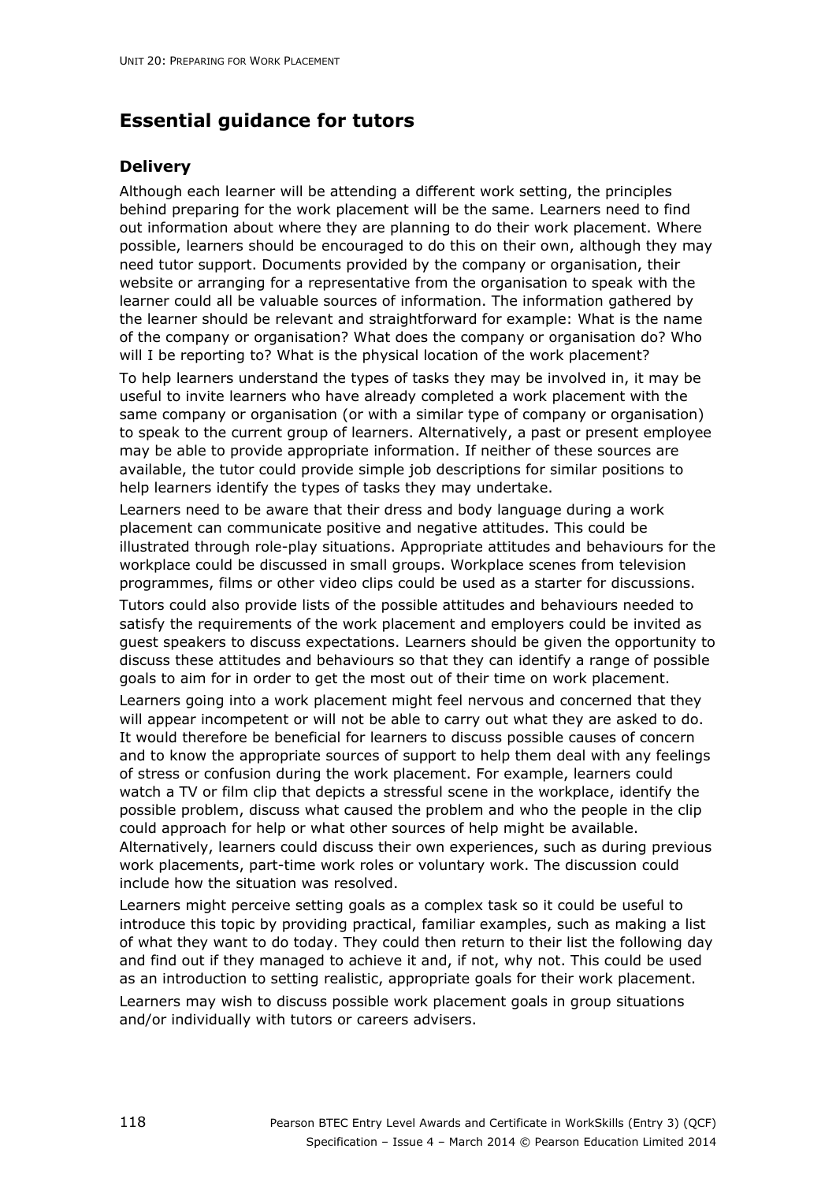## Essential guidance for tutors

### Delivery

Although each learner will be attending a different work setting, the principles behind preparing for the work placement will be the same. Learners need to find out information about where they are planning to do their work placement. Where possible, learners should be encouraged to do this on their own, although they may need tutor support. Documents provided by the company or organisation, their website or arranging for a representative from the organisation to speak with the learner could all be valuable sources of information. The information gathered by the learner should be relevant and straightforward for example: What is the name of the company or organisation? What does the company or organisation do? Who will I be reporting to? What is the physical location of the work placement?

To help learners understand the types of tasks they may be involved in, it may be useful to invite learners who have already completed a work placement with the same company or organisation (or with a similar type of company or organisation) to speak to the current group of learners. Alternatively, a past or present employee may be able to provide appropriate information. If neither of these sources are available, the tutor could provide simple job descriptions for similar positions to help learners identify the types of tasks they may undertake.

Learners need to be aware that their dress and body language during a work placement can communicate positive and negative attitudes. This could be illustrated through role-play situations. Appropriate attitudes and behaviours for the workplace could be discussed in small groups. Workplace scenes from television programmes, films or other video clips could be used as a starter for discussions.

Tutors could also provide lists of the possible attitudes and behaviours needed to satisfy the requirements of the work placement and employers could be invited as guest speakers to discuss expectations. Learners should be given the opportunity to discuss these attitudes and behaviours so that they can identify a range of possible goals to aim for in order to get the most out of their time on work placement.

Learners going into a work placement might feel nervous and concerned that they will appear incompetent or will not be able to carry out what they are asked to do. It would therefore be beneficial for learners to discuss possible causes of concern and to know the appropriate sources of support to help them deal with any feelings of stress or confusion during the work placement. For example, learners could watch a TV or film clip that depicts a stressful scene in the workplace, identify the possible problem, discuss what caused the problem and who the people in the clip could approach for help or what other sources of help might be available. Alternatively, learners could discuss their own experiences, such as during previous work placements, part-time work roles or voluntary work. The discussion could include how the situation was resolved.

Learners might perceive setting goals as a complex task so it could be useful to introduce this topic by providing practical, familiar examples, such as making a list of what they want to do today. They could then return to their list the following day and find out if they managed to achieve it and, if not, why not. This could be used as an introduction to setting realistic, appropriate goals for their work placement.

Learners may wish to discuss possible work placement goals in group situations and/or individually with tutors or careers advisers.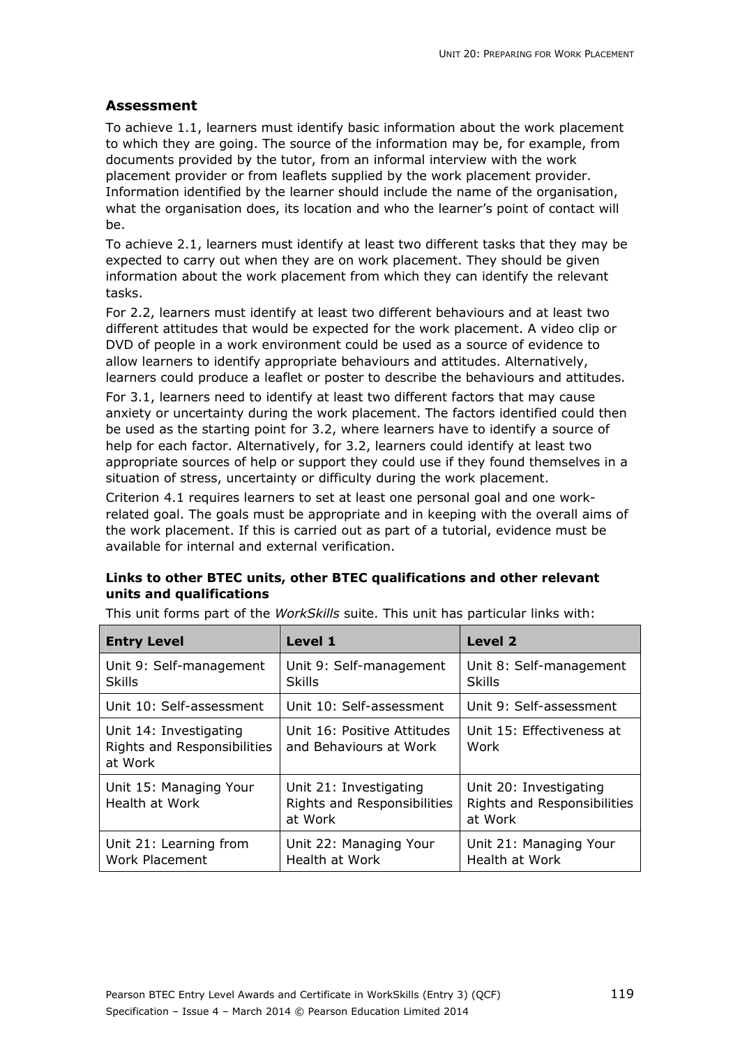## Assessment

To achieve 1.1, learners must identify basic information about the work placement to which they are going. The source of the information may be, for example, from documents provided by the tutor, from an informal interview with the work placement provider or from leaflets supplied by the work placement provider. Information identified by the learner should include the name of the organisation, what the organisation does, its location and who the learner's point of contact will be.

To achieve 2.1, learners must identify at least two different tasks that they may be expected to carry out when they are on work placement. They should be given information about the work placement from which they can identify the relevant tasks.

For 2.2, learners must identify at least two different behaviours and at least two different attitudes that would be expected for the work placement. A video clip or DVD of people in a work environment could be used as a source of evidence to allow learners to identify appropriate behaviours and attitudes. Alternatively, learners could produce a leaflet or poster to describe the behaviours and attitudes.

For 3.1, learners need to identify at least two different factors that may cause anxiety or uncertainty during the work placement. The factors identified could then be used as the starting point for 3.2, where learners have to identify a source of help for each factor. Alternatively, for 3.2, learners could identify at least two appropriate sources of help or support they could use if they found themselves in a situation of stress, uncertainty or difficulty during the work placement.

Criterion 4.1 requires learners to set at least one personal goal and one work-related goal. The goals must be appropriate and in keeping with the overall aims of the work placement. If this is carried out as part of a tutorial, evidence must be available for internal and external verification.

**Links to other BTEC units, other BTEC qualifications and other relevant units and qualifications**

This unit forms part of the *WorkSkills* suite. This unit has particular links with:

| Entry Level | Level 1 | Level 2 |
|---|---|---|
| Unit 9: Self-management Skills | Unit 9: Self-management Skills | Unit 8: Self-management Skills |
| Unit 10: Self-assessment | Unit 10: Self-assessment | Unit 9: Self-assessment |
| Unit 14: Investigating Rights and Responsibilities at Work | Unit 16: Positive Attitudes and Behaviours at Work | Unit 15: Effectiveness at Work |
| Unit 15: Managing Your Health at Work | Unit 21: Investigating Rights and Responsibilities at Work | Unit 20: Investigating Rights and Responsibilities at Work |
| Unit 21: Learning from Work Placement | Unit 22: Managing Your Health at Work | Unit 21: Managing Your Health at Work |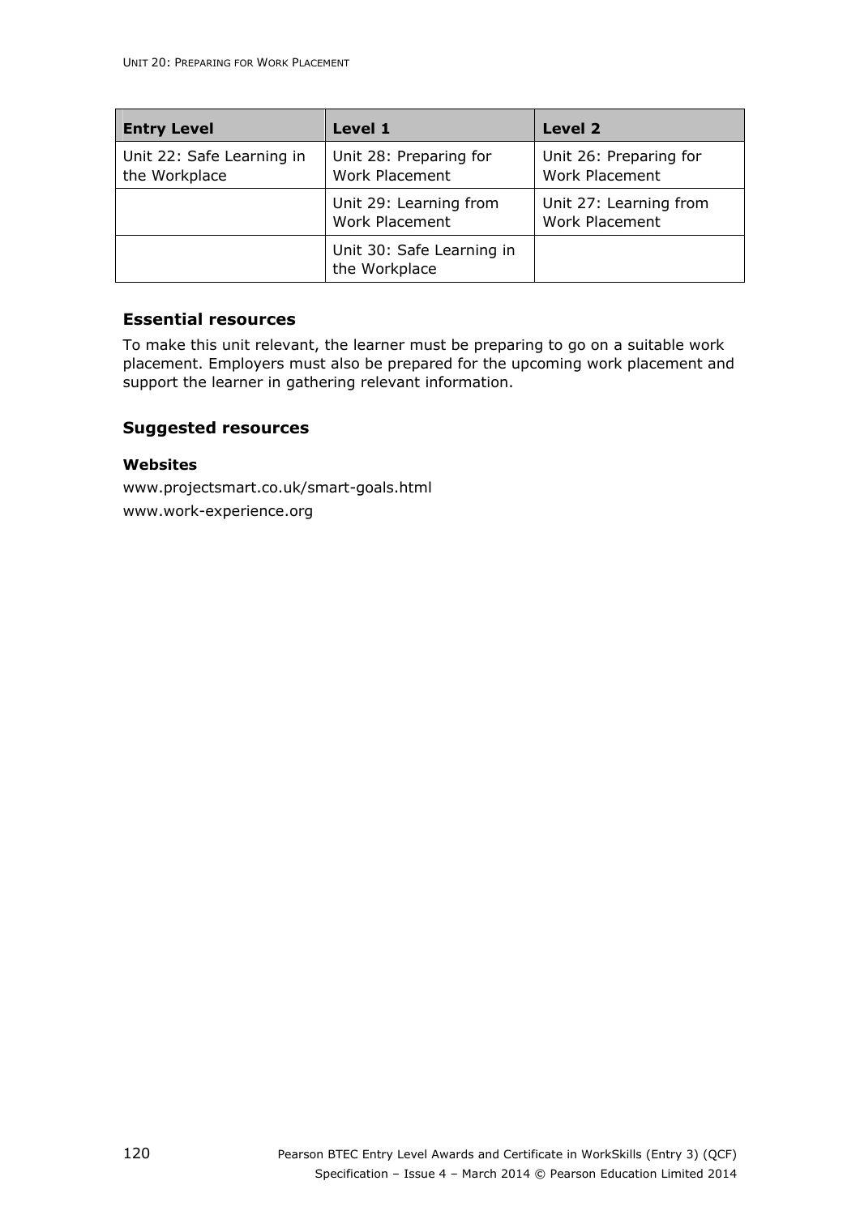| Entry Level | Level 1 | Level 2 |
|---|---|---|
| Unit 22: Safe Learning in the Workplace | Unit 28: Preparing for Work Placement | Unit 26: Preparing for Work Placement |
| | Unit 29: Learning from Work Placement | Unit 27: Learning from Work Placement |
| | Unit 30: Safe Learning in the Workplace | |

### Essential resources

To make this unit relevant, the learner must be preparing to go on a suitable work placement. Employers must also be prepared for the upcoming work placement and support the learner in gathering relevant information.

### Suggested resources

#### Websites

www.projectsmart.co.uk/smart-goals.html

www.work-experience.org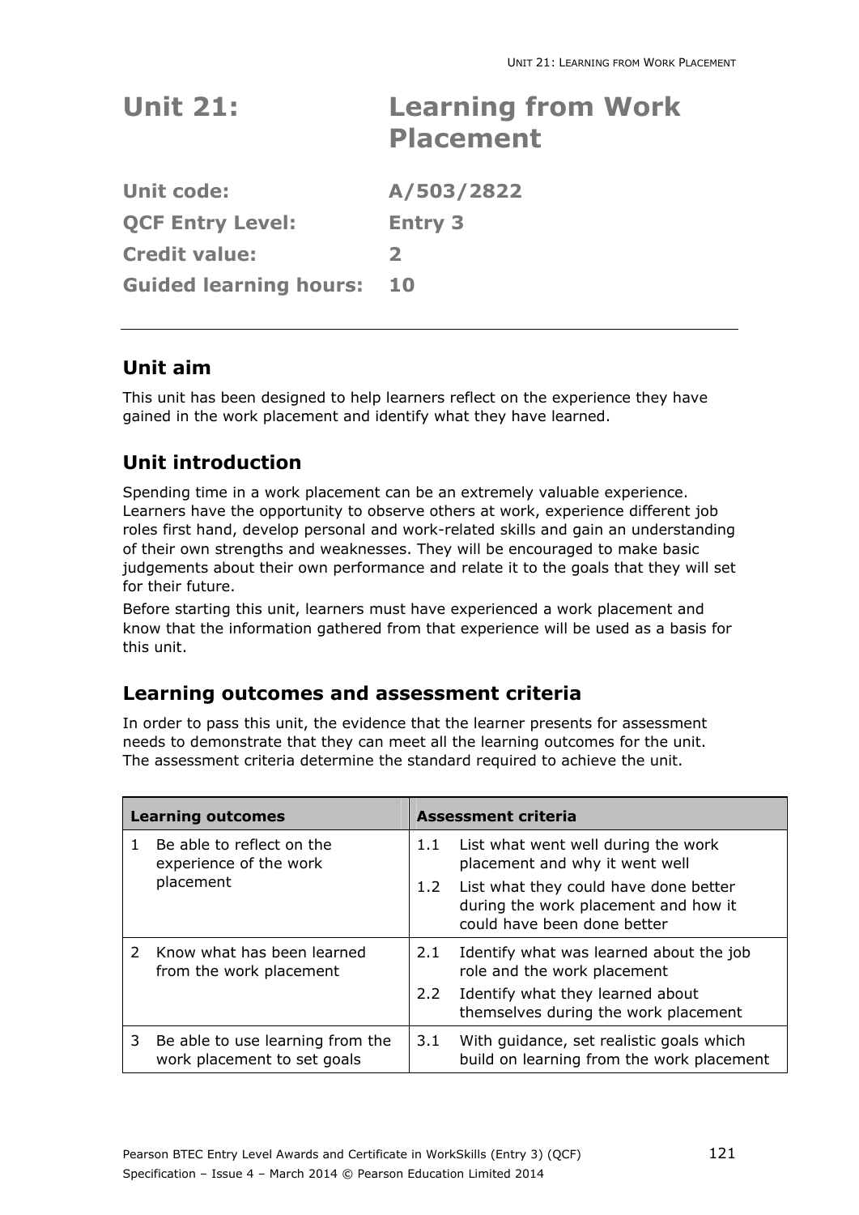# Unit 21: Learning from Work Placement

**Unit code:** A/503/2822

**QCF Entry Level:** Entry 3

**Credit value:** 2

**Guided learning hours:** 10

## Unit aim

This unit has been designed to help learners reflect on the experience they have gained in the work placement and identify what they have learned.

## Unit introduction

Spending time in a work placement can be an extremely valuable experience. Learners have the opportunity to observe others at work, experience different job roles first hand, develop personal and work-related skills and gain an understanding of their own strengths and weaknesses. They will be encouraged to make basic judgements about their own performance and relate it to the goals that they will set for their future.

Before starting this unit, learners must have experienced a work placement and know that the information gathered from that experience will be used as a basis for this unit.

## Learning outcomes and assessment criteria

In order to pass this unit, the evidence that the learner presents for assessment needs to demonstrate that they can meet all the learning outcomes for the unit. The assessment criteria determine the standard required to achieve the unit.

| Learning outcomes | Assessment criteria |
|---|---|
| 1 Be able to reflect on the experience of the work placement | 1.1 List what went well during the work placement and why it went well<br>1.2 List what they could have done better during the work placement and how it could have been done better |
| 2 Know what has been learned from the work placement | 2.1 Identify what was learned about the job role and the work placement<br>2.2 Identify what they learned about themselves during the work placement |
| 3 Be able to use learning from the work placement to set goals | 3.1 With guidance, set realistic goals which build on learning from the work placement |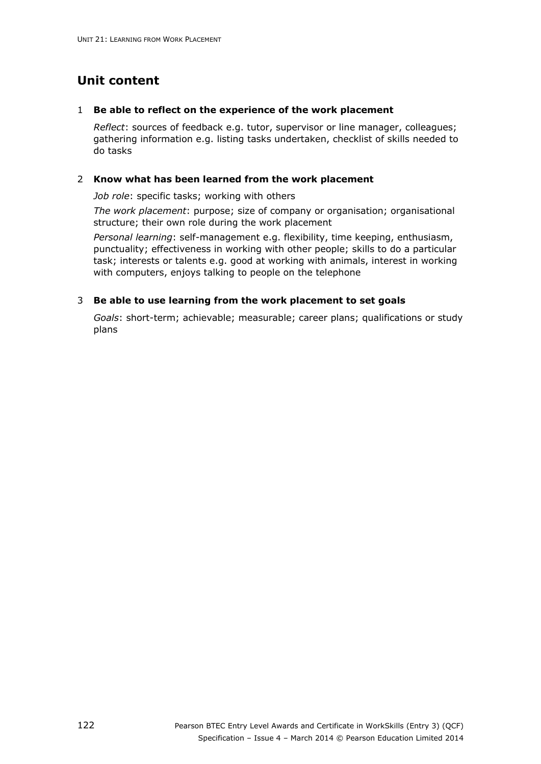## Unit content

1 **Be able to reflect on the experience of the work placement**

*Reflect*: sources of feedback e.g. tutor, supervisor or line manager, colleagues; gathering information e.g. listing tasks undertaken, checklist of skills needed to do tasks

2 **Know what has been learned from the work placement**

*Job role*: specific tasks; working with others

*The work placement*: purpose; size of company or organisation; organisational structure; their own role during the work placement

*Personal learning*: self-management e.g. flexibility, time keeping, enthusiasm, punctuality; effectiveness in working with other people; skills to do a particular task; interests or talents e.g. good at working with animals, interest in working with computers, enjoys talking to people on the telephone

3 **Be able to use learning from the work placement to set goals**

*Goals*: short-term; achievable; measurable; career plans; qualifications or study plans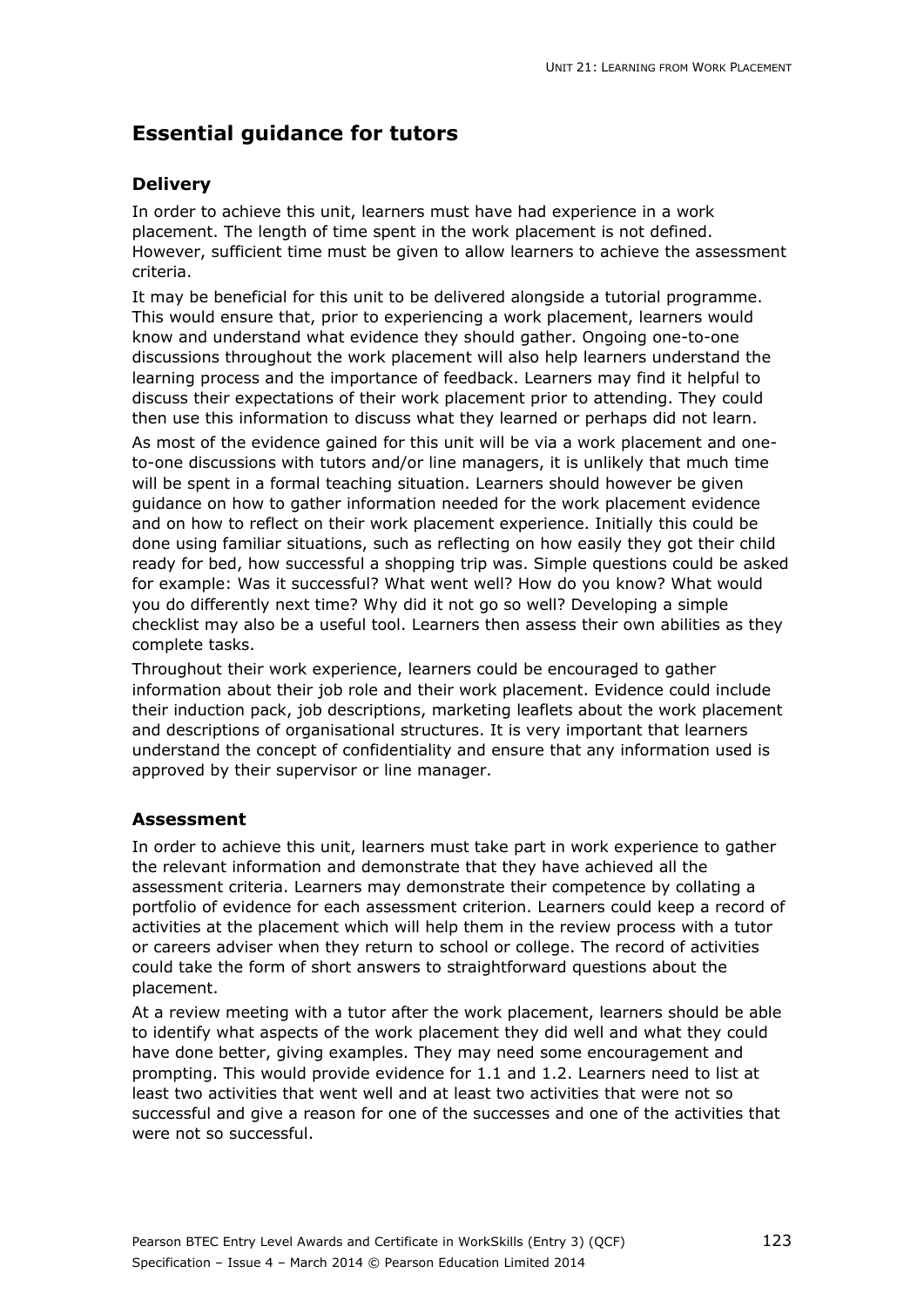## Essential guidance for tutors

### Delivery

In order to achieve this unit, learners must have had experience in a work placement. The length of time spent in the work placement is not defined. However, sufficient time must be given to allow learners to achieve the assessment criteria.

It may be beneficial for this unit to be delivered alongside a tutorial programme. This would ensure that, prior to experiencing a work placement, learners would know and understand what evidence they should gather. Ongoing one-to-one discussions throughout the work placement will also help learners understand the learning process and the importance of feedback. Learners may find it helpful to discuss their expectations of their work placement prior to attending. They could then use this information to discuss what they learned or perhaps did not learn.

As most of the evidence gained for this unit will be via a work placement and one-to-one discussions with tutors and/or line managers, it is unlikely that much time will be spent in a formal teaching situation. Learners should however be given guidance on how to gather information needed for the work placement evidence and on how to reflect on their work placement experience. Initially this could be done using familiar situations, such as reflecting on how easily they got their child ready for bed, how successful a shopping trip was. Simple questions could be asked for example: Was it successful? What went well? How do you know? What would you do differently next time? Why did it not go so well? Developing a simple checklist may also be a useful tool. Learners then assess their own abilities as they complete tasks.

Throughout their work experience, learners could be encouraged to gather information about their job role and their work placement. Evidence could include their induction pack, job descriptions, marketing leaflets about the work placement and descriptions of organisational structures. It is very important that learners understand the concept of confidentiality and ensure that any information used is approved by their supervisor or line manager.

### Assessment

In order to achieve this unit, learners must take part in work experience to gather the relevant information and demonstrate that they have achieved all the assessment criteria. Learners may demonstrate their competence by collating a portfolio of evidence for each assessment criterion. Learners could keep a record of activities at the placement which will help them in the review process with a tutor or careers adviser when they return to school or college. The record of activities could take the form of short answers to straightforward questions about the placement.

At a review meeting with a tutor after the work placement, learners should be able to identify what aspects of the work placement they did well and what they could have done better, giving examples. They may need some encouragement and prompting. This would provide evidence for 1.1 and 1.2. Learners need to list at least two activities that went well and at least two activities that were not so successful and give a reason for one of the successes and one of the activities that were not so successful.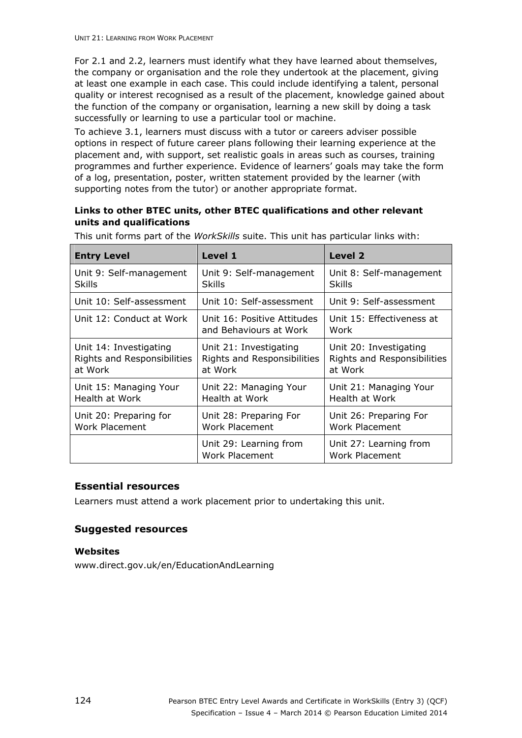For 2.1 and 2.2, learners must identify what they have learned about themselves, the company or organisation and the role they undertook at the placement, giving at least one example in each case. This could include identifying a talent, personal quality or interest recognised as a result of the placement, knowledge gained about the function of the company or organisation, learning a new skill by doing a task successfully or learning to use a particular tool or machine.

To achieve 3.1, learners must discuss with a tutor or careers adviser possible options in respect of future career plans following their learning experience at the placement and, with support, set realistic goals in areas such as courses, training programmes and further experience. Evidence of learners' goals may take the form of a log, presentation, poster, written statement provided by the learner (with supporting notes from the tutor) or another appropriate format.

**Links to other BTEC units, other BTEC qualifications and other relevant units and qualifications**

This unit forms part of the *WorkSkills* suite. This unit has particular links with:

| Entry Level | Level 1 | Level 2 |
|---|---|---|
| Unit 9: Self-management Skills | Unit 9: Self-management Skills | Unit 8: Self-management Skills |
| Unit 10: Self-assessment | Unit 10: Self-assessment | Unit 9: Self-assessment |
| Unit 12: Conduct at Work | Unit 16: Positive Attitudes and Behaviours at Work | Unit 15: Effectiveness at Work |
| Unit 14: Investigating Rights and Responsibilities at Work | Unit 21: Investigating Rights and Responsibilities at Work | Unit 20: Investigating Rights and Responsibilities at Work |
| Unit 15: Managing Your Health at Work | Unit 22: Managing Your Health at Work | Unit 21: Managing Your Health at Work |
| Unit 20: Preparing for Work Placement | Unit 28: Preparing For Work Placement | Unit 26: Preparing For Work Placement |
| | Unit 29: Learning from Work Placement | Unit 27: Learning from Work Placement |

## Essential resources

Learners must attend a work placement prior to undertaking this unit.

## Suggested resources

**Websites**

www.direct.gov.uk/en/EducationAndLearning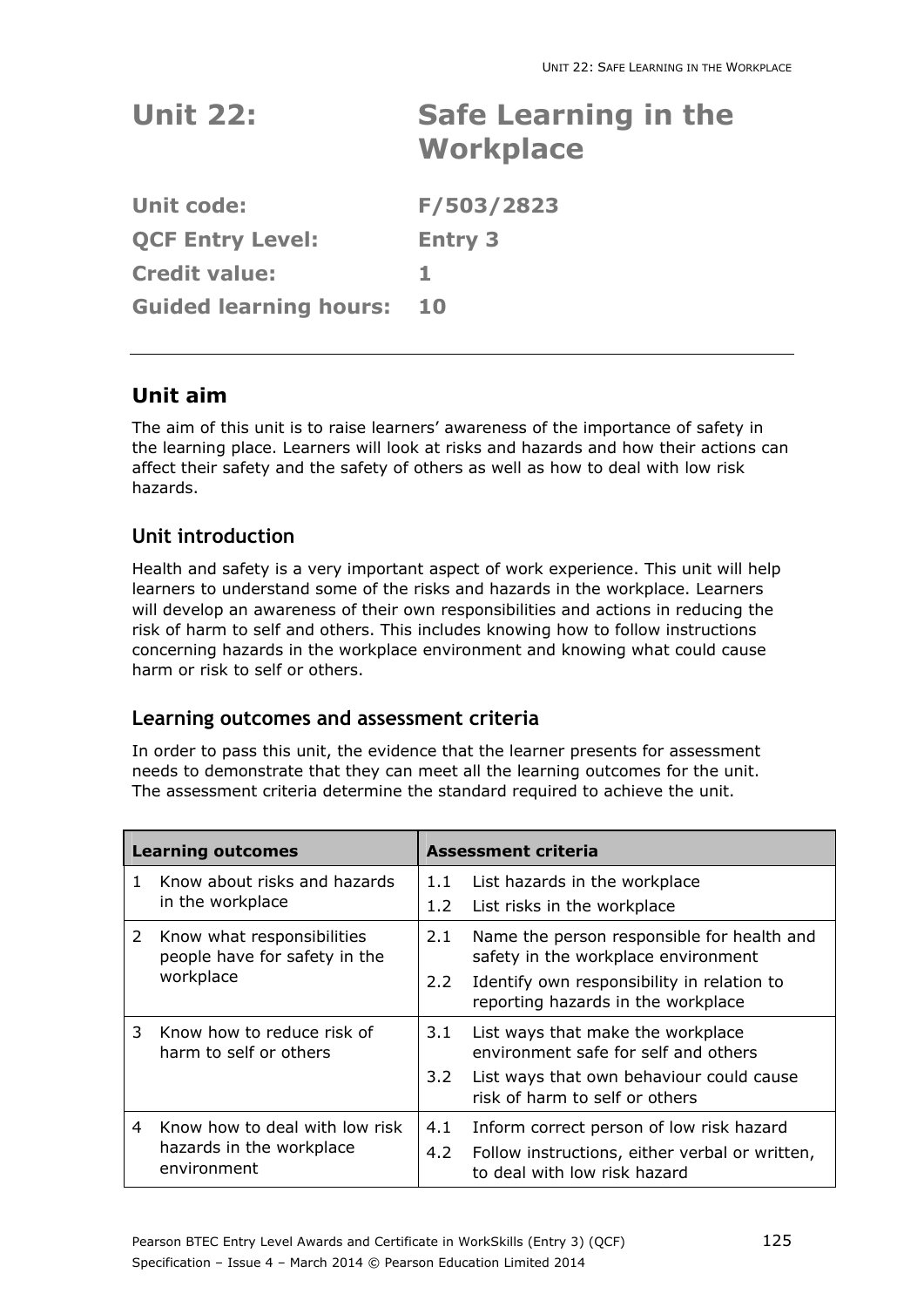# Unit 22: Safe Learning in the Workplace

**Unit code:** F/503/2823

**QCF Entry Level:** Entry 3

**Credit value:** 1

**Guided learning hours:** 10

## Unit aim

The aim of this unit is to raise learners' awareness of the importance of safety in the learning place. Learners will look at risks and hazards and how their actions can affect their safety and the safety of others as well as how to deal with low risk hazards.

### Unit introduction

Health and safety is a very important aspect of work experience. This unit will help learners to understand some of the risks and hazards in the workplace. Learners will develop an awareness of their own responsibilities and actions in reducing the risk of harm to self and others. This includes knowing how to follow instructions concerning hazards in the workplace environment and knowing what could cause harm or risk to self or others.

### Learning outcomes and assessment criteria

In order to pass this unit, the evidence that the learner presents for assessment needs to demonstrate that they can meet all the learning outcomes for the unit. The assessment criteria determine the standard required to achieve the unit.

| Learning outcomes | Assessment criteria |
|---|---|
| 1 Know about risks and hazards in the workplace | 1.1 List hazards in the workplace<br>1.2 List risks in the workplace |
| 2 Know what responsibilities people have for safety in the workplace | 2.1 Name the person responsible for health and safety in the workplace environment<br>2.2 Identify own responsibility in relation to reporting hazards in the workplace |
| 3 Know how to reduce risk of harm to self or others | 3.1 List ways that make the workplace environment safe for self and others<br>3.2 List ways that own behaviour could cause risk of harm to self or others |
| 4 Know how to deal with low risk hazards in the workplace environment | 4.1 Inform correct person of low risk hazard<br>4.2 Follow instructions, either verbal or written, to deal with low risk hazard |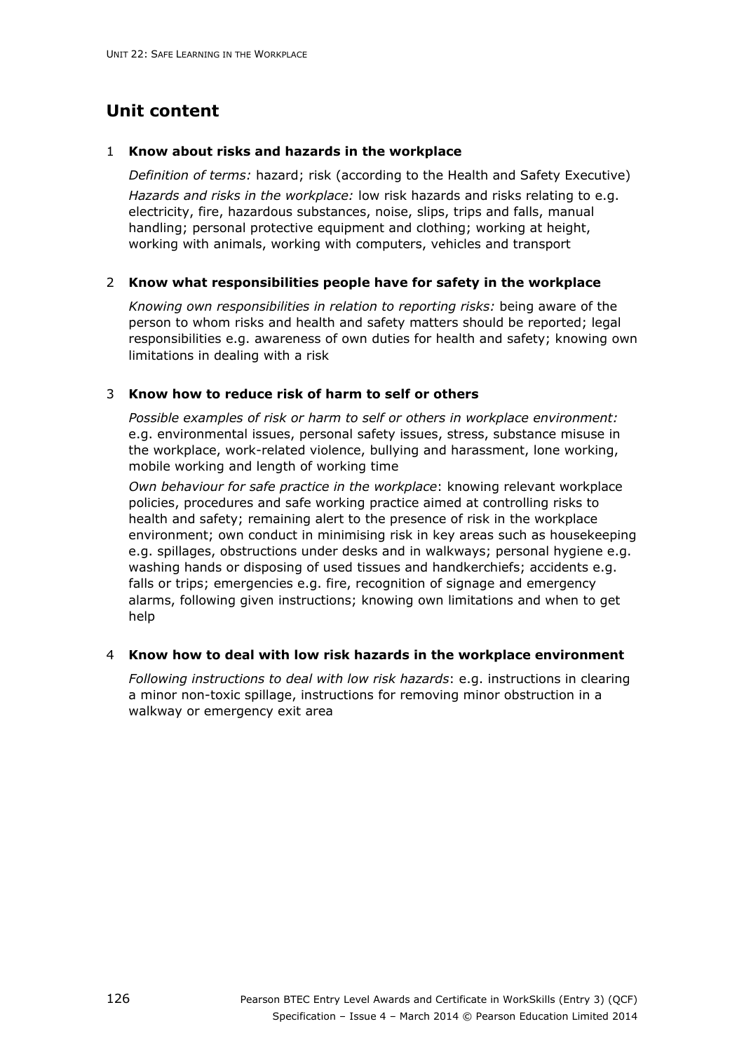## Unit content

### 1 Know about risks and hazards in the workplace

*Definition of terms:* hazard; risk (according to the Health and Safety Executive)

*Hazards and risks in the workplace:* low risk hazards and risks relating to e.g. electricity, fire, hazardous substances, noise, slips, trips and falls, manual handling; personal protective equipment and clothing; working at height, working with animals, working with computers, vehicles and transport

### 2 Know what responsibilities people have for safety in the workplace

*Knowing own responsibilities in relation to reporting risks:* being aware of the person to whom risks and health and safety matters should be reported; legal responsibilities e.g. awareness of own duties for health and safety; knowing own limitations in dealing with a risk

### 3 Know how to reduce risk of harm to self or others

*Possible examples of risk or harm to self or others in workplace environment:* e.g. environmental issues, personal safety issues, stress, substance misuse in the workplace, work-related violence, bullying and harassment, lone working, mobile working and length of working time

*Own behaviour for safe practice in the workplace*: knowing relevant workplace policies, procedures and safe working practice aimed at controlling risks to health and safety; remaining alert to the presence of risk in the workplace environment; own conduct in minimising risk in key areas such as housekeeping e.g. spillages, obstructions under desks and in walkways; personal hygiene e.g. washing hands or disposing of used tissues and handkerchiefs; accidents e.g. falls or trips; emergencies e.g. fire, recognition of signage and emergency alarms, following given instructions; knowing own limitations and when to get help

### 4 Know how to deal with low risk hazards in the workplace environment

*Following instructions to deal with low risk hazards*: e.g. instructions in clearing a minor non-toxic spillage, instructions for removing minor obstruction in a walkway or emergency exit area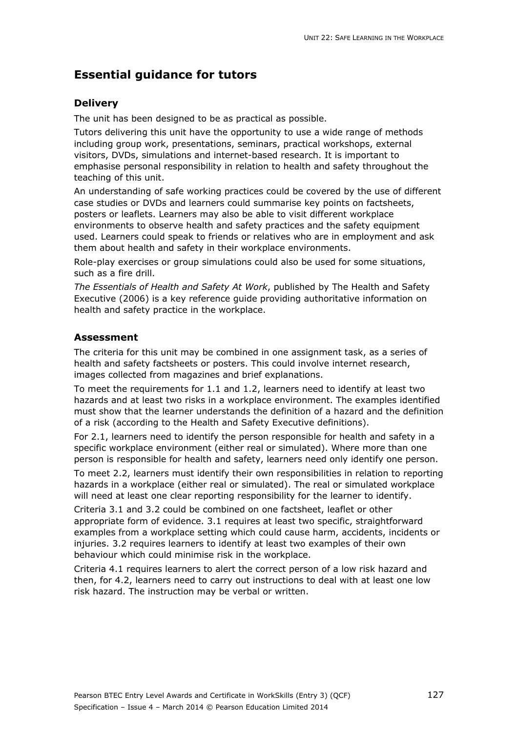## Essential guidance for tutors

### Delivery

The unit has been designed to be as practical as possible.

Tutors delivering this unit have the opportunity to use a wide range of methods including group work, presentations, seminars, practical workshops, external visitors, DVDs, simulations and internet-based research. It is important to emphasise personal responsibility in relation to health and safety throughout the teaching of this unit.

An understanding of safe working practices could be covered by the use of different case studies or DVDs and learners could summarise key points on factsheets, posters or leaflets. Learners may also be able to visit different workplace environments to observe health and safety practices and the safety equipment used. Learners could speak to friends or relatives who are in employment and ask them about health and safety in their workplace environments.

Role-play exercises or group simulations could also be used for some situations, such as a fire drill.

*The Essentials of Health and Safety At Work*, published by The Health and Safety Executive (2006) is a key reference guide providing authoritative information on health and safety practice in the workplace.

### Assessment

The criteria for this unit may be combined in one assignment task, as a series of health and safety factsheets or posters. This could involve internet research, images collected from magazines and brief explanations.

To meet the requirements for 1.1 and 1.2, learners need to identify at least two hazards and at least two risks in a workplace environment. The examples identified must show that the learner understands the definition of a hazard and the definition of a risk (according to the Health and Safety Executive definitions).

For 2.1, learners need to identify the person responsible for health and safety in a specific workplace environment (either real or simulated). Where more than one person is responsible for health and safety, learners need only identify one person.

To meet 2.2, learners must identify their own responsibilities in relation to reporting hazards in a workplace (either real or simulated). The real or simulated workplace will need at least one clear reporting responsibility for the learner to identify.

Criteria 3.1 and 3.2 could be combined on one factsheet, leaflet or other appropriate form of evidence. 3.1 requires at least two specific, straightforward examples from a workplace setting which could cause harm, accidents, incidents or injuries. 3.2 requires learners to identify at least two examples of their own behaviour which could minimise risk in the workplace.

Criteria 4.1 requires learners to alert the correct person of a low risk hazard and then, for 4.2, learners need to carry out instructions to deal with at least one low risk hazard. The instruction may be verbal or written.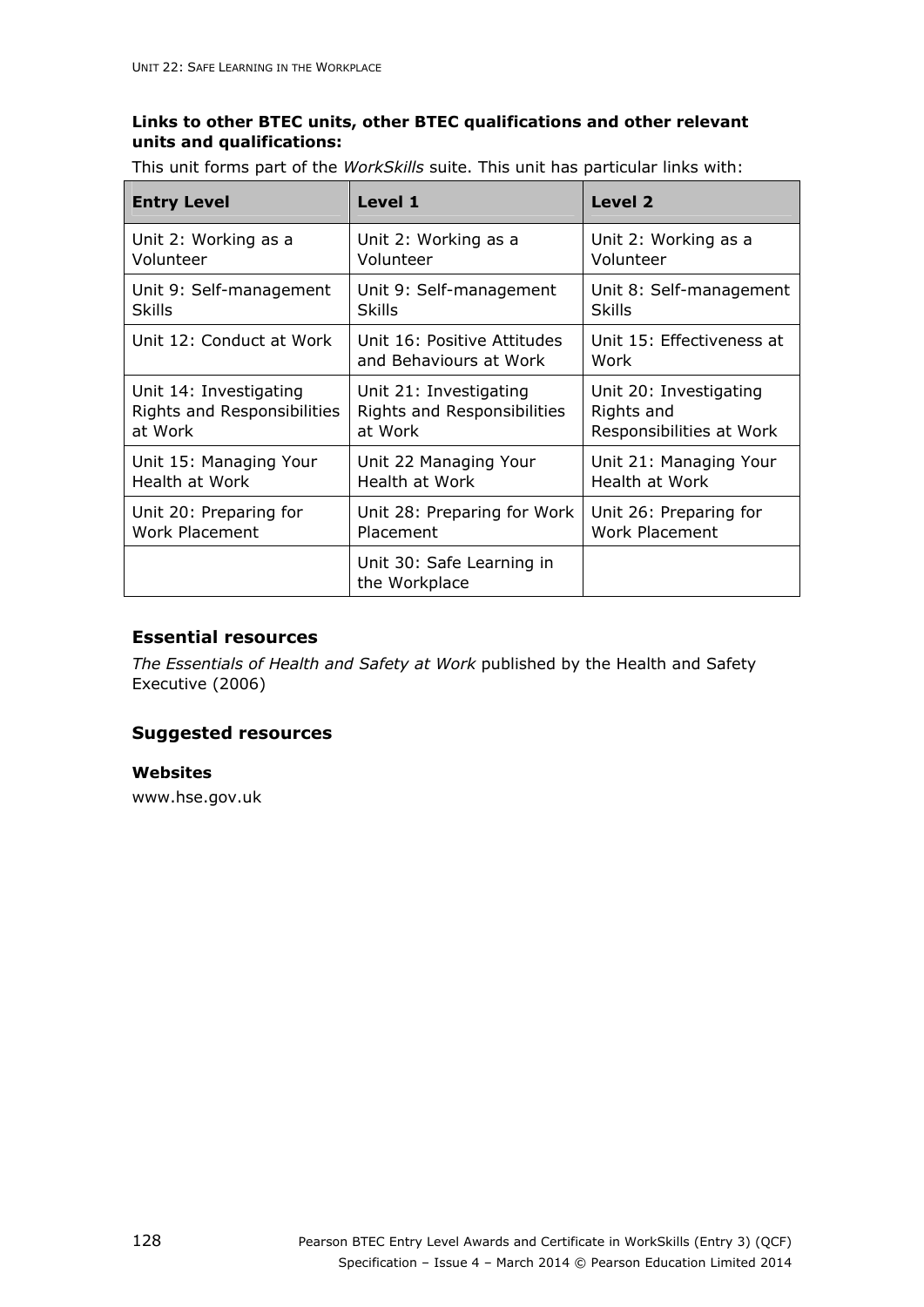**Links to other BTEC units, other BTEC qualifications and other relevant units and qualifications:**

This unit forms part of the *WorkSkills* suite. This unit has particular links with:

| Entry Level | Level 1 | Level 2 |
|---|---|---|
| Unit 2: Working as a Volunteer | Unit 2: Working as a Volunteer | Unit 2: Working as a Volunteer |
| Unit 9: Self-management Skills | Unit 9: Self-management Skills | Unit 8: Self-management Skills |
| Unit 12: Conduct at Work | Unit 16: Positive Attitudes and Behaviours at Work | Unit 15: Effectiveness at Work |
| Unit 14: Investigating Rights and Responsibilities at Work | Unit 21: Investigating Rights and Responsibilities at Work | Unit 20: Investigating Rights and Responsibilities at Work |
| Unit 15: Managing Your Health at Work | Unit 22 Managing Your Health at Work | Unit 21: Managing Your Health at Work |
| Unit 20: Preparing for Work Placement | Unit 28: Preparing for Work Placement | Unit 26: Preparing for Work Placement |
| | Unit 30: Safe Learning in the Workplace | |

## Essential resources

*The Essentials of Health and Safety at Work* published by the Health and Safety Executive (2006)

## Suggested resources

**Websites**

www.hse.gov.uk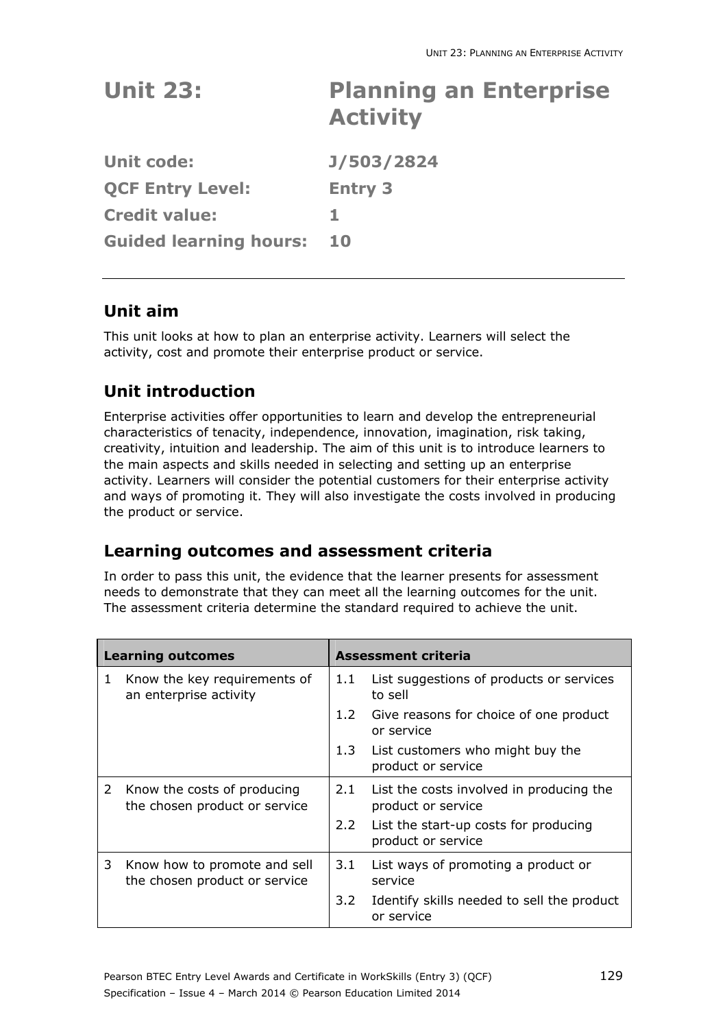# Unit 23: Planning an Enterprise Activity

**Unit code:** J/503/2824

**QCF Entry Level:** Entry 3

**Credit value:** 1

**Guided learning hours:** 10

## Unit aim

This unit looks at how to plan an enterprise activity. Learners will select the activity, cost and promote their enterprise product or service.

## Unit introduction

Enterprise activities offer opportunities to learn and develop the entrepreneurial characteristics of tenacity, independence, innovation, imagination, risk taking, creativity, intuition and leadership. The aim of this unit is to introduce learners to the main aspects and skills needed in selecting and setting up an enterprise activity. Learners will consider the potential customers for their enterprise activity and ways of promoting it. They will also investigate the costs involved in producing the product or service.

## Learning outcomes and assessment criteria

In order to pass this unit, the evidence that the learner presents for assessment needs to demonstrate that they can meet all the learning outcomes for the unit. The assessment criteria determine the standard required to achieve the unit.

| Learning outcomes | Assessment criteria |
|---|---|
| 1 Know the key requirements of an enterprise activity | 1.1 List suggestions of products or services to sell |
| | 1.2 Give reasons for choice of one product or service |
| | 1.3 List customers who might buy the product or service |
| 2 Know the costs of producing the chosen product or service | 2.1 List the costs involved in producing the product or service |
| | 2.2 List the start-up costs for producing product or service |
| 3 Know how to promote and sell the chosen product or service | 3.1 List ways of promoting a product or service |
| | 3.2 Identify skills needed to sell the product or service |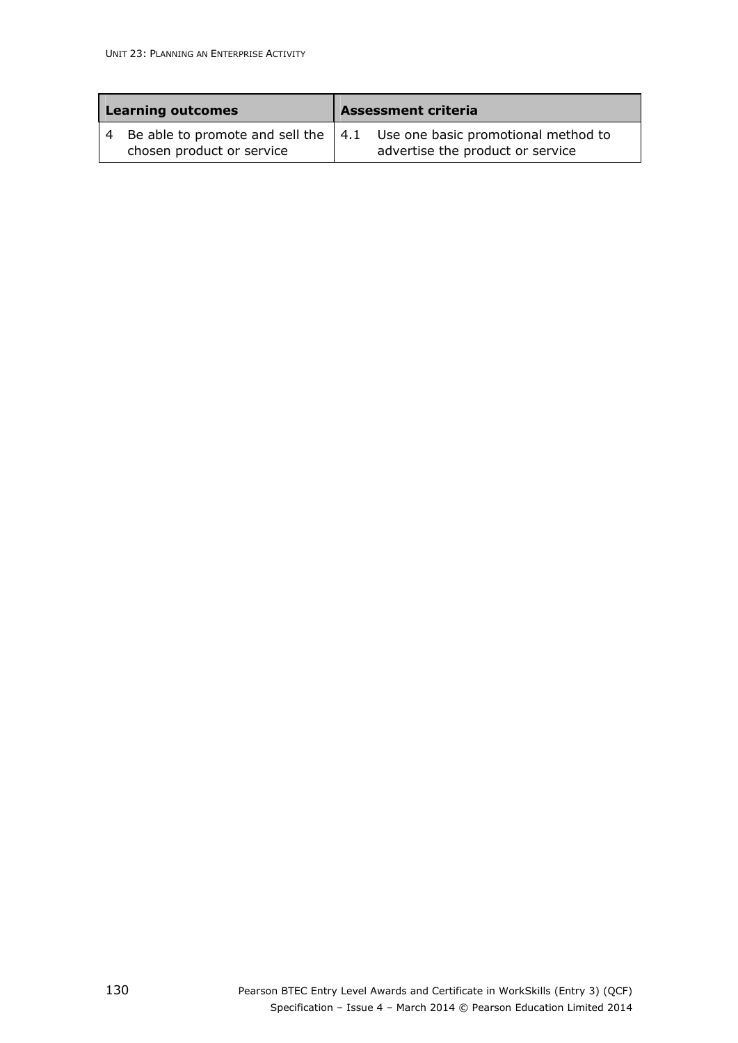| Learning outcomes | Assessment criteria |
|---|---|
| 4 Be able to promote and sell the chosen product or service | 4.1 Use one basic promotional method to advertise the product or service |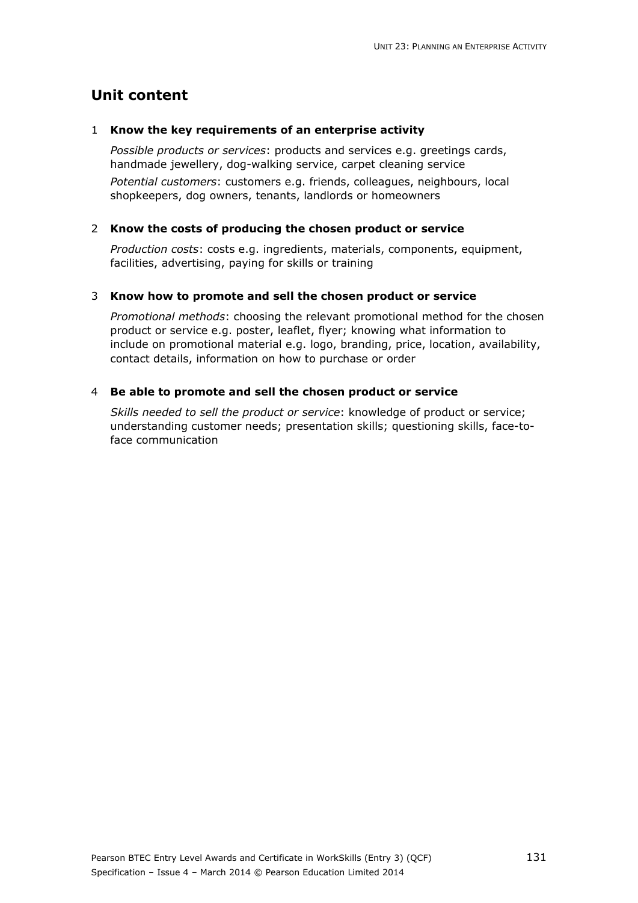## Unit content

1 **Know the key requirements of an enterprise activity**

*Possible products or services*: products and services e.g. greetings cards, handmade jewellery, dog-walking service, carpet cleaning service

*Potential customers*: customers e.g. friends, colleagues, neighbours, local shopkeepers, dog owners, tenants, landlords or homeowners

2 **Know the costs of producing the chosen product or service**

*Production costs*: costs e.g. ingredients, materials, components, equipment, facilities, advertising, paying for skills or training

3 **Know how to promote and sell the chosen product or service**

*Promotional methods*: choosing the relevant promotional method for the chosen product or service e.g. poster, leaflet, flyer; knowing what information to include on promotional material e.g. logo, branding, price, location, availability, contact details, information on how to purchase or order

4 **Be able to promote and sell the chosen product or service**

*Skills needed to sell the product or service*: knowledge of product or service; understanding customer needs; presentation skills; questioning skills, face-to-face communication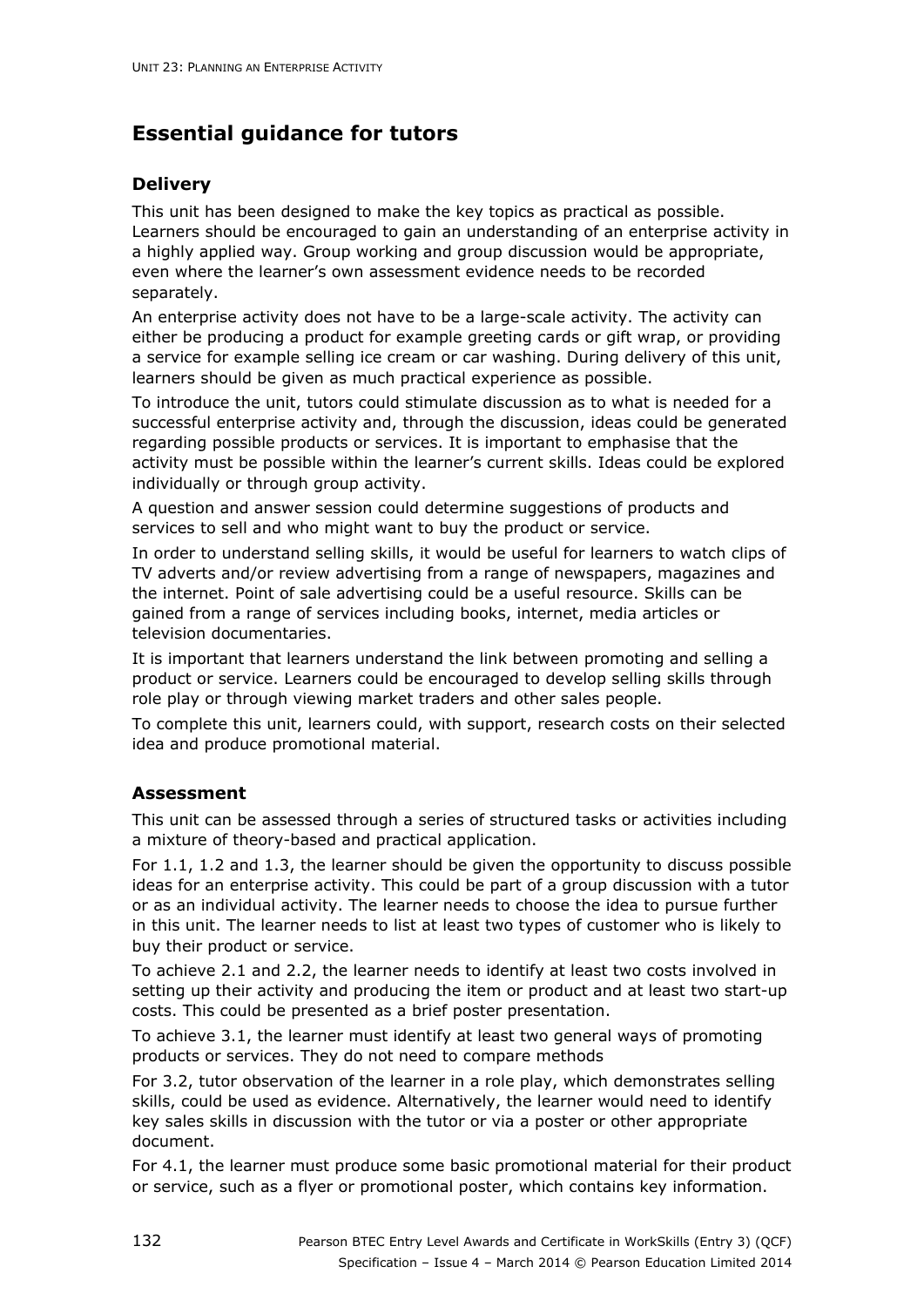## Essential guidance for tutors

### Delivery

This unit has been designed to make the key topics as practical as possible. Learners should be encouraged to gain an understanding of an enterprise activity in a highly applied way. Group working and group discussion would be appropriate, even where the learner's own assessment evidence needs to be recorded separately.

An enterprise activity does not have to be a large-scale activity. The activity can either be producing a product for example greeting cards or gift wrap, or providing a service for example selling ice cream or car washing. During delivery of this unit, learners should be given as much practical experience as possible.

To introduce the unit, tutors could stimulate discussion as to what is needed for a successful enterprise activity and, through the discussion, ideas could be generated regarding possible products or services. It is important to emphasise that the activity must be possible within the learner's current skills. Ideas could be explored individually or through group activity.

A question and answer session could determine suggestions of products and services to sell and who might want to buy the product or service.

In order to understand selling skills, it would be useful for learners to watch clips of TV adverts and/or review advertising from a range of newspapers, magazines and the internet. Point of sale advertising could be a useful resource. Skills can be gained from a range of services including books, internet, media articles or television documentaries.

It is important that learners understand the link between promoting and selling a product or service. Learners could be encouraged to develop selling skills through role play or through viewing market traders and other sales people.

To complete this unit, learners could, with support, research costs on their selected idea and produce promotional material.

### Assessment

This unit can be assessed through a series of structured tasks or activities including a mixture of theory-based and practical application.

For 1.1, 1.2 and 1.3, the learner should be given the opportunity to discuss possible ideas for an enterprise activity. This could be part of a group discussion with a tutor or as an individual activity. The learner needs to choose the idea to pursue further in this unit. The learner needs to list at least two types of customer who is likely to buy their product or service.

To achieve 2.1 and 2.2, the learner needs to identify at least two costs involved in setting up their activity and producing the item or product and at least two start-up costs. This could be presented as a brief poster presentation.

To achieve 3.1, the learner must identify at least two general ways of promoting products or services. They do not need to compare methods

For 3.2, tutor observation of the learner in a role play, which demonstrates selling skills, could be used as evidence. Alternatively, the learner would need to identify key sales skills in discussion with the tutor or via a poster or other appropriate document.

For 4.1, the learner must produce some basic promotional material for their product or service, such as a flyer or promotional poster, which contains key information.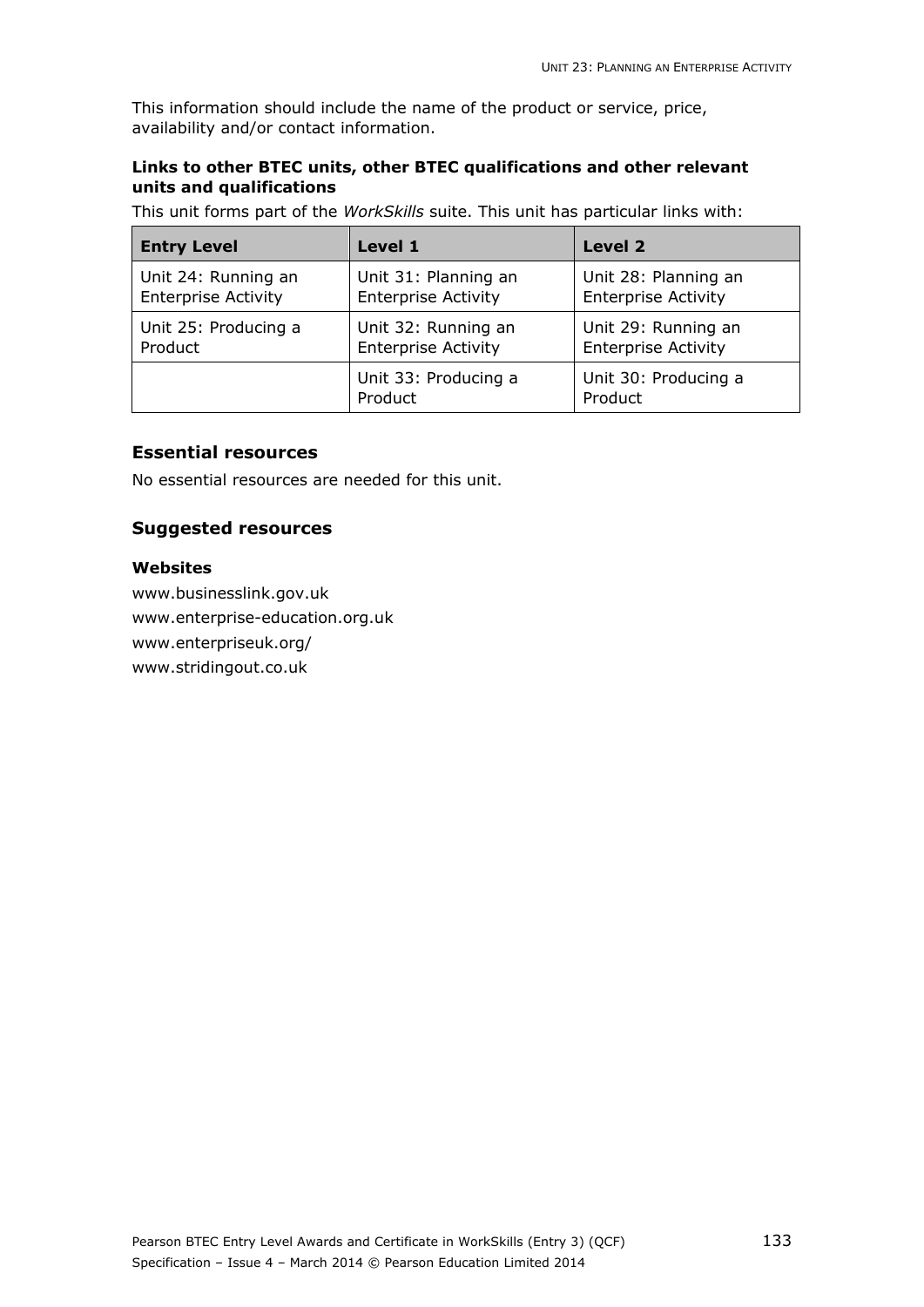This information should include the name of the product or service, price, availability and/or contact information.

**Links to other BTEC units, other BTEC qualifications and other relevant units and qualifications**

This unit forms part of the *WorkSkills* suite. This unit has particular links with:

| Entry Level | Level 1 | Level 2 |
|---|---|---|
| Unit 24: Running an Enterprise Activity | Unit 31: Planning an Enterprise Activity | Unit 28: Planning an Enterprise Activity |
| Unit 25: Producing a Product | Unit 32: Running an Enterprise Activity | Unit 29: Running an Enterprise Activity |
| | Unit 33: Producing a Product | Unit 30: Producing a Product |

## Essential resources

No essential resources are needed for this unit.

## Suggested resources

**Websites**

www.businesslink.gov.uk
www.enterprise-education.org.uk
www.enterpriseuk.org/
www.stridingout.co.uk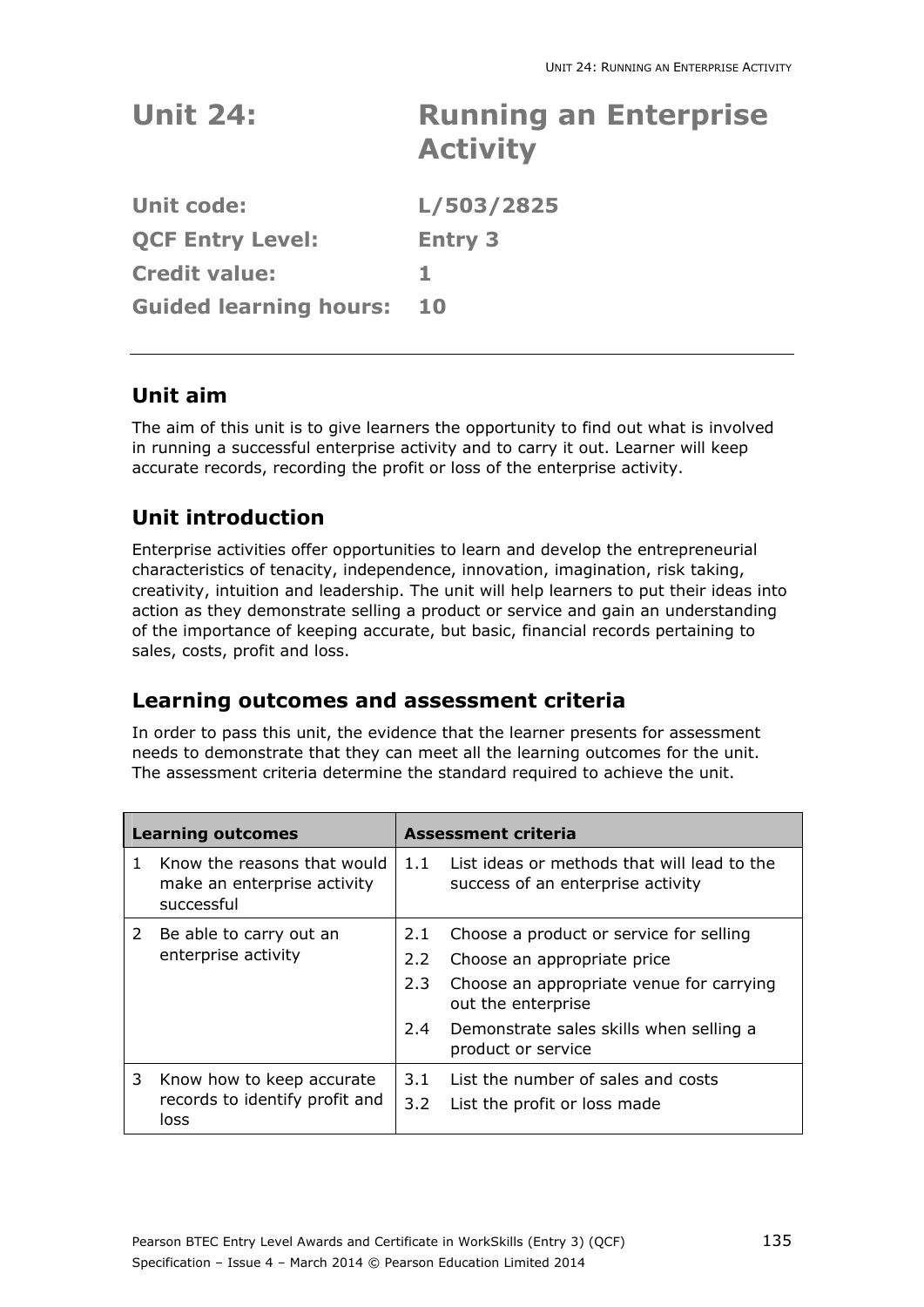# Unit 24: Running an Enterprise Activity

**Unit code:** L/503/2825

**QCF Entry Level:** Entry 3

**Credit value:** 1

**Guided learning hours:** 10

---

## Unit aim

The aim of this unit is to give learners the opportunity to find out what is involved in running a successful enterprise activity and to carry it out. Learner will keep accurate records, recording the profit or loss of the enterprise activity.

## Unit introduction

Enterprise activities offer opportunities to learn and develop the entrepreneurial characteristics of tenacity, independence, innovation, imagination, risk taking, creativity, intuition and leadership. The unit will help learners to put their ideas into action as they demonstrate selling a product or service and gain an understanding of the importance of keeping accurate, but basic, financial records pertaining to sales, costs, profit and loss.

## Learning outcomes and assessment criteria

In order to pass this unit, the evidence that the learner presents for assessment needs to demonstrate that they can meet all the learning outcomes for the unit. The assessment criteria determine the standard required to achieve the unit.

| Learning outcomes | Assessment criteria |
|---|---|
| 1 Know the reasons that would make an enterprise activity successful | 1.1 List ideas or methods that will lead to the success of an enterprise activity |
| 2 Be able to carry out an enterprise activity | 2.1 Choose a product or service for selling<br>2.2 Choose an appropriate price<br>2.3 Choose an appropriate venue for carrying out the enterprise<br>2.4 Demonstrate sales skills when selling a product or service |
| 3 Know how to keep accurate records to identify profit and loss | 3.1 List the number of sales and costs<br>3.2 List the profit or loss made |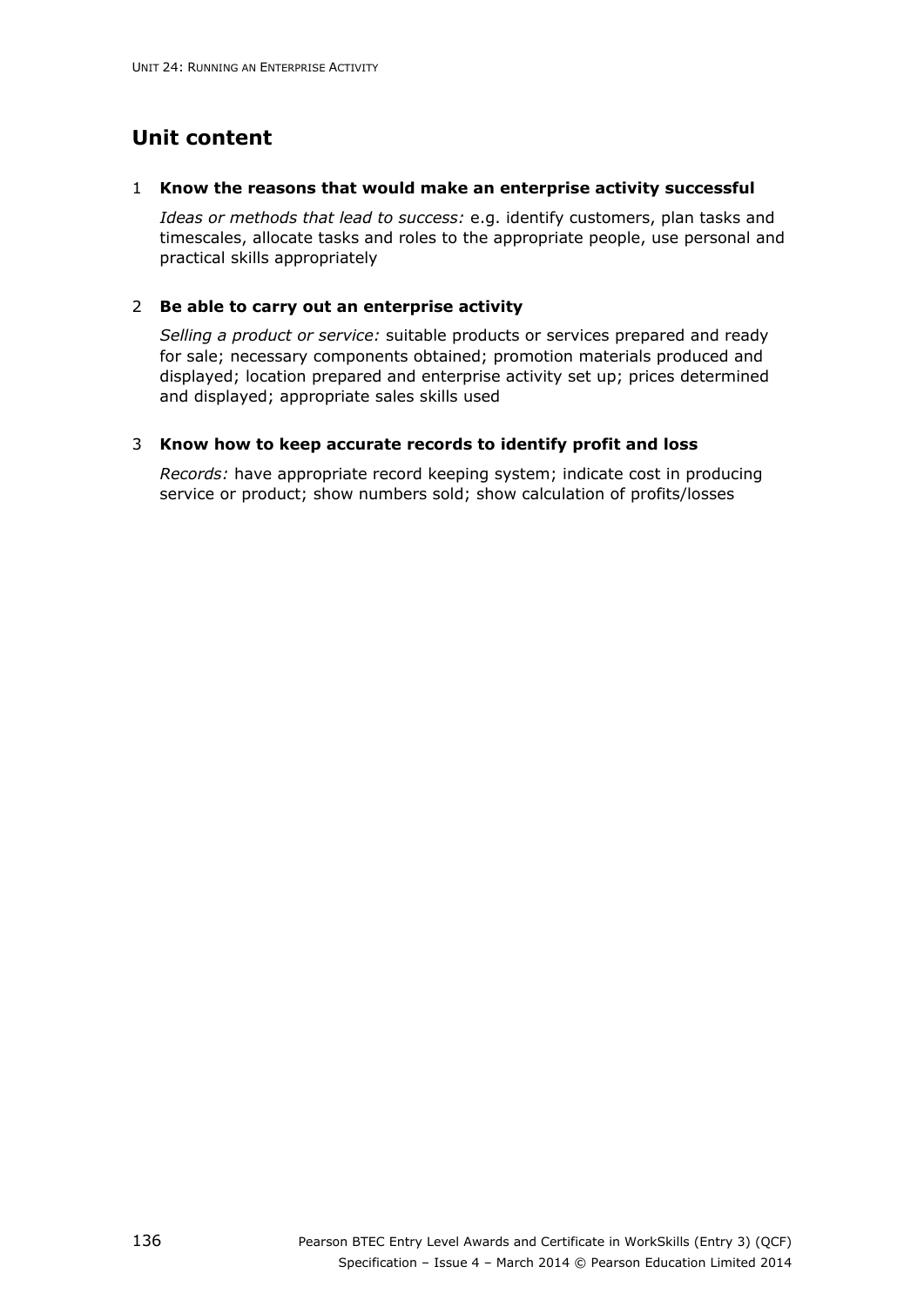## Unit content

1 **Know the reasons that would make an enterprise activity successful**

*Ideas or methods that lead to success:* e.g. identify customers, plan tasks and timescales, allocate tasks and roles to the appropriate people, use personal and practical skills appropriately

2 **Be able to carry out an enterprise activity**

*Selling a product or service:* suitable products or services prepared and ready for sale; necessary components obtained; promotion materials produced and displayed; location prepared and enterprise activity set up; prices determined and displayed; appropriate sales skills used

3 **Know how to keep accurate records to identify profit and loss**

*Records:* have appropriate record keeping system; indicate cost in producing service or product; show numbers sold; show calculation of profits/losses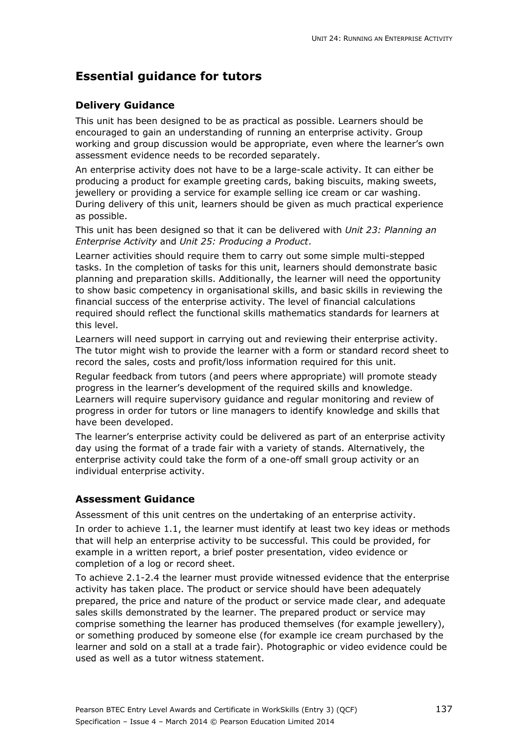## Essential guidance for tutors

### Delivery Guidance

This unit has been designed to be as practical as possible. Learners should be encouraged to gain an understanding of running an enterprise activity. Group working and group discussion would be appropriate, even where the learner's own assessment evidence needs to be recorded separately.

An enterprise activity does not have to be a large-scale activity. It can either be producing a product for example greeting cards, baking biscuits, making sweets, jewellery or providing a service for example selling ice cream or car washing. During delivery of this unit, learners should be given as much practical experience as possible.

This unit has been designed so that it can be delivered with *Unit 23: Planning an Enterprise Activity* and *Unit 25: Producing a Product*.

Learner activities should require them to carry out some simple multi-stepped tasks. In the completion of tasks for this unit, learners should demonstrate basic planning and preparation skills. Additionally, the learner will need the opportunity to show basic competency in organisational skills, and basic skills in reviewing the financial success of the enterprise activity. The level of financial calculations required should reflect the functional skills mathematics standards for learners at this level.

Learners will need support in carrying out and reviewing their enterprise activity. The tutor might wish to provide the learner with a form or standard record sheet to record the sales, costs and profit/loss information required for this unit.

Regular feedback from tutors (and peers where appropriate) will promote steady progress in the learner's development of the required skills and knowledge. Learners will require supervisory guidance and regular monitoring and review of progress in order for tutors or line managers to identify knowledge and skills that have been developed.

The learner's enterprise activity could be delivered as part of an enterprise activity day using the format of a trade fair with a variety of stands. Alternatively, the enterprise activity could take the form of a one-off small group activity or an individual enterprise activity.

### Assessment Guidance

Assessment of this unit centres on the undertaking of an enterprise activity.

In order to achieve 1.1, the learner must identify at least two key ideas or methods that will help an enterprise activity to be successful. This could be provided, for example in a written report, a brief poster presentation, video evidence or completion of a log or record sheet.

To achieve 2.1-2.4 the learner must provide witnessed evidence that the enterprise activity has taken place. The product or service should have been adequately prepared, the price and nature of the product or service made clear, and adequate sales skills demonstrated by the learner. The prepared product or service may comprise something the learner has produced themselves (for example jewellery), or something produced by someone else (for example ice cream purchased by the learner and sold on a stall at a trade fair). Photographic or video evidence could be used as well as a tutor witness statement.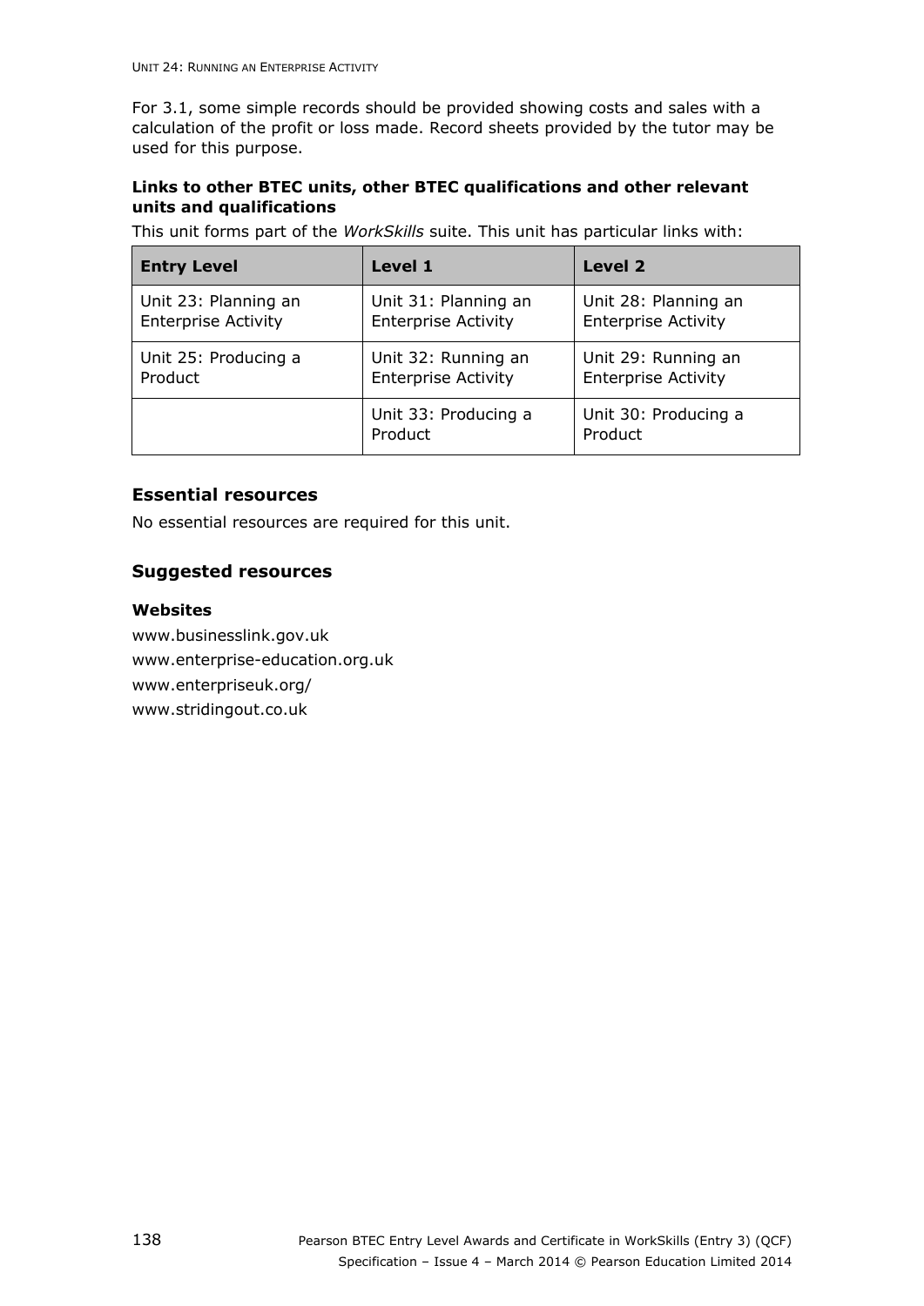For 3.1, some simple records should be provided showing costs and sales with a calculation of the profit or loss made. Record sheets provided by the tutor may be used for this purpose.

**Links to other BTEC units, other BTEC qualifications and other relevant units and qualifications**

This unit forms part of the *WorkSkills* suite. This unit has particular links with:

| Entry Level | Level 1 | Level 2 |
|---|---|---|
| Unit 23: Planning an Enterprise Activity | Unit 31: Planning an Enterprise Activity | Unit 28: Planning an Enterprise Activity |
| Unit 25: Producing a Product | Unit 32: Running an Enterprise Activity | Unit 29: Running an Enterprise Activity |
| | Unit 33: Producing a Product | Unit 30: Producing a Product |

## Essential resources

No essential resources are required for this unit.

## Suggested resources

### Websites

www.businesslink.gov.uk

www.enterprise-education.org.uk

www.enterpriseuk.org/

www.stridingout.co.uk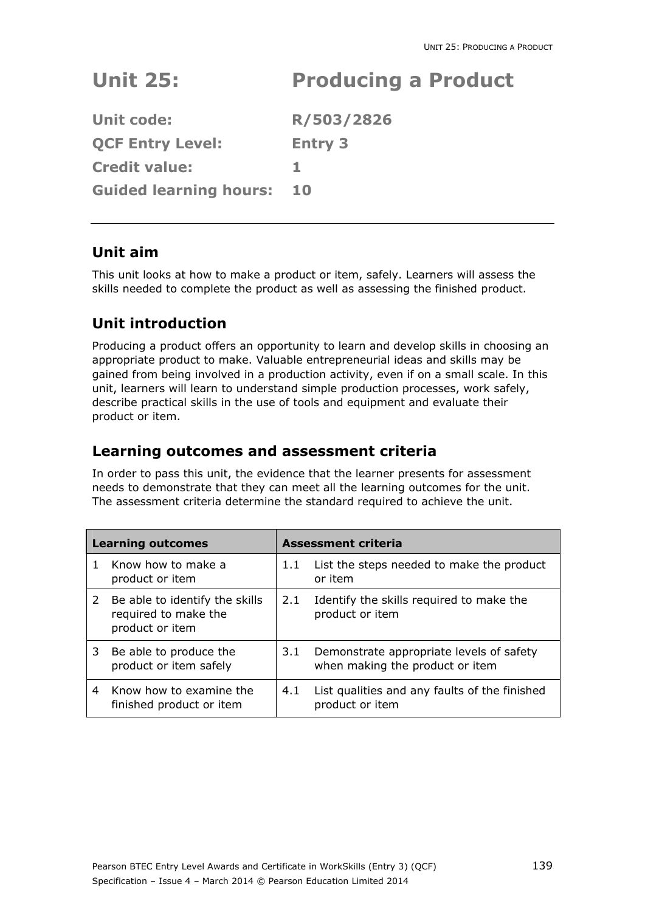# Unit 25: Producing a Product

**Unit code:** R/503/2826

**QCF Entry Level:** Entry 3

**Credit value:** 1

**Guided learning hours:** 10

---

## Unit aim

This unit looks at how to make a product or item, safely. Learners will assess the skills needed to complete the product as well as assessing the finished product.

## Unit introduction

Producing a product offers an opportunity to learn and develop skills in choosing an appropriate product to make. Valuable entrepreneurial ideas and skills may be gained from being involved in a production activity, even if on a small scale. In this unit, learners will learn to understand simple production processes, work safely, describe practical skills in the use of tools and equipment and evaluate their product or item.

## Learning outcomes and assessment criteria

In order to pass this unit, the evidence that the learner presents for assessment needs to demonstrate that they can meet all the learning outcomes for the unit. The assessment criteria determine the standard required to achieve the unit.

| Learning outcomes | Assessment criteria |
|---|---|
| 1 Know how to make a product or item | 1.1 List the steps needed to make the product or item |
| 2 Be able to identify the skills required to make the product or item | 2.1 Identify the skills required to make the product or item |
| 3 Be able to produce the product or item safely | 3.1 Demonstrate appropriate levels of safety when making the product or item |
| 4 Know how to examine the finished product or item | 4.1 List qualities and any faults of the finished product or item |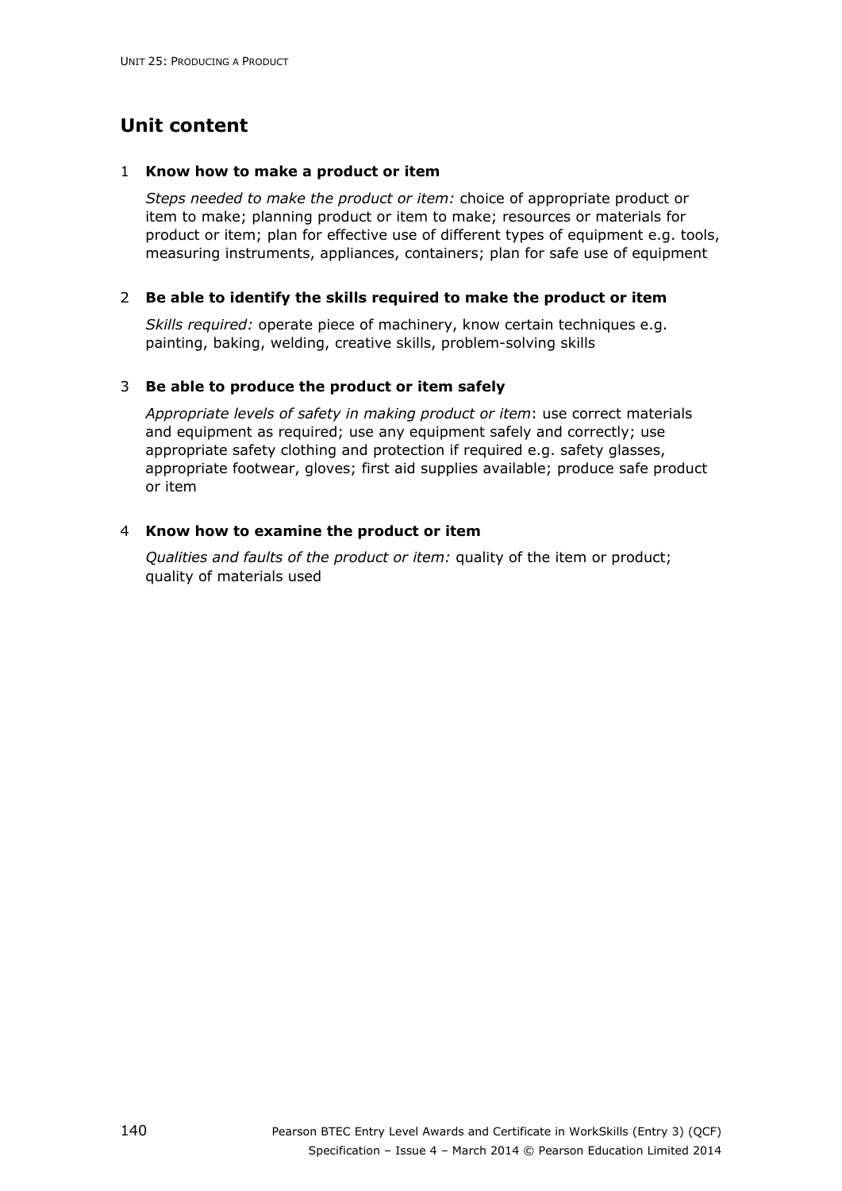## Unit content

1 **Know how to make a product or item**

*Steps needed to make the product or item:* choice of appropriate product or item to make; planning product or item to make; resources or materials for product or item; plan for effective use of different types of equipment e.g. tools, measuring instruments, appliances, containers; plan for safe use of equipment

2 **Be able to identify the skills required to make the product or item**

*Skills required:* operate piece of machinery, know certain techniques e.g. painting, baking, welding, creative skills, problem-solving skills

3 **Be able to produce the product or item safely**

*Appropriate levels of safety in making product or item*: use correct materials and equipment as required; use any equipment safely and correctly; use appropriate safety clothing and protection if required e.g. safety glasses, appropriate footwear, gloves; first aid supplies available; produce safe product or item

4 **Know how to examine the product or item**

*Qualities and faults of the product or item:* quality of the item or product; quality of materials used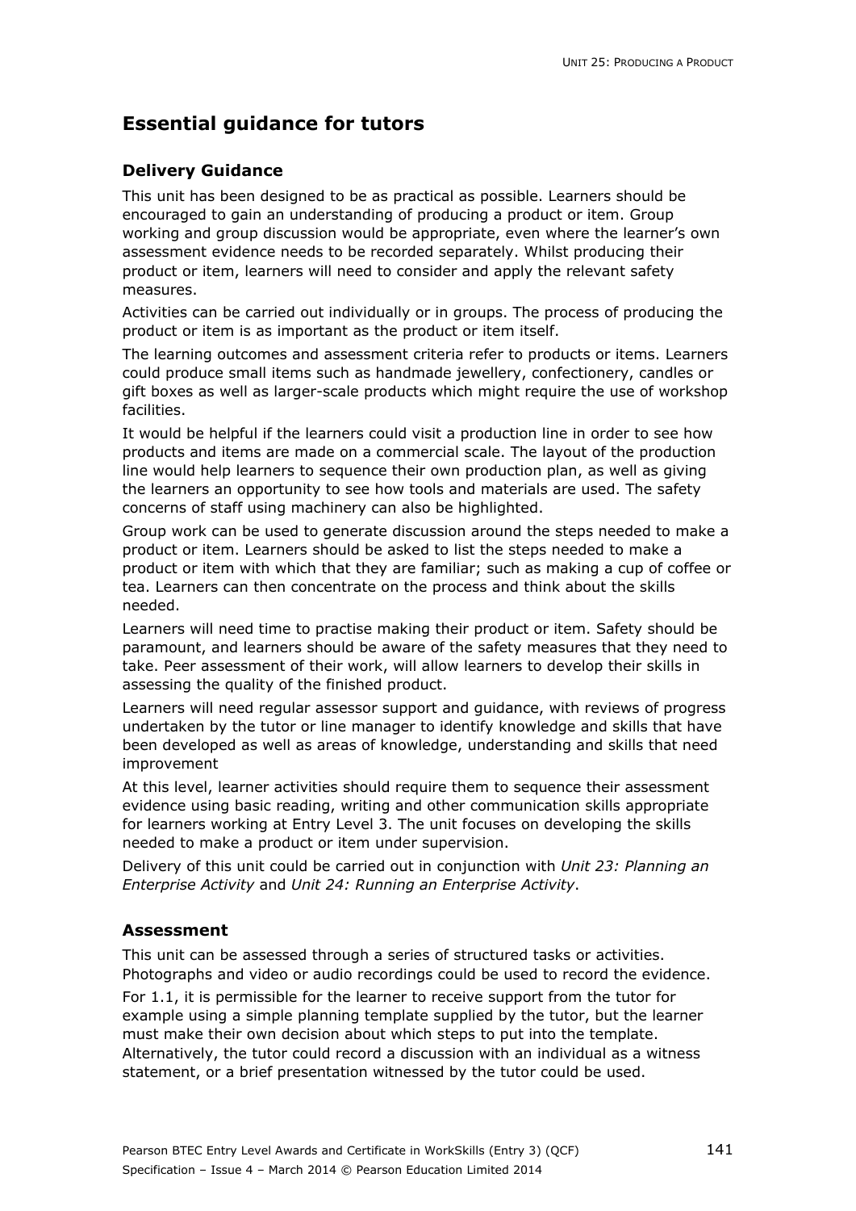## Essential guidance for tutors

### Delivery Guidance

This unit has been designed to be as practical as possible. Learners should be encouraged to gain an understanding of producing a product or item. Group working and group discussion would be appropriate, even where the learner's own assessment evidence needs to be recorded separately. Whilst producing their product or item, learners will need to consider and apply the relevant safety measures.

Activities can be carried out individually or in groups. The process of producing the product or item is as important as the product or item itself.

The learning outcomes and assessment criteria refer to products or items. Learners could produce small items such as handmade jewellery, confectionery, candles or gift boxes as well as larger-scale products which might require the use of workshop facilities.

It would be helpful if the learners could visit a production line in order to see how products and items are made on a commercial scale. The layout of the production line would help learners to sequence their own production plan, as well as giving the learners an opportunity to see how tools and materials are used. The safety concerns of staff using machinery can also be highlighted.

Group work can be used to generate discussion around the steps needed to make a product or item. Learners should be asked to list the steps needed to make a product or item with which that they are familiar; such as making a cup of coffee or tea. Learners can then concentrate on the process and think about the skills needed.

Learners will need time to practise making their product or item. Safety should be paramount, and learners should be aware of the safety measures that they need to take. Peer assessment of their work, will allow learners to develop their skills in assessing the quality of the finished product.

Learners will need regular assessor support and guidance, with reviews of progress undertaken by the tutor or line manager to identify knowledge and skills that have been developed as well as areas of knowledge, understanding and skills that need improvement

At this level, learner activities should require them to sequence their assessment evidence using basic reading, writing and other communication skills appropriate for learners working at Entry Level 3. The unit focuses on developing the skills needed to make a product or item under supervision.

Delivery of this unit could be carried out in conjunction with *Unit 23: Planning an Enterprise Activity* and *Unit 24: Running an Enterprise Activity*.

### Assessment

This unit can be assessed through a series of structured tasks or activities. Photographs and video or audio recordings could be used to record the evidence.

For 1.1, it is permissible for the learner to receive support from the tutor for example using a simple planning template supplied by the tutor, but the learner must make their own decision about which steps to put into the template. Alternatively, the tutor could record a discussion with an individual as a witness statement, or a brief presentation witnessed by the tutor could be used.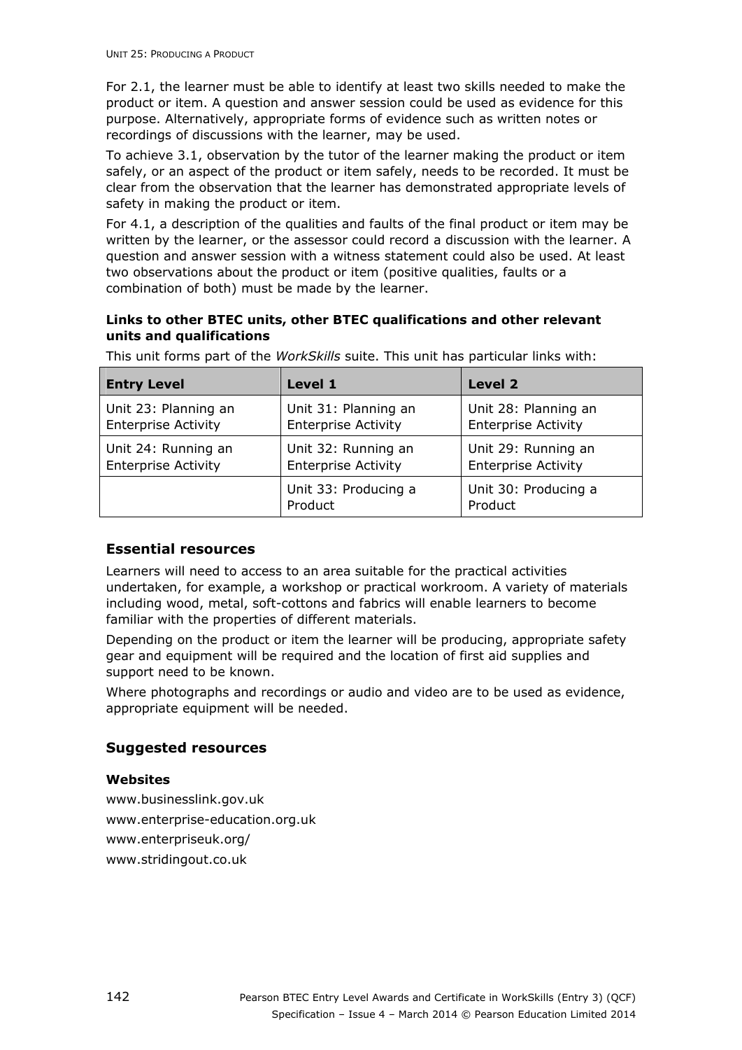For 2.1, the learner must be able to identify at least two skills needed to make the product or item. A question and answer session could be used as evidence for this purpose. Alternatively, appropriate forms of evidence such as written notes or recordings of discussions with the learner, may be used.

To achieve 3.1, observation by the tutor of the learner making the product or item safely, or an aspect of the product or item safely, needs to be recorded. It must be clear from the observation that the learner has demonstrated appropriate levels of safety in making the product or item.

For 4.1, a description of the qualities and faults of the final product or item may be written by the learner, or the assessor could record a discussion with the learner. A question and answer session with a witness statement could also be used. At least two observations about the product or item (positive qualities, faults or a combination of both) must be made by the learner.

**Links to other BTEC units, other BTEC qualifications and other relevant units and qualifications**

This unit forms part of the *WorkSkills* suite. This unit has particular links with:

| Entry Level | Level 1 | Level 2 |
|---|---|---|
| Unit 23: Planning an Enterprise Activity | Unit 31: Planning an Enterprise Activity | Unit 28: Planning an Enterprise Activity |
| Unit 24: Running an Enterprise Activity | Unit 32: Running an Enterprise Activity | Unit 29: Running an Enterprise Activity |
| | Unit 33: Producing a Product | Unit 30: Producing a Product |

## Essential resources

Learners will need to access to an area suitable for the practical activities undertaken, for example, a workshop or practical workroom. A variety of materials including wood, metal, soft-cottons and fabrics will enable learners to become familiar with the properties of different materials.

Depending on the product or item the learner will be producing, appropriate safety gear and equipment will be required and the location of first aid supplies and support need to be known.

Where photographs and recordings or audio and video are to be used as evidence, appropriate equipment will be needed.

## Suggested resources

### Websites

www.businesslink.gov.uk

www.enterprise-education.org.uk

www.enterpriseuk.org/

www.stridingout.co.uk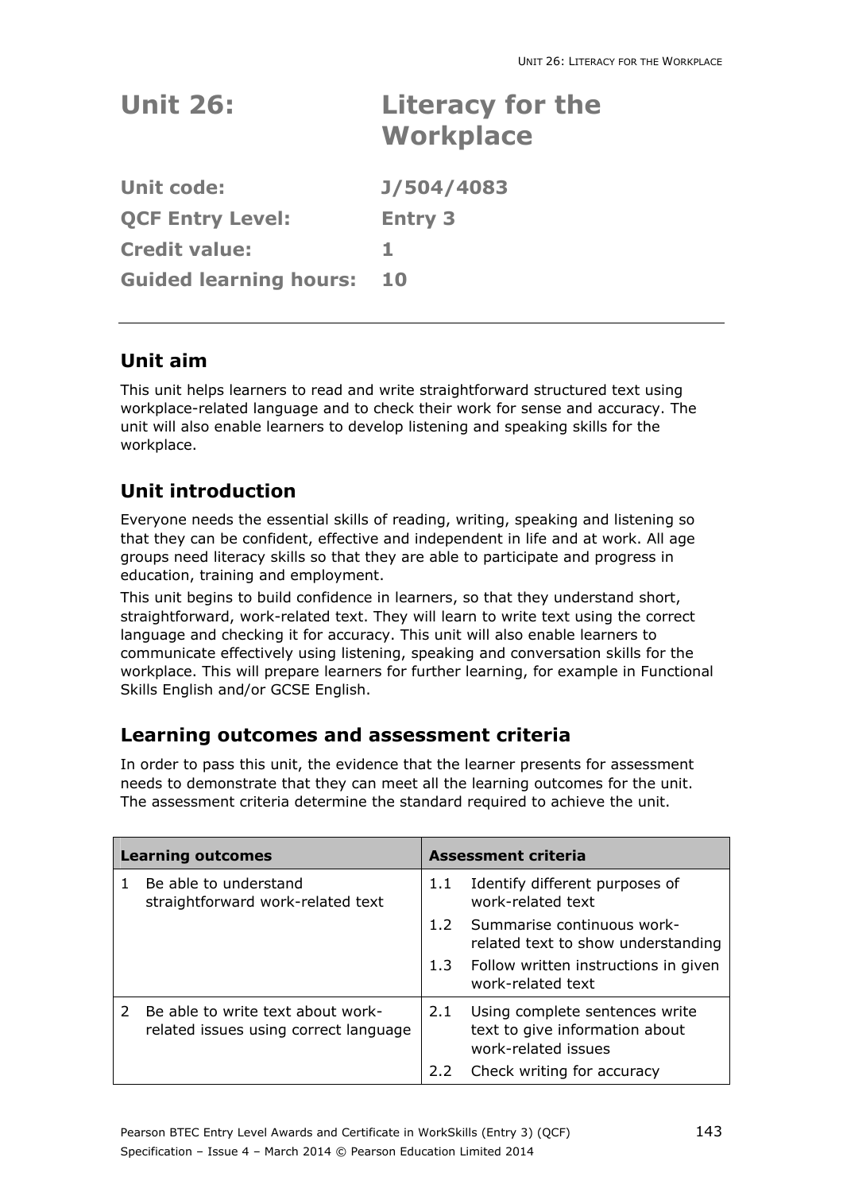# Unit 26: Literacy for the Workplace

| | |
|---|---|
| **Unit code:** | **J/504/4083** |
| **QCF Entry Level:** | **Entry 3** |
| **Credit value:** | **1** |
| **Guided learning hours:** | **10** |

## Unit aim

This unit helps learners to read and write straightforward structured text using workplace-related language and to check their work for sense and accuracy. The unit will also enable learners to develop listening and speaking skills for the workplace.

## Unit introduction

Everyone needs the essential skills of reading, writing, speaking and listening so that they can be confident, effective and independent in life and at work. All age groups need literacy skills so that they are able to participate and progress in education, training and employment.

This unit begins to build confidence in learners, so that they understand short, straightforward, work-related text. They will learn to write text using the correct language and checking it for accuracy. This unit will also enable learners to communicate effectively using listening, speaking and conversation skills for the workplace. This will prepare learners for further learning, for example in Functional Skills English and/or GCSE English.

## Learning outcomes and assessment criteria

In order to pass this unit, the evidence that the learner presents for assessment needs to demonstrate that they can meet all the learning outcomes for the unit. The assessment criteria determine the standard required to achieve the unit.

| Learning outcomes | Assessment criteria |
|---|---|
| 1 Be able to understand straightforward work-related text | 1.1 Identify different purposes of work-related text |
| | 1.2 Summarise continuous work-related text to show understanding |
| | 1.3 Follow written instructions in given work-related text |
| 2 Be able to write text about work-related issues using correct language | 2.1 Using complete sentences write text to give information about work-related issues |
| | 2.2 Check writing for accuracy |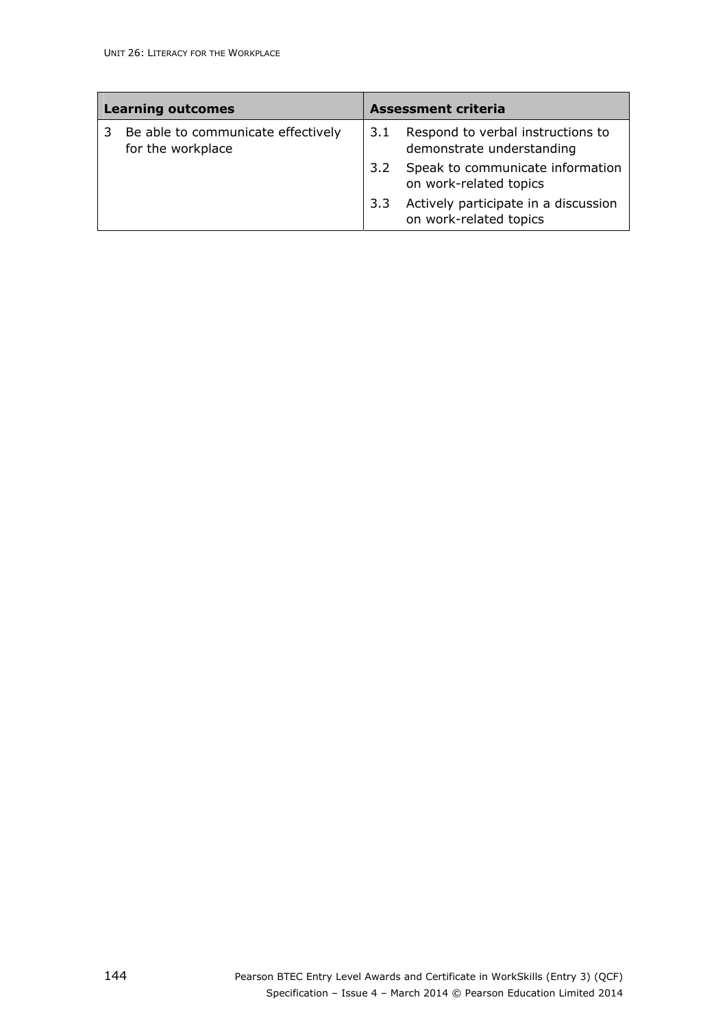| Learning outcomes | Assessment criteria |
|---|---|
| 3 Be able to communicate effectively for the workplace | 3.1 Respond to verbal instructions to demonstrate understanding |
| | 3.2 Speak to communicate information on work-related topics |
| | 3.3 Actively participate in a discussion on work-related topics |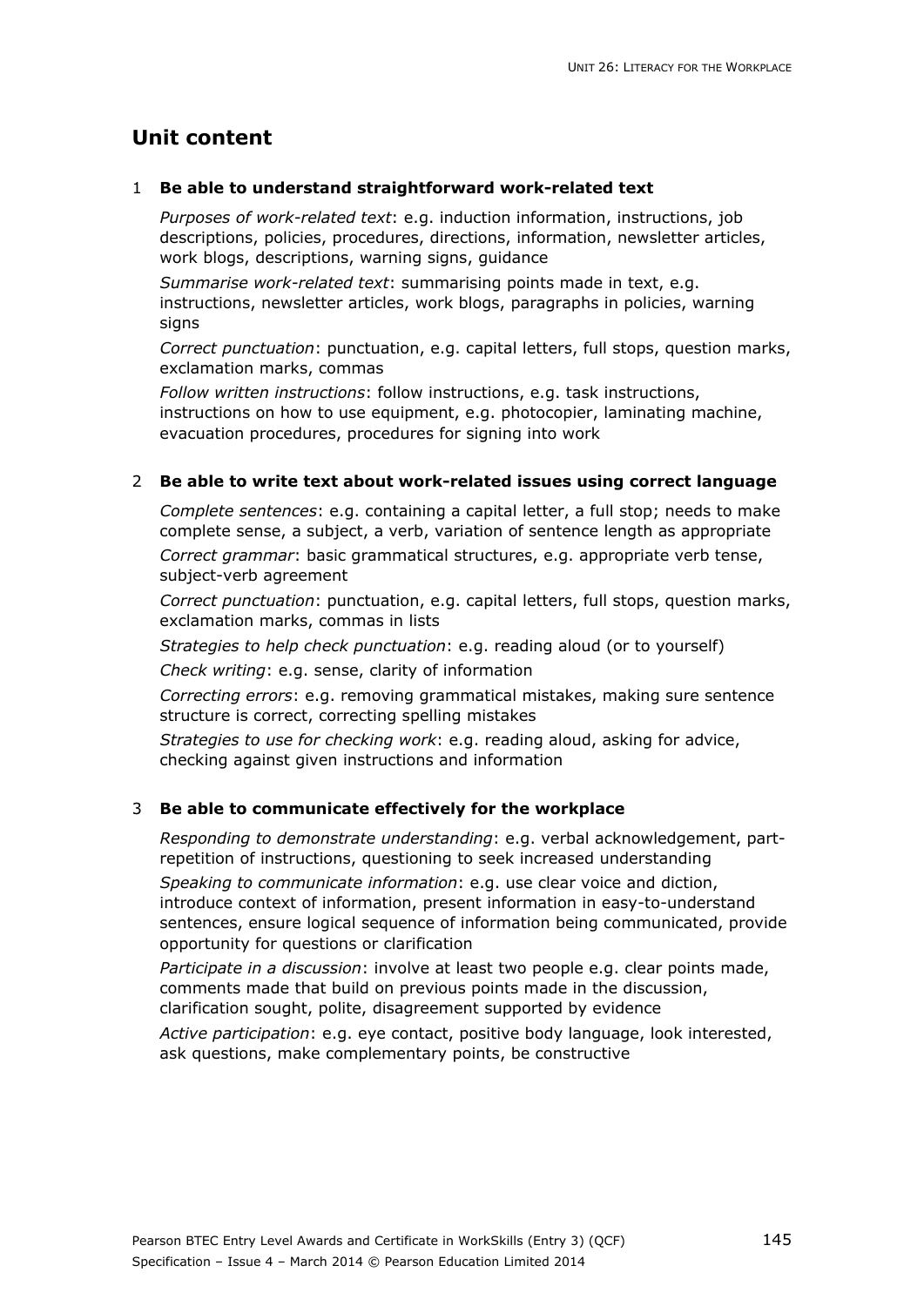## Unit content

1 **Be able to understand straightforward work-related text**

*Purposes of work-related text*: e.g. induction information, instructions, job descriptions, policies, procedures, directions, information, newsletter articles, work blogs, descriptions, warning signs, guidance

*Summarise work-related text*: summarising points made in text, e.g. instructions, newsletter articles, work blogs, paragraphs in policies, warning signs

*Correct punctuation*: punctuation, e.g. capital letters, full stops, question marks, exclamation marks, commas

*Follow written instructions*: follow instructions, e.g. task instructions, instructions on how to use equipment, e.g. photocopier, laminating machine, evacuation procedures, procedures for signing into work

2 **Be able to write text about work-related issues using correct language**

*Complete sentences*: e.g. containing a capital letter, a full stop; needs to make complete sense, a subject, a verb, variation of sentence length as appropriate

*Correct grammar*: basic grammatical structures, e.g. appropriate verb tense, subject-verb agreement

*Correct punctuation*: punctuation, e.g. capital letters, full stops, question marks, exclamation marks, commas in lists

*Strategies to help check punctuation*: e.g. reading aloud (or to yourself)

*Check writing*: e.g. sense, clarity of information

*Correcting errors*: e.g. removing grammatical mistakes, making sure sentence structure is correct, correcting spelling mistakes

*Strategies to use for checking work*: e.g. reading aloud, asking for advice, checking against given instructions and information

3 **Be able to communicate effectively for the workplace**

*Responding to demonstrate understanding*: e.g. verbal acknowledgement, part-repetition of instructions, questioning to seek increased understanding

*Speaking to communicate information*: e.g. use clear voice and diction, introduce context of information, present information in easy-to-understand sentences, ensure logical sequence of information being communicated, provide opportunity for questions or clarification

*Participate in a discussion*: involve at least two people e.g. clear points made, comments made that build on previous points made in the discussion, clarification sought, polite, disagreement supported by evidence

*Active participation*: e.g. eye contact, positive body language, look interested, ask questions, make complementary points, be constructive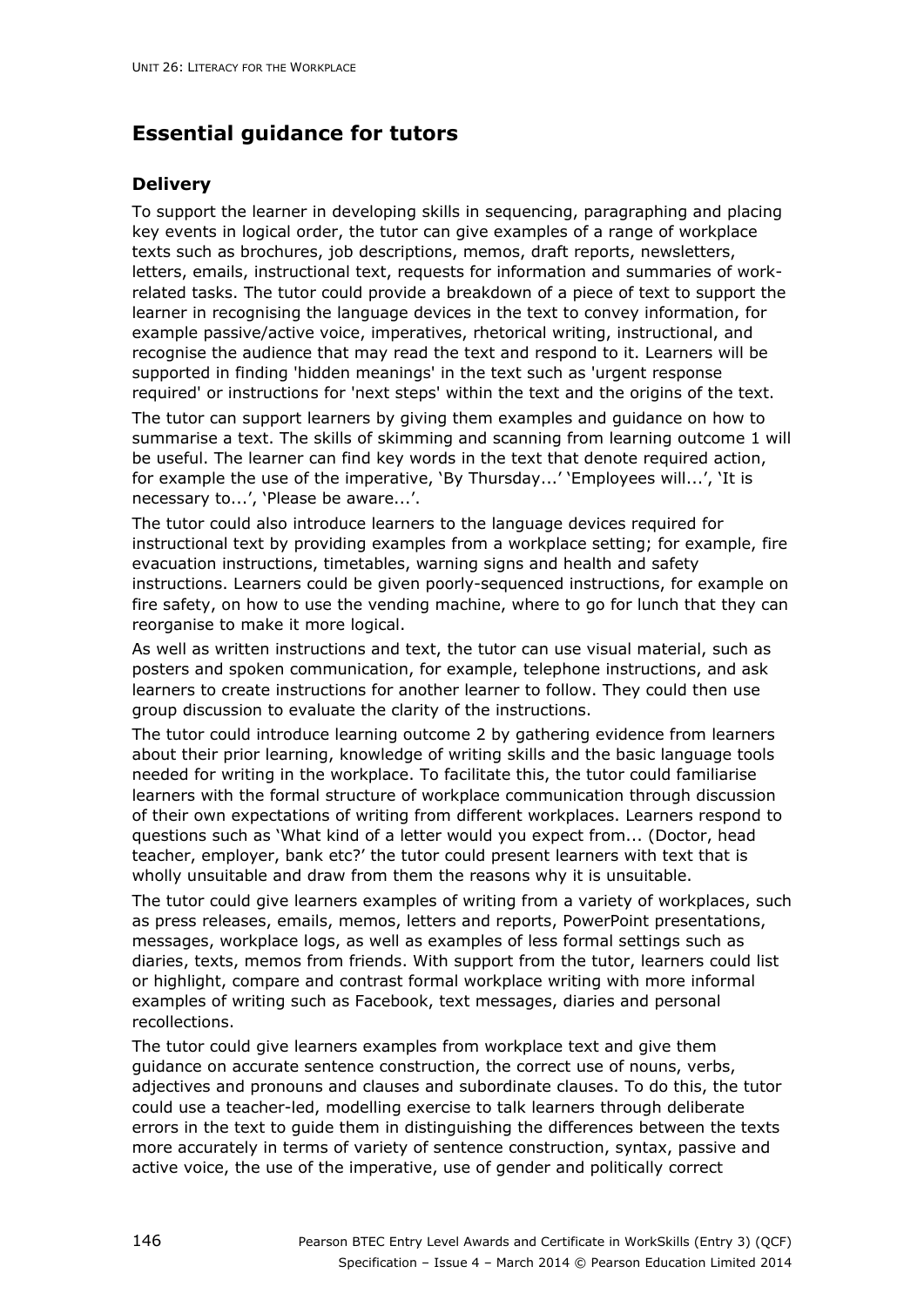## Essential guidance for tutors

### Delivery

To support the learner in developing skills in sequencing, paragraphing and placing key events in logical order, the tutor can give examples of a range of workplace texts such as brochures, job descriptions, memos, draft reports, newsletters, letters, emails, instructional text, requests for information and summaries of work-related tasks. The tutor could provide a breakdown of a piece of text to support the learner in recognising the language devices in the text to convey information, for example passive/active voice, imperatives, rhetorical writing, instructional, and recognise the audience that may read the text and respond to it. Learners will be supported in finding 'hidden meanings' in the text such as 'urgent response required' or instructions for 'next steps' within the text and the origins of the text.

The tutor can support learners by giving them examples and guidance on how to summarise a text. The skills of skimming and scanning from learning outcome 1 will be useful. The learner can find key words in the text that denote required action, for example the use of the imperative, 'By Thursday...' 'Employees will...', 'It is necessary to...', 'Please be aware...'.

The tutor could also introduce learners to the language devices required for instructional text by providing examples from a workplace setting; for example, fire evacuation instructions, timetables, warning signs and health and safety instructions. Learners could be given poorly-sequenced instructions, for example on fire safety, on how to use the vending machine, where to go for lunch that they can reorganise to make it more logical.

As well as written instructions and text, the tutor can use visual material, such as posters and spoken communication, for example, telephone instructions, and ask learners to create instructions for another learner to follow. They could then use group discussion to evaluate the clarity of the instructions.

The tutor could introduce learning outcome 2 by gathering evidence from learners about their prior learning, knowledge of writing skills and the basic language tools needed for writing in the workplace. To facilitate this, the tutor could familiarise learners with the formal structure of workplace communication through discussion of their own expectations of writing from different workplaces. Learners respond to questions such as 'What kind of a letter would you expect from... (Doctor, head teacher, employer, bank etc?' the tutor could present learners with text that is wholly unsuitable and draw from them the reasons why it is unsuitable.

The tutor could give learners examples of writing from a variety of workplaces, such as press releases, emails, memos, letters and reports, PowerPoint presentations, messages, workplace logs, as well as examples of less formal settings such as diaries, texts, memos from friends. With support from the tutor, learners could list or highlight, compare and contrast formal workplace writing with more informal examples of writing such as Facebook, text messages, diaries and personal recollections.

The tutor could give learners examples from workplace text and give them guidance on accurate sentence construction, the correct use of nouns, verbs, adjectives and pronouns and clauses and subordinate clauses. To do this, the tutor could use a teacher-led, modelling exercise to talk learners through deliberate errors in the text to guide them in distinguishing the differences between the texts more accurately in terms of variety of sentence construction, syntax, passive and active voice, the use of the imperative, use of gender and politically correct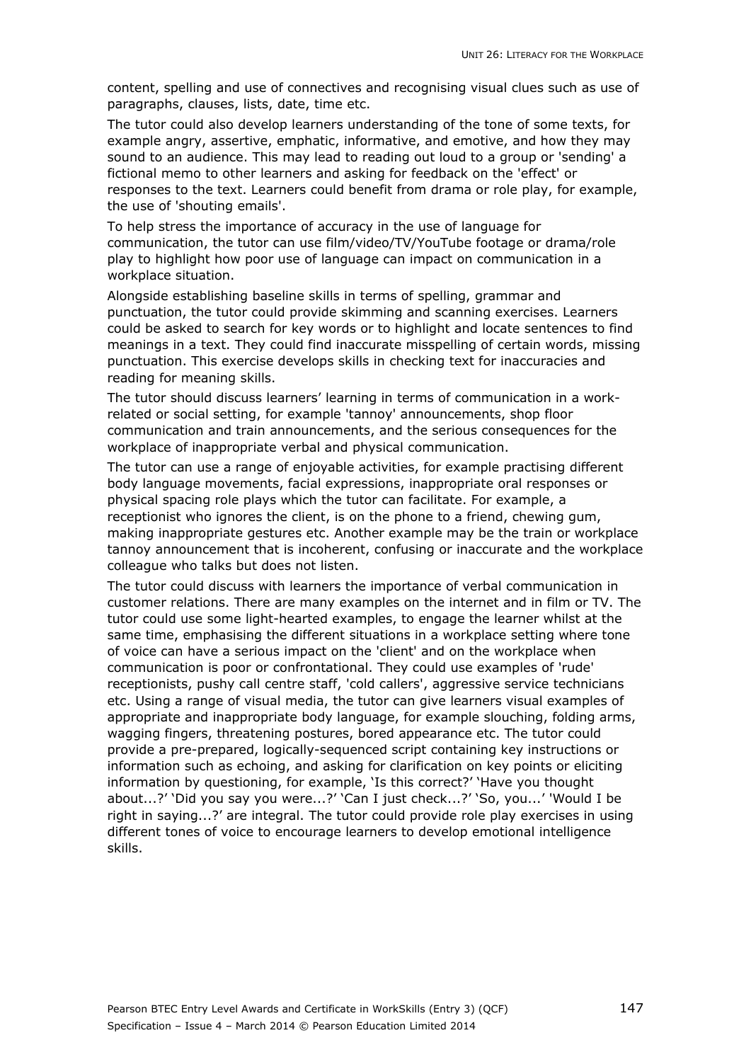content, spelling and use of connectives and recognising visual clues such as use of paragraphs, clauses, lists, date, time etc.

The tutor could also develop learners understanding of the tone of some texts, for example angry, assertive, emphatic, informative, and emotive, and how they may sound to an audience. This may lead to reading out loud to a group or 'sending' a fictional memo to other learners and asking for feedback on the 'effect' or responses to the text. Learners could benefit from drama or role play, for example, the use of 'shouting emails'.

To help stress the importance of accuracy in the use of language for communication, the tutor can use film/video/TV/YouTube footage or drama/role play to highlight how poor use of language can impact on communication in a workplace situation.

Alongside establishing baseline skills in terms of spelling, grammar and punctuation, the tutor could provide skimming and scanning exercises. Learners could be asked to search for key words or to highlight and locate sentences to find meanings in a text. They could find inaccurate misspelling of certain words, missing punctuation. This exercise develops skills in checking text for inaccuracies and reading for meaning skills.

The tutor should discuss learners' learning in terms of communication in a work-related or social setting, for example 'tannoy' announcements, shop floor communication and train announcements, and the serious consequences for the workplace of inappropriate verbal and physical communication.

The tutor can use a range of enjoyable activities, for example practising different body language movements, facial expressions, inappropriate oral responses or physical spacing role plays which the tutor can facilitate. For example, a receptionist who ignores the client, is on the phone to a friend, chewing gum, making inappropriate gestures etc. Another example may be the train or workplace tannoy announcement that is incoherent, confusing or inaccurate and the workplace colleague who talks but does not listen.

The tutor could discuss with learners the importance of verbal communication in customer relations. There are many examples on the internet and in film or TV. The tutor could use some light-hearted examples, to engage the learner whilst at the same time, emphasising the different situations in a workplace setting where tone of voice can have a serious impact on the 'client' and on the workplace when communication is poor or confrontational. They could use examples of 'rude' receptionists, pushy call centre staff, 'cold callers', aggressive service technicians etc. Using a range of visual media, the tutor can give learners visual examples of appropriate and inappropriate body language, for example slouching, folding arms, wagging fingers, threatening postures, bored appearance etc. The tutor could provide a pre-prepared, logically-sequenced script containing key instructions or information such as echoing, and asking for clarification on key points or eliciting information by questioning, for example, 'Is this correct?' 'Have you thought about...?' 'Did you say you were...?' 'Can I just check...?' 'So, you...' 'Would I be right in saying...?' are integral. The tutor could provide role play exercises in using different tones of voice to encourage learners to develop emotional intelligence skills.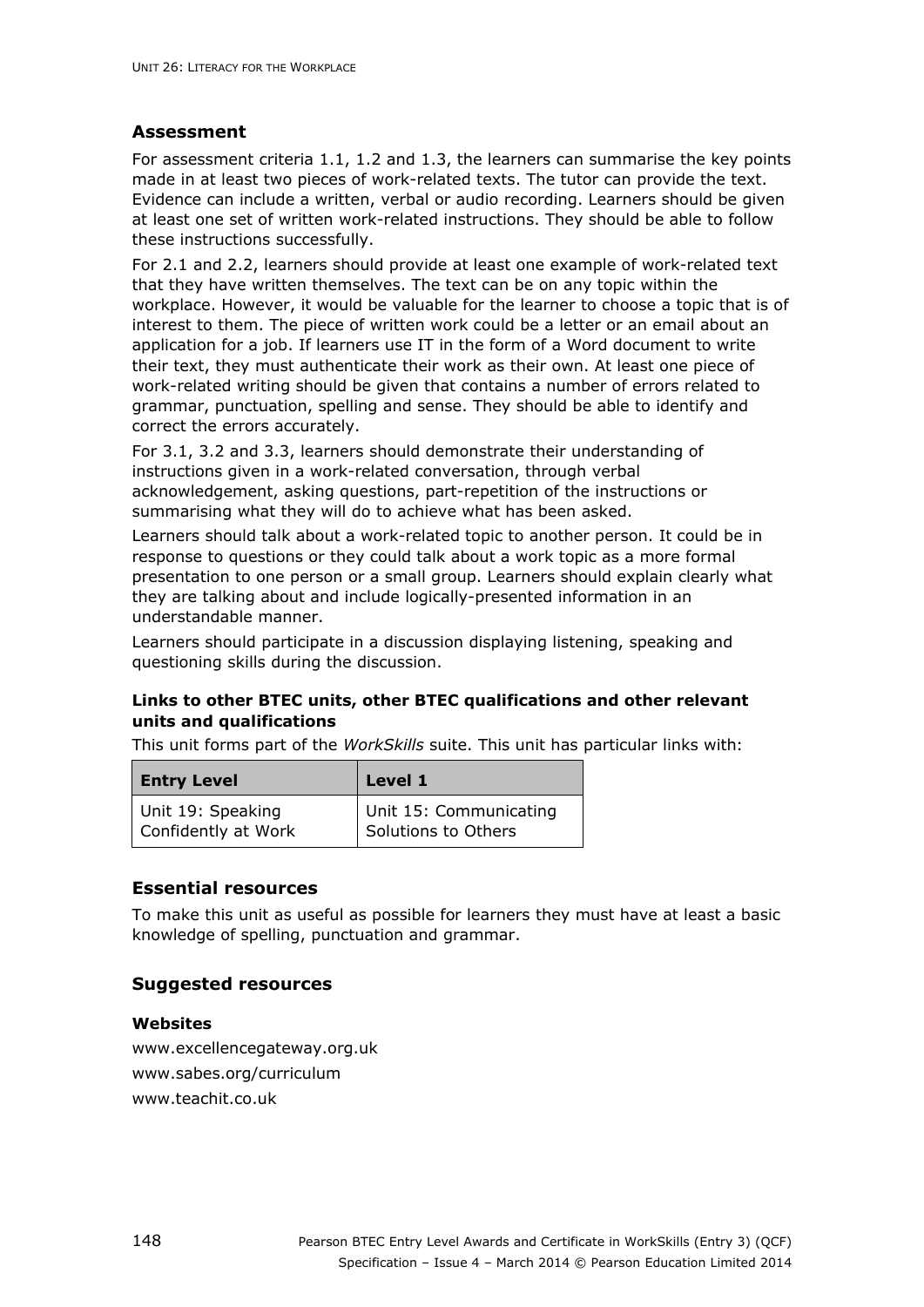## Assessment

For assessment criteria 1.1, 1.2 and 1.3, the learners can summarise the key points made in at least two pieces of work-related texts. The tutor can provide the text. Evidence can include a written, verbal or audio recording. Learners should be given at least one set of written work-related instructions. They should be able to follow these instructions successfully.

For 2.1 and 2.2, learners should provide at least one example of work-related text that they have written themselves. The text can be on any topic within the workplace. However, it would be valuable for the learner to choose a topic that is of interest to them. The piece of written work could be a letter or an email about an application for a job. If learners use IT in the form of a Word document to write their text, they must authenticate their work as their own. At least one piece of work-related writing should be given that contains a number of errors related to grammar, punctuation, spelling and sense. They should be able to identify and correct the errors accurately.

For 3.1, 3.2 and 3.3, learners should demonstrate their understanding of instructions given in a work-related conversation, through verbal acknowledgement, asking questions, part-repetition of the instructions or summarising what they will do to achieve what has been asked.

Learners should talk about a work-related topic to another person. It could be in response to questions or they could talk about a work topic as a more formal presentation to one person or a small group. Learners should explain clearly what they are talking about and include logically-presented information in an understandable manner.

Learners should participate in a discussion displaying listening, speaking and questioning skills during the discussion.

### Links to other BTEC units, other BTEC qualifications and other relevant units and qualifications

This unit forms part of the *WorkSkills* suite. This unit has particular links with:

| Entry Level | Level 1 |
|---|---|
| Unit 19: Speaking Confidently at Work | Unit 15: Communicating Solutions to Others |

## Essential resources

To make this unit as useful as possible for learners they must have at least a basic knowledge of spelling, punctuation and grammar.

## Suggested resources

### Websites

www.excellencegateway.org.uk

www.sabes.org/curriculum

www.teachit.co.uk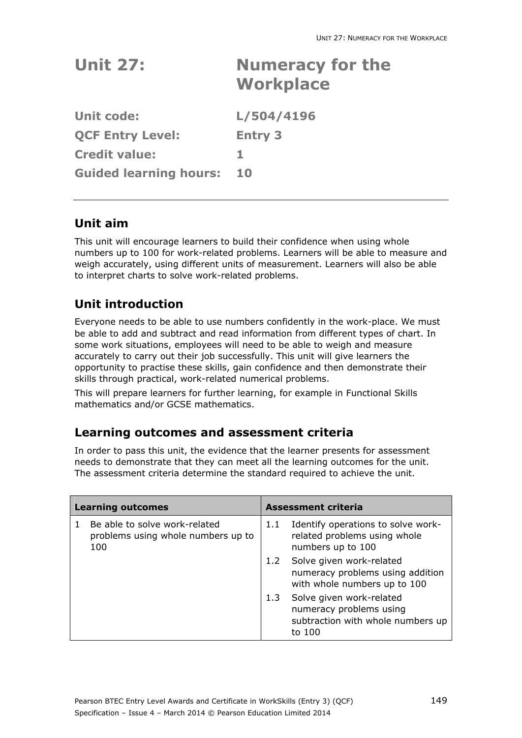# Unit 27: Numeracy for the Workplace

**Unit code:** L/504/4196

**QCF Entry Level:** Entry 3

**Credit value:** 1

**Guided learning hours:** 10

## Unit aim

This unit will encourage learners to build their confidence when using whole numbers up to 100 for work-related problems. Learners will be able to measure and weigh accurately, using different units of measurement. Learners will also be able to interpret charts to solve work-related problems.

## Unit introduction

Everyone needs to be able to use numbers confidently in the work-place. We must be able to add and subtract and read information from different types of chart. In some work situations, employees will need to be able to weigh and measure accurately to carry out their job successfully. This unit will give learners the opportunity to practise these skills, gain confidence and then demonstrate their skills through practical, work-related numerical problems.

This will prepare learners for further learning, for example in Functional Skills mathematics and/or GCSE mathematics.

## Learning outcomes and assessment criteria

In order to pass this unit, the evidence that the learner presents for assessment needs to demonstrate that they can meet all the learning outcomes for the unit. The assessment criteria determine the standard required to achieve the unit.

| Learning outcomes | Assessment criteria |
| --- | --- |
| 1 Be able to solve work-related problems using whole numbers up to 100 | 1.1 Identify operations to solve work-related problems using whole numbers up to 100 |
| | 1.2 Solve given work-related numeracy problems using addition with whole numbers up to 100 |
| | 1.3 Solve given work-related numeracy problems using subtraction with whole numbers up to 100 |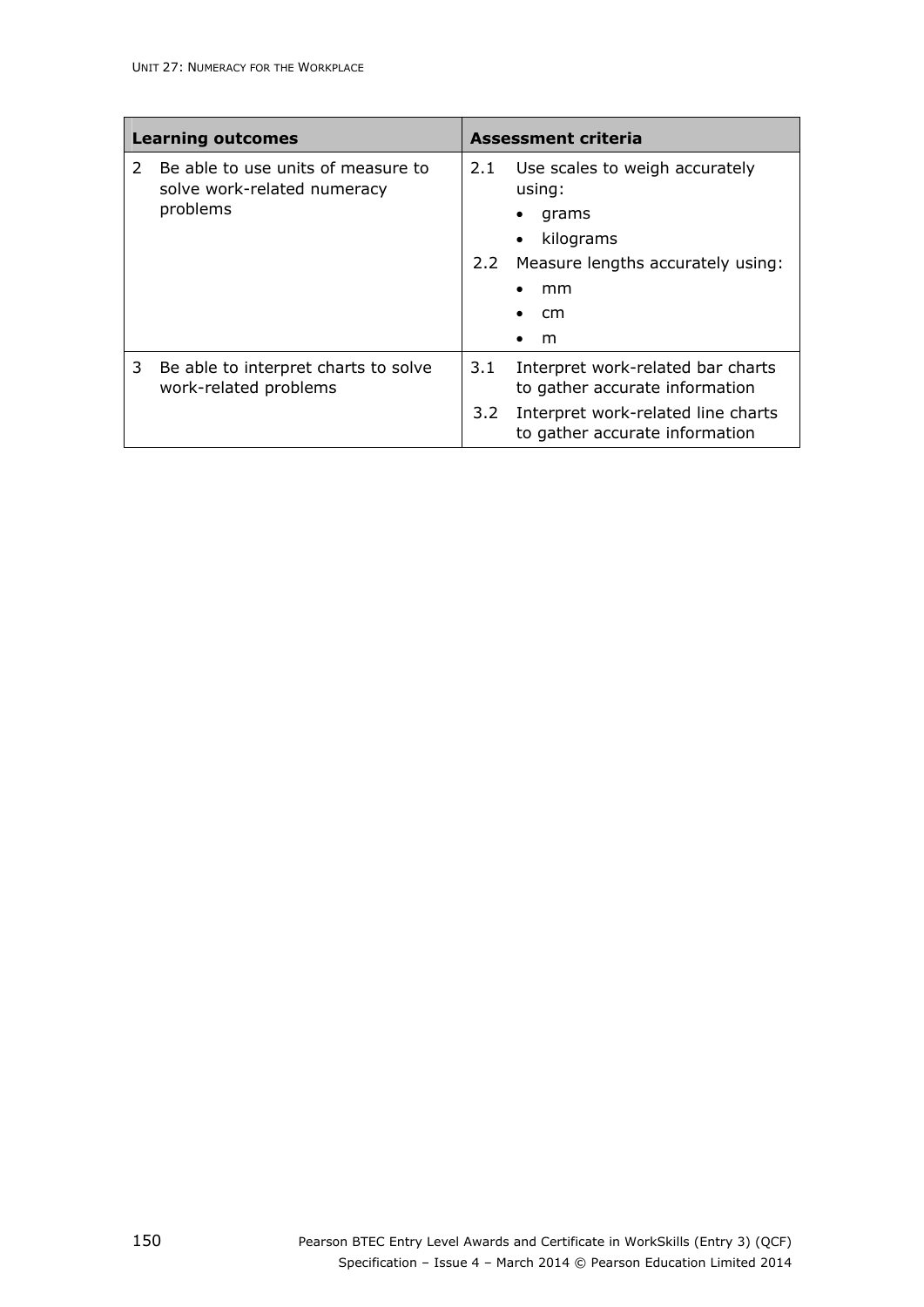| Learning outcomes | Assessment criteria |
|---|---|
| 2 Be able to use units of measure to solve work-related numeracy problems | 2.1 Use scales to weigh accurately using:<br>• grams<br>• kilograms<br>2.2 Measure lengths accurately using:<br>• mm<br>• cm<br>• m |
| 3 Be able to interpret charts to solve work-related problems | 3.1 Interpret work-related bar charts to gather accurate information<br>3.2 Interpret work-related line charts to gather accurate information |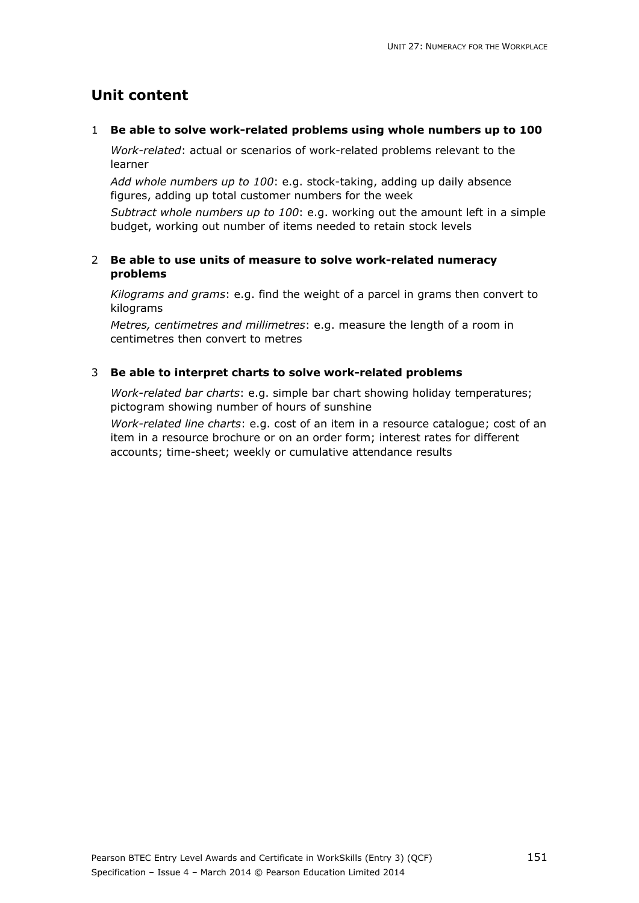## Unit content

1 **Be able to solve work-related problems using whole numbers up to 100**

*Work-related*: actual or scenarios of work-related problems relevant to the learner

*Add whole numbers up to 100*: e.g. stock-taking, adding up daily absence figures, adding up total customer numbers for the week

*Subtract whole numbers up to 100*: e.g. working out the amount left in a simple budget, working out number of items needed to retain stock levels

2 **Be able to use units of measure to solve work-related numeracy problems**

*Kilograms and grams*: e.g. find the weight of a parcel in grams then convert to kilograms

*Metres, centimetres and millimetres*: e.g. measure the length of a room in centimetres then convert to metres

3 **Be able to interpret charts to solve work-related problems**

*Work-related bar charts*: e.g. simple bar chart showing holiday temperatures; pictogram showing number of hours of sunshine

*Work-related line charts*: e.g. cost of an item in a resource catalogue; cost of an item in a resource brochure or on an order form; interest rates for different accounts; time-sheet; weekly or cumulative attendance results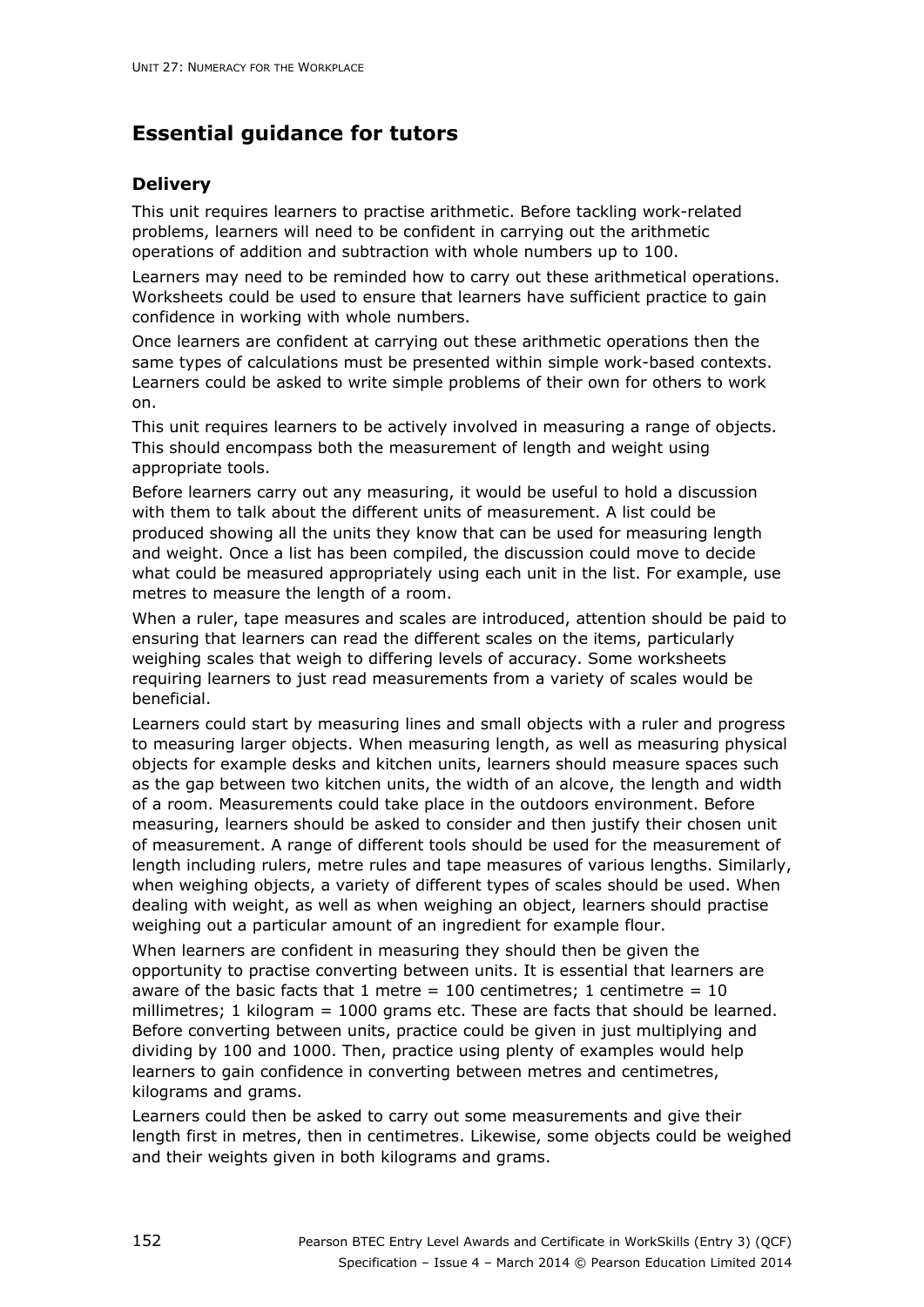## Essential guidance for tutors

### Delivery

This unit requires learners to practise arithmetic. Before tackling work-related problems, learners will need to be confident in carrying out the arithmetic operations of addition and subtraction with whole numbers up to 100.

Learners may need to be reminded how to carry out these arithmetical operations. Worksheets could be used to ensure that learners have sufficient practice to gain confidence in working with whole numbers.

Once learners are confident at carrying out these arithmetic operations then the same types of calculations must be presented within simple work-based contexts. Learners could be asked to write simple problems of their own for others to work on.

This unit requires learners to be actively involved in measuring a range of objects. This should encompass both the measurement of length and weight using appropriate tools.

Before learners carry out any measuring, it would be useful to hold a discussion with them to talk about the different units of measurement. A list could be produced showing all the units they know that can be used for measuring length and weight. Once a list has been compiled, the discussion could move to decide what could be measured appropriately using each unit in the list. For example, use metres to measure the length of a room.

When a ruler, tape measures and scales are introduced, attention should be paid to ensuring that learners can read the different scales on the items, particularly weighing scales that weigh to differing levels of accuracy. Some worksheets requiring learners to just read measurements from a variety of scales would be beneficial.

Learners could start by measuring lines and small objects with a ruler and progress to measuring larger objects. When measuring length, as well as measuring physical objects for example desks and kitchen units, learners should measure spaces such as the gap between two kitchen units, the width of an alcove, the length and width of a room. Measurements could take place in the outdoors environment. Before measuring, learners should be asked to consider and then justify their chosen unit of measurement. A range of different tools should be used for the measurement of length including rulers, metre rules and tape measures of various lengths. Similarly, when weighing objects, a variety of different types of scales should be used. When dealing with weight, as well as when weighing an object, learners should practise weighing out a particular amount of an ingredient for example flour.

When learners are confident in measuring they should then be given the opportunity to practise converting between units. It is essential that learners are aware of the basic facts that 1 metre = 100 centimetres; 1 centimetre = 10 millimetres; 1 kilogram = 1000 grams etc. These are facts that should be learned. Before converting between units, practice could be given in just multiplying and dividing by 100 and 1000. Then, practice using plenty of examples would help learners to gain confidence in converting between metres and centimetres, kilograms and grams.

Learners could then be asked to carry out some measurements and give their length first in metres, then in centimetres. Likewise, some objects could be weighed and their weights given in both kilograms and grams.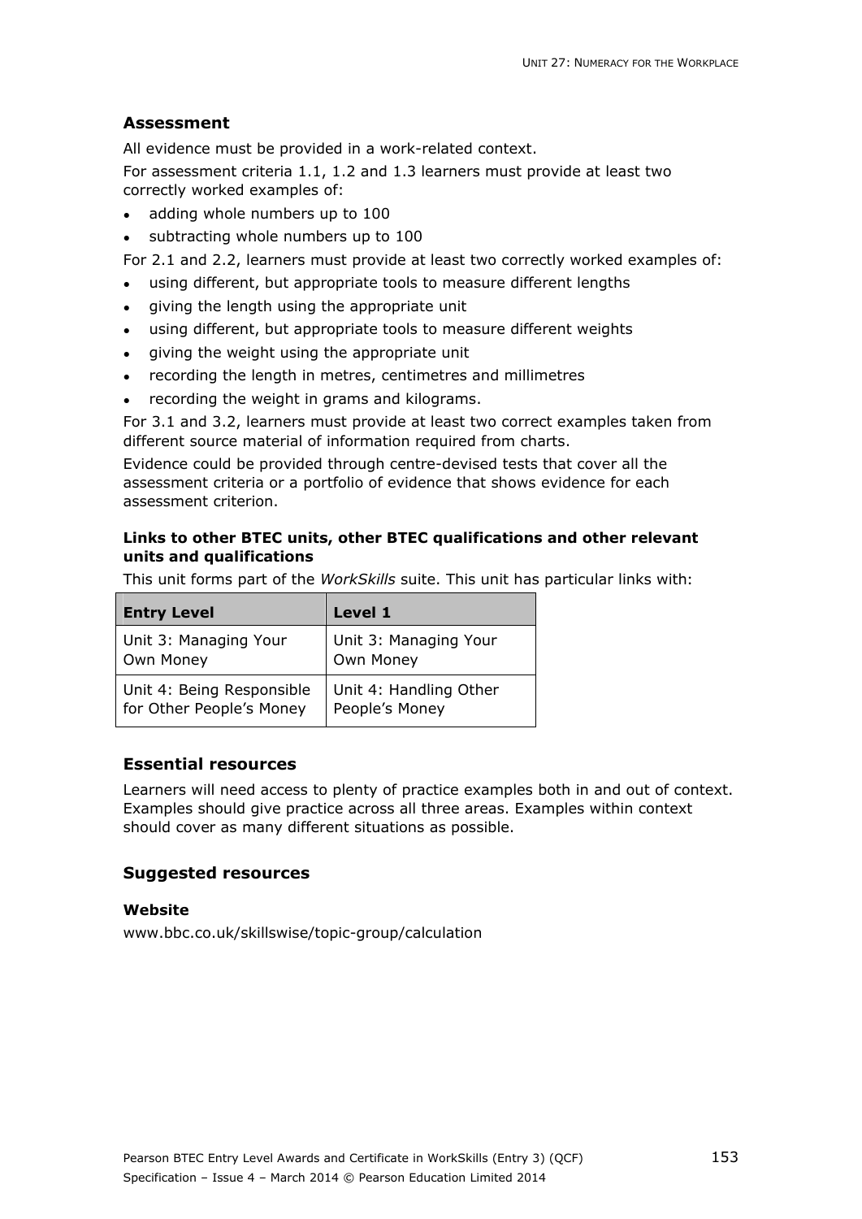## Assessment

All evidence must be provided in a work-related context.

For assessment criteria 1.1, 1.2 and 1.3 learners must provide at least two correctly worked examples of:

- adding whole numbers up to 100
- subtracting whole numbers up to 100

For 2.1 and 2.2, learners must provide at least two correctly worked examples of:

- using different, but appropriate tools to measure different lengths
- giving the length using the appropriate unit
- using different, but appropriate tools to measure different weights
- giving the weight using the appropriate unit
- recording the length in metres, centimetres and millimetres
- recording the weight in grams and kilograms.

For 3.1 and 3.2, learners must provide at least two correct examples taken from different source material of information required from charts.

Evidence could be provided through centre-devised tests that cover all the assessment criteria or a portfolio of evidence that shows evidence for each assessment criterion.

### Links to other BTEC units, other BTEC qualifications and other relevant units and qualifications

This unit forms part of the *WorkSkills* suite. This unit has particular links with:

| Entry Level | Level 1 |
| --- | --- |
| Unit 3: Managing Your Own Money | Unit 3: Managing Your Own Money |
| Unit 4: Being Responsible for Other People's Money | Unit 4: Handling Other People's Money |

## Essential resources

Learners will need access to plenty of practice examples both in and out of context. Examples should give practice across all three areas. Examples within context should cover as many different situations as possible.

## Suggested resources

### Website

www.bbc.co.uk/skillswise/topic-group/calculation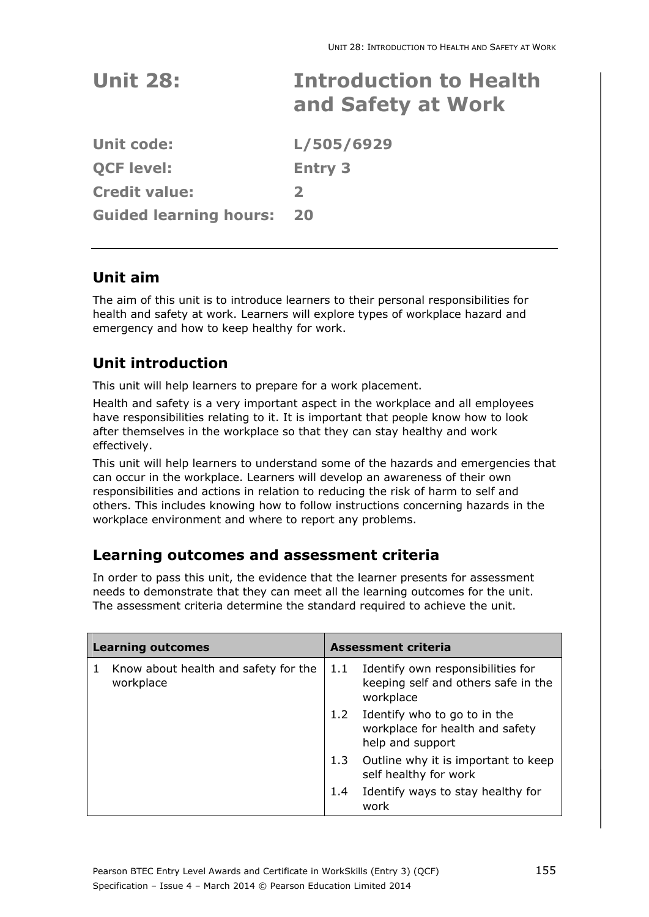# Unit 28: Introduction to Health and Safety at Work

**Unit code:** L/505/6929

**QCF level:** Entry 3

**Credit value:** 2

**Guided learning hours:** 20

## Unit aim

The aim of this unit is to introduce learners to their personal responsibilities for health and safety at work. Learners will explore types of workplace hazard and emergency and how to keep healthy for work.

## Unit introduction

This unit will help learners to prepare for a work placement.

Health and safety is a very important aspect in the workplace and all employees have responsibilities relating to it. It is important that people know how to look after themselves in the workplace so that they can stay healthy and work effectively.

This unit will help learners to understand some of the hazards and emergencies that can occur in the workplace. Learners will develop an awareness of their own responsibilities and actions in relation to reducing the risk of harm to self and others. This includes knowing how to follow instructions concerning hazards in the workplace environment and where to report any problems.

## Learning outcomes and assessment criteria

In order to pass this unit, the evidence that the learner presents for assessment needs to demonstrate that they can meet all the learning outcomes for the unit. The assessment criteria determine the standard required to achieve the unit.

| Learning outcomes | Assessment criteria |
|---|---|
| 1 Know about health and safety for the workplace | 1.1 Identify own responsibilities for keeping self and others safe in the workplace |
| | 1.2 Identify who to go to in the workplace for health and safety help and support |
| | 1.3 Outline why it is important to keep self healthy for work |
| | 1.4 Identify ways to stay healthy for work |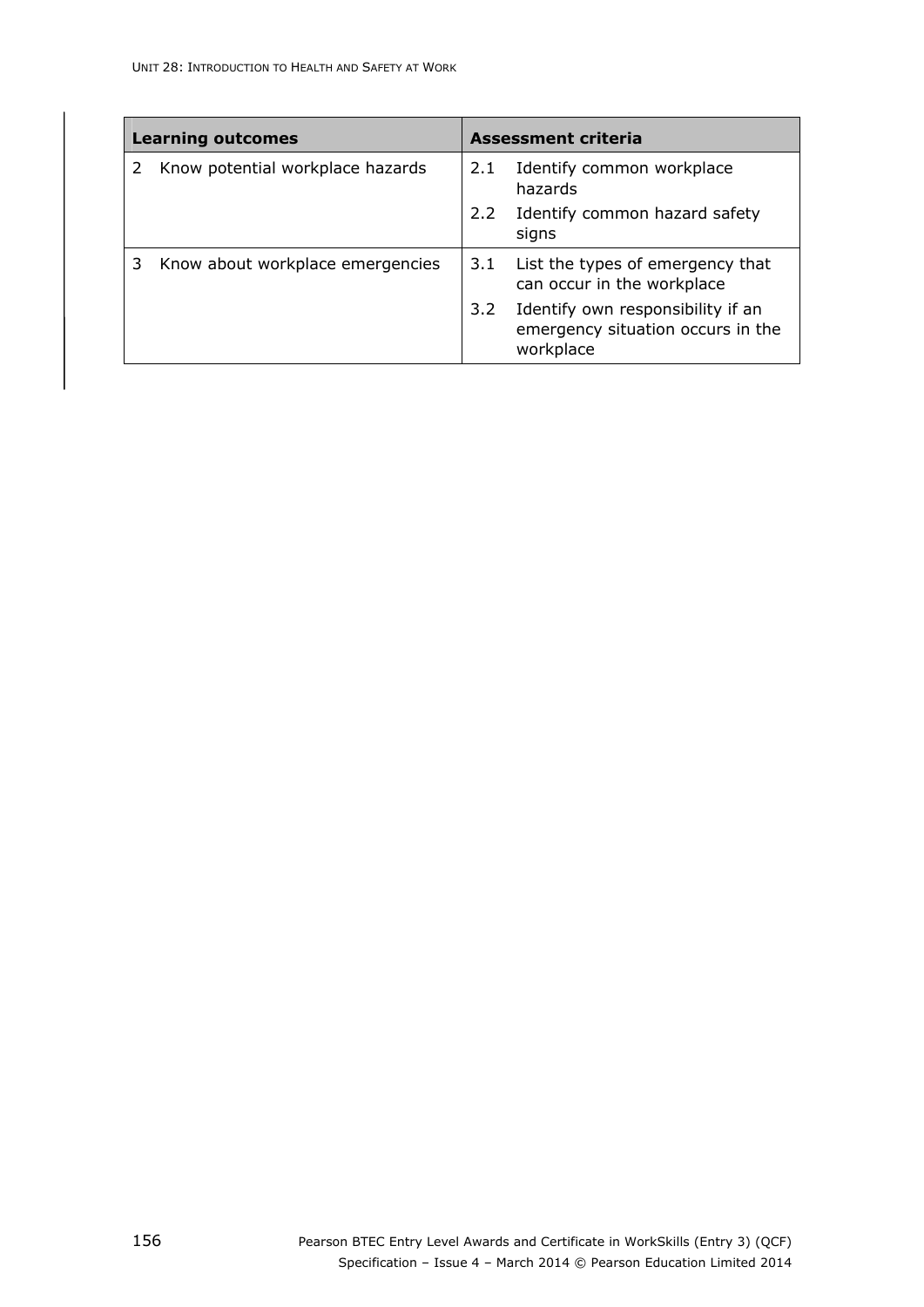| Learning outcomes | Assessment criteria |
|---|---|
| 2 Know potential workplace hazards | 2.1 Identify common workplace hazards<br>2.2 Identify common hazard safety signs |
| 3 Know about workplace emergencies | 3.1 List the types of emergency that can occur in the workplace<br>3.2 Identify own responsibility if an emergency situation occurs in the workplace |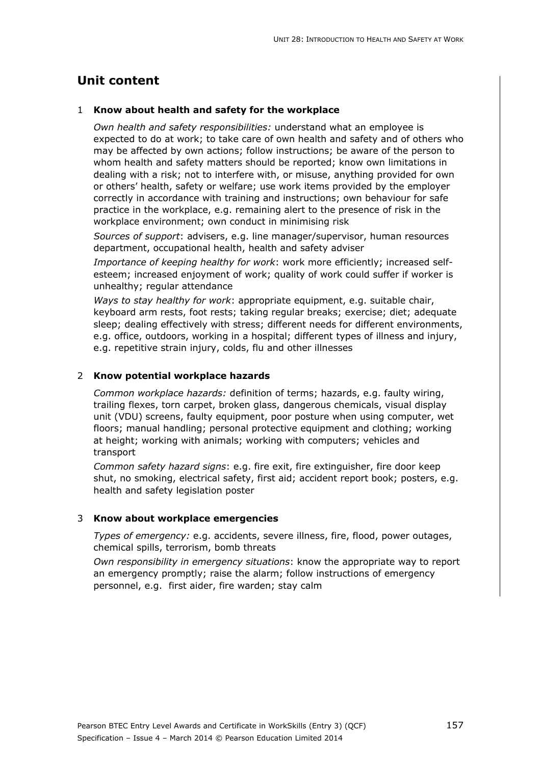## Unit content

### 1 Know about health and safety for the workplace

*Own health and safety responsibilities:* understand what an employee is expected to do at work; to take care of own health and safety and of others who may be affected by own actions; follow instructions; be aware of the person to whom health and safety matters should be reported; know own limitations in dealing with a risk; not to interfere with, or misuse, anything provided for own or others' health, safety or welfare; use work items provided by the employer correctly in accordance with training and instructions; own behaviour for safe practice in the workplace, e.g. remaining alert to the presence of risk in the workplace environment; own conduct in minimising risk

*Sources of support*: advisers, e.g. line manager/supervisor, human resources department, occupational health, health and safety adviser

*Importance of keeping healthy for work*: work more efficiently; increased self-esteem; increased enjoyment of work; quality of work could suffer if worker is unhealthy; regular attendance

*Ways to stay healthy for work*: appropriate equipment, e.g. suitable chair, keyboard arm rests, foot rests; taking regular breaks; exercise; diet; adequate sleep; dealing effectively with stress; different needs for different environments, e.g. office, outdoors, working in a hospital; different types of illness and injury, e.g. repetitive strain injury, colds, flu and other illnesses

### 2 Know potential workplace hazards

*Common workplace hazards:* definition of terms; hazards, e.g. faulty wiring, trailing flexes, torn carpet, broken glass, dangerous chemicals, visual display unit (VDU) screens, faulty equipment, poor posture when using computer, wet floors; manual handling; personal protective equipment and clothing; working at height; working with animals; working with computers; vehicles and transport

*Common safety hazard signs*: e.g. fire exit, fire extinguisher, fire door keep shut, no smoking, electrical safety, first aid; accident report book; posters, e.g. health and safety legislation poster

### 3 Know about workplace emergencies

*Types of emergency:* e.g. accidents, severe illness, fire, flood, power outages, chemical spills, terrorism, bomb threats

*Own responsibility in emergency situations*: know the appropriate way to report an emergency promptly; raise the alarm; follow instructions of emergency personnel, e.g. first aider, fire warden; stay calm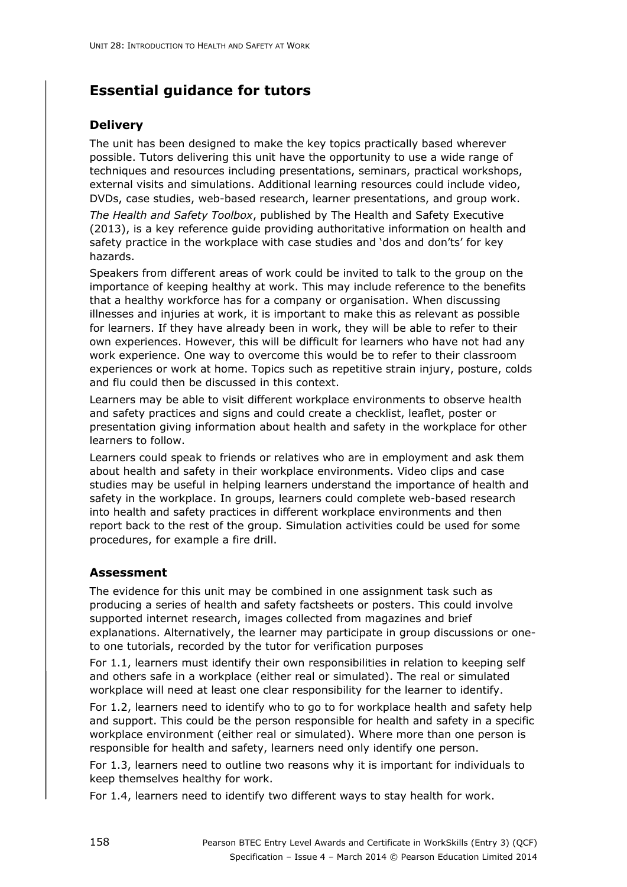## Essential guidance for tutors

### Delivery

The unit has been designed to make the key topics practically based wherever possible. Tutors delivering this unit have the opportunity to use a wide range of techniques and resources including presentations, seminars, practical workshops, external visits and simulations. Additional learning resources could include video, DVDs, case studies, web-based research, learner presentations, and group work.

*The Health and Safety Toolbox*, published by The Health and Safety Executive (2013), is a key reference guide providing authoritative information on health and safety practice in the workplace with case studies and 'dos and don'ts' for key hazards.

Speakers from different areas of work could be invited to talk to the group on the importance of keeping healthy at work. This may include reference to the benefits that a healthy workforce has for a company or organisation. When discussing illnesses and injuries at work, it is important to make this as relevant as possible for learners. If they have already been in work, they will be able to refer to their own experiences. However, this will be difficult for learners who have not had any work experience. One way to overcome this would be to refer to their classroom experiences or work at home. Topics such as repetitive strain injury, posture, colds and flu could then be discussed in this context.

Learners may be able to visit different workplace environments to observe health and safety practices and signs and could create a checklist, leaflet, poster or presentation giving information about health and safety in the workplace for other learners to follow.

Learners could speak to friends or relatives who are in employment and ask them about health and safety in their workplace environments. Video clips and case studies may be useful in helping learners understand the importance of health and safety in the workplace. In groups, learners could complete web-based research into health and safety practices in different workplace environments and then report back to the rest of the group. Simulation activities could be used for some procedures, for example a fire drill.

### Assessment

The evidence for this unit may be combined in one assignment task such as producing a series of health and safety factsheets or posters. This could involve supported internet research, images collected from magazines and brief explanations. Alternatively, the learner may participate in group discussions or one-to one tutorials, recorded by the tutor for verification purposes

For 1.1, learners must identify their own responsibilities in relation to keeping self and others safe in a workplace (either real or simulated). The real or simulated workplace will need at least one clear responsibility for the learner to identify.

For 1.2, learners need to identify who to go to for workplace health and safety help and support. This could be the person responsible for health and safety in a specific workplace environment (either real or simulated). Where more than one person is responsible for health and safety, learners need only identify one person.

For 1.3, learners need to outline two reasons why it is important for individuals to keep themselves healthy for work.

For 1.4, learners need to identify two different ways to stay health for work.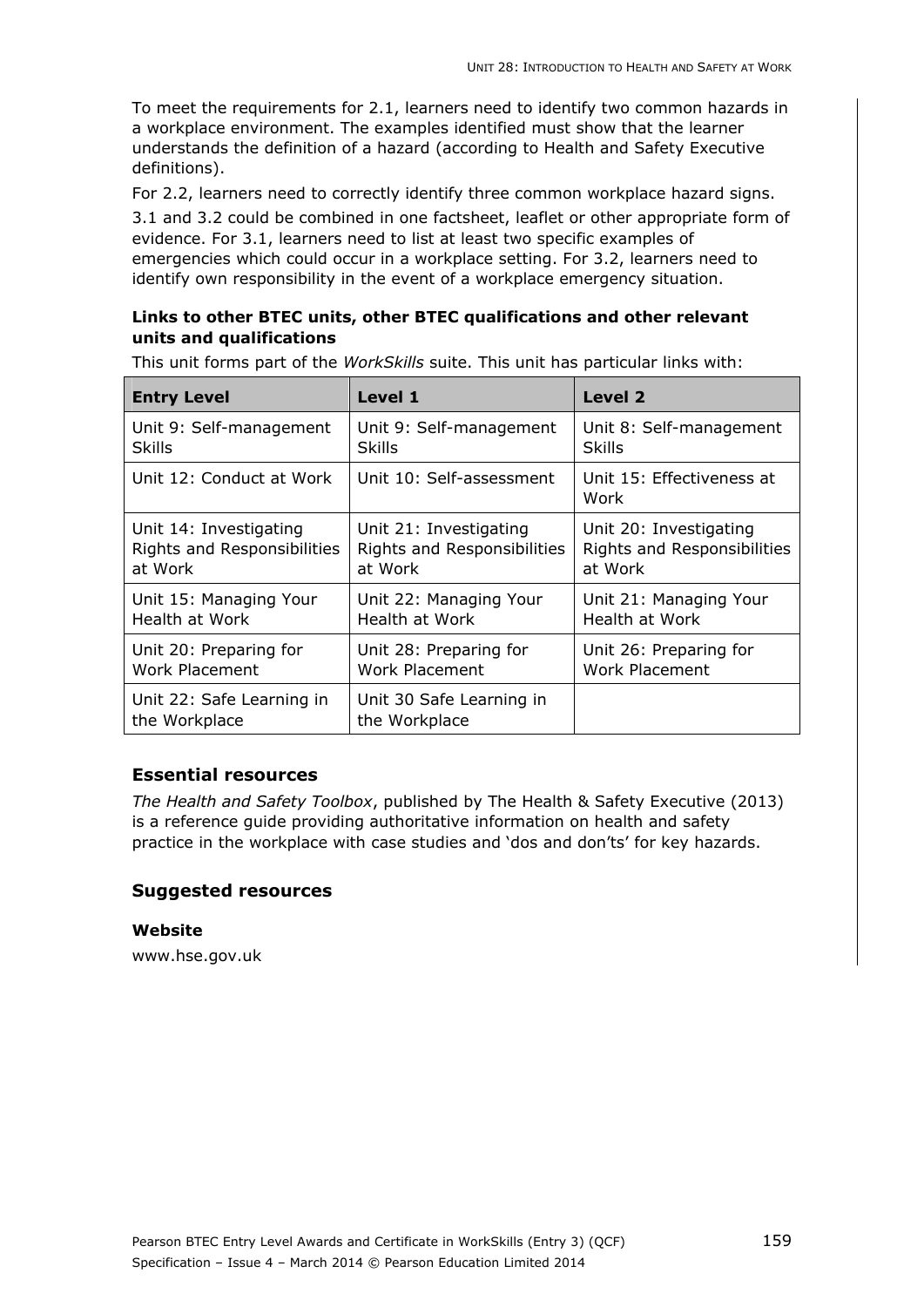To meet the requirements for 2.1, learners need to identify two common hazards in a workplace environment. The examples identified must show that the learner understands the definition of a hazard (according to Health and Safety Executive definitions).

For 2.2, learners need to correctly identify three common workplace hazard signs.

3.1 and 3.2 could be combined in one factsheet, leaflet or other appropriate form of evidence. For 3.1, learners need to list at least two specific examples of emergencies which could occur in a workplace setting. For 3.2, learners need to identify own responsibility in the event of a workplace emergency situation.

**Links to other BTEC units, other BTEC qualifications and other relevant units and qualifications**

This unit forms part of the *WorkSkills* suite. This unit has particular links with:

| Entry Level | Level 1 | Level 2 |
|---|---|---|
| Unit 9: Self-management Skills | Unit 9: Self-management Skills | Unit 8: Self-management Skills |
| Unit 12: Conduct at Work | Unit 10: Self-assessment | Unit 15: Effectiveness at Work |
| Unit 14: Investigating Rights and Responsibilities at Work | Unit 21: Investigating Rights and Responsibilities at Work | Unit 20: Investigating Rights and Responsibilities at Work |
| Unit 15: Managing Your Health at Work | Unit 22: Managing Your Health at Work | Unit 21: Managing Your Health at Work |
| Unit 20: Preparing for Work Placement | Unit 28: Preparing for Work Placement | Unit 26: Preparing for Work Placement |
| Unit 22: Safe Learning in the Workplace | Unit 30 Safe Learning in the Workplace | |

## Essential resources

*The Health and Safety Toolbox*, published by The Health & Safety Executive (2013) is a reference guide providing authoritative information on health and safety practice in the workplace with case studies and 'dos and don'ts' for key hazards.

## Suggested resources

**Website**

www.hse.gov.uk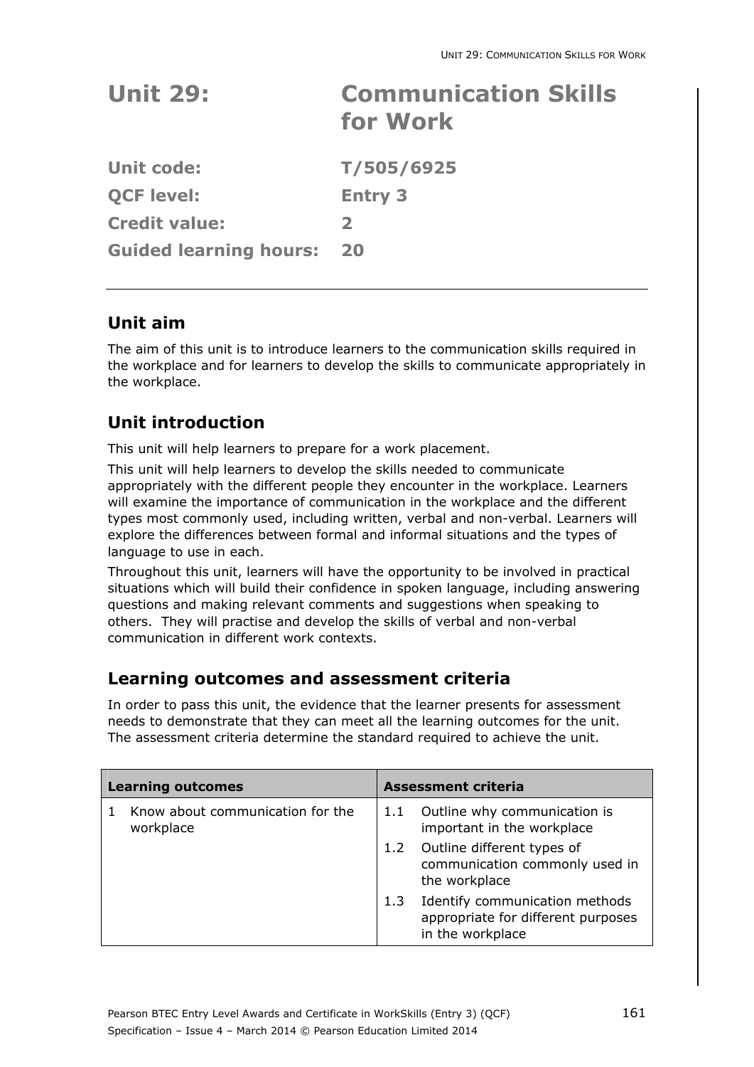# Unit 29: Communication Skills for Work

| | |
|---|---|
| **Unit code:** | **T/505/6925** |
| **QCF level:** | **Entry 3** |
| **Credit value:** | **2** |
| **Guided learning hours:** | **20** |

## Unit aim

The aim of this unit is to introduce learners to the communication skills required in the workplace and for learners to develop the skills to communicate appropriately in the workplace.

## Unit introduction

This unit will help learners to prepare for a work placement.

This unit will help learners to develop the skills needed to communicate appropriately with the different people they encounter in the workplace. Learners will examine the importance of communication in the workplace and the different types most commonly used, including written, verbal and non-verbal. Learners will explore the differences between formal and informal situations and the types of language to use in each.

Throughout this unit, learners will have the opportunity to be involved in practical situations which will build their confidence in spoken language, including answering questions and making relevant comments and suggestions when speaking to others. They will practise and develop the skills of verbal and non-verbal communication in different work contexts.

## Learning outcomes and assessment criteria

In order to pass this unit, the evidence that the learner presents for assessment needs to demonstrate that they can meet all the learning outcomes for the unit. The assessment criteria determine the standard required to achieve the unit.

| Learning outcomes | Assessment criteria |
|---|---|
| 1 Know about communication for the workplace | 1.1 Outline why communication is important in the workplace |
| | 1.2 Outline different types of communication commonly used in the workplace |
| | 1.3 Identify communication methods appropriate for different purposes in the workplace |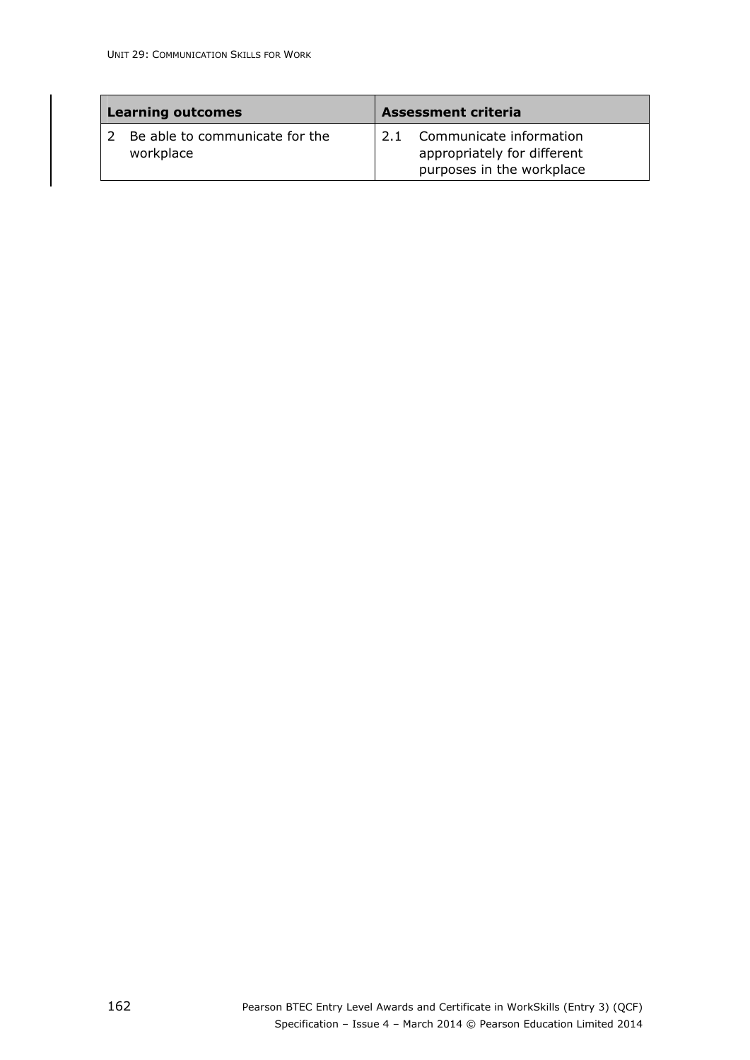| Learning outcomes | Assessment criteria |
|---|---|
| 2 Be able to communicate for the workplace | 2.1 Communicate information appropriately for different purposes in the workplace |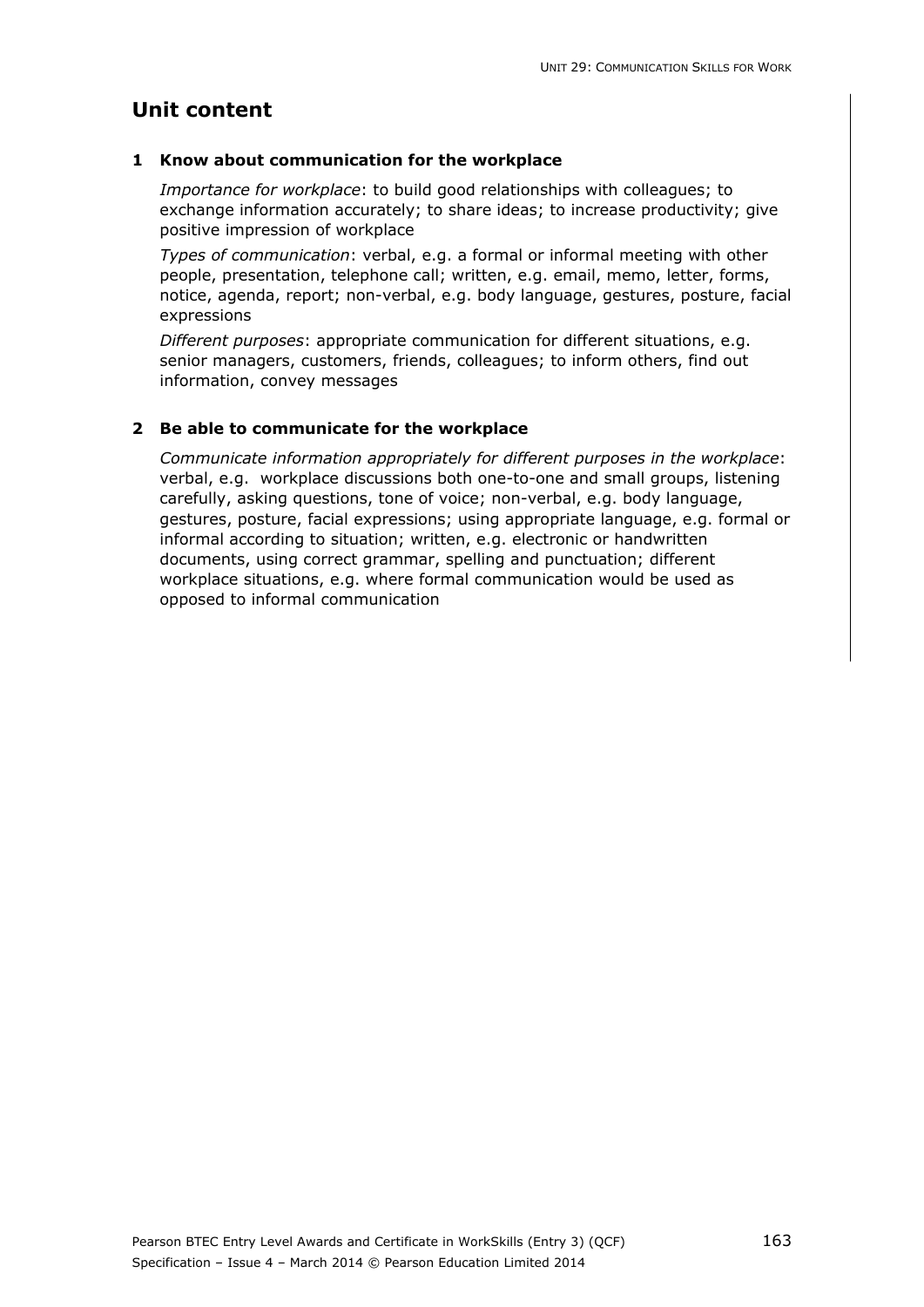## Unit content

### 1 Know about communication for the workplace

*Importance for workplace*: to build good relationships with colleagues; to exchange information accurately; to share ideas; to increase productivity; give positive impression of workplace

*Types of communication*: verbal, e.g. a formal or informal meeting with other people, presentation, telephone call; written, e.g. email, memo, letter, forms, notice, agenda, report; non-verbal, e.g. body language, gestures, posture, facial expressions

*Different purposes*: appropriate communication for different situations, e.g. senior managers, customers, friends, colleagues; to inform others, find out information, convey messages

### 2 Be able to communicate for the workplace

*Communicate information appropriately for different purposes in the workplace*: verbal, e.g. workplace discussions both one-to-one and small groups, listening carefully, asking questions, tone of voice; non-verbal, e.g. body language, gestures, posture, facial expressions; using appropriate language, e.g. formal or informal according to situation; written, e.g. electronic or handwritten documents, using correct grammar, spelling and punctuation; different workplace situations, e.g. where formal communication would be used as opposed to informal communication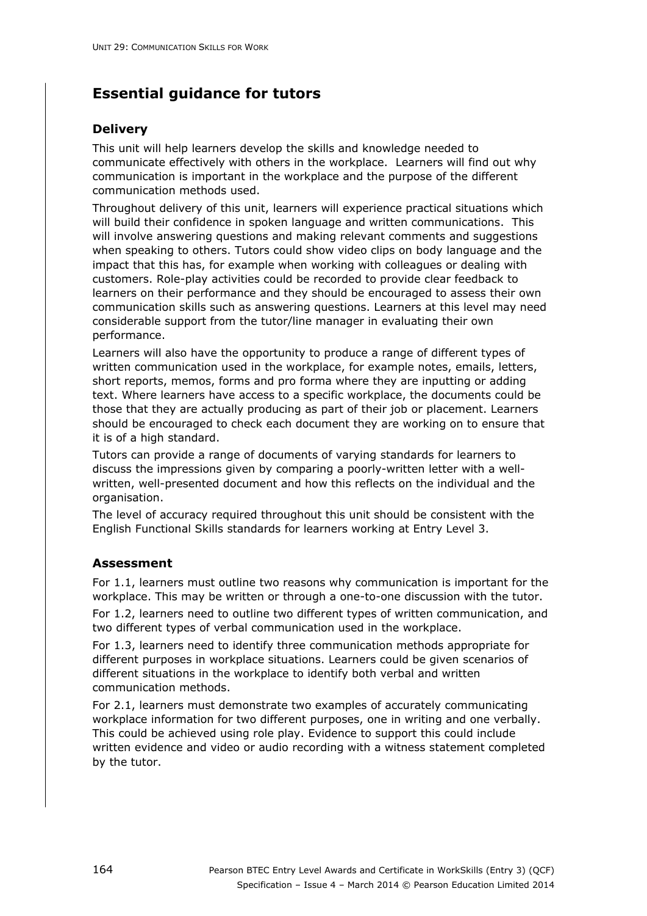## Essential guidance for tutors

### Delivery

This unit will help learners develop the skills and knowledge needed to communicate effectively with others in the workplace. Learners will find out why communication is important in the workplace and the purpose of the different communication methods used.

Throughout delivery of this unit, learners will experience practical situations which will build their confidence in spoken language and written communications. This will involve answering questions and making relevant comments and suggestions when speaking to others. Tutors could show video clips on body language and the impact that this has, for example when working with colleagues or dealing with customers. Role-play activities could be recorded to provide clear feedback to learners on their performance and they should be encouraged to assess their own communication skills such as answering questions. Learners at this level may need considerable support from the tutor/line manager in evaluating their own performance.

Learners will also have the opportunity to produce a range of different types of written communication used in the workplace, for example notes, emails, letters, short reports, memos, forms and pro forma where they are inputting or adding text. Where learners have access to a specific workplace, the documents could be those that they are actually producing as part of their job or placement. Learners should be encouraged to check each document they are working on to ensure that it is of a high standard.

Tutors can provide a range of documents of varying standards for learners to discuss the impressions given by comparing a poorly-written letter with a well-written, well-presented document and how this reflects on the individual and the organisation.

The level of accuracy required throughout this unit should be consistent with the English Functional Skills standards for learners working at Entry Level 3.

### Assessment

For 1.1, learners must outline two reasons why communication is important for the workplace. This may be written or through a one-to-one discussion with the tutor.

For 1.2, learners need to outline two different types of written communication, and two different types of verbal communication used in the workplace.

For 1.3, learners need to identify three communication methods appropriate for different purposes in workplace situations. Learners could be given scenarios of different situations in the workplace to identify both verbal and written communication methods.

For 2.1, learners must demonstrate two examples of accurately communicating workplace information for two different purposes, one in writing and one verbally. This could be achieved using role play. Evidence to support this could include written evidence and video or audio recording with a witness statement completed by the tutor.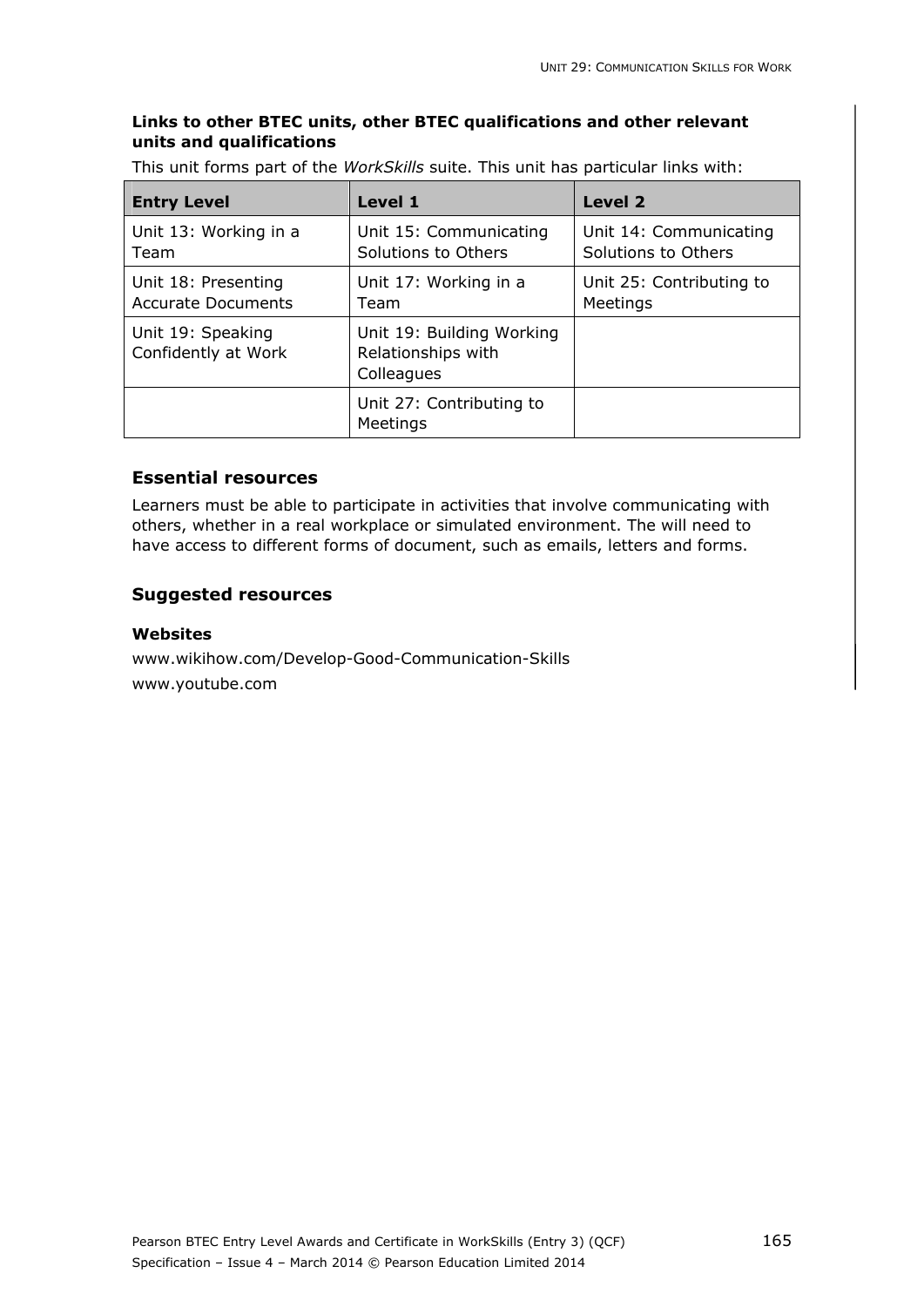**Links to other BTEC units, other BTEC qualifications and other relevant units and qualifications**

This unit forms part of the *WorkSkills* suite. This unit has particular links with:

| Entry Level | Level 1 | Level 2 |
|---|---|---|
| Unit 13: Working in a Team | Unit 15: Communicating Solutions to Others | Unit 14: Communicating Solutions to Others |
| Unit 18: Presenting Accurate Documents | Unit 17: Working in a Team | Unit 25: Contributing to Meetings |
| Unit 19: Speaking Confidently at Work | Unit 19: Building Working Relationships with Colleagues | |
| | Unit 27: Contributing to Meetings | |

### Essential resources

Learners must be able to participate in activities that involve communicating with others, whether in a real workplace or simulated environment. The will need to have access to different forms of document, such as emails, letters and forms.

### Suggested resources

**Websites**

www.wikihow.com/Develop-Good-Communication-Skills

www.youtube.com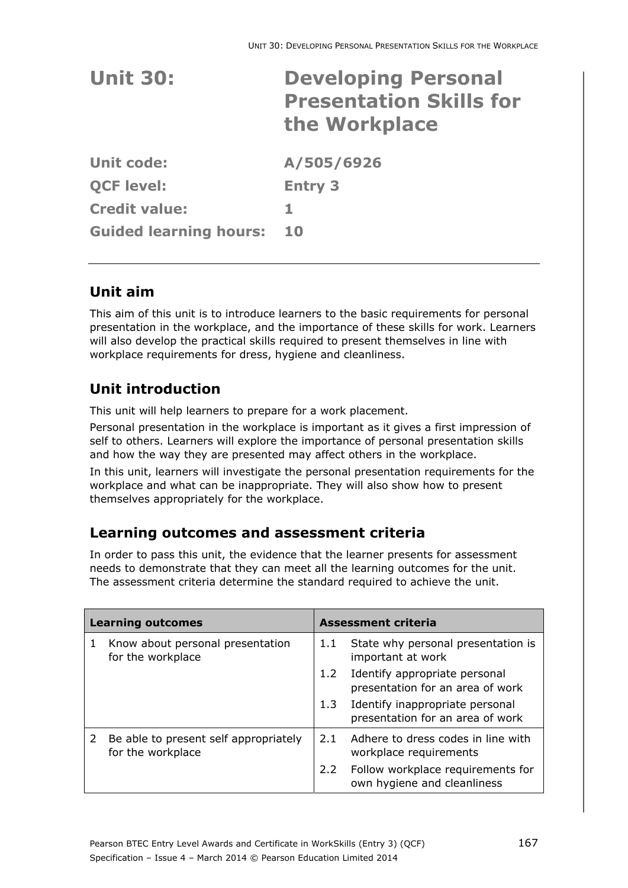# Unit 30: Developing Personal Presentation Skills for the Workplace

**Unit code:** A/505/6926

**QCF level:** Entry 3

**Credit value:** 1

**Guided learning hours:** 10

---

## Unit aim

This aim of this unit is to introduce learners to the basic requirements for personal presentation in the workplace, and the importance of these skills for work. Learners will also develop the practical skills required to present themselves in line with workplace requirements for dress, hygiene and cleanliness.

## Unit introduction

This unit will help learners to prepare for a work placement.

Personal presentation in the workplace is important as it gives a first impression of self to others. Learners will explore the importance of personal presentation skills and how the way they are presented may affect others in the workplace.

In this unit, learners will investigate the personal presentation requirements for the workplace and what can be inappropriate. They will also show how to present themselves appropriately for the workplace.

## Learning outcomes and assessment criteria

In order to pass this unit, the evidence that the learner presents for assessment needs to demonstrate that they can meet all the learning outcomes for the unit. The assessment criteria determine the standard required to achieve the unit.

| Learning outcomes | Assessment criteria |
|---|---|
| 1 Know about personal presentation for the workplace | 1.1 State why personal presentation is important at work |
| | 1.2 Identify appropriate personal presentation for an area of work |
| | 1.3 Identify inappropriate personal presentation for an area of work |
| 2 Be able to present self appropriately for the workplace | 2.1 Adhere to dress codes in line with workplace requirements |
| | 2.2 Follow workplace requirements for own hygiene and cleanliness |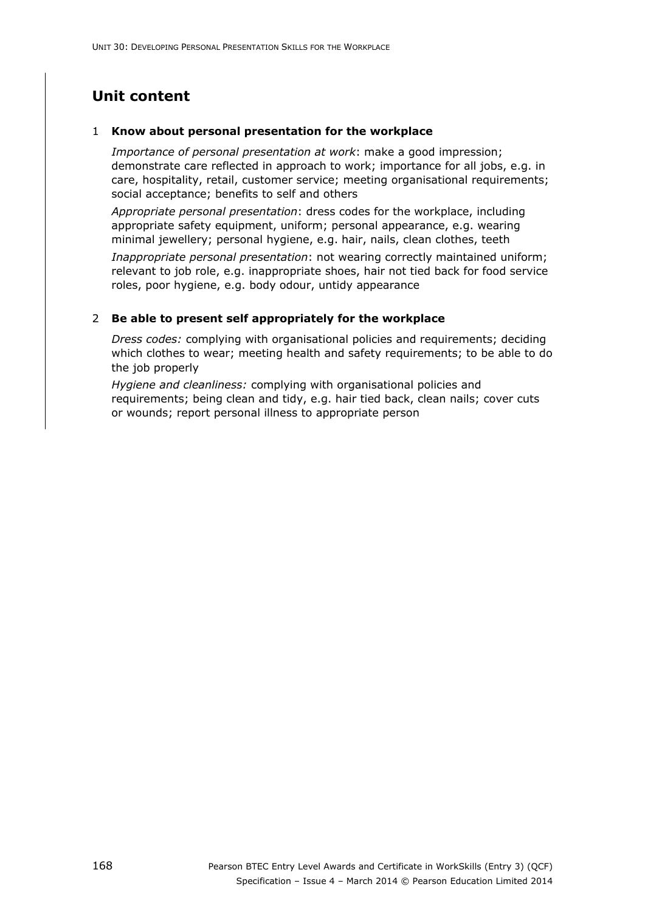## Unit content

### 1 Know about personal presentation for the workplace

*Importance of personal presentation at work*: make a good impression; demonstrate care reflected in approach to work; importance for all jobs, e.g. in care, hospitality, retail, customer service; meeting organisational requirements; social acceptance; benefits to self and others

*Appropriate personal presentation*: dress codes for the workplace, including appropriate safety equipment, uniform; personal appearance, e.g. wearing minimal jewellery; personal hygiene, e.g. hair, nails, clean clothes, teeth

*Inappropriate personal presentation*: not wearing correctly maintained uniform; relevant to job role, e.g. inappropriate shoes, hair not tied back for food service roles, poor hygiene, e.g. body odour, untidy appearance

### 2 Be able to present self appropriately for the workplace

*Dress codes:* complying with organisational policies and requirements; deciding which clothes to wear; meeting health and safety requirements; to be able to do the job properly

*Hygiene and cleanliness:* complying with organisational policies and requirements; being clean and tidy, e.g. hair tied back, clean nails; cover cuts or wounds; report personal illness to appropriate person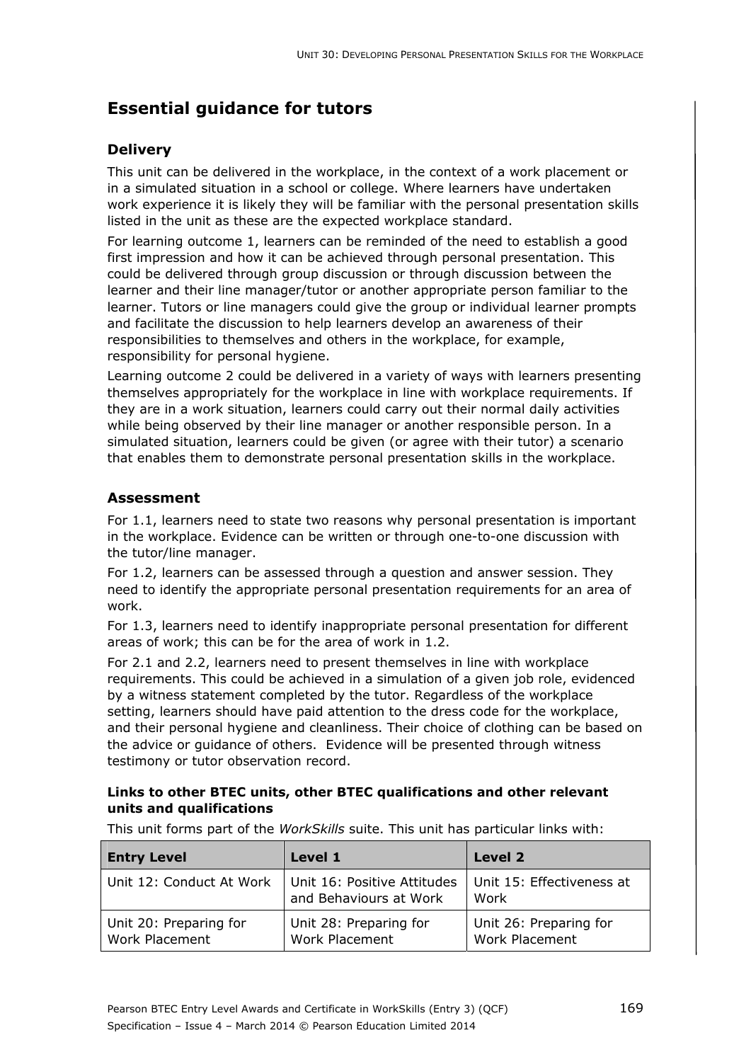## Essential guidance for tutors

### Delivery

This unit can be delivered in the workplace, in the context of a work placement or in a simulated situation in a school or college. Where learners have undertaken work experience it is likely they will be familiar with the personal presentation skills listed in the unit as these are the expected workplace standard.

For learning outcome 1, learners can be reminded of the need to establish a good first impression and how it can be achieved through personal presentation. This could be delivered through group discussion or through discussion between the learner and their line manager/tutor or another appropriate person familiar to the learner. Tutors or line managers could give the group or individual learner prompts and facilitate the discussion to help learners develop an awareness of their responsibilities to themselves and others in the workplace, for example, responsibility for personal hygiene.

Learning outcome 2 could be delivered in a variety of ways with learners presenting themselves appropriately for the workplace in line with workplace requirements. If they are in a work situation, learners could carry out their normal daily activities while being observed by their line manager or another responsible person. In a simulated situation, learners could be given (or agree with their tutor) a scenario that enables them to demonstrate personal presentation skills in the workplace.

### Assessment

For 1.1, learners need to state two reasons why personal presentation is important in the workplace. Evidence can be written or through one-to-one discussion with the tutor/line manager.

For 1.2, learners can be assessed through a question and answer session. They need to identify the appropriate personal presentation requirements for an area of work.

For 1.3, learners need to identify inappropriate personal presentation for different areas of work; this can be for the area of work in 1.2.

For 2.1 and 2.2, learners need to present themselves in line with workplace requirements. This could be achieved in a simulation of a given job role, evidenced by a witness statement completed by the tutor. Regardless of the workplace setting, learners should have paid attention to the dress code for the workplace, and their personal hygiene and cleanliness. Their choice of clothing can be based on the advice or guidance of others. Evidence will be presented through witness testimony or tutor observation record.

#### Links to other BTEC units, other BTEC qualifications and other relevant units and qualifications

This unit forms part of the *WorkSkills* suite. This unit has particular links with:

| Entry Level | Level 1 | Level 2 |
|---|---|---|
| Unit 12: Conduct At Work | Unit 16: Positive Attitudes and Behaviours at Work | Unit 15: Effectiveness at Work |
| Unit 20: Preparing for Work Placement | Unit 28: Preparing for Work Placement | Unit 26: Preparing for Work Placement |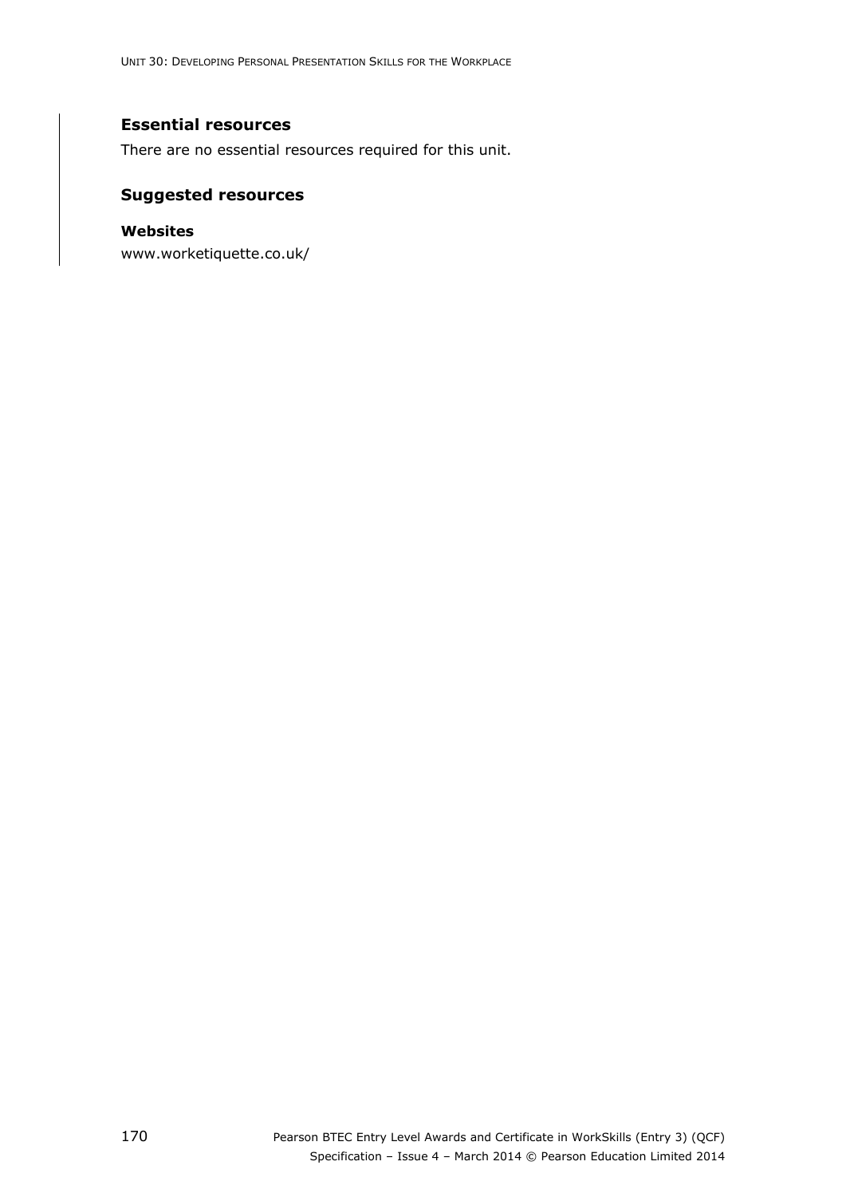## Essential resources

There are no essential resources required for this unit.

## Suggested resources

### Websites

www.worketiquette.co.uk/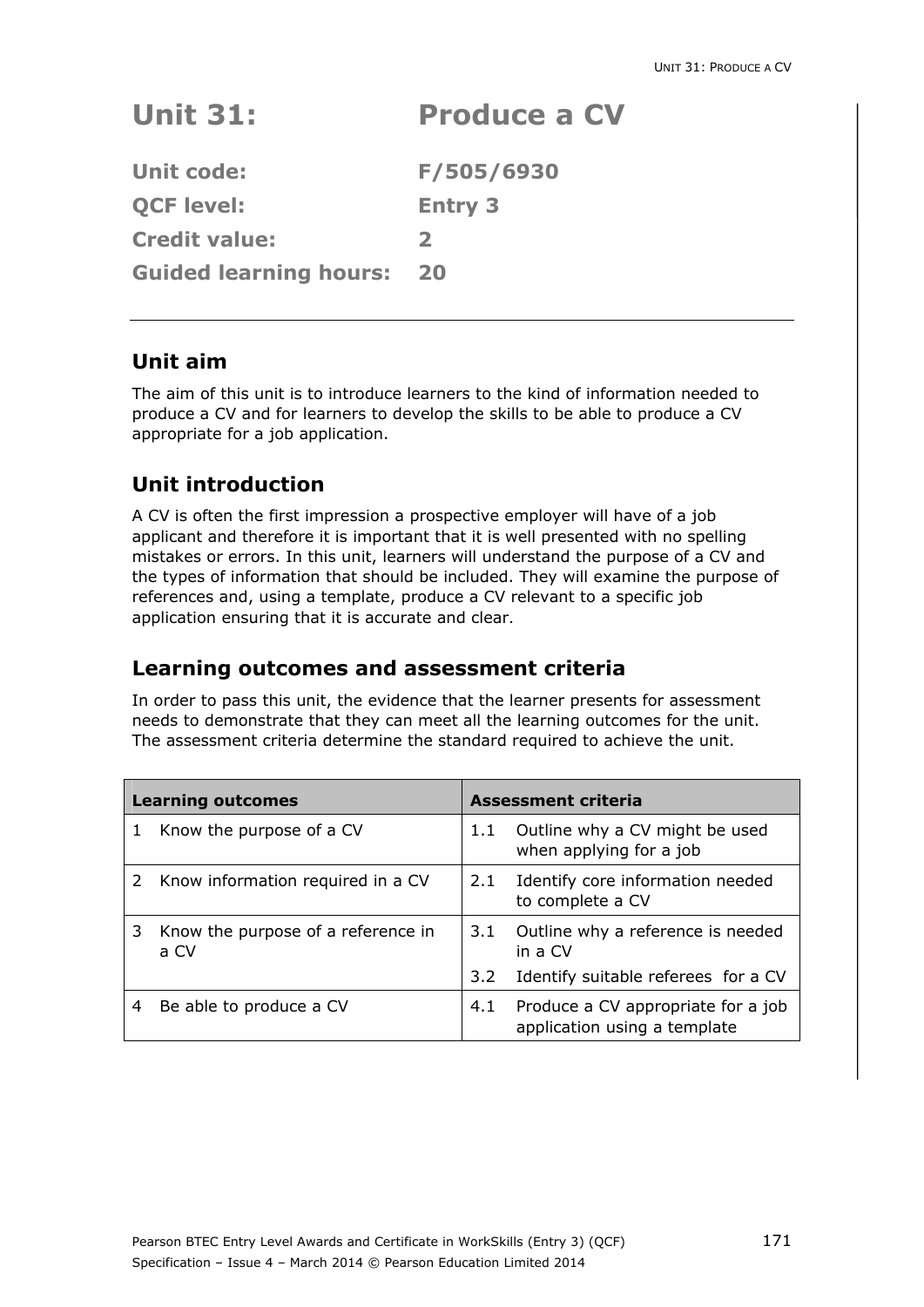# Unit 31: Produce a CV

**Unit code:** F/505/6930

**QCF level:** Entry 3

**Credit value:** 2

**Guided learning hours:** 20

## Unit aim

The aim of this unit is to introduce learners to the kind of information needed to produce a CV and for learners to develop the skills to be able to produce a CV appropriate for a job application.

## Unit introduction

A CV is often the first impression a prospective employer will have of a job applicant and therefore it is important that it is well presented with no spelling mistakes or errors. In this unit, learners will understand the purpose of a CV and the types of information that should be included. They will examine the purpose of references and, using a template, produce a CV relevant to a specific job application ensuring that it is accurate and clear.

## Learning outcomes and assessment criteria

In order to pass this unit, the evidence that the learner presents for assessment needs to demonstrate that they can meet all the learning outcomes for the unit. The assessment criteria determine the standard required to achieve the unit.

| Learning outcomes | Assessment criteria |
|---|---|
| 1 Know the purpose of a CV | 1.1 Outline why a CV might be used when applying for a job |
| 2 Know information required in a CV | 2.1 Identify core information needed to complete a CV |
| 3 Know the purpose of a reference in a CV | 3.1 Outline why a reference is needed in a CV |
| | 3.2 Identify suitable referees for a CV |
| 4 Be able to produce a CV | 4.1 Produce a CV appropriate for a job application using a template |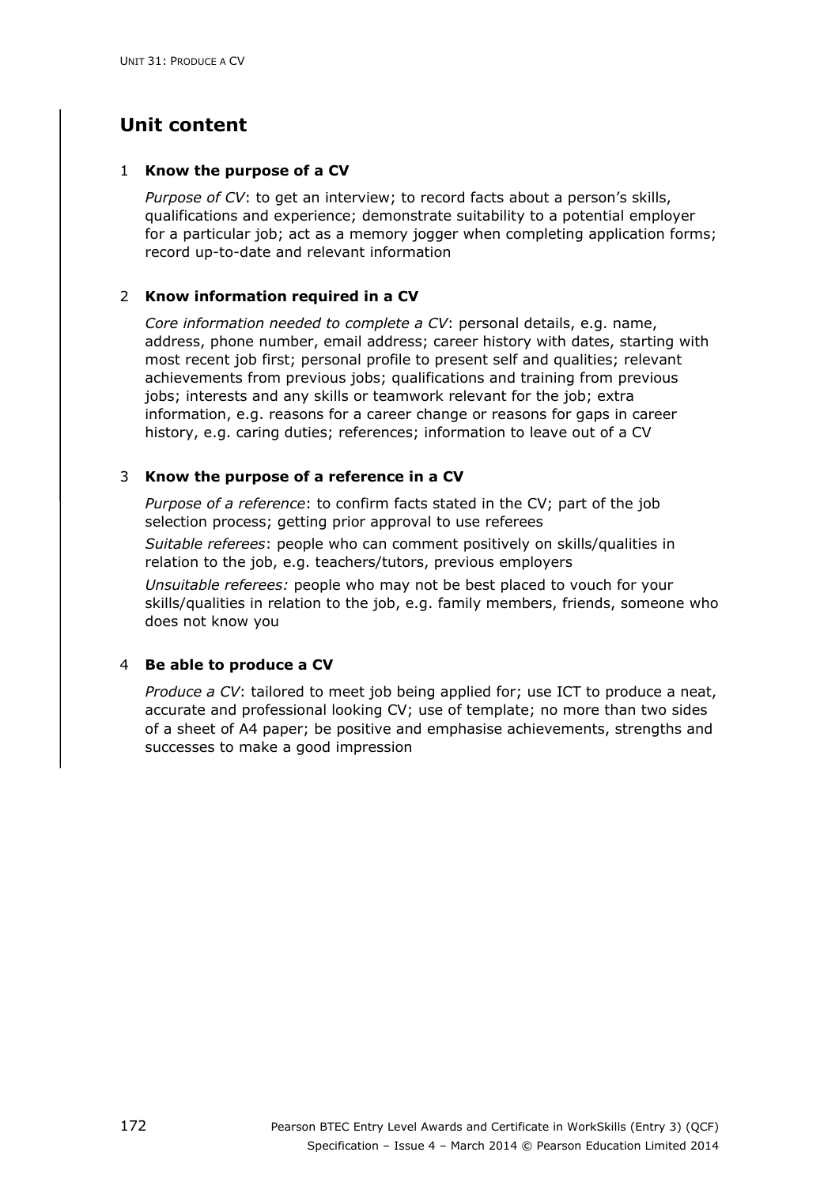## Unit content

### 1 Know the purpose of a CV

*Purpose of CV*: to get an interview; to record facts about a person's skills, qualifications and experience; demonstrate suitability to a potential employer for a particular job; act as a memory jogger when completing application forms; record up-to-date and relevant information

### 2 Know information required in a CV

*Core information needed to complete a CV*: personal details, e.g. name, address, phone number, email address; career history with dates, starting with most recent job first; personal profile to present self and qualities; relevant achievements from previous jobs; qualifications and training from previous jobs; interests and any skills or teamwork relevant for the job; extra information, e.g. reasons for a career change or reasons for gaps in career history, e.g. caring duties; references; information to leave out of a CV

### 3 Know the purpose of a reference in a CV

*Purpose of a reference*: to confirm facts stated in the CV; part of the job selection process; getting prior approval to use referees

*Suitable referees*: people who can comment positively on skills/qualities in relation to the job, e.g. teachers/tutors, previous employers

*Unsuitable referees:* people who may not be best placed to vouch for your skills/qualities in relation to the job, e.g. family members, friends, someone who does not know you

### 4 Be able to produce a CV

*Produce a CV*: tailored to meet job being applied for; use ICT to produce a neat, accurate and professional looking CV; use of template; no more than two sides of a sheet of A4 paper; be positive and emphasise achievements, strengths and successes to make a good impression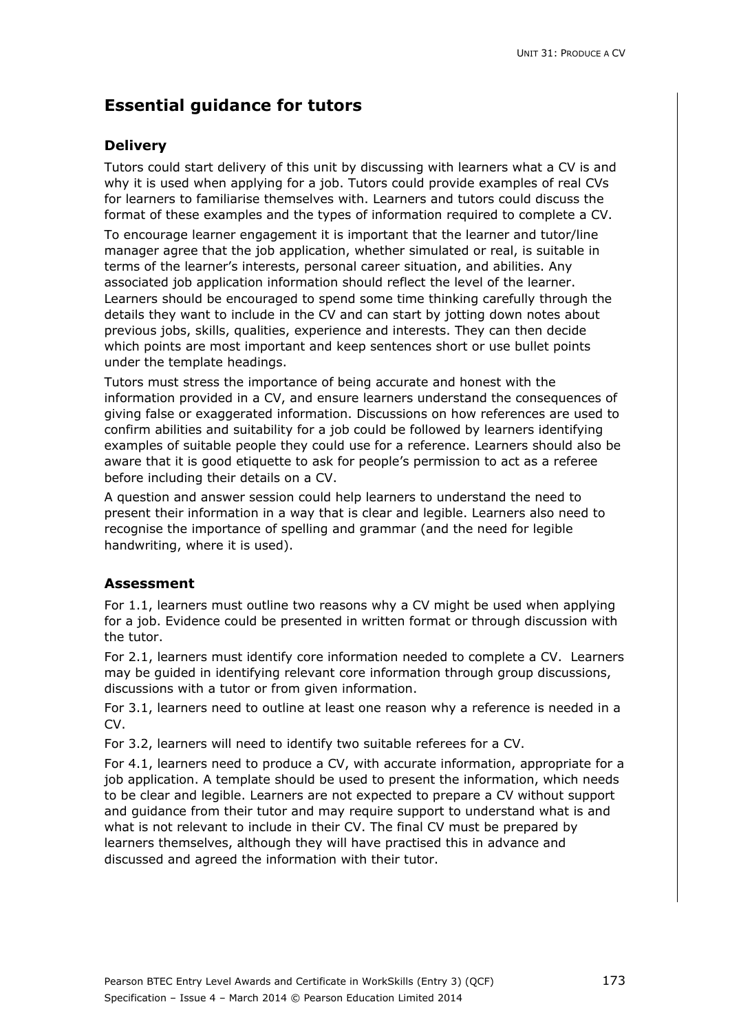## Essential guidance for tutors

### Delivery

Tutors could start delivery of this unit by discussing with learners what a CV is and why it is used when applying for a job. Tutors could provide examples of real CVs for learners to familiarise themselves with. Learners and tutors could discuss the format of these examples and the types of information required to complete a CV.

To encourage learner engagement it is important that the learner and tutor/line manager agree that the job application, whether simulated or real, is suitable in terms of the learner's interests, personal career situation, and abilities. Any associated job application information should reflect the level of the learner. Learners should be encouraged to spend some time thinking carefully through the details they want to include in the CV and can start by jotting down notes about previous jobs, skills, qualities, experience and interests. They can then decide which points are most important and keep sentences short or use bullet points under the template headings.

Tutors must stress the importance of being accurate and honest with the information provided in a CV, and ensure learners understand the consequences of giving false or exaggerated information. Discussions on how references are used to confirm abilities and suitability for a job could be followed by learners identifying examples of suitable people they could use for a reference. Learners should also be aware that it is good etiquette to ask for people's permission to act as a referee before including their details on a CV.

A question and answer session could help learners to understand the need to present their information in a way that is clear and legible. Learners also need to recognise the importance of spelling and grammar (and the need for legible handwriting, where it is used).

### Assessment

For 1.1, learners must outline two reasons why a CV might be used when applying for a job. Evidence could be presented in written format or through discussion with the tutor.

For 2.1, learners must identify core information needed to complete a CV. Learners may be guided in identifying relevant core information through group discussions, discussions with a tutor or from given information.

For 3.1, learners need to outline at least one reason why a reference is needed in a CV.

For 3.2, learners will need to identify two suitable referees for a CV.

For 4.1, learners need to produce a CV, with accurate information, appropriate for a job application. A template should be used to present the information, which needs to be clear and legible. Learners are not expected to prepare a CV without support and guidance from their tutor and may require support to understand what is and what is not relevant to include in their CV. The final CV must be prepared by learners themselves, although they will have practised this in advance and discussed and agreed the information with their tutor.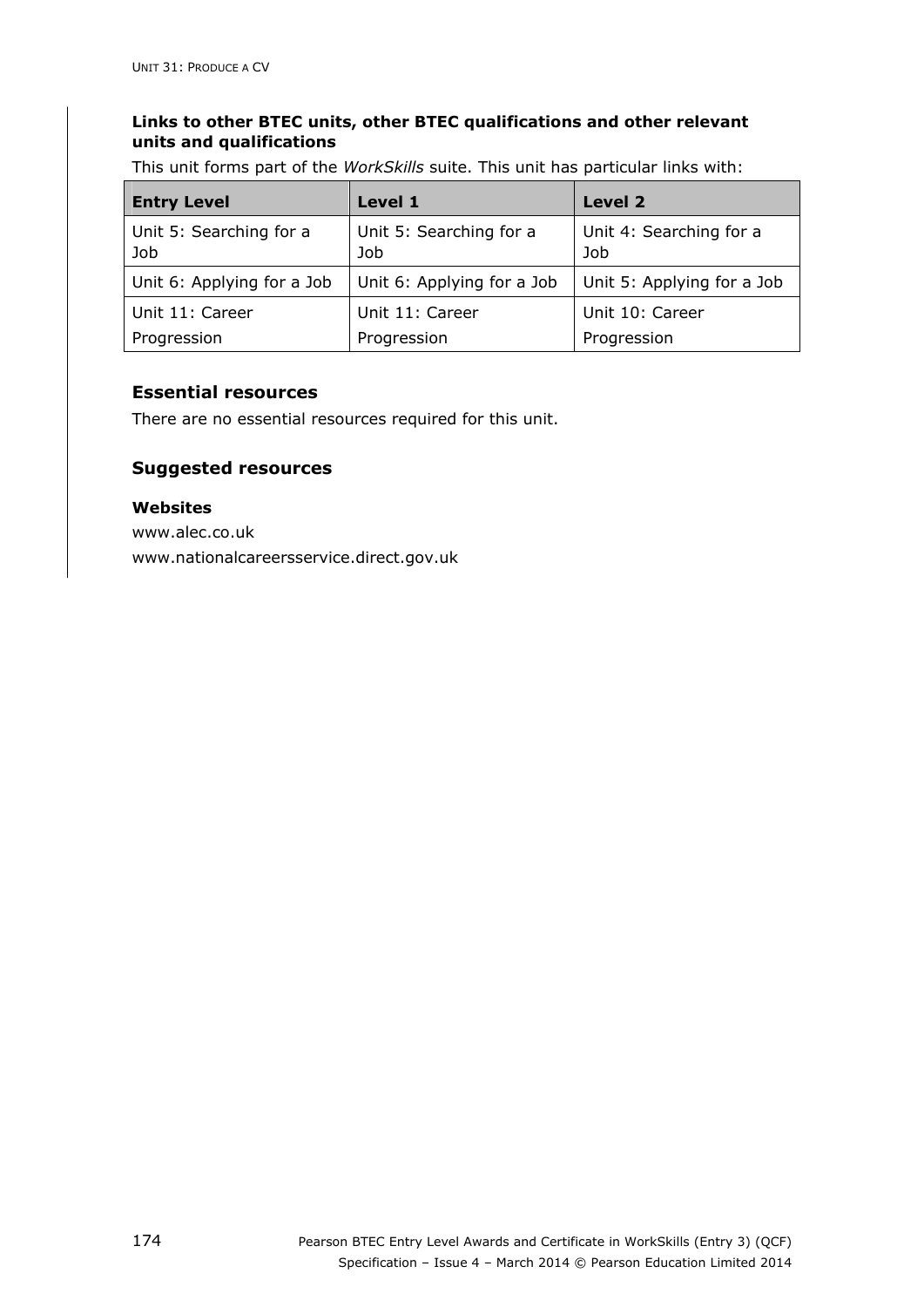**Links to other BTEC units, other BTEC qualifications and other relevant units and qualifications**

This unit forms part of the *WorkSkills* suite. This unit has particular links with:

| Entry Level | Level 1 | Level 2 |
|---|---|---|
| Unit 5: Searching for a Job | Unit 5: Searching for a Job | Unit 4: Searching for a Job |
| Unit 6: Applying for a Job | Unit 6: Applying for a Job | Unit 5: Applying for a Job |
| Unit 11: Career Progression | Unit 11: Career Progression | Unit 10: Career Progression |

## Essential resources

There are no essential resources required for this unit.

## Suggested resources

**Websites**

www.alec.co.uk

www.nationalcareersservice.direct.gov.uk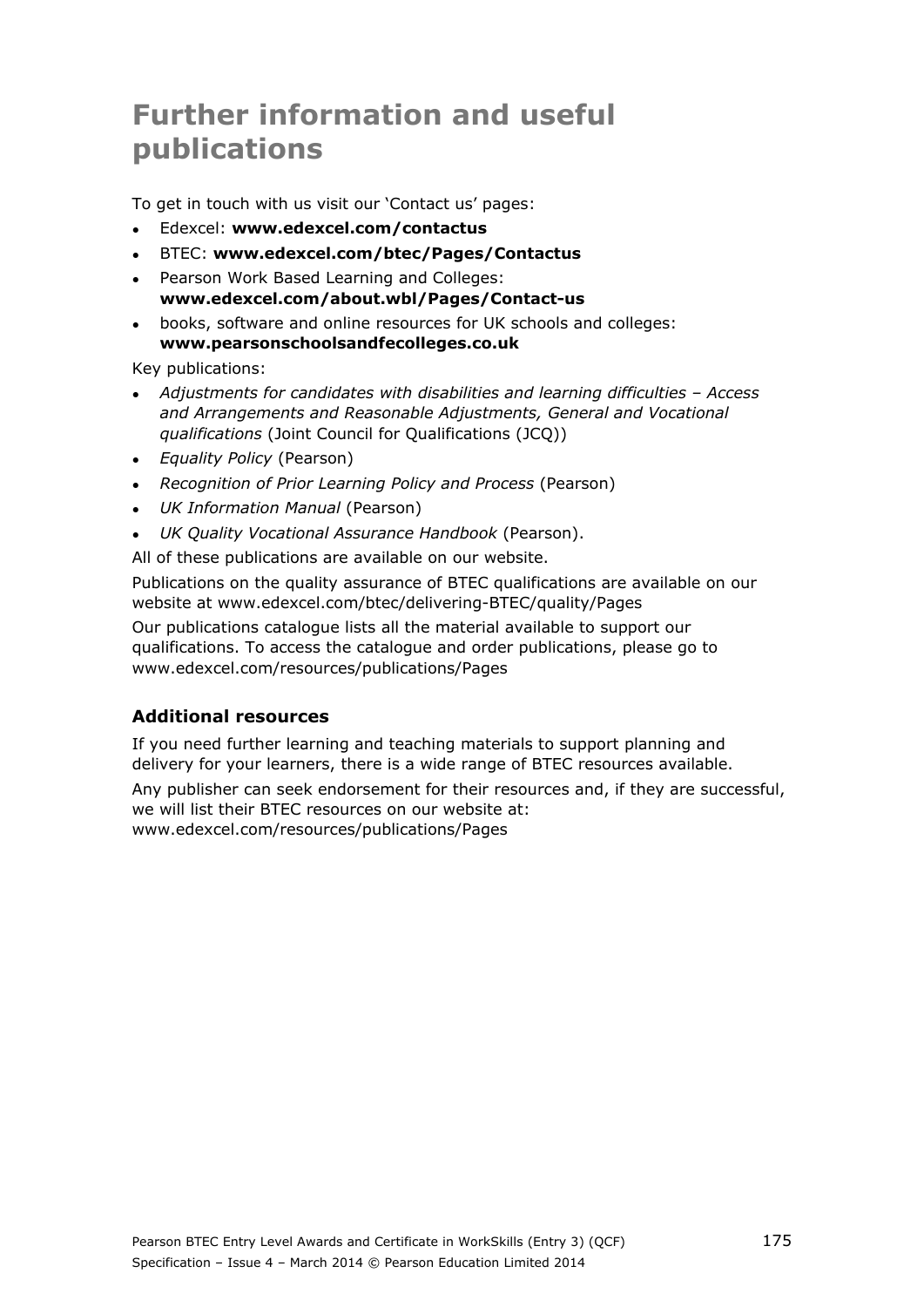# Further information and useful publications

To get in touch with us visit our 'Contact us' pages:

- Edexcel: **www.edexcel.com/contactus**
- BTEC: **www.edexcel.com/btec/Pages/Contactus**
- Pearson Work Based Learning and Colleges: **www.edexcel.com/about.wbl/Pages/Contact-us**
- books, software and online resources for UK schools and colleges: **www.pearsonschoolsandfecolleges.co.uk**

Key publications:

- *Adjustments for candidates with disabilities and learning difficulties – Access and Arrangements and Reasonable Adjustments, General and Vocational qualifications* (Joint Council for Qualifications (JCQ))
- *Equality Policy* (Pearson)
- *Recognition of Prior Learning Policy and Process* (Pearson)
- *UK Information Manual* (Pearson)
- *UK Quality Vocational Assurance Handbook* (Pearson).

All of these publications are available on our website.

Publications on the quality assurance of BTEC qualifications are available on our website at www.edexcel.com/btec/delivering-BTEC/quality/Pages

Our publications catalogue lists all the material available to support our qualifications. To access the catalogue and order publications, please go to www.edexcel.com/resources/publications/Pages

### Additional resources

If you need further learning and teaching materials to support planning and delivery for your learners, there is a wide range of BTEC resources available.

Any publisher can seek endorsement for their resources and, if they are successful, we will list their BTEC resources on our website at: www.edexcel.com/resources/publications/Pages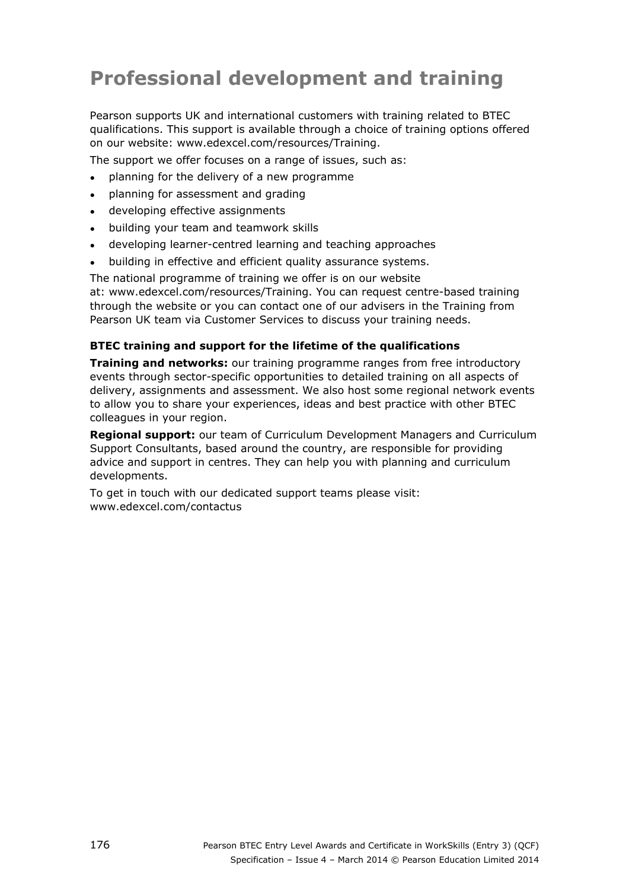# Professional development and training

Pearson supports UK and international customers with training related to BTEC qualifications. This support is available through a choice of training options offered on our website: www.edexcel.com/resources/Training.

The support we offer focuses on a range of issues, such as:

- planning for the delivery of a new programme
- planning for assessment and grading
- developing effective assignments
- building your team and teamwork skills
- developing learner-centred learning and teaching approaches
- building in effective and efficient quality assurance systems.

The national programme of training we offer is on our website at: www.edexcel.com/resources/Training. You can request centre-based training through the website or you can contact one of our advisers in the Training from Pearson UK team via Customer Services to discuss your training needs.

**BTEC training and support for the lifetime of the qualifications**

**Training and networks:** our training programme ranges from free introductory events through sector-specific opportunities to detailed training on all aspects of delivery, assignments and assessment. We also host some regional network events to allow you to share your experiences, ideas and best practice with other BTEC colleagues in your region.

**Regional support:** our team of Curriculum Development Managers and Curriculum Support Consultants, based around the country, are responsible for providing advice and support in centres. They can help you with planning and curriculum developments.

To get in touch with our dedicated support teams please visit: www.edexcel.com/contactus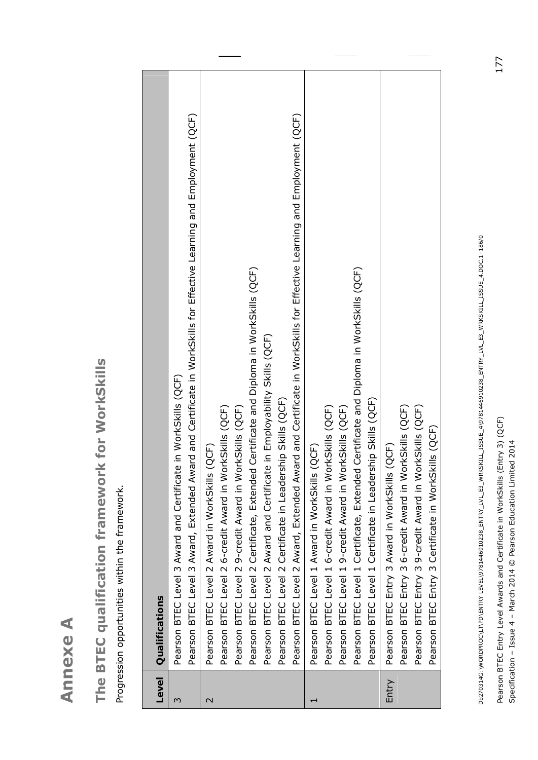# Annexe A

## The BTEC qualification framework for WorkSkills

Progression opportunities within the framework.

| Level | Qualifications |
|---|---|
| 3 | Pearson BTEC Level 3 Award and Certificate in WorkSkills (QCF)<br>Pearson BTEC Level 3 Award, Extended Award and Certificate in WorkSkills for Effective Learning and Employment (QCF) |
| 2 | Pearson BTEC Level 2 Award in WorkSkills (QCF)<br>Pearson BTEC Level 2 6-credit Award in WorkSkills (QCF)<br>Pearson BTEC Level 2 9-credit Award in WorkSkills (QCF)<br>Pearson BTEC Level 2 Certificate, Extended Certificate and Diploma in WorkSkills (QCF)<br>Pearson BTEC Level 2 Award and Certificate in Employability Skills (QCF)<br>Pearson BTEC Level 2 Certificate in Leadership Skills (QCF)<br>Pearson BTEC Level 2 Award, Extended Award and Certificate in WorkSkills for Effective Learning and Employment (QCF) |
| 1 | Pearson BTEC Level 1 Award in WorkSkills (QCF)<br>Pearson BTEC Level 1 6-credit Award in WorkSkills (QCF)<br>Pearson BTEC Level 1 9-credit Award in WorkSkills (QCF)<br>Pearson BTEC Level 1 Certificate, Extended Certificate and Diploma in WorkSkills (QCF)<br>Pearson BTEC Level 1 Certificate in Leadership Skills (QCF) |
| Entry | Pearson BTEC Entry 3 Award in WorkSkills (QCF)<br>Pearson BTEC Entry 3 6-credit Award in WorkSkills (QCF)<br>Pearson BTEC Entry 3 9-credit Award in WorkSkills (QCF)<br>Pearson BTEC Entry 3 Certificate in WorkSkills (QCF) |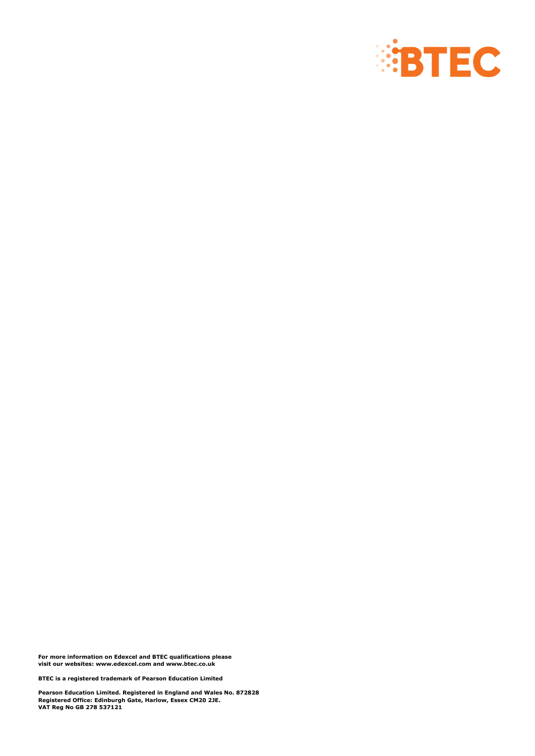**For more information on Edexcel and BTEC qualifications please visit our websites: www.edexcel.com and www.btec.co.uk**

**BTEC is a registered trademark of Pearson Education Limited**

**Pearson Education Limited. Registered in England and Wales No. 872828**
**Registered Office: Edinburgh Gate, Harlow, Essex CM20 2JE.**
**VAT Reg No GB 278 537121**